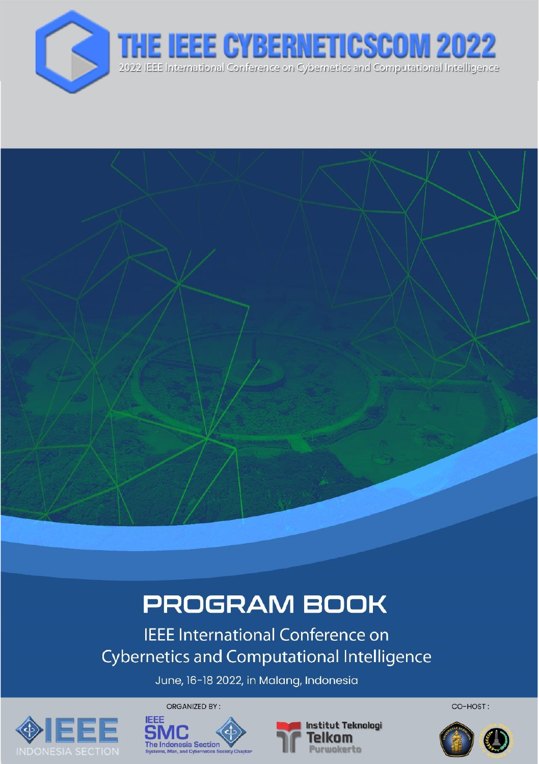# THE IEEE CYBERNETICSCOM 2022

2022 IEEE International Conference on Cybernetics and Computational Intelligence

# PROGRAM BOOK

## IEEE International Conference on Cybernetics and Computational Intelligence

June, 16-18 2022, in Malang, Indonesia

ORGANIZED BY :

IEEE INDONESIA SECTION

IEEE SMC The Indonesia Section Systems, Man, and Cybernetics Society Chapter

Institut Teknologi Telkom Purwokerto

CO-HOST :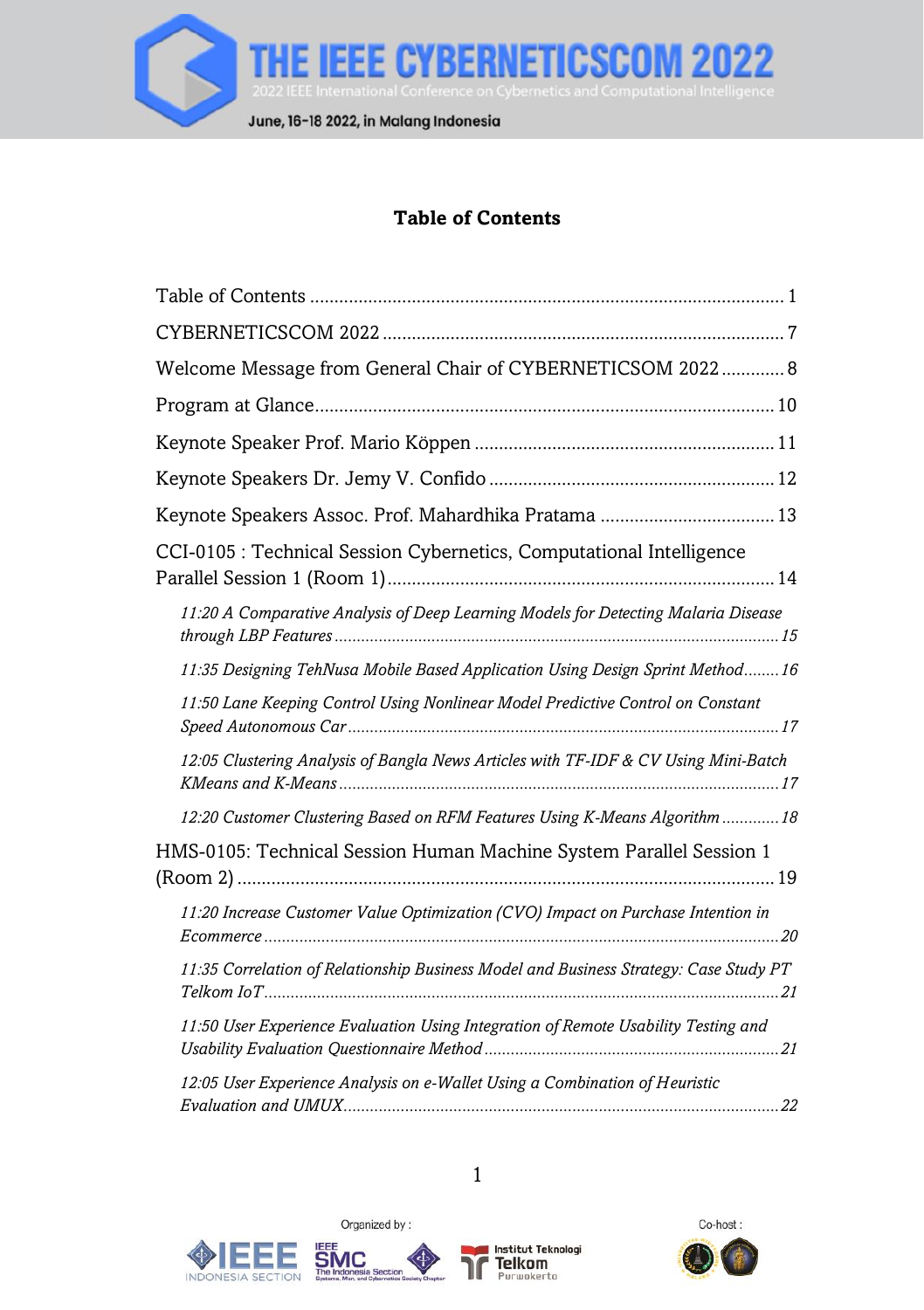## Table of Contents

Table of Contents ........ 1

CYBERNETICSCOM 2022 ........ 7

Welcome Message from General Chair of CYBERNETICSOM 2022 ........ 8

Program at Glance ........ 10

Keynote Speaker Prof. Mario Köppen ........ 11

Keynote Speakers Dr. Jemy V. Confido ........ 12

Keynote Speakers Assoc. Prof. Mahardhika Pratama ........ 13

CCI-0105 : Technical Session Cybernetics, Computational Intelligence Parallel Session 1 (Room 1) ........ 14

*11:20 A Comparative Analysis of Deep Learning Models for Detecting Malaria Disease through LBP Features ........ 15*

*11:35 Designing TehNusa Mobile Based Application Using Design Sprint Method ........ 16*

*11:50 Lane Keeping Control Using Nonlinear Model Predictive Control on Constant Speed Autonomous Car ........ 17*

*12:05 Clustering Analysis of Bangla News Articles with TF-IDF & CV Using Mini-Batch KMeans and K-Means ........ 17*

*12:20 Customer Clustering Based on RFM Features Using K-Means Algorithm ........ 18*

HMS-0105: Technical Session Human Machine System Parallel Session 1 (Room 2) ........ 19

*11:20 Increase Customer Value Optimization (CVO) Impact on Purchase Intention in Ecommerce ........ 20*

*11:35 Correlation of Relationship Business Model and Business Strategy: Case Study PT Telkom IoT ........ 21*

*11:50 User Experience Evaluation Using Integration of Remote Usability Testing and Usability Evaluation Questionnaire Method ........ 21*

*12:05 User Experience Analysis on e-Wallet Using a Combination of Heuristic Evaluation and UMUX ........ 22*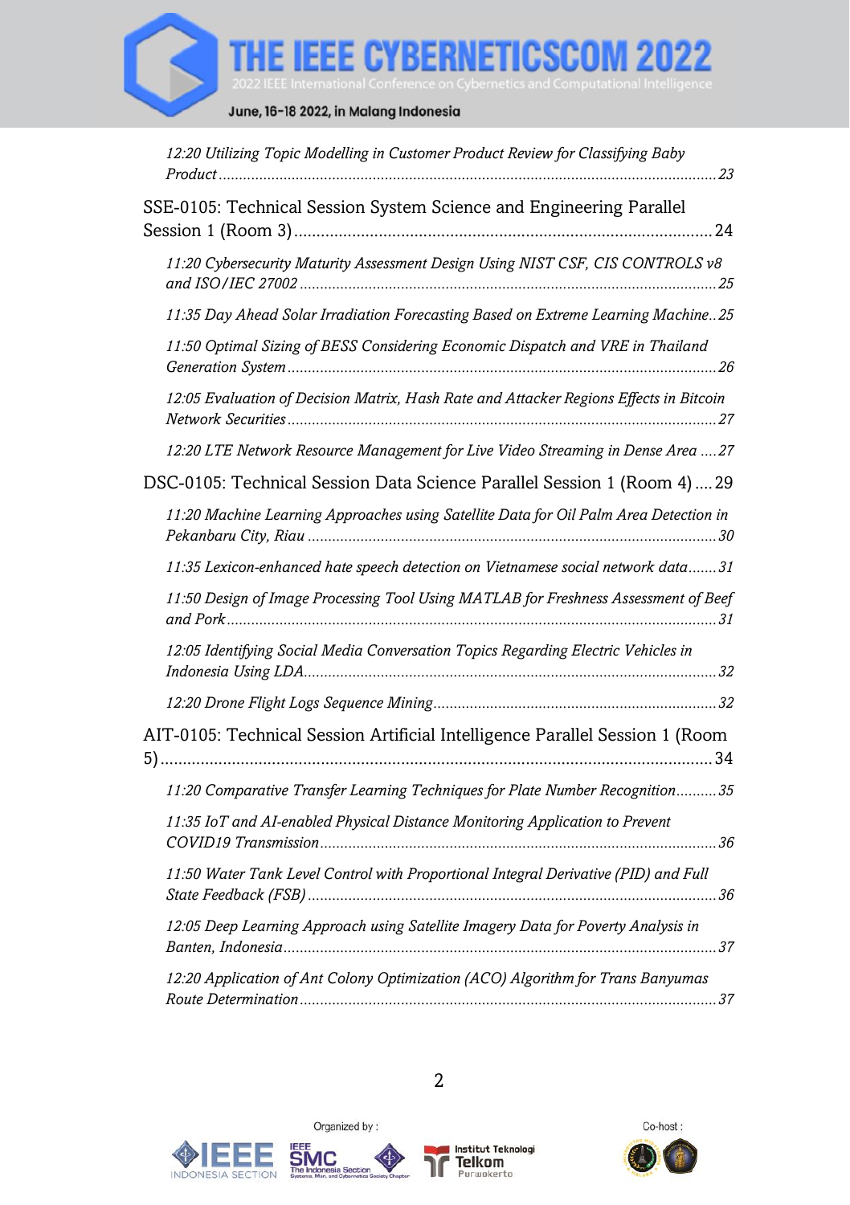*12:20 Utilizing Topic Modelling in Customer Product Review for Classifying Baby Product* ........ 23

SSE-0105: Technical Session System Science and Engineering Parallel Session 1 (Room 3) ........ 24

*11:20 Cybersecurity Maturity Assessment Design Using NIST CSF, CIS CONTROLS v8 and ISO/IEC 27002* ........ 25

*11:35 Day Ahead Solar Irradiation Forecasting Based on Extreme Learning Machine* .. 25

*11:50 Optimal Sizing of BESS Considering Economic Dispatch and VRE in Thailand Generation System* ........ 26

*12:05 Evaluation of Decision Matrix, Hash Rate and Attacker Regions Effects in Bitcoin Network Securities* ........ 27

*12:20 LTE Network Resource Management for Live Video Streaming in Dense Area* .... 27

DSC-0105: Technical Session Data Science Parallel Session 1 (Room 4) .... 29

*11:20 Machine Learning Approaches using Satellite Data for Oil Palm Area Detection in Pekanbaru City, Riau* ........ 30

*11:35 Lexicon-enhanced hate speech detection on Vietnamese social network data* ....... 31

*11:50 Design of Image Processing Tool Using MATLAB for Freshness Assessment of Beef and Pork* ........ 31

*12:05 Identifying Social Media Conversation Topics Regarding Electric Vehicles in Indonesia Using LDA* ........ 32

*12:20 Drone Flight Logs Sequence Mining* ........ 32

AIT-0105: Technical Session Artificial Intelligence Parallel Session 1 (Room 5) ........ 34

*11:20 Comparative Transfer Learning Techniques for Plate Number Recognition* .......... 35

*11:35 IoT and AI-enabled Physical Distance Monitoring Application to Prevent COVID19 Transmission* ........ 36

*11:50 Water Tank Level Control with Proportional Integral Derivative (PID) and Full State Feedback (FSB)* ........ 36

*12:05 Deep Learning Approach using Satellite Imagery Data for Poverty Analysis in Banten, Indonesia* ........ 37

*12:20 Application of Ant Colony Optimization (ACO) Algorithm for Trans Banyumas Route Determination* ........ 37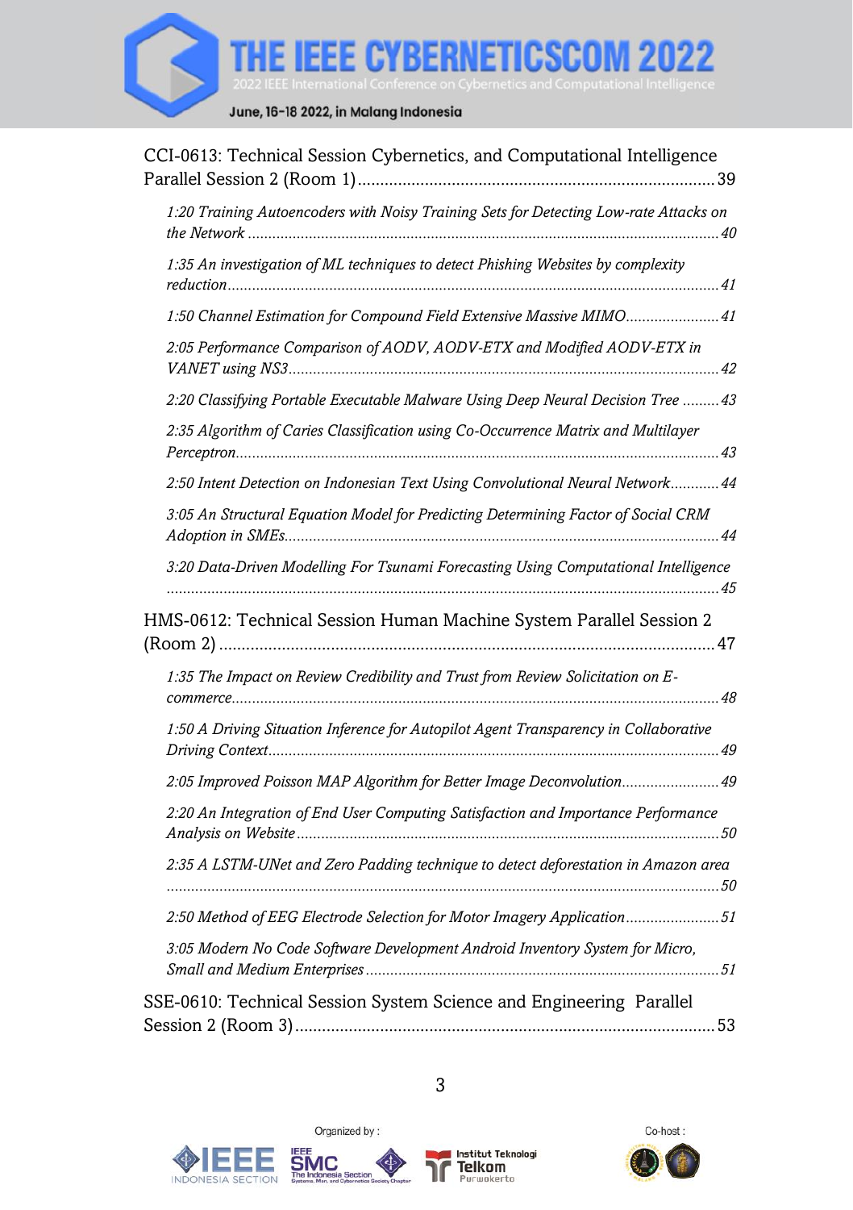CCI-0613: Technical Session Cybernetics, and Computational Intelligence Parallel Session 2 (Room 1) ........ 39

*1:20 Training Autoencoders with Noisy Training Sets for Detecting Low-rate Attacks on the Network ........ 40*

*1:35 An investigation of ML techniques to detect Phishing Websites by complexity reduction ........ 41*

*1:50 Channel Estimation for Compound Field Extensive Massive MIMO ........ 41*

*2:05 Performance Comparison of AODV, AODV-ETX and Modified AODV-ETX in VANET using NS3 ........ 42*

*2:20 Classifying Portable Executable Malware Using Deep Neural Decision Tree ........ 43*

*2:35 Algorithm of Caries Classification using Co-Occurrence Matrix and Multilayer Perceptron ........ 43*

*2:50 Intent Detection on Indonesian Text Using Convolutional Neural Network ........ 44*

*3:05 An Structural Equation Model for Predicting Determining Factor of Social CRM Adoption in SMEs ........ 44*

*3:20 Data-Driven Modelling For Tsunami Forecasting Using Computational Intelligence ........ 45*

HMS-0612: Technical Session Human Machine System Parallel Session 2 (Room 2) ........ 47

*1:35 The Impact on Review Credibility and Trust from Review Solicitation on E-commerce ........ 48*

*1:50 A Driving Situation Inference for Autopilot Agent Transparency in Collaborative Driving Context ........ 49*

*2:05 Improved Poisson MAP Algorithm for Better Image Deconvolution ........ 49*

*2:20 An Integration of End User Computing Satisfaction and Importance Performance Analysis on Website ........ 50*

*2:35 A LSTM-UNet and Zero Padding technique to detect deforestation in Amazon area ........ 50*

*2:50 Method of EEG Electrode Selection for Motor Imagery Application ........ 51*

*3:05 Modern No Code Software Development Android Inventory System for Micro, Small and Medium Enterprises ........ 51*

SSE-0610: Technical Session System Science and Engineering Parallel Session 2 (Room 3) ........ 53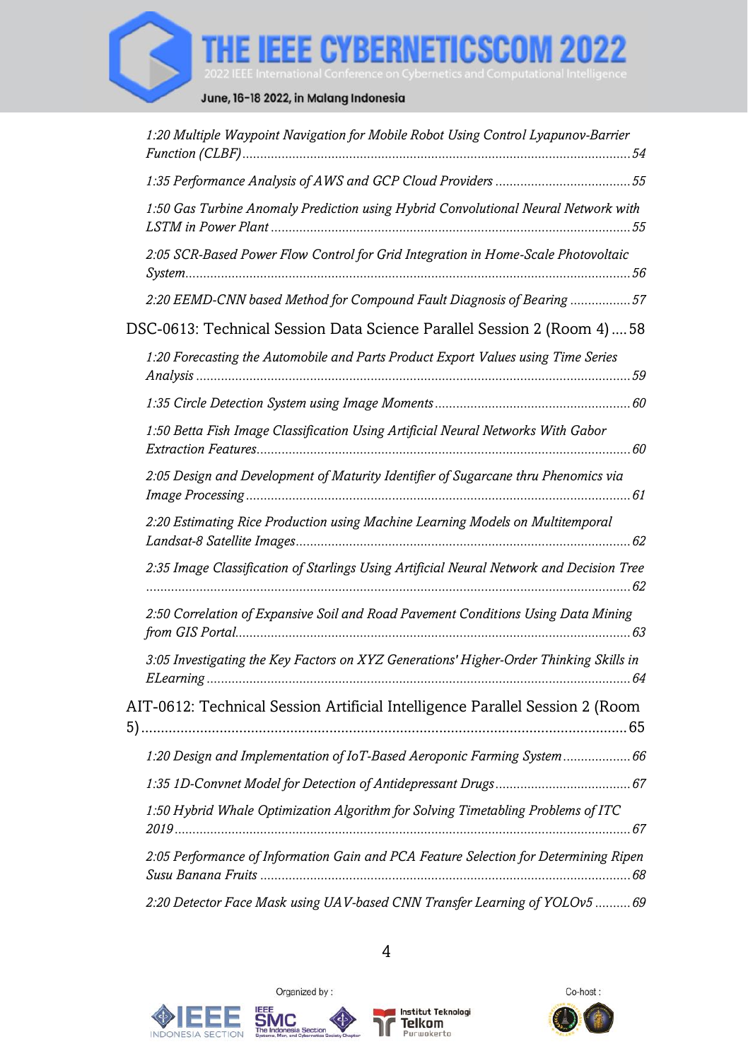*1:20 Multiple Waypoint Navigation for Mobile Robot Using Control Lyapunov-Barrier Function (CLBF)* ........ *54*

*1:35 Performance Analysis of AWS and GCP Cloud Providers* ........ *55*

*1:50 Gas Turbine Anomaly Prediction using Hybrid Convolutional Neural Network with LSTM in Power Plant* ........ *55*

*2:05 SCR-Based Power Flow Control for Grid Integration in Home-Scale Photovoltaic System* ........ *56*

*2:20 EEMD-CNN based Method for Compound Fault Diagnosis of Bearing* ........ *57*

DSC-0613: Technical Session Data Science Parallel Session 2 (Room 4) ........ 58

*1:20 Forecasting the Automobile and Parts Product Export Values using Time Series Analysis* ........ *59*

*1:35 Circle Detection System using Image Moments* ........ *60*

*1:50 Betta Fish Image Classification Using Artificial Neural Networks With Gabor Extraction Features* ........ *60*

*2:05 Design and Development of Maturity Identifier of Sugarcane thru Phenomics via Image Processing* ........ *61*

*2:20 Estimating Rice Production using Machine Learning Models on Multitemporal Landsat-8 Satellite Images* ........ *62*

*2:35 Image Classification of Starlings Using Artificial Neural Network and Decision Tree* ........ *62*

*2:50 Correlation of Expansive Soil and Road Pavement Conditions Using Data Mining from GIS Portal* ........ *63*

*3:05 Investigating the Key Factors on XYZ Generations' Higher-Order Thinking Skills in ELearning* ........ *64*

AIT-0612: Technical Session Artificial Intelligence Parallel Session 2 (Room 5) ........ 65

*1:20 Design and Implementation of IoT-Based Aeroponic Farming System* ........ *66*

*1:35 1D-Convnet Model for Detection of Antidepressant Drugs* ........ *67*

*1:50 Hybrid Whale Optimization Algorithm for Solving Timetabling Problems of ITC 2019* ........ *67*

*2:05 Performance of Information Gain and PCA Feature Selection for Determining Ripen Susu Banana Fruits* ........ *68*

*2:20 Detector Face Mask using UAV-based CNN Transfer Learning of YOLOv5* ........ *69*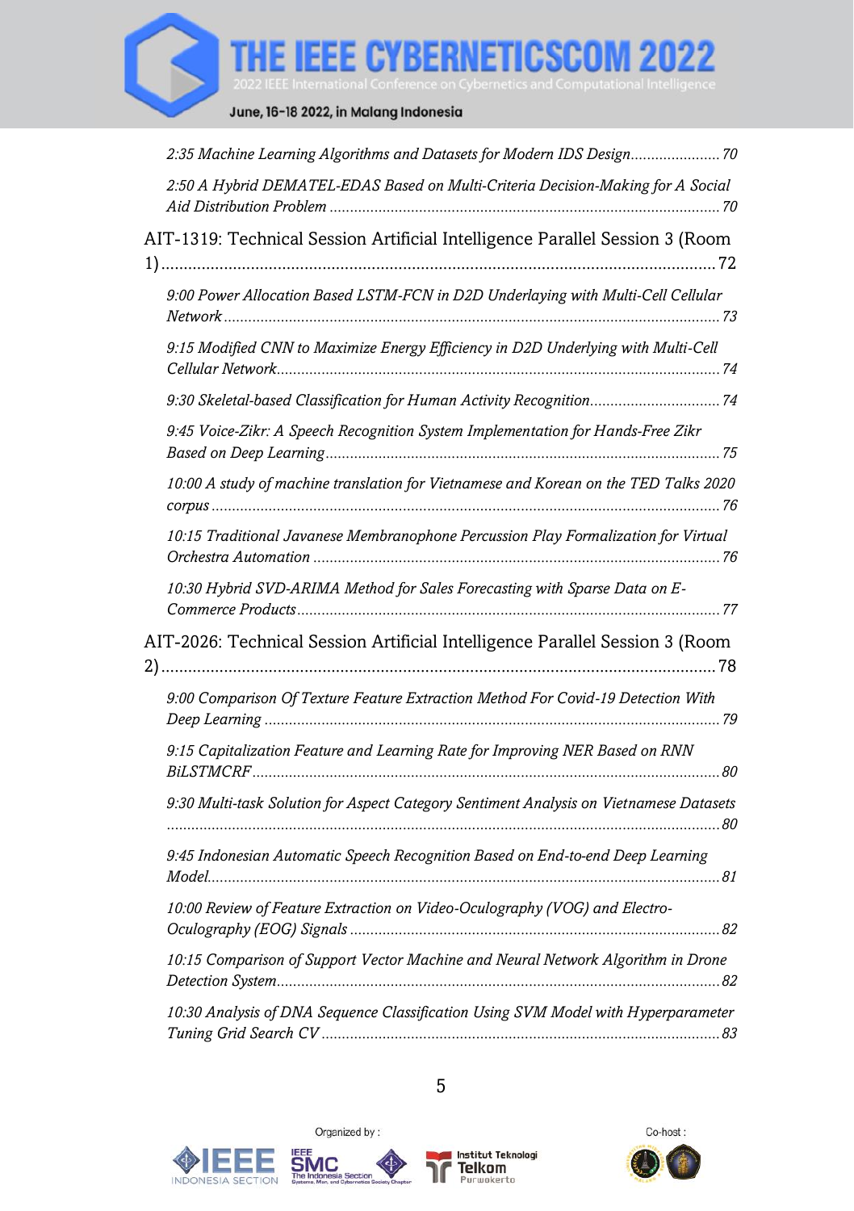*2:35 Machine Learning Algorithms and Datasets for Modern IDS Design...... 70*

*2:50 A Hybrid DEMATEL-EDAS Based on Multi-Criteria Decision-Making for A Social Aid Distribution Problem ...... 70*

AIT-1319: Technical Session Artificial Intelligence Parallel Session 3 (Room 1) ...... 72

*9:00 Power Allocation Based LSTM-FCN in D2D Underlaying with Multi-Cell Cellular Network ...... 73*

*9:15 Modified CNN to Maximize Energy Efficiency in D2D Underlying with Multi-Cell Cellular Network ...... 74*

*9:30 Skeletal-based Classification for Human Activity Recognition ...... 74*

*9:45 Voice-Zikr: A Speech Recognition System Implementation for Hands-Free Zikr Based on Deep Learning ...... 75*

*10:00 A study of machine translation for Vietnamese and Korean on the TED Talks 2020 corpus ...... 76*

*10:15 Traditional Javanese Membranophone Percussion Play Formalization for Virtual Orchestra Automation ...... 76*

*10:30 Hybrid SVD-ARIMA Method for Sales Forecasting with Sparse Data on E-Commerce Products ...... 77*

AIT-2026: Technical Session Artificial Intelligence Parallel Session 3 (Room 2) ...... 78

*9:00 Comparison Of Texture Feature Extraction Method For Covid-19 Detection With Deep Learning ...... 79*

*9:15 Capitalization Feature and Learning Rate for Improving NER Based on RNN BiLSTMCRF ...... 80*

*9:30 Multi-task Solution for Aspect Category Sentiment Analysis on Vietnamese Datasets ...... 80*

*9:45 Indonesian Automatic Speech Recognition Based on End-to-end Deep Learning Model ...... 81*

*10:00 Review of Feature Extraction on Video-Oculography (VOG) and Electro-Oculography (EOG) Signals ...... 82*

*10:15 Comparison of Support Vector Machine and Neural Network Algorithm in Drone Detection System ...... 82*

*10:30 Analysis of DNA Sequence Classification Using SVM Model with Hyperparameter Tuning Grid Search CV ...... 83*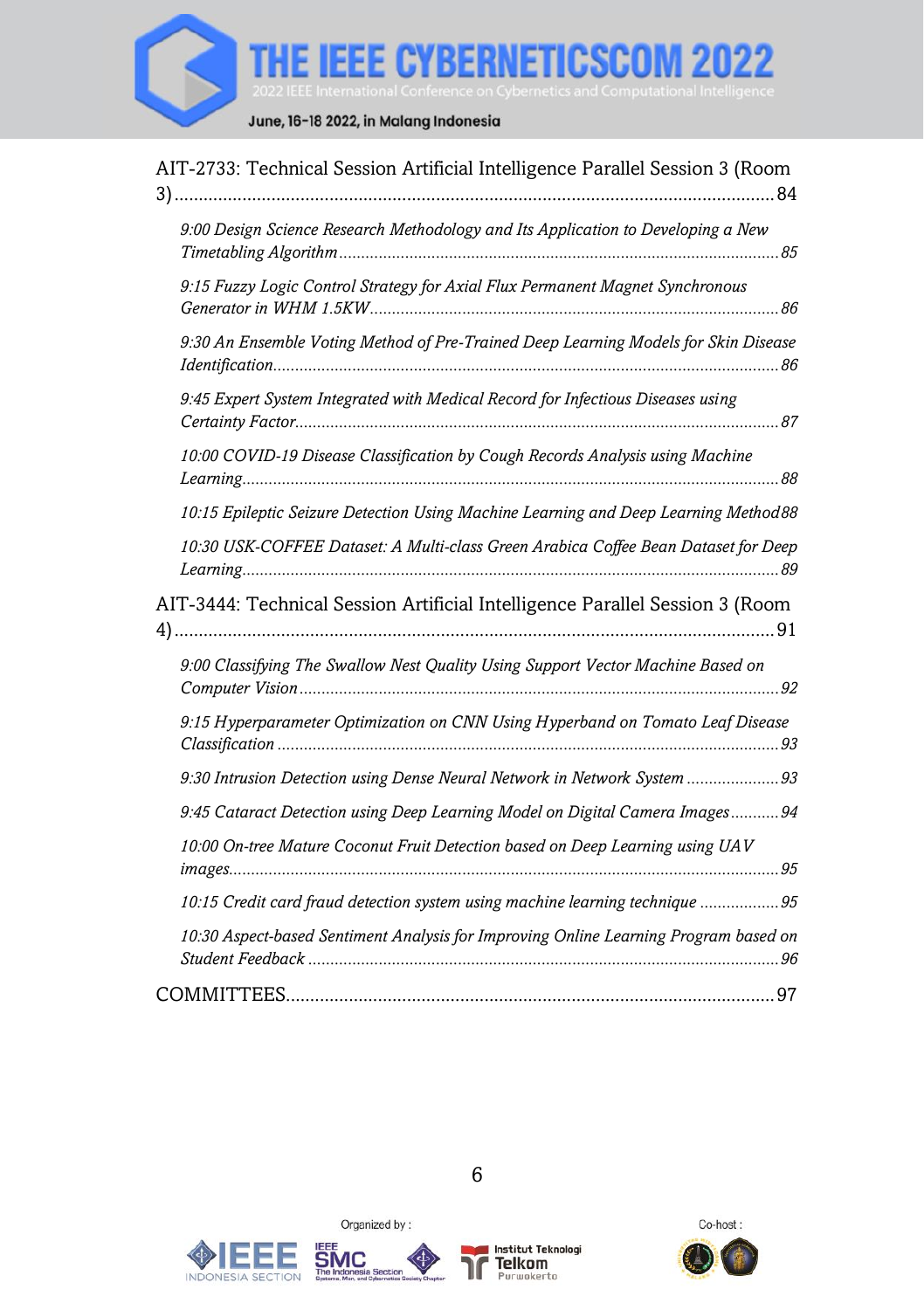AIT-2733: Technical Session Artificial Intelligence Parallel Session 3 (Room 3) ... 84

*9:00 Design Science Research Methodology and Its Application to Developing a New Timetabling Algorithm ... 85*

*9:15 Fuzzy Logic Control Strategy for Axial Flux Permanent Magnet Synchronous Generator in WHM 1.5KW ... 86*

*9:30 An Ensemble Voting Method of Pre-Trained Deep Learning Models for Skin Disease Identification ... 86*

*9:45 Expert System Integrated with Medical Record for Infectious Diseases using Certainty Factor ... 87*

*10:00 COVID-19 Disease Classification by Cough Records Analysis using Machine Learning ... 88*

*10:15 Epileptic Seizure Detection Using Machine Learning and Deep Learning Method 88*

*10:30 USK-COFFEE Dataset: A Multi-class Green Arabica Coffee Bean Dataset for Deep Learning ... 89*

AIT-3444: Technical Session Artificial Intelligence Parallel Session 3 (Room 4) ... 91

*9:00 Classifying The Swallow Nest Quality Using Support Vector Machine Based on Computer Vision ... 92*

*9:15 Hyperparameter Optimization on CNN Using Hyperband on Tomato Leaf Disease Classification ... 93*

*9:30 Intrusion Detection using Dense Neural Network in Network System ... 93*

*9:45 Cataract Detection using Deep Learning Model on Digital Camera Images ... 94*

*10:00 On-tree Mature Coconut Fruit Detection based on Deep Learning using UAV images ... 95*

*10:15 Credit card fraud detection system using machine learning technique ... 95*

*10:30 Aspect-based Sentiment Analysis for Improving Online Learning Program based on Student Feedback ... 96*

COMMITTEES ... 97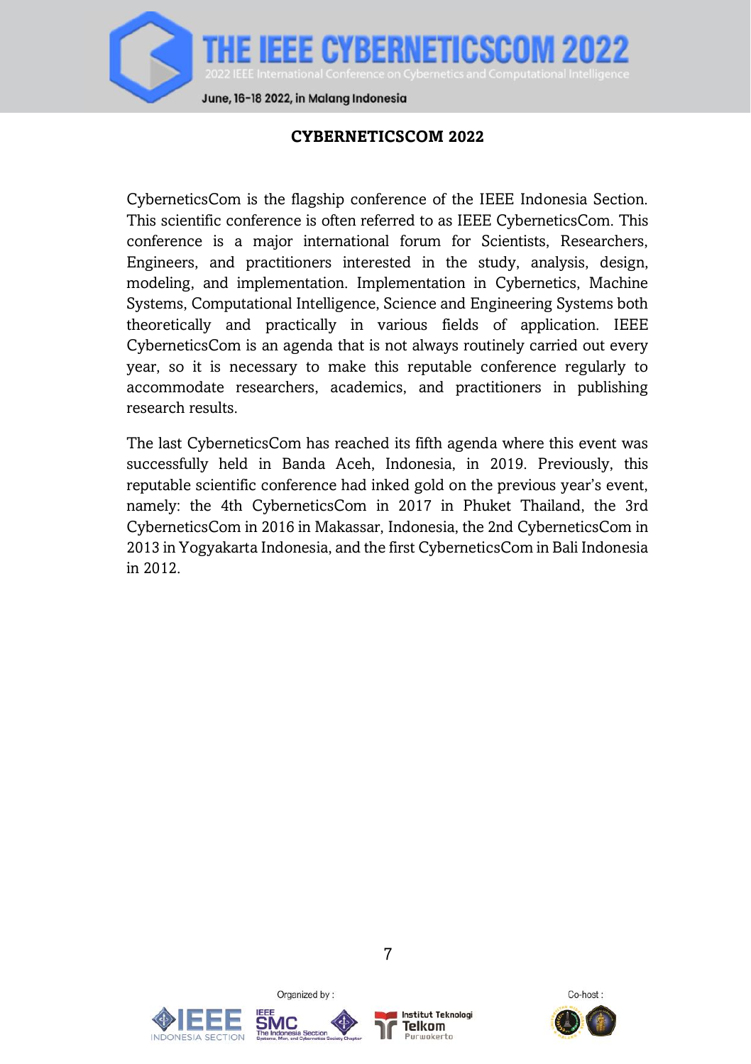## CYBERNETICSCOM 2022

CyberneticsCom is the flagship conference of the IEEE Indonesia Section. This scientific conference is often referred to as IEEE CyberneticsCom. This conference is a major international forum for Scientists, Researchers, Engineers, and practitioners interested in the study, analysis, design, modeling, and implementation. Implementation in Cybernetics, Machine Systems, Computational Intelligence, Science and Engineering Systems both theoretically and practically in various fields of application. IEEE CyberneticsCom is an agenda that is not always routinely carried out every year, so it is necessary to make this reputable conference regularly to accommodate researchers, academics, and practitioners in publishing research results.

The last CyberneticsCom has reached its fifth agenda where this event was successfully held in Banda Aceh, Indonesia, in 2019. Previously, this reputable scientific conference had inked gold on the previous year's event, namely: the 4th CyberneticsCom in 2017 in Phuket Thailand, the 3rd CyberneticsCom in 2016 in Makassar, Indonesia, the 2nd CyberneticsCom in 2013 in Yogyakarta Indonesia, and the first CyberneticsCom in Bali Indonesia in 2012.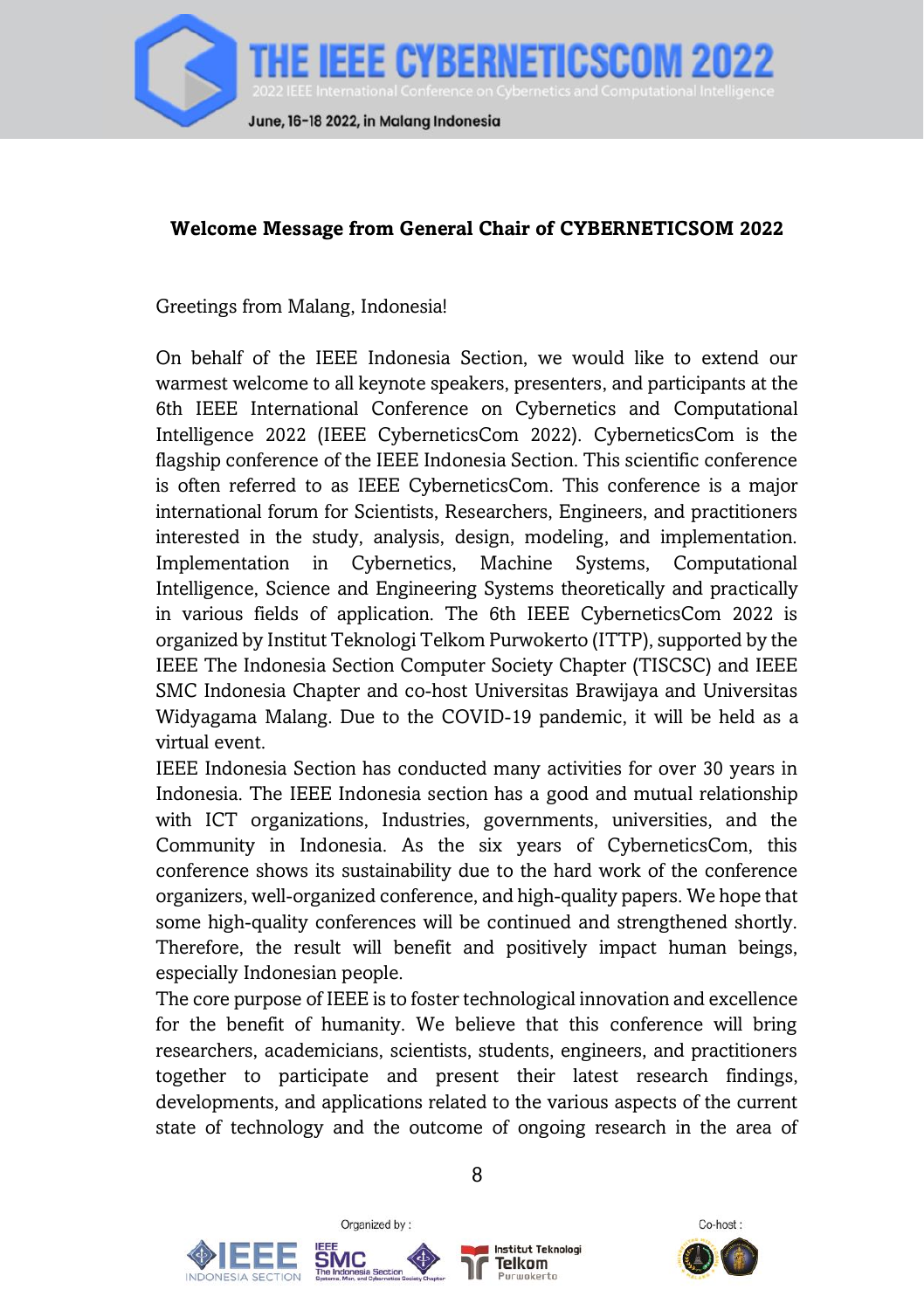**Welcome Message from General Chair of CYBERNETICSOM 2022**

Greetings from Malang, Indonesia!

On behalf of the IEEE Indonesia Section, we would like to extend our warmest welcome to all keynote speakers, presenters, and participants at the 6th IEEE International Conference on Cybernetics and Computational Intelligence 2022 (IEEE CyberneticsCom 2022). CyberneticsCom is the flagship conference of the IEEE Indonesia Section. This scientific conference is often referred to as IEEE CyberneticsCom. This conference is a major international forum for Scientists, Researchers, Engineers, and practitioners interested in the study, analysis, design, modeling, and implementation. Implementation in Cybernetics, Machine Systems, Computational Intelligence, Science and Engineering Systems theoretically and practically in various fields of application. The 6th IEEE CyberneticsCom 2022 is organized by Institut Teknologi Telkom Purwokerto (ITTP), supported by the IEEE The Indonesia Section Computer Society Chapter (TISCSC) and IEEE SMC Indonesia Chapter and co-host Universitas Brawijaya and Universitas Widyagama Malang. Due to the COVID-19 pandemic, it will be held as a virtual event.

IEEE Indonesia Section has conducted many activities for over 30 years in Indonesia. The IEEE Indonesia section has a good and mutual relationship with ICT organizations, Industries, governments, universities, and the Community in Indonesia. As the six years of CyberneticsCom, this conference shows its sustainability due to the hard work of the conference organizers, well-organized conference, and high-quality papers. We hope that some high-quality conferences will be continued and strengthened shortly. Therefore, the result will benefit and positively impact human beings, especially Indonesian people.

The core purpose of IEEE is to foster technological innovation and excellence for the benefit of humanity. We believe that this conference will bring researchers, academicians, scientists, students, engineers, and practitioners together to participate and present their latest research findings, developments, and applications related to the various aspects of the current state of technology and the outcome of ongoing research in the area of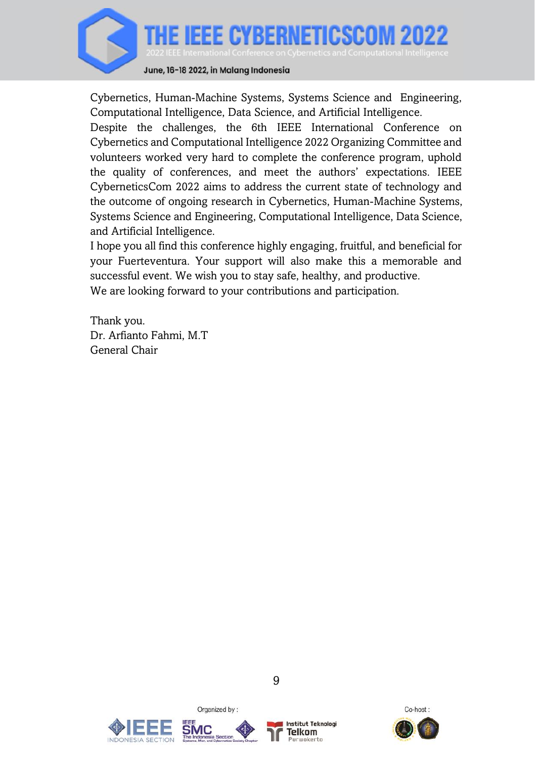Cybernetics, Human-Machine Systems, Systems Science and Engineering, Computational Intelligence, Data Science, and Artificial Intelligence.

Despite the challenges, the 6th IEEE International Conference on Cybernetics and Computational Intelligence 2022 Organizing Committee and volunteers worked very hard to complete the conference program, uphold the quality of conferences, and meet the authors' expectations. IEEE CyberneticsCom 2022 aims to address the current state of technology and the outcome of ongoing research in Cybernetics, Human-Machine Systems, Systems Science and Engineering, Computational Intelligence, Data Science, and Artificial Intelligence.

I hope you all find this conference highly engaging, fruitful, and beneficial for your Fuerteventura. Your support will also make this a memorable and successful event. We wish you to stay safe, healthy, and productive.

We are looking forward to your contributions and participation.

Thank you.
Dr. Arfianto Fahmi, M.T
General Chair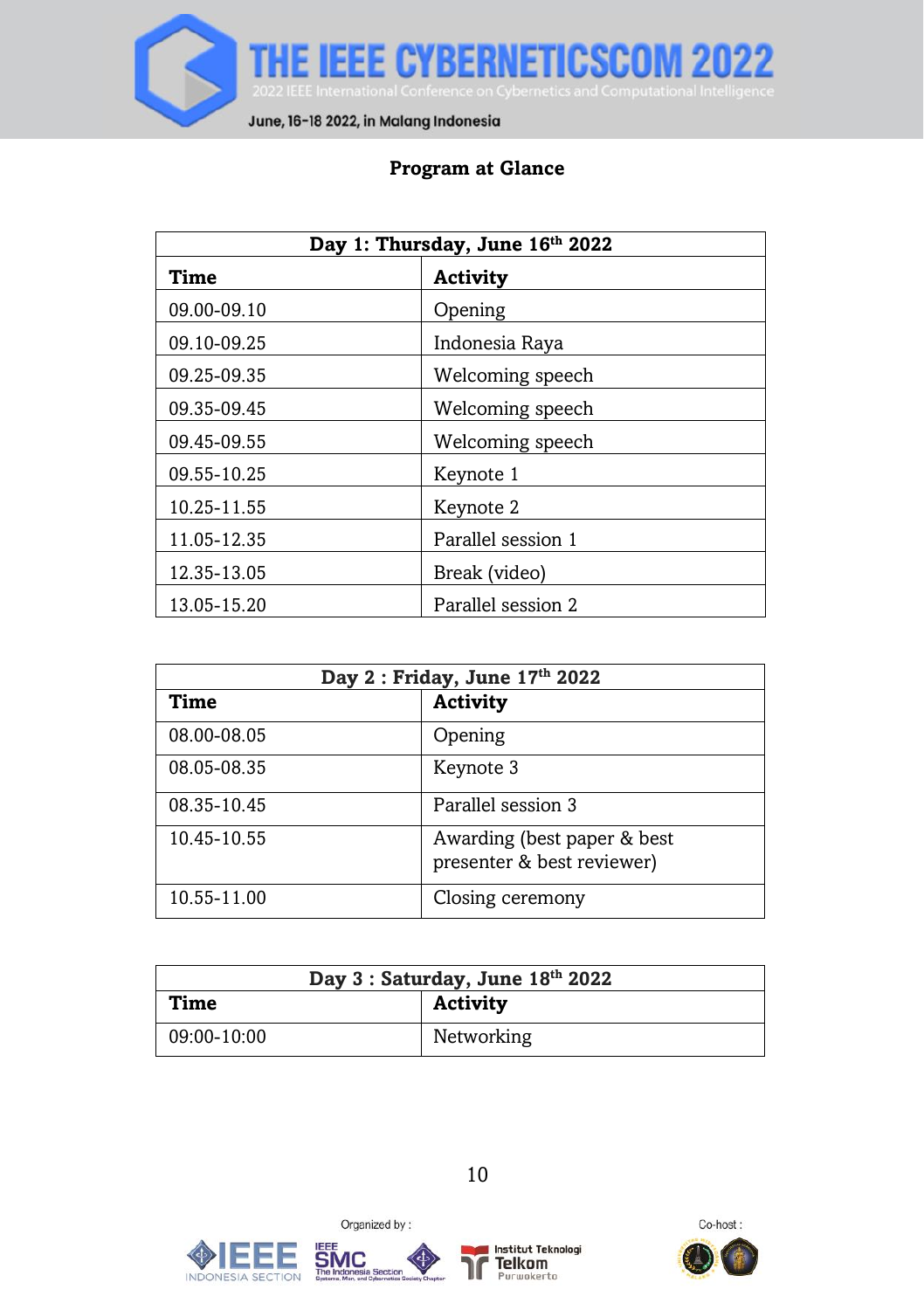## Program at Glance

| Day 1: Thursday, June 16th 2022 | |
|---|---|
| **Time** | **Activity** |
| 09.00-09.10 | Opening |
| 09.10-09.25 | Indonesia Raya |
| 09.25-09.35 | Welcoming speech |
| 09.35-09.45 | Welcoming speech |
| 09.45-09.55 | Welcoming speech |
| 09.55-10.25 | Keynote 1 |
| 10.25-11.55 | Keynote 2 |
| 11.05-12.35 | Parallel session 1 |
| 12.35-13.05 | Break (video) |
| 13.05-15.20 | Parallel session 2 |

| Day 2 : Friday, June 17th 2022 | |
|---|---|
| **Time** | **Activity** |
| 08.00-08.05 | Opening |
| 08.05-08.35 | Keynote 3 |
| 08.35-10.45 | Parallel session 3 |
| 10.45-10.55 | Awarding (best paper & best presenter & best reviewer) |
| 10.55-11.00 | Closing ceremony |

| Day 3 : Saturday, June 18th 2022 | |
|---|---|
| **Time** | **Activity** |
| 09:00-10:00 | Networking |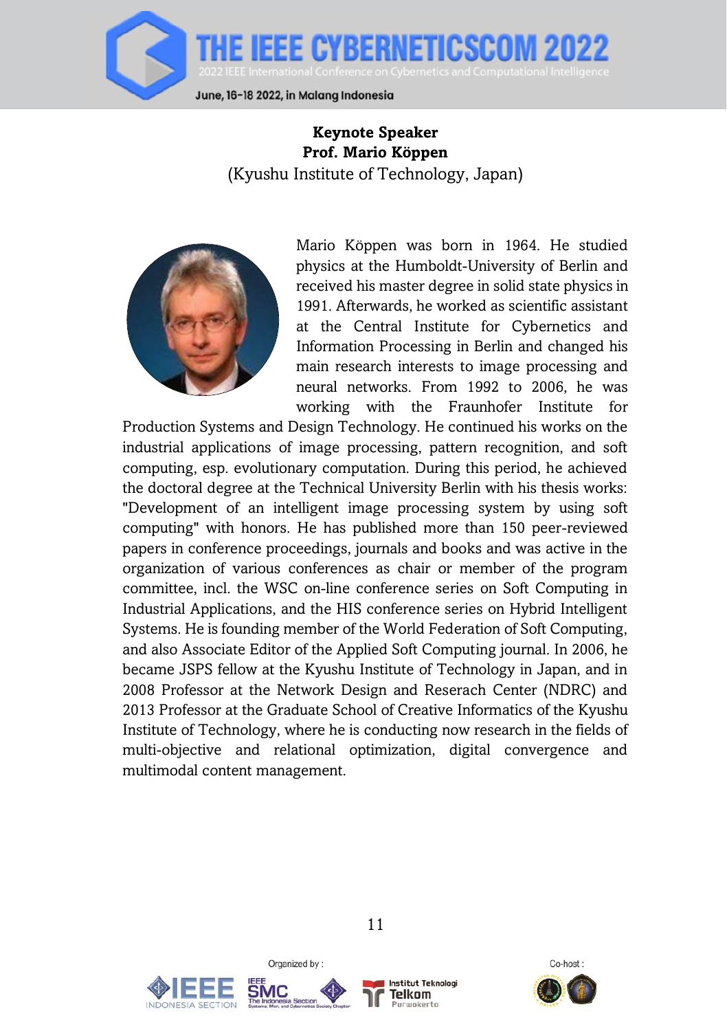**Keynote Speaker**
**Prof. Mario Köppen**
(Kyushu Institute of Technology, Japan)

Mario Köppen was born in 1964. He studied physics at the Humboldt-University of Berlin and received his master degree in solid state physics in 1991. Afterwards, he worked as scientific assistant at the Central Institute for Cybernetics and Information Processing in Berlin and changed his main research interests to image processing and neural networks. From 1992 to 2006, he was working with the Fraunhofer Institute for Production Systems and Design Technology. He continued his works on the industrial applications of image processing, pattern recognition, and soft computing, esp. evolutionary computation. During this period, he achieved the doctoral degree at the Technical University Berlin with his thesis works: "Development of an intelligent image processing system by using soft computing" with honors. He has published more than 150 peer-reviewed papers in conference proceedings, journals and books and was active in the organization of various conferences as chair or member of the program committee, incl. the WSC on-line conference series on Soft Computing in Industrial Applications, and the HIS conference series on Hybrid Intelligent Systems. He is founding member of the World Federation of Soft Computing, and also Associate Editor of the Applied Soft Computing journal. In 2006, he became JSPS fellow at the Kyushu Institute of Technology in Japan, and in 2008 Professor at the Network Design and Reserach Center (NDRC) and 2013 Professor at the Graduate School of Creative Informatics of the Kyushu Institute of Technology, where he is conducting now research in the fields of multi-objective and relational optimization, digital convergence and multimodal content management.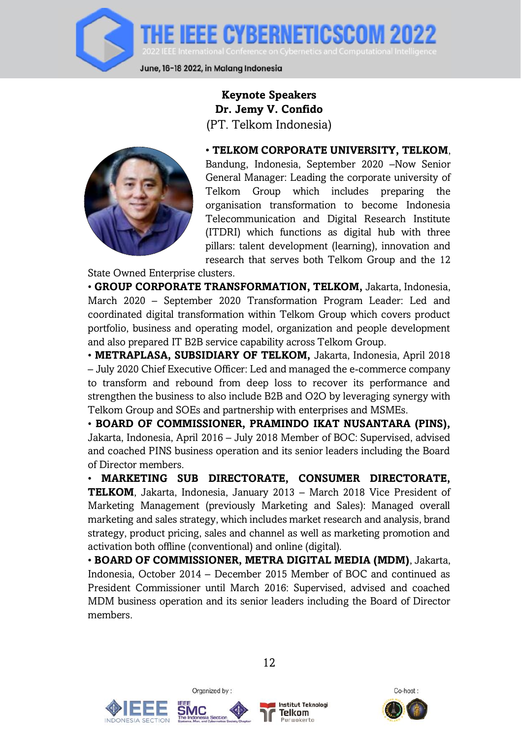**Keynote Speakers**
**Dr. Jemy V. Confido**
(PT. Telkom Indonesia)

• **TELKOM CORPORATE UNIVERSITY, TELKOM**, Bandung, Indonesia, September 2020 –Now Senior General Manager: Leading the corporate university of Telkom Group which includes preparing the organisation transformation to become Indonesia Telecommunication and Digital Research Institute (ITDRI) which functions as digital hub with three pillars: talent development (learning), innovation and research that serves both Telkom Group and the 12 State Owned Enterprise clusters.

• **GROUP CORPORATE TRANSFORMATION, TELKOM,** Jakarta, Indonesia, March 2020 – September 2020 Transformation Program Leader: Led and coordinated digital transformation within Telkom Group which covers product portfolio, business and operating model, organization and people development and also prepared IT B2B service capability across Telkom Group.

• **METRAPLASA, SUBSIDIARY OF TELKOM,** Jakarta, Indonesia, April 2018 – July 2020 Chief Executive Officer: Led and managed the e-commerce company to transform and rebound from deep loss to recover its performance and strengthen the business to also include B2B and O2O by leveraging synergy with Telkom Group and SOEs and partnership with enterprises and MSMEs.

• **BOARD OF COMMISSIONER, PRAMINDO IKAT NUSANTARA (PINS),** Jakarta, Indonesia, April 2016 – July 2018 Member of BOC: Supervised, advised and coached PINS business operation and its senior leaders including the Board of Director members.

• **MARKETING SUB DIRECTORATE, CONSUMER DIRECTORATE, TELKOM**, Jakarta, Indonesia, January 2013 – March 2018 Vice President of Marketing Management (previously Marketing and Sales): Managed overall marketing and sales strategy, which includes market research and analysis, brand strategy, product pricing, sales and channel as well as marketing promotion and activation both offline (conventional) and online (digital).

• **BOARD OF COMMISSIONER, METRA DIGITAL MEDIA (MDM)**, Jakarta, Indonesia, October 2014 – December 2015 Member of BOC and continued as President Commissioner until March 2016: Supervised, advised and coached MDM business operation and its senior leaders including the Board of Director members.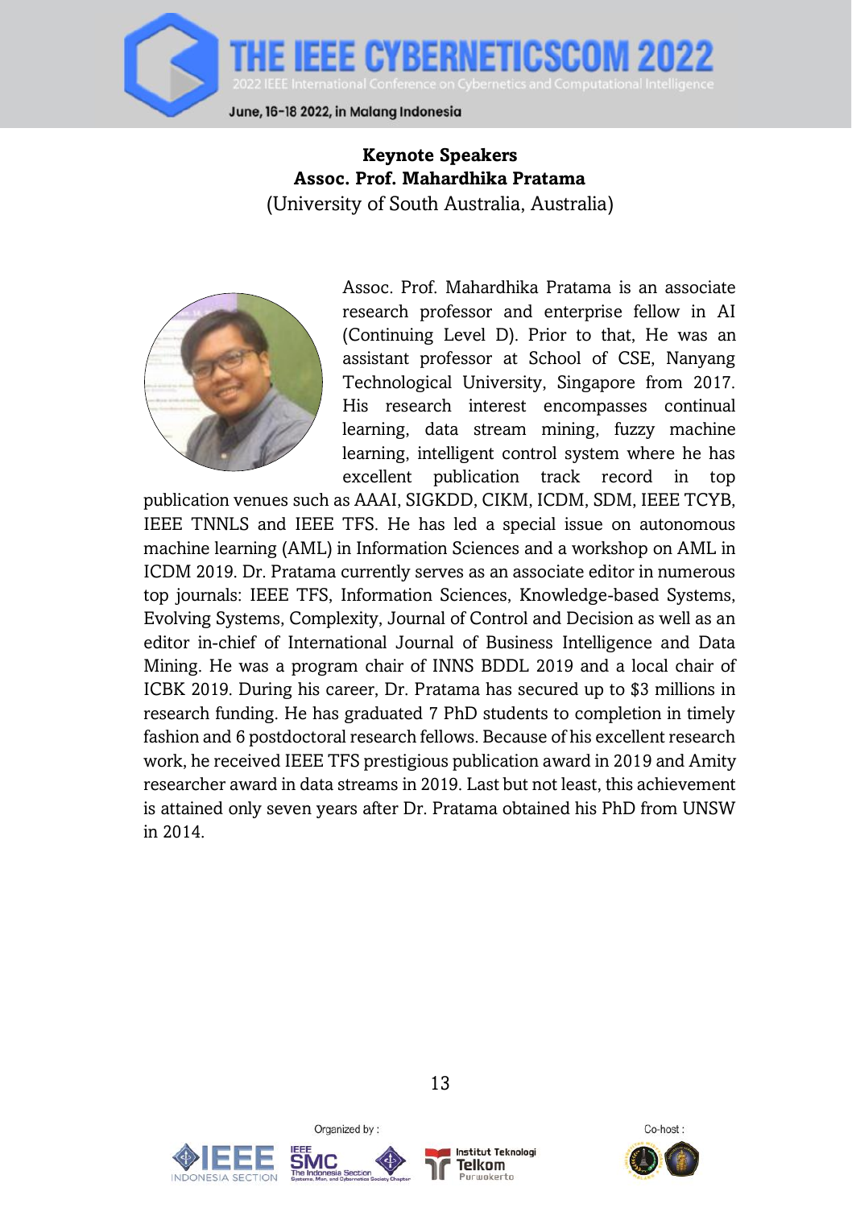**Keynote Speakers**

**Assoc. Prof. Mahardhika Pratama**

(University of South Australia, Australia)

Assoc. Prof. Mahardhika Pratama is an associate research professor and enterprise fellow in AI (Continuing Level D). Prior to that, He was an assistant professor at School of CSE, Nanyang Technological University, Singapore from 2017. His research interest encompasses continual learning, data stream mining, fuzzy machine learning, intelligent control system where he has excellent publication track record in top publication venues such as AAAI, SIGKDD, CIKM, ICDM, SDM, IEEE TCYB, IEEE TNNLS and IEEE TFS. He has led a special issue on autonomous machine learning (AML) in Information Sciences and a workshop on AML in ICDM 2019. Dr. Pratama currently serves as an associate editor in numerous top journals: IEEE TFS, Information Sciences, Knowledge-based Systems, Evolving Systems, Complexity, Journal of Control and Decision as well as an editor in-chief of International Journal of Business Intelligence and Data Mining. He was a program chair of INNS BDDL 2019 and a local chair of ICBK 2019. During his career, Dr. Pratama has secured up to $3 millions in research funding. He has graduated 7 PhD students to completion in timely fashion and 6 postdoctoral research fellows. Because of his excellent research work, he received IEEE TFS prestigious publication award in 2019 and Amity researcher award in data streams in 2019. Last but not least, this achievement is attained only seven years after Dr. Pratama obtained his PhD from UNSW in 2014.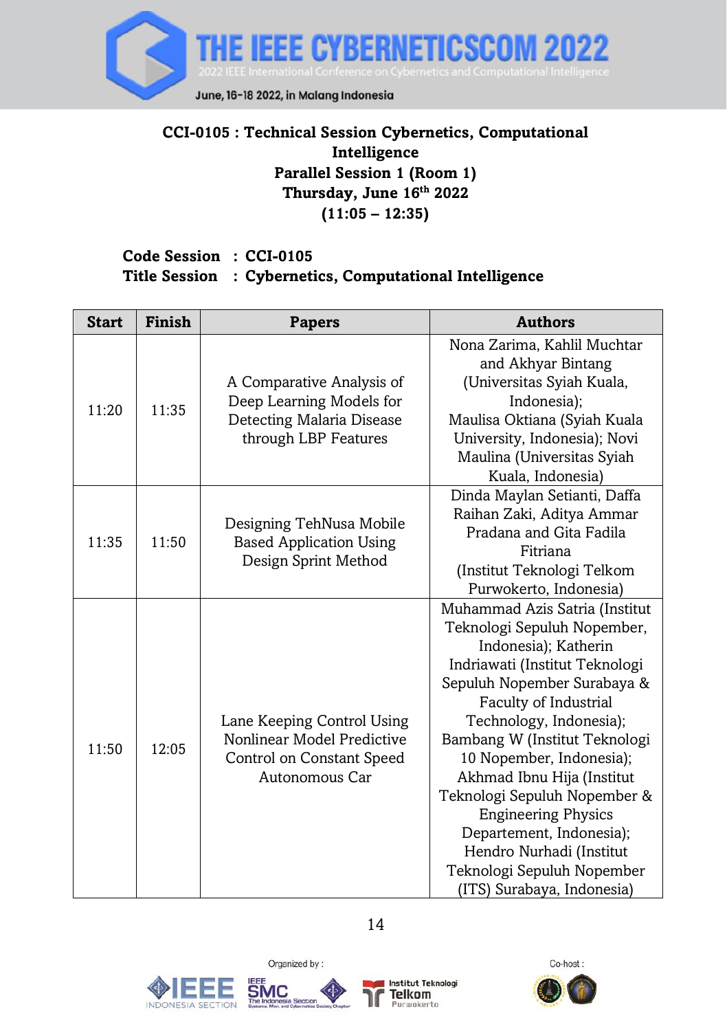**CCI-0105 : Technical Session Cybernetics, Computational Intelligence**
**Parallel Session 1 (Room 1)**
**Thursday, June 16th 2022**
**(11:05 – 12:35)**

**Code Session : CCI-0105**
**Title Session : Cybernetics, Computational Intelligence**

| Start | Finish | Papers | Authors |
|---|---|---|---|
| 11:20 | 11:35 | A Comparative Analysis of Deep Learning Models for Detecting Malaria Disease through LBP Features | Nona Zarima, Kahlil Muchtar and Akhyar Bintang (Universitas Syiah Kuala, Indonesia); Maulisa Oktiana (Syiah Kuala University, Indonesia); Novi Maulina (Universitas Syiah Kuala, Indonesia) |
| 11:35 | 11:50 | Designing TehNusa Mobile Based Application Using Design Sprint Method | Dinda Maylan Setianti, Daffa Raihan Zaki, Aditya Ammar Pradana and Gita Fadila Fitriana (Institut Teknologi Telkom Purwokerto, Indonesia) |
| 11:50 | 12:05 | Lane Keeping Control Using Nonlinear Model Predictive Control on Constant Speed Autonomous Car | Muhammad Azis Satria (Institut Teknologi Sepuluh Nopember, Indonesia); Katherin Indriawati (Institut Teknologi Sepuluh Nopember Surabaya & Faculty of Industrial Technology, Indonesia); Bambang W (Institut Teknologi 10 Nopember, Indonesia); Akhmad Ibnu Hija (Institut Teknologi Sepuluh Nopember & Engineering Physics Departement, Indonesia); Hendro Nurhadi (Institut Teknologi Sepuluh Nopember (ITS) Surabaya, Indonesia) |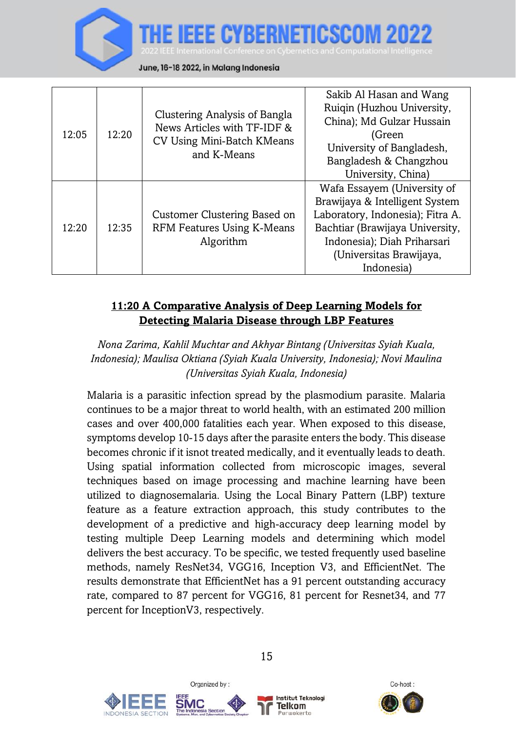| 12:05 | 12:20 | Clustering Analysis of Bangla News Articles with TF-IDF & CV Using Mini-Batch KMeans and K-Means | Sakib Al Hasan and Wang Ruiqin (Huzhou University, China); Md Gulzar Hussain (Green University of Bangladesh, Bangladesh & Changzhou University, China) |
|---|---|---|---|
| 12:20 | 12:35 | Customer Clustering Based on RFM Features Using K-Means Algorithm | Wafa Essayem (University of Brawijaya & Intelligent System Laboratory, Indonesia); Fitra A. Bachtiar (Brawijaya University, Indonesia); Diah Priharsari (Universitas Brawijaya, Indonesia) |

**11:20 A Comparative Analysis of Deep Learning Models for Detecting Malaria Disease through LBP Features**

*Nona Zarima, Kahlil Muchtar and Akhyar Bintang (Universitas Syiah Kuala, Indonesia); Maulisa Oktiana (Syiah Kuala University, Indonesia); Novi Maulina (Universitas Syiah Kuala, Indonesia)*

Malaria is a parasitic infection spread by the plasmodium parasite. Malaria continues to be a major threat to world health, with an estimated 200 million cases and over 400,000 fatalities each year. When exposed to this disease, symptoms develop 10-15 days after the parasite enters the body. This disease becomes chronic if it isnot treated medically, and it eventually leads to death. Using spatial information collected from microscopic images, several techniques based on image processing and machine learning have been utilized to diagnosemalaria. Using the Local Binary Pattern (LBP) texture feature as a feature extraction approach, this study contributes to the development of a predictive and high-accuracy deep learning model by testing multiple Deep Learning models and determining which model delivers the best accuracy. To be specific, we tested frequently used baseline methods, namely ResNet34, VGG16, Inception V3, and EfficientNet. The results demonstrate that EfficientNet has a 91 percent outstanding accuracy rate, compared to 87 percent for VGG16, 81 percent for Resnet34, and 77 percent for InceptionV3, respectively.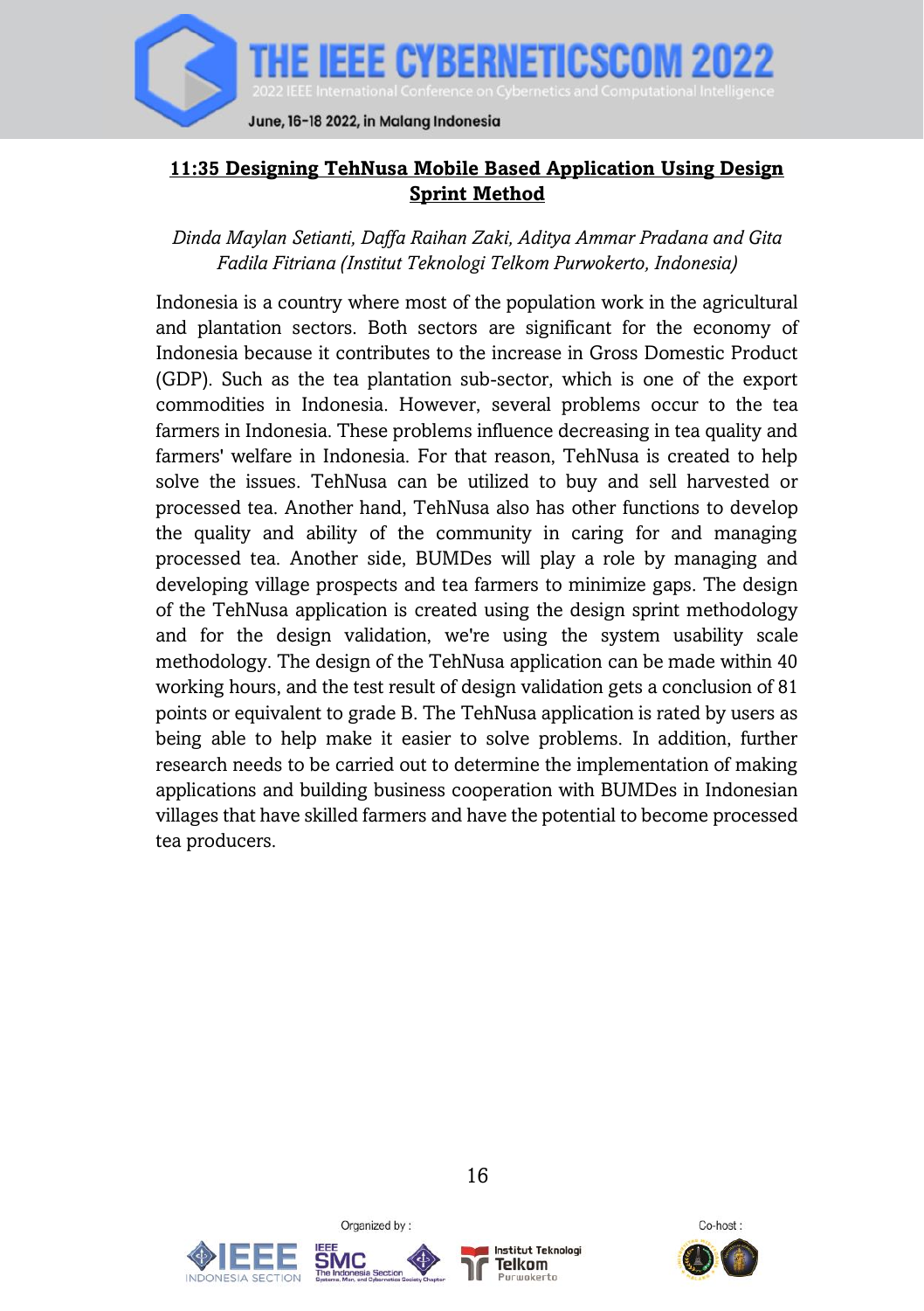## 11:35 Designing TehNusa Mobile Based Application Using Design Sprint Method

*Dinda Maylan Setianti, Daffa Raihan Zaki, Aditya Ammar Pradana and Gita Fadila Fitriana (Institut Teknologi Telkom Purwokerto, Indonesia)*

Indonesia is a country where most of the population work in the agricultural and plantation sectors. Both sectors are significant for the economy of Indonesia because it contributes to the increase in Gross Domestic Product (GDP). Such as the tea plantation sub-sector, which is one of the export commodities in Indonesia. However, several problems occur to the tea farmers in Indonesia. These problems influence decreasing in tea quality and farmers' welfare in Indonesia. For that reason, TehNusa is created to help solve the issues. TehNusa can be utilized to buy and sell harvested or processed tea. Another hand, TehNusa also has other functions to develop the quality and ability of the community in caring for and managing processed tea. Another side, BUMDes will play a role by managing and developing village prospects and tea farmers to minimize gaps. The design of the TehNusa application is created using the design sprint methodology and for the design validation, we're using the system usability scale methodology. The design of the TehNusa application can be made within 40 working hours, and the test result of design validation gets a conclusion of 81 points or equivalent to grade B. The TehNusa application is rated by users as being able to help make it easier to solve problems. In addition, further research needs to be carried out to determine the implementation of making applications and building business cooperation with BUMDes in Indonesian villages that have skilled farmers and have the potential to become processed tea producers.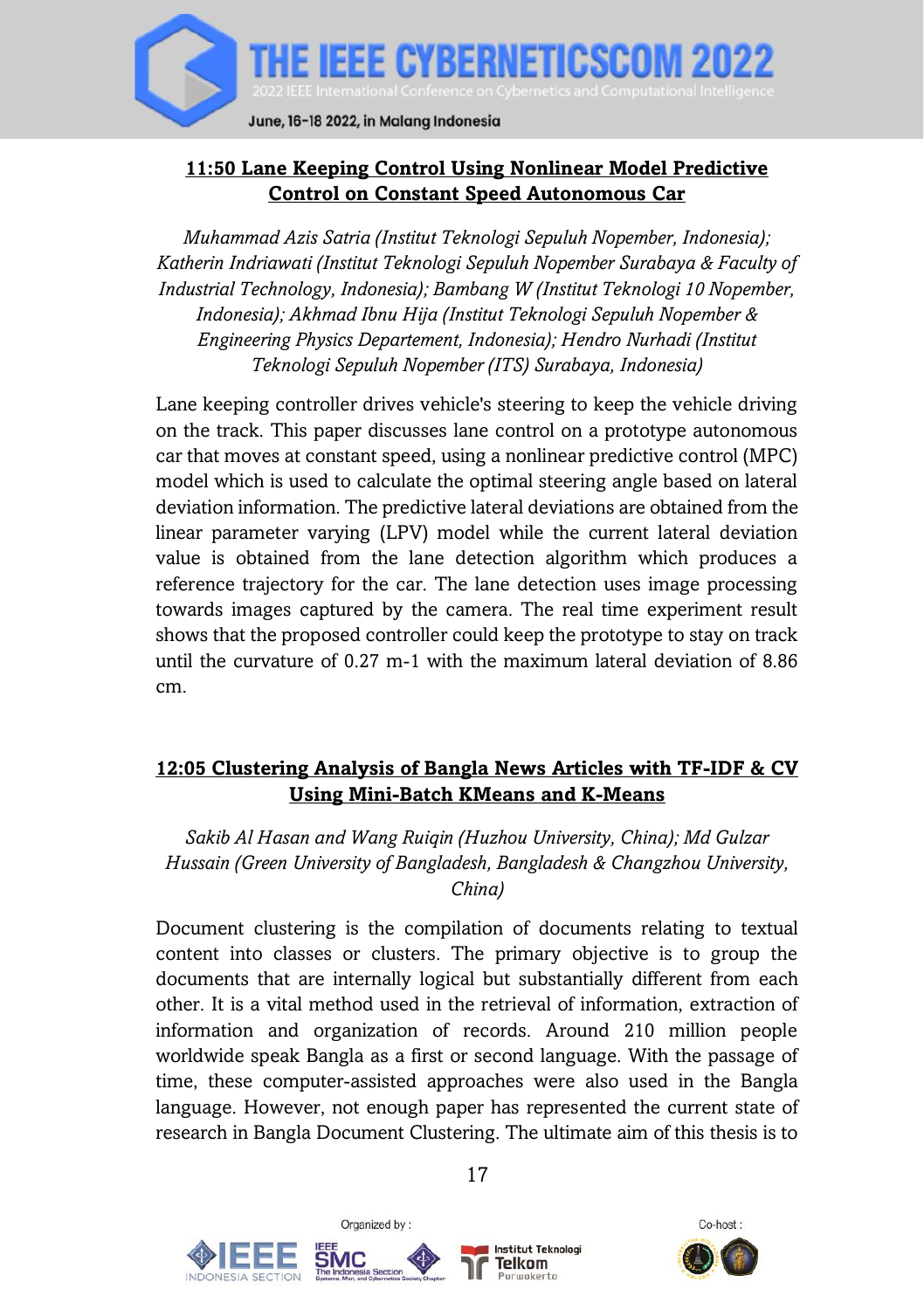## 11:50 Lane Keeping Control Using Nonlinear Model Predictive Control on Constant Speed Autonomous Car

*Muhammad Azis Satria (Institut Teknologi Sepuluh Nopember, Indonesia); Katherin Indriawati (Institut Teknologi Sepuluh Nopember Surabaya & Faculty of Industrial Technology, Indonesia); Bambang W (Institut Teknologi 10 Nopember, Indonesia); Akhmad Ibnu Hija (Institut Teknologi Sepuluh Nopember & Engineering Physics Departement, Indonesia); Hendro Nurhadi (Institut Teknologi Sepuluh Nopember (ITS) Surabaya, Indonesia)*

Lane keeping controller drives vehicle's steering to keep the vehicle driving on the track. This paper discusses lane control on a prototype autonomous car that moves at constant speed, using a nonlinear predictive control (MPC) model which is used to calculate the optimal steering angle based on lateral deviation information. The predictive lateral deviations are obtained from the linear parameter varying (LPV) model while the current lateral deviation value is obtained from the lane detection algorithm which produces a reference trajectory for the car. The lane detection uses image processing towards images captured by the camera. The real time experiment result shows that the proposed controller could keep the prototype to stay on track until the curvature of 0.27 m-1 with the maximum lateral deviation of 8.86 cm.

## 12:05 Clustering Analysis of Bangla News Articles with TF-IDF & CV Using Mini-Batch KMeans and K-Means

*Sakib Al Hasan and Wang Ruiqin (Huzhou University, China); Md Gulzar Hussain (Green University of Bangladesh, Bangladesh & Changzhou University, China)*

Document clustering is the compilation of documents relating to textual content into classes or clusters. The primary objective is to group the documents that are internally logical but substantially different from each other. It is a vital method used in the retrieval of information, extraction of information and organization of records. Around 210 million people worldwide speak Bangla as a first or second language. With the passage of time, these computer-assisted approaches were also used in the Bangla language. However, not enough paper has represented the current state of research in Bangla Document Clustering. The ultimate aim of this thesis is to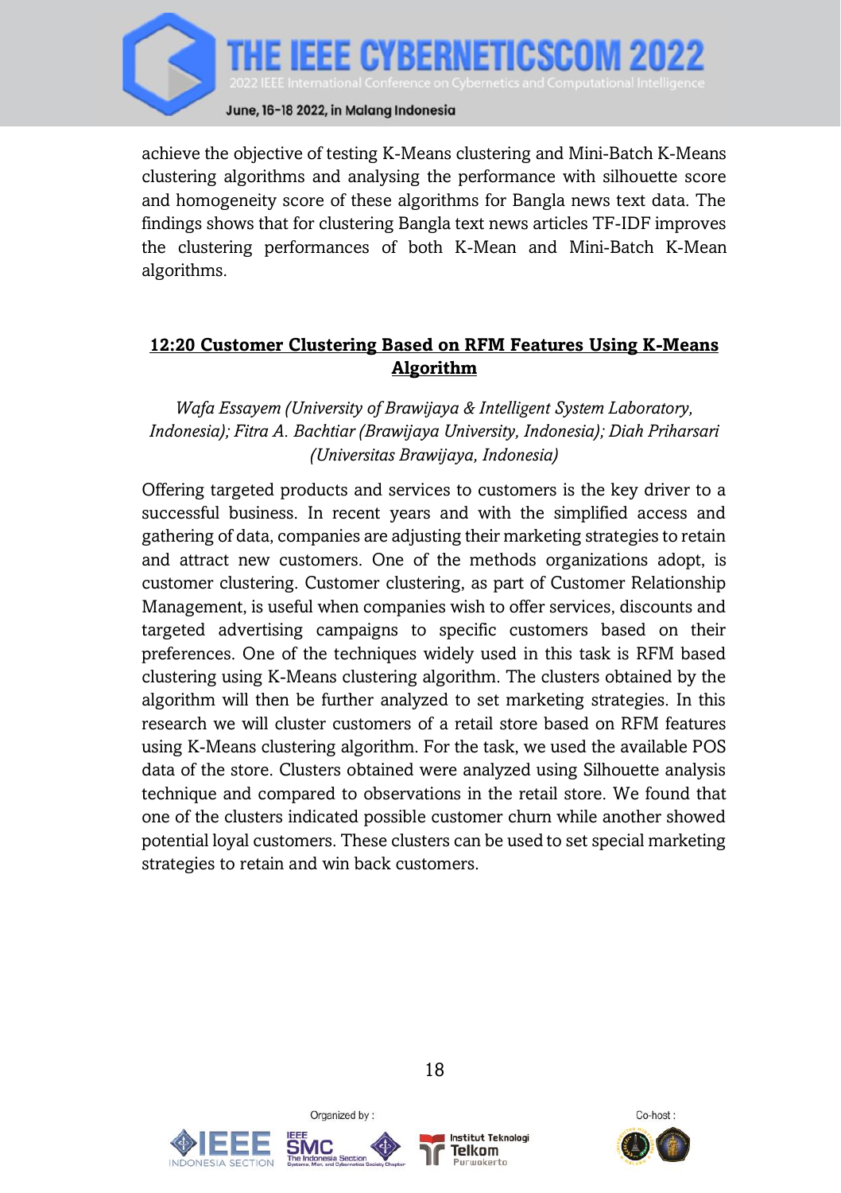achieve the objective of testing K-Means clustering and Mini-Batch K-Means clustering algorithms and analysing the performance with silhouette score and homogeneity score of these algorithms for Bangla news text data. The findings shows that for clustering Bangla text news articles TF-IDF improves the clustering performances of both K-Mean and Mini-Batch K-Mean algorithms.

### 12:20 Customer Clustering Based on RFM Features Using K-Means Algorithm

*Wafa Essayem (University of Brawijaya & Intelligent System Laboratory, Indonesia); Fitra A. Bachtiar (Brawijaya University, Indonesia); Diah Priharsari (Universitas Brawijaya, Indonesia)*

Offering targeted products and services to customers is the key driver to a successful business. In recent years and with the simplified access and gathering of data, companies are adjusting their marketing strategies to retain and attract new customers. One of the methods organizations adopt, is customer clustering. Customer clustering, as part of Customer Relationship Management, is useful when companies wish to offer services, discounts and targeted advertising campaigns to specific customers based on their preferences. One of the techniques widely used in this task is RFM based clustering using K-Means clustering algorithm. The clusters obtained by the algorithm will then be further analyzed to set marketing strategies. In this research we will cluster customers of a retail store based on RFM features using K-Means clustering algorithm. For the task, we used the available POS data of the store. Clusters obtained were analyzed using Silhouette analysis technique and compared to observations in the retail store. We found that one of the clusters indicated possible customer churn while another showed potential loyal customers. These clusters can be used to set special marketing strategies to retain and win back customers.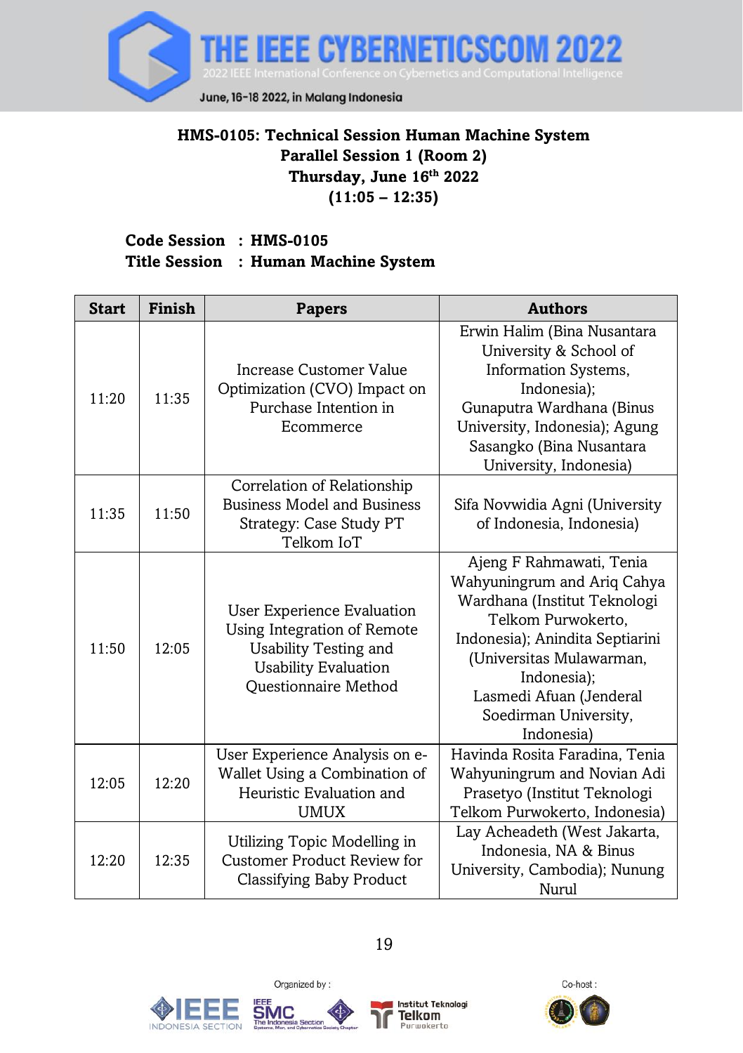**HMS-0105: Technical Session Human Machine System**
**Parallel Session 1 (Room 2)**
**Thursday, June 16th 2022**
**(11:05 – 12:35)**

**Code Session : HMS-0105**
**Title Session : Human Machine System**

| Start | Finish | Papers | Authors |
|---|---|---|---|
| 11:20 | 11:35 | Increase Customer Value Optimization (CVO) Impact on Purchase Intention in Ecommerce | Erwin Halim (Bina Nusantara University & School of Information Systems, Indonesia); Gunaputra Wardhana (Binus University, Indonesia); Agung Sasangko (Bina Nusantara University, Indonesia) |
| 11:35 | 11:50 | Correlation of Relationship Business Model and Business Strategy: Case Study PT Telkom IoT | Sifa Novwidia Agni (University of Indonesia, Indonesia) |
| 11:50 | 12:05 | User Experience Evaluation Using Integration of Remote Usability Testing and Usability Evaluation Questionnaire Method | Ajeng F Rahmawati, Tenia Wahyuningrum and Ariq Cahya Wardhana (Institut Teknologi Telkom Purwokerto, Indonesia); Anindita Septiarini (Universitas Mulawarman, Indonesia); Lasmedi Afuan (Jenderal Soedirman University, Indonesia) |
| 12:05 | 12:20 | User Experience Analysis on e-Wallet Using a Combination of Heuristic Evaluation and UMUX | Havinda Rosita Faradina, Tenia Wahyuningrum and Novian Adi Prasetyo (Institut Teknologi Telkom Purwokerto, Indonesia) |
| 12:20 | 12:35 | Utilizing Topic Modelling in Customer Product Review for Classifying Baby Product | Lay Acheadeth (West Jakarta, Indonesia, NA & Binus University, Cambodia); Nunung Nurul |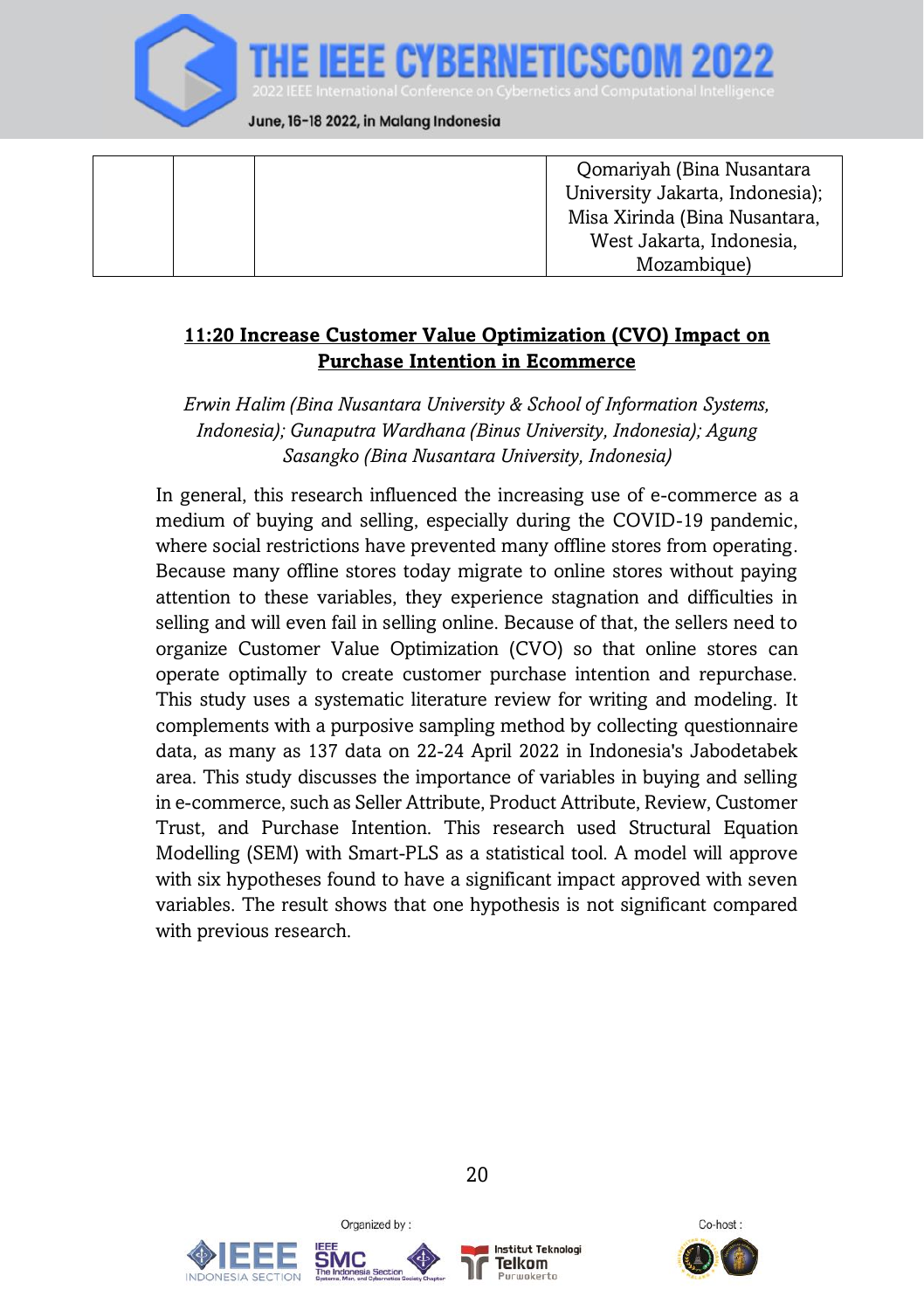|  |  |  | Qomariyah (Bina Nusantara University Jakarta, Indonesia); Misa Xirinda (Bina Nusantara, West Jakarta, Indonesia, Mozambique) |
|---|---|---|---|

**11:20 Increase Customer Value Optimization (CVO) Impact on Purchase Intention in Ecommerce**

*Erwin Halim (Bina Nusantara University & School of Information Systems, Indonesia); Gunaputra Wardhana (Binus University, Indonesia); Agung Sasangko (Bina Nusantara University, Indonesia)*

In general, this research influenced the increasing use of e-commerce as a medium of buying and selling, especially during the COVID-19 pandemic, where social restrictions have prevented many offline stores from operating. Because many offline stores today migrate to online stores without paying attention to these variables, they experience stagnation and difficulties in selling and will even fail in selling online. Because of that, the sellers need to organize Customer Value Optimization (CVO) so that online stores can operate optimally to create customer purchase intention and repurchase. This study uses a systematic literature review for writing and modeling. It complements with a purposive sampling method by collecting questionnaire data, as many as 137 data on 22-24 April 2022 in Indonesia's Jabodetabek area. This study discusses the importance of variables in buying and selling in e-commerce, such as Seller Attribute, Product Attribute, Review, Customer Trust, and Purchase Intention. This research used Structural Equation Modelling (SEM) with Smart-PLS as a statistical tool. A model will approve with six hypotheses found to have a significant impact approved with seven variables. The result shows that one hypothesis is not significant compared with previous research.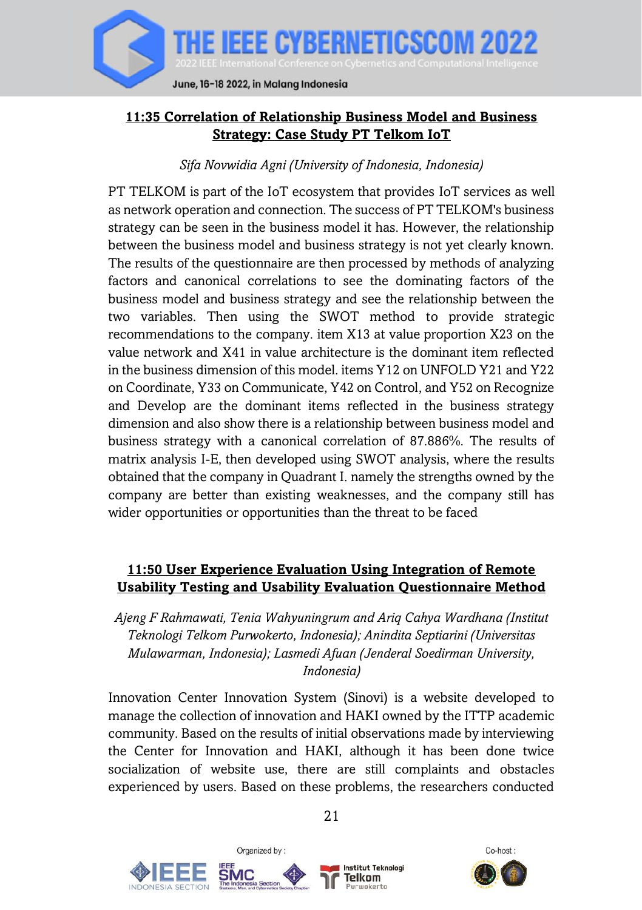## 11:35 Correlation of Relationship Business Model and Business Strategy: Case Study PT Telkom IoT

*Sifa Novwidia Agni (University of Indonesia, Indonesia)*

PT TELKOM is part of the IoT ecosystem that provides IoT services as well as network operation and connection. The success of PT TELKOM's business strategy can be seen in the business model it has. However, the relationship between the business model and business strategy is not yet clearly known. The results of the questionnaire are then processed by methods of analyzing factors and canonical correlations to see the dominating factors of the business model and business strategy and see the relationship between the two variables. Then using the SWOT method to provide strategic recommendations to the company. item X13 at value proportion X23 on the value network and X41 in value architecture is the dominant item reflected in the business dimension of this model. items Y12 on UNFOLD Y21 and Y22 on Coordinate, Y33 on Communicate, Y42 on Control, and Y52 on Recognize and Develop are the dominant items reflected in the business strategy dimension and also show there is a relationship between business model and business strategy with a canonical correlation of 87.886%. The results of matrix analysis I-E, then developed using SWOT analysis, where the results obtained that the company in Quadrant I. namely the strengths owned by the company are better than existing weaknesses, and the company still has wider opportunities or opportunities than the threat to be faced

## 11:50 User Experience Evaluation Using Integration of Remote Usability Testing and Usability Evaluation Questionnaire Method

*Ajeng F Rahmawati, Tenia Wahyuningrum and Ariq Cahya Wardhana (Institut Teknologi Telkom Purwokerto, Indonesia); Anindita Septiarini (Universitas Mulawarman, Indonesia); Lasmedi Afuan (Jenderal Soedirman University, Indonesia)*

Innovation Center Innovation System (Sinovi) is a website developed to manage the collection of innovation and HAKI owned by the ITTP academic community. Based on the results of initial observations made by interviewing the Center for Innovation and HAKI, although it has been done twice socialization of website use, there are still complaints and obstacles experienced by users. Based on these problems, the researchers conducted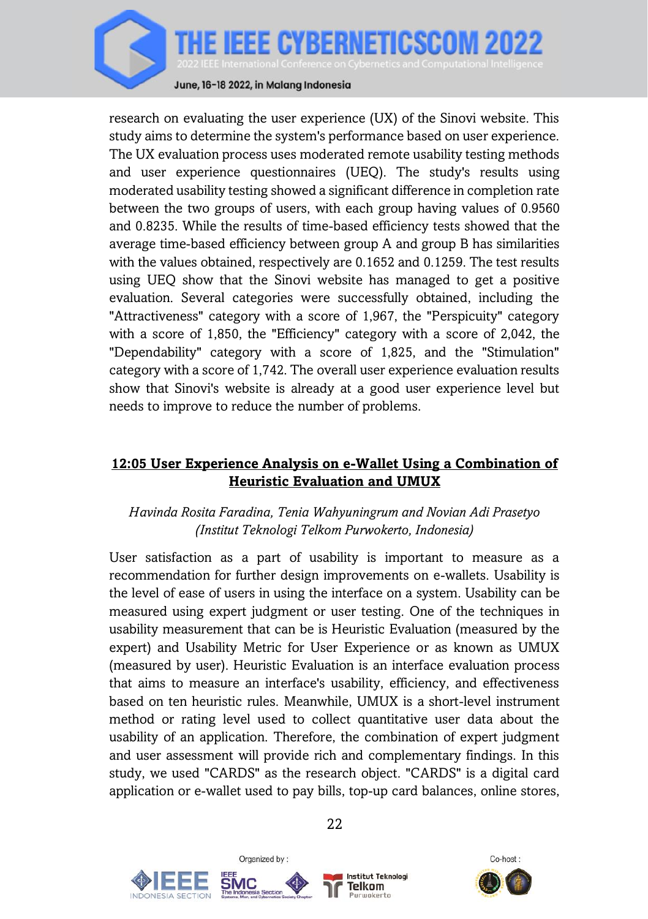research on evaluating the user experience (UX) of the Sinovi website. This study aims to determine the system's performance based on user experience. The UX evaluation process uses moderated remote usability testing methods and user experience questionnaires (UEQ). The study's results using moderated usability testing showed a significant difference in completion rate between the two groups of users, with each group having values of 0.9560 and 0.8235. While the results of time-based efficiency tests showed that the average time-based efficiency between group A and group B has similarities with the values obtained, respectively are 0.1652 and 0.1259. The test results using UEQ show that the Sinovi website has managed to get a positive evaluation. Several categories were successfully obtained, including the "Attractiveness" category with a score of 1,967, the "Perspicuity" category with a score of 1,850, the "Efficiency" category with a score of 2,042, the "Dependability" category with a score of 1,825, and the "Stimulation" category with a score of 1,742. The overall user experience evaluation results show that Sinovi's website is already at a good user experience level but needs to improve to reduce the number of problems.

## 12:05 User Experience Analysis on e-Wallet Using a Combination of Heuristic Evaluation and UMUX

*Havinda Rosita Faradina, Tenia Wahyuningrum and Novian Adi Prasetyo (Institut Teknologi Telkom Purwokerto, Indonesia)*

User satisfaction as a part of usability is important to measure as a recommendation for further design improvements on e-wallets. Usability is the level of ease of users in using the interface on a system. Usability can be measured using expert judgment or user testing. One of the techniques in usability measurement that can be is Heuristic Evaluation (measured by the expert) and Usability Metric for User Experience or as known as UMUX (measured by user). Heuristic Evaluation is an interface evaluation process that aims to measure an interface's usability, efficiency, and effectiveness based on ten heuristic rules. Meanwhile, UMUX is a short-level instrument method or rating level used to collect quantitative user data about the usability of an application. Therefore, the combination of expert judgment and user assessment will provide rich and complementary findings. In this study, we used "CARDS" as the research object. "CARDS" is a digital card application or e-wallet used to pay bills, top-up card balances, online stores,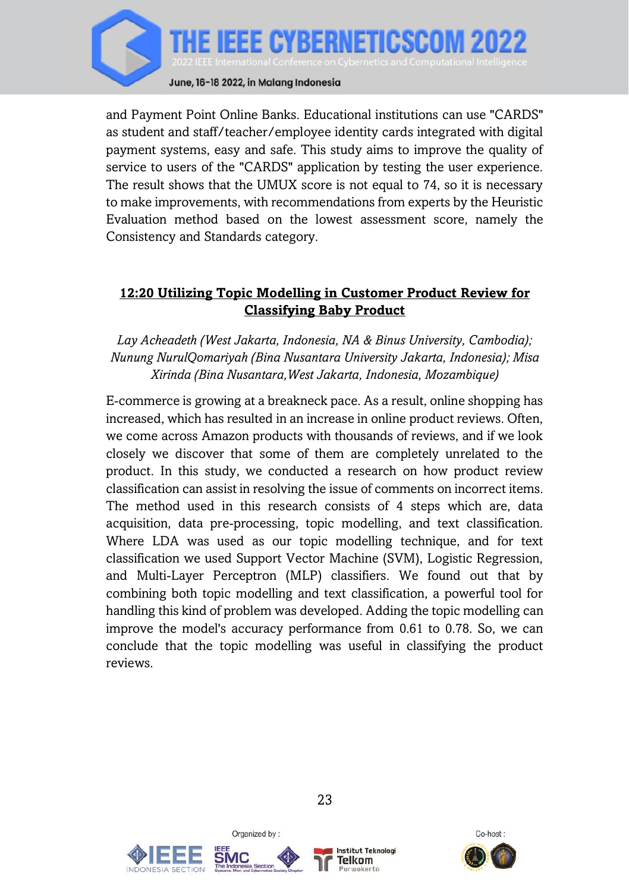and Payment Point Online Banks. Educational institutions can use "CARDS" as student and staff/teacher/employee identity cards integrated with digital payment systems, easy and safe. This study aims to improve the quality of service to users of the "CARDS" application by testing the user experience. The result shows that the UMUX score is not equal to 74, so it is necessary to make improvements, with recommendations from experts by the Heuristic Evaluation method based on the lowest assessment score, namely the Consistency and Standards category.

### **12:20 Utilizing Topic Modelling in Customer Product Review for Classifying Baby Product**

*Lay Acheadeth (West Jakarta, Indonesia, NA & Binus University, Cambodia); Nunung NurulQomariyah (Bina Nusantara University Jakarta, Indonesia); Misa Xirinda (Bina Nusantara,West Jakarta, Indonesia, Mozambique)*

E-commerce is growing at a breakneck pace. As a result, online shopping has increased, which has resulted in an increase in online product reviews. Often, we come across Amazon products with thousands of reviews, and if we look closely we discover that some of them are completely unrelated to the product. In this study, we conducted a research on how product review classification can assist in resolving the issue of comments on incorrect items. The method used in this research consists of 4 steps which are, data acquisition, data pre-processing, topic modelling, and text classification. Where LDA was used as our topic modelling technique, and for text classification we used Support Vector Machine (SVM), Logistic Regression, and Multi-Layer Perceptron (MLP) classifiers. We found out that by combining both topic modelling and text classification, a powerful tool for handling this kind of problem was developed. Adding the topic modelling can improve the model's accuracy performance from 0.61 to 0.78. So, we can conclude that the topic modelling was useful in classifying the product reviews.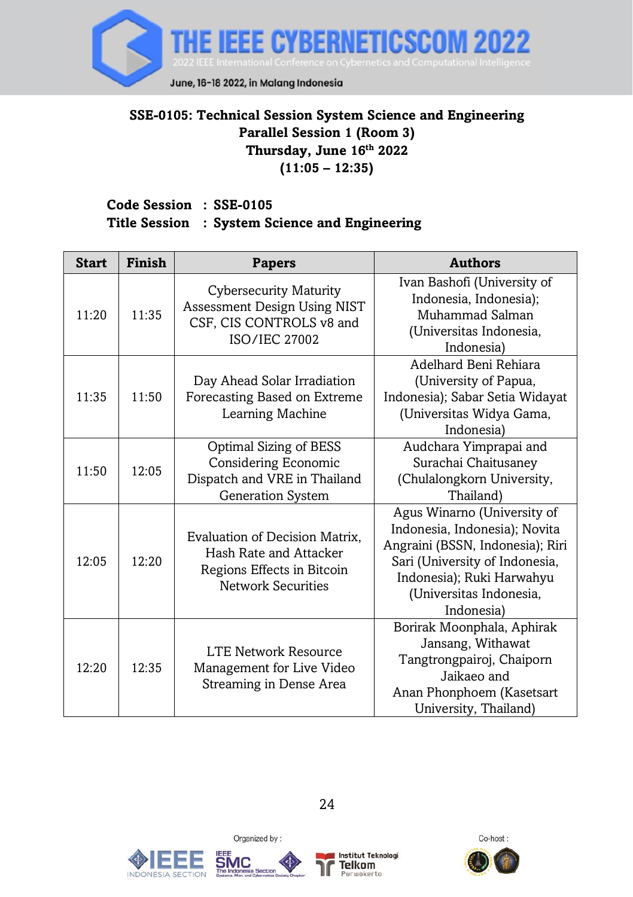**SSE-0105: Technical Session System Science and Engineering**
**Parallel Session 1 (Room 3)**
**Thursday, June 16th 2022**
**(11:05 – 12:35)**

**Code Session : SSE-0105**
**Title Session : System Science and Engineering**

| Start | Finish | Papers | Authors |
|---|---|---|---|
| 11:20 | 11:35 | Cybersecurity Maturity Assessment Design Using NIST CSF, CIS CONTROLS v8 and ISO/IEC 27002 | Ivan Bashofi (University of Indonesia, Indonesia); Muhammad Salman (Universitas Indonesia, Indonesia) |
| 11:35 | 11:50 | Day Ahead Solar Irradiation Forecasting Based on Extreme Learning Machine | Adelhard Beni Rehiara (University of Papua, Indonesia); Sabar Setia Widayat (Universitas Widya Gama, Indonesia) |
| 11:50 | 12:05 | Optimal Sizing of BESS Considering Economic Dispatch and VRE in Thailand Generation System | Audchara Yimprapai and Surachai Chaitusaney (Chulalongkorn University, Thailand) |
| 12:05 | 12:20 | Evaluation of Decision Matrix, Hash Rate and Attacker Regions Effects in Bitcoin Network Securities | Agus Winarno (University of Indonesia, Indonesia); Novita Angraini (BSSN, Indonesia); Riri Sari (University of Indonesia, Indonesia); Ruki Harwahyu (Universitas Indonesia, Indonesia) |
| 12:20 | 12:35 | LTE Network Resource Management for Live Video Streaming in Dense Area | Borirak Moonphala, Aphirak Jansang, Withawat Tangtrongpairoj, Chaiporn Jaikaeo and Anan Phonphoem (Kasetsart University, Thailand) |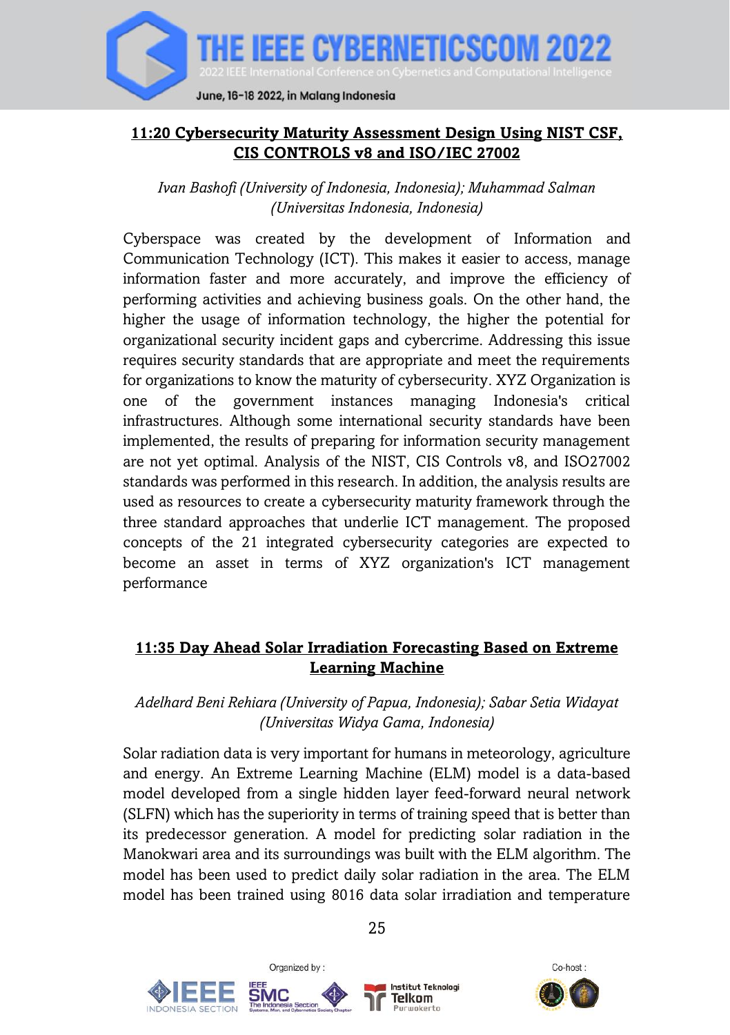## 11:20 Cybersecurity Maturity Assessment Design Using NIST CSF, CIS CONTROLS v8 and ISO/IEC 27002

*Ivan Bashofi (University of Indonesia, Indonesia); Muhammad Salman (Universitas Indonesia, Indonesia)*

Cyberspace was created by the development of Information and Communication Technology (ICT). This makes it easier to access, manage information faster and more accurately, and improve the efficiency of performing activities and achieving business goals. On the other hand, the higher the usage of information technology, the higher the potential for organizational security incident gaps and cybercrime. Addressing this issue requires security standards that are appropriate and meet the requirements for organizations to know the maturity of cybersecurity. XYZ Organization is one of the government instances managing Indonesia's critical infrastructures. Although some international security standards have been implemented, the results of preparing for information security management are not yet optimal. Analysis of the NIST, CIS Controls v8, and ISO27002 standards was performed in this research. In addition, the analysis results are used as resources to create a cybersecurity maturity framework through the three standard approaches that underlie ICT management. The proposed concepts of the 21 integrated cybersecurity categories are expected to become an asset in terms of XYZ organization's ICT management performance

## 11:35 Day Ahead Solar Irradiation Forecasting Based on Extreme Learning Machine

*Adelhard Beni Rehiara (University of Papua, Indonesia); Sabar Setia Widayat (Universitas Widya Gama, Indonesia)*

Solar radiation data is very important for humans in meteorology, agriculture and energy. An Extreme Learning Machine (ELM) model is a data-based model developed from a single hidden layer feed-forward neural network (SLFN) which has the superiority in terms of training speed that is better than its predecessor generation. A model for predicting solar radiation in the Manokwari area and its surroundings was built with the ELM algorithm. The model has been used to predict daily solar radiation in the area. The ELM model has been trained using 8016 data solar irradiation and temperature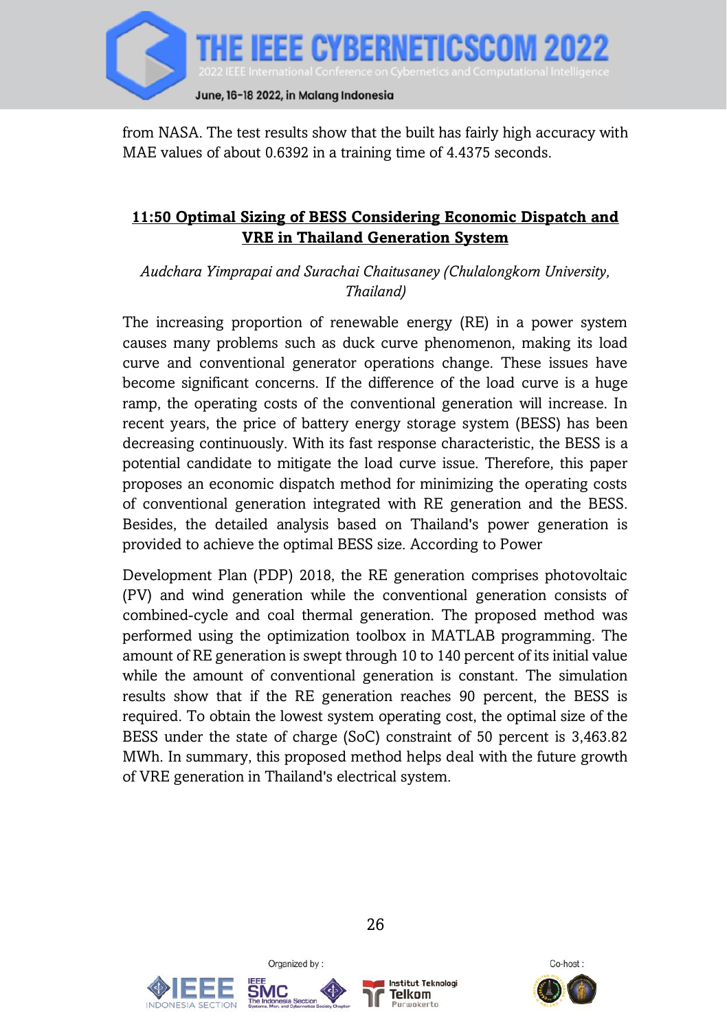from NASA. The test results show that the built has fairly high accuracy with MAE values of about 0.6392 in a training time of 4.4375 seconds.

## 11:50 Optimal Sizing of BESS Considering Economic Dispatch and VRE in Thailand Generation System

*Audchara Yimprapai and Surachai Chaitusaney (Chulalongkorn University, Thailand)*

The increasing proportion of renewable energy (RE) in a power system causes many problems such as duck curve phenomenon, making its load curve and conventional generator operations change. These issues have become significant concerns. If the difference of the load curve is a huge ramp, the operating costs of the conventional generation will increase. In recent years, the price of battery energy storage system (BESS) has been decreasing continuously. With its fast response characteristic, the BESS is a potential candidate to mitigate the load curve issue. Therefore, this paper proposes an economic dispatch method for minimizing the operating costs of conventional generation integrated with RE generation and the BESS. Besides, the detailed analysis based on Thailand's power generation is provided to achieve the optimal BESS size. According to Power

Development Plan (PDP) 2018, the RE generation comprises photovoltaic (PV) and wind generation while the conventional generation consists of combined-cycle and coal thermal generation. The proposed method was performed using the optimization toolbox in MATLAB programming. The amount of RE generation is swept through 10 to 140 percent of its initial value while the amount of conventional generation is constant. The simulation results show that if the RE generation reaches 90 percent, the BESS is required. To obtain the lowest system operating cost, the optimal size of the BESS under the state of charge (SoC) constraint of 50 percent is 3,463.82 MWh. In summary, this proposed method helps deal with the future growth of VRE generation in Thailand's electrical system.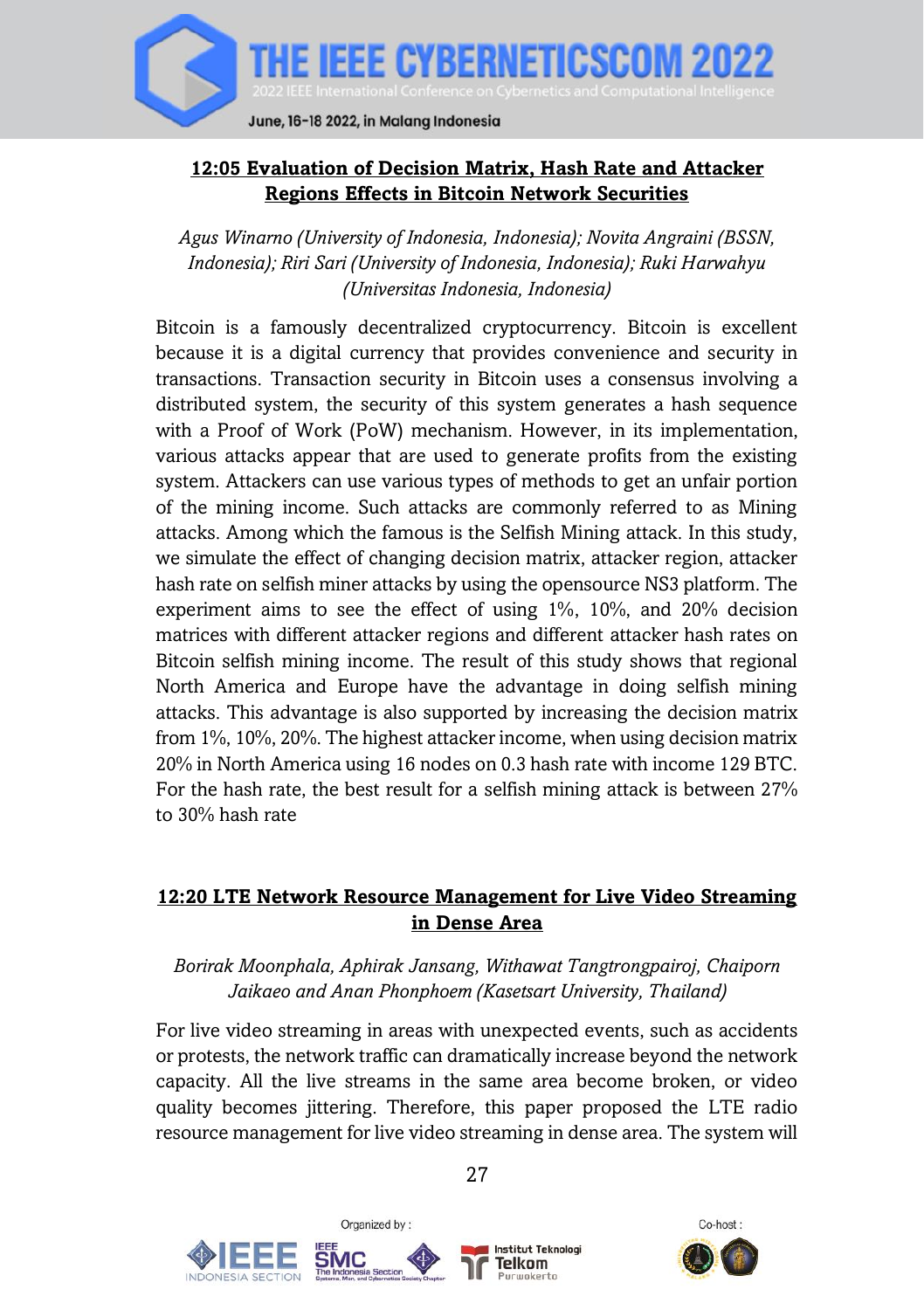### 12:05 Evaluation of Decision Matrix, Hash Rate and Attacker Regions Effects in Bitcoin Network Securities

*Agus Winarno (University of Indonesia, Indonesia); Novita Angraini (BSSN, Indonesia); Riri Sari (University of Indonesia, Indonesia); Ruki Harwahyu (Universitas Indonesia, Indonesia)*

Bitcoin is a famously decentralized cryptocurrency. Bitcoin is excellent because it is a digital currency that provides convenience and security in transactions. Transaction security in Bitcoin uses a consensus involving a distributed system, the security of this system generates a hash sequence with a Proof of Work (PoW) mechanism. However, in its implementation, various attacks appear that are used to generate profits from the existing system. Attackers can use various types of methods to get an unfair portion of the mining income. Such attacks are commonly referred to as Mining attacks. Among which the famous is the Selfish Mining attack. In this study, we simulate the effect of changing decision matrix, attacker region, attacker hash rate on selfish miner attacks by using the opensource NS3 platform. The experiment aims to see the effect of using 1%, 10%, and 20% decision matrices with different attacker regions and different attacker hash rates on Bitcoin selfish mining income. The result of this study shows that regional North America and Europe have the advantage in doing selfish mining attacks. This advantage is also supported by increasing the decision matrix from 1%, 10%, 20%. The highest attacker income, when using decision matrix 20% in North America using 16 nodes on 0.3 hash rate with income 129 BTC. For the hash rate, the best result for a selfish mining attack is between 27% to 30% hash rate

### 12:20 LTE Network Resource Management for Live Video Streaming in Dense Area

*Borirak Moonphala, Aphirak Jansang, Withawat Tangtrongpairoj, Chaiporn Jaikaeo and Anan Phonphoem (Kasetsart University, Thailand)*

For live video streaming in areas with unexpected events, such as accidents or protests, the network traffic can dramatically increase beyond the network capacity. All the live streams in the same area become broken, or video quality becomes jittering. Therefore, this paper proposed the LTE radio resource management for live video streaming in dense area. The system will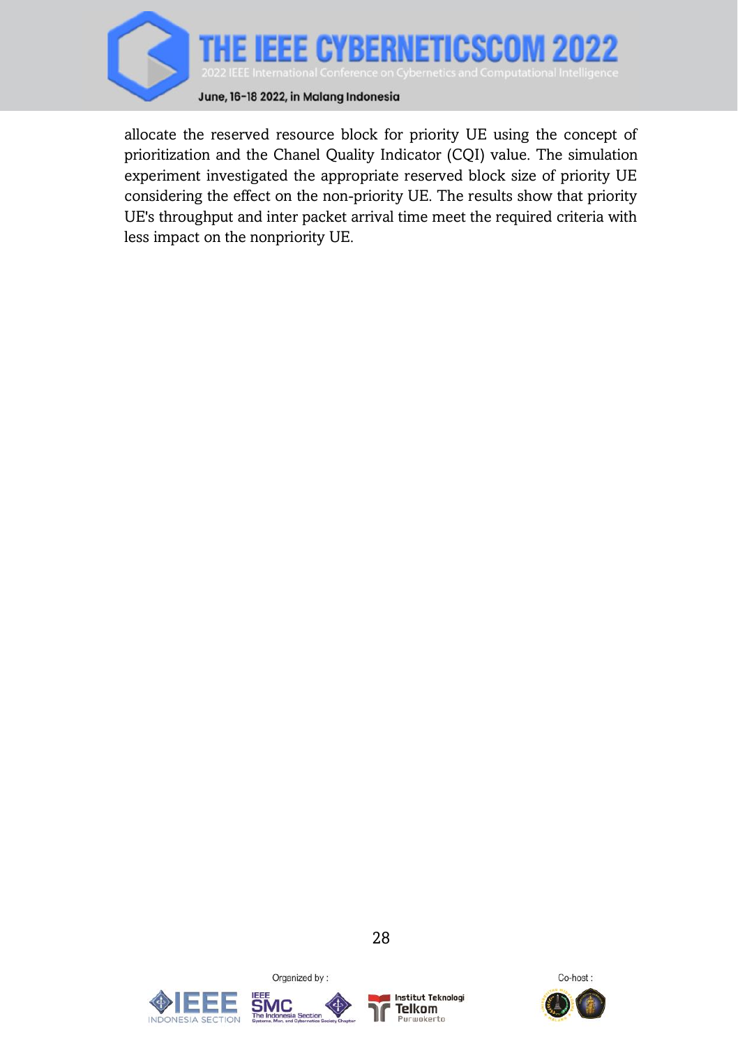allocate the reserved resource block for priority UE using the concept of prioritization and the Chanel Quality Indicator (CQI) value. The simulation experiment investigated the appropriate reserved block size of priority UE considering the effect on the non-priority UE. The results show that priority UE's throughput and inter packet arrival time meet the required criteria with less impact on the nonpriority UE.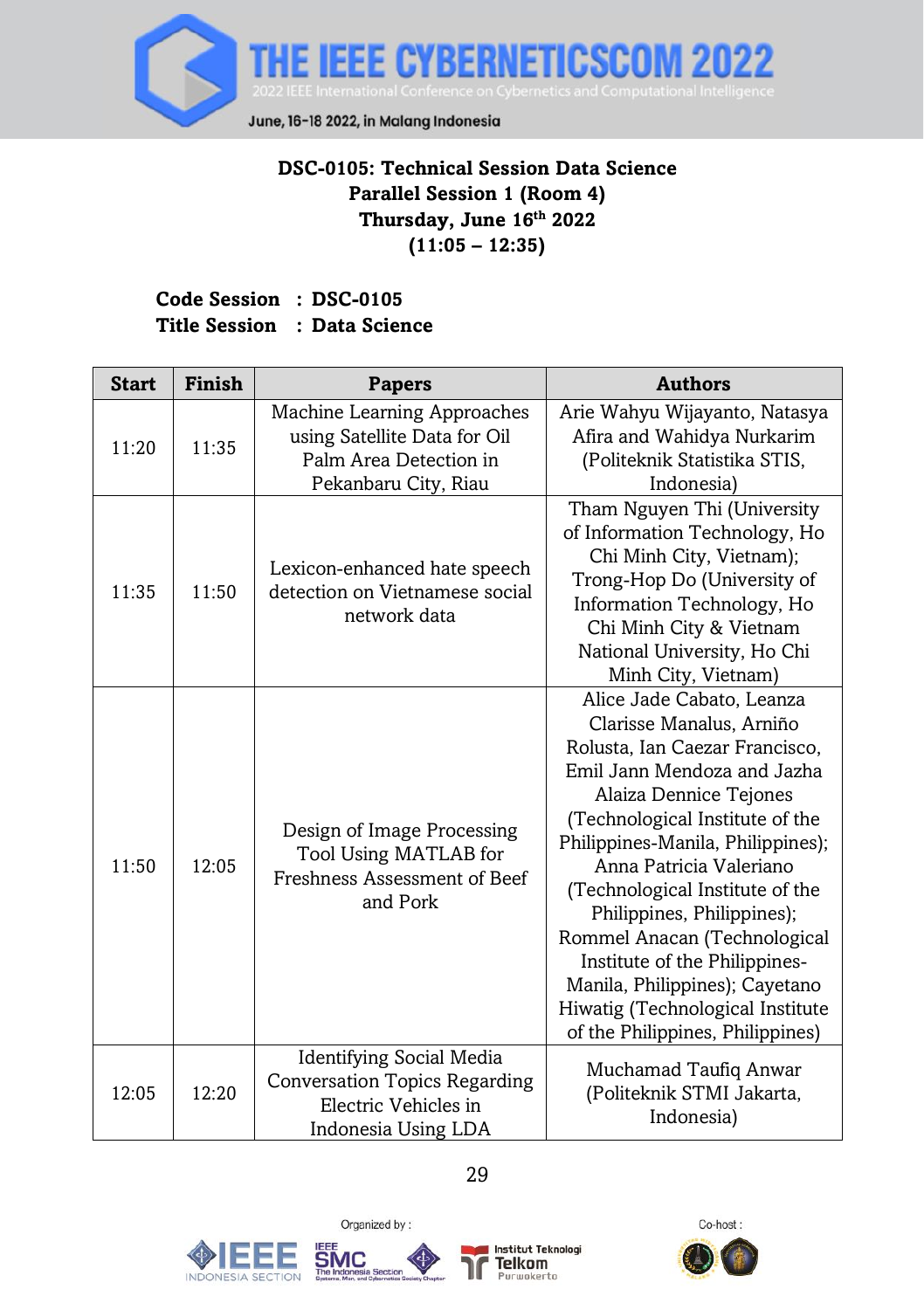**DSC-0105: Technical Session Data Science**
**Parallel Session 1 (Room 4)**
**Thursday, June 16th 2022**
**(11:05 – 12:35)**

**Code Session : DSC-0105**
**Title Session : Data Science**

| Start | Finish | Papers | Authors |
| --- | --- | --- | --- |
| 11:20 | 11:35 | Machine Learning Approaches using Satellite Data for Oil Palm Area Detection in Pekanbaru City, Riau | Arie Wahyu Wijayanto, Natasya Afira and Wahidya Nurkarim (Politeknik Statistika STIS, Indonesia) |
| 11:35 | 11:50 | Lexicon-enhanced hate speech detection on Vietnamese social network data | Tham Nguyen Thi (University of Information Technology, Ho Chi Minh City, Vietnam); Trong-Hop Do (University of Information Technology, Ho Chi Minh City & Vietnam National University, Ho Chi Minh City, Vietnam) |
| 11:50 | 12:05 | Design of Image Processing Tool Using MATLAB for Freshness Assessment of Beef and Pork | Alice Jade Cabato, Leanza Clarisse Manalus, Arniño Rolusta, Ian Caezar Francisco, Emil Jann Mendoza and Jazha Alaiza Dennice Tejones (Technological Institute of the Philippines-Manila, Philippines); Anna Patricia Valeriano (Technological Institute of the Philippines, Philippines); Rommel Anacan (Technological Institute of the Philippines-Manila, Philippines); Cayetano Hiwatig (Technological Institute of the Philippines, Philippines) |
| 12:05 | 12:20 | Identifying Social Media Conversation Topics Regarding Electric Vehicles in Indonesia Using LDA | Muchamad Taufiq Anwar (Politeknik STMI Jakarta, Indonesia) |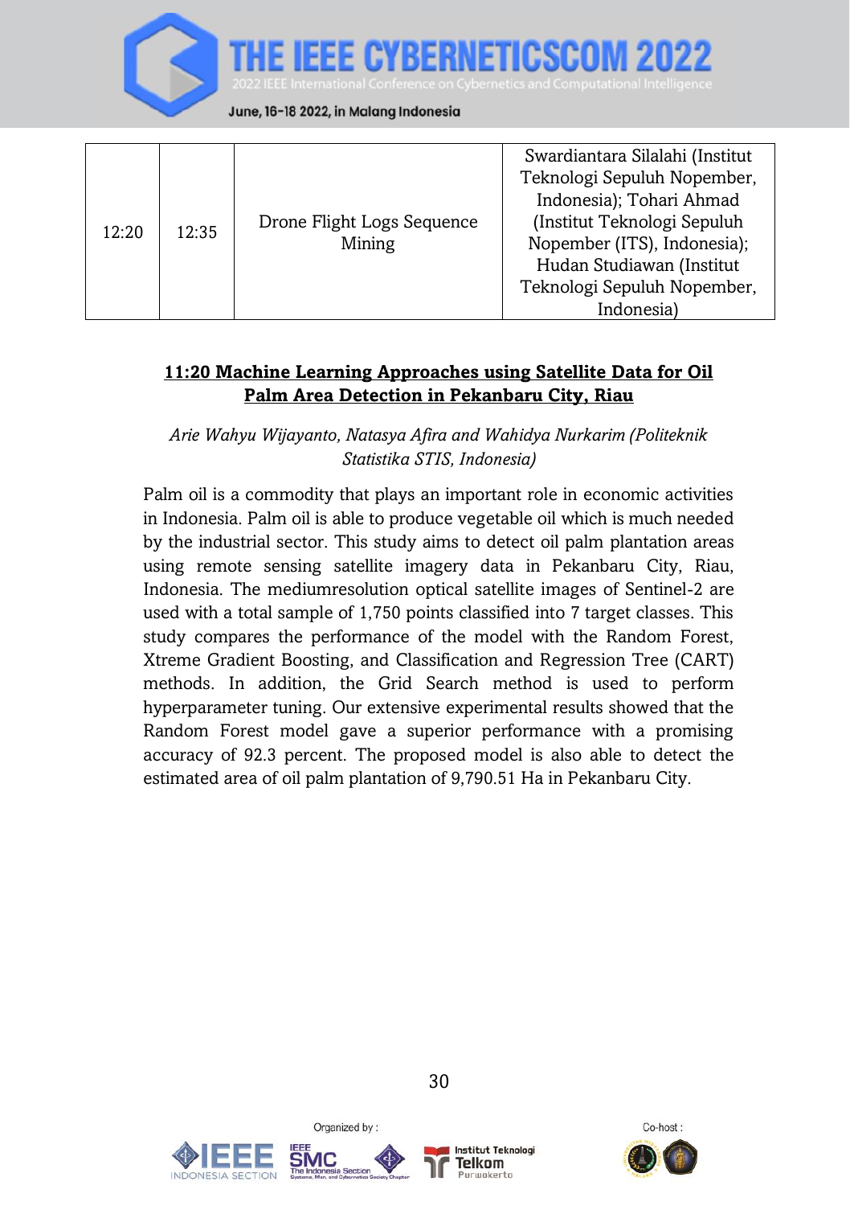| 12:20 | 12:35 | Drone Flight Logs Sequence Mining | Swardiantara Silalahi (Institut Teknologi Sepuluh Nopember, Indonesia); Tohari Ahmad (Institut Teknologi Sepuluh Nopember (ITS), Indonesia); Hudan Studiawan (Institut Teknologi Sepuluh Nopember, Indonesia) |
|---|---|---|---|

## 11:20 Machine Learning Approaches using Satellite Data for Oil Palm Area Detection in Pekanbaru City, Riau

*Arie Wahyu Wijayanto, Natasya Afira and Wahidya Nurkarim (Politeknik Statistika STIS, Indonesia)*

Palm oil is a commodity that plays an important role in economic activities in Indonesia. Palm oil is able to produce vegetable oil which is much needed by the industrial sector. This study aims to detect oil palm plantation areas using remote sensing satellite imagery data in Pekanbaru City, Riau, Indonesia. The mediumresolution optical satellite images of Sentinel-2 are used with a total sample of 1,750 points classified into 7 target classes. This study compares the performance of the model with the Random Forest, Xtreme Gradient Boosting, and Classification and Regression Tree (CART) methods. In addition, the Grid Search method is used to perform hyperparameter tuning. Our extensive experimental results showed that the Random Forest model gave a superior performance with a promising accuracy of 92.3 percent. The proposed model is also able to detect the estimated area of oil palm plantation of 9,790.51 Ha in Pekanbaru City.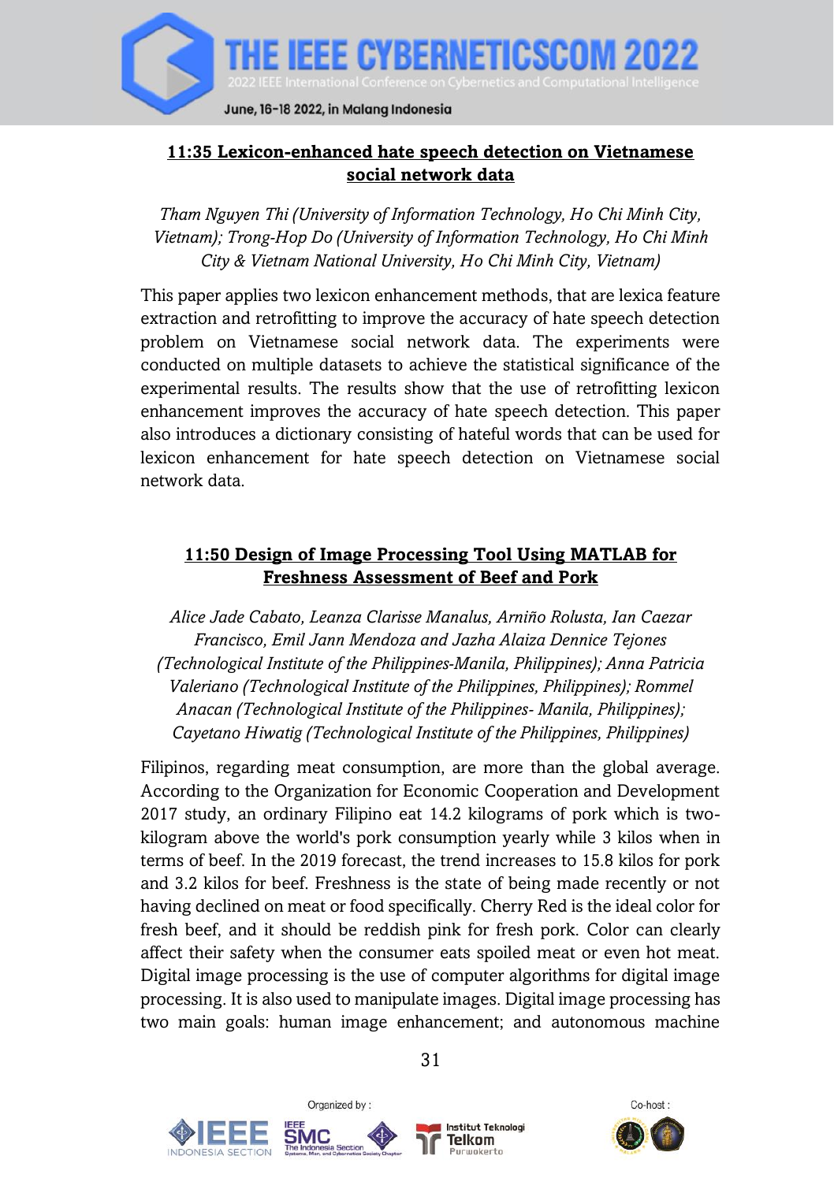## 11:35 Lexicon-enhanced hate speech detection on Vietnamese social network data

*Tham Nguyen Thi (University of Information Technology, Ho Chi Minh City, Vietnam); Trong-Hop Do (University of Information Technology, Ho Chi Minh City & Vietnam National University, Ho Chi Minh City, Vietnam)*

This paper applies two lexicon enhancement methods, that are lexica feature extraction and retrofitting to improve the accuracy of hate speech detection problem on Vietnamese social network data. The experiments were conducted on multiple datasets to achieve the statistical significance of the experimental results. The results show that the use of retrofitting lexicon enhancement improves the accuracy of hate speech detection. This paper also introduces a dictionary consisting of hateful words that can be used for lexicon enhancement for hate speech detection on Vietnamese social network data.

## 11:50 Design of Image Processing Tool Using MATLAB for Freshness Assessment of Beef and Pork

*Alice Jade Cabato, Leanza Clarisse Manalus, Arniño Rolusta, Ian Caezar Francisco, Emil Jann Mendoza and Jazha Alaiza Dennice Tejones (Technological Institute of the Philippines-Manila, Philippines); Anna Patricia Valeriano (Technological Institute of the Philippines, Philippines); Rommel Anacan (Technological Institute of the Philippines- Manila, Philippines); Cayetano Hiwatig (Technological Institute of the Philippines, Philippines)*

Filipinos, regarding meat consumption, are more than the global average. According to the Organization for Economic Cooperation and Development 2017 study, an ordinary Filipino eat 14.2 kilograms of pork which is two-kilogram above the world's pork consumption yearly while 3 kilos when in terms of beef. In the 2019 forecast, the trend increases to 15.8 kilos for pork and 3.2 kilos for beef. Freshness is the state of being made recently or not having declined on meat or food specifically. Cherry Red is the ideal color for fresh beef, and it should be reddish pink for fresh pork. Color can clearly affect their safety when the consumer eats spoiled meat or even hot meat. Digital image processing is the use of computer algorithms for digital image processing. It is also used to manipulate images. Digital image processing has two main goals: human image enhancement; and autonomous machine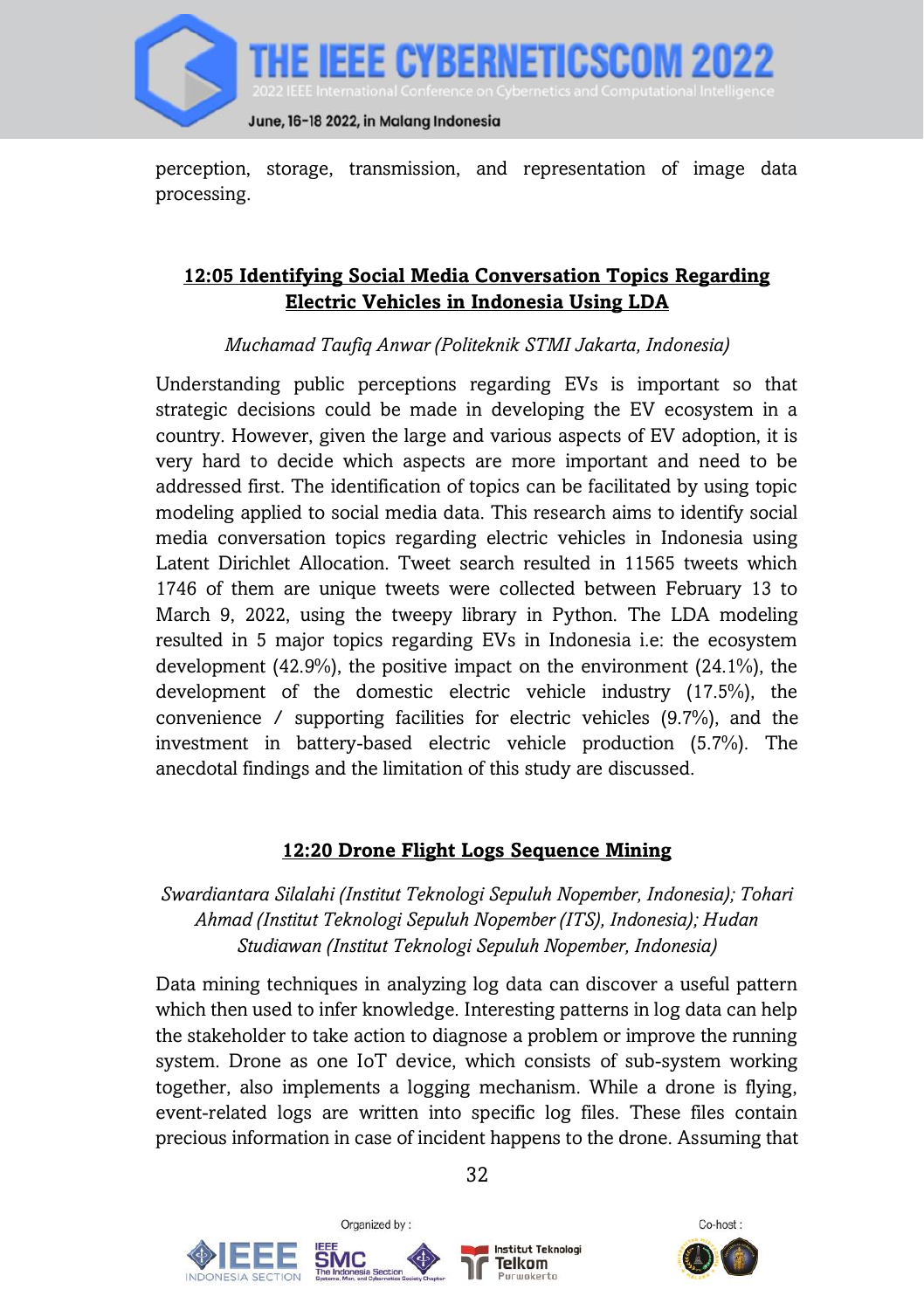perception, storage, transmission, and representation of image data processing.

### 12:05 Identifying Social Media Conversation Topics Regarding Electric Vehicles in Indonesia Using LDA

*Muchamad Taufiq Anwar (Politeknik STMI Jakarta, Indonesia)*

Understanding public perceptions regarding EVs is important so that strategic decisions could be made in developing the EV ecosystem in a country. However, given the large and various aspects of EV adoption, it is very hard to decide which aspects are more important and need to be addressed first. The identification of topics can be facilitated by using topic modeling applied to social media data. This research aims to identify social media conversation topics regarding electric vehicles in Indonesia using Latent Dirichlet Allocation. Tweet search resulted in 11565 tweets which 1746 of them are unique tweets were collected between February 13 to March 9, 2022, using the tweepy library in Python. The LDA modeling resulted in 5 major topics regarding EVs in Indonesia i.e: the ecosystem development (42.9%), the positive impact on the environment (24.1%), the development of the domestic electric vehicle industry (17.5%), the convenience / supporting facilities for electric vehicles (9.7%), and the investment in battery-based electric vehicle production (5.7%). The anecdotal findings and the limitation of this study are discussed.

### 12:20 Drone Flight Logs Sequence Mining

*Swardiantara Silalahi (Institut Teknologi Sepuluh Nopember, Indonesia); Tohari Ahmad (Institut Teknologi Sepuluh Nopember (ITS), Indonesia); Hudan Studiawan (Institut Teknologi Sepuluh Nopember, Indonesia)*

Data mining techniques in analyzing log data can discover a useful pattern which then used to infer knowledge. Interesting patterns in log data can help the stakeholder to take action to diagnose a problem or improve the running system. Drone as one IoT device, which consists of sub-system working together, also implements a logging mechanism. While a drone is flying, event-related logs are written into specific log files. These files contain precious information in case of incident happens to the drone. Assuming that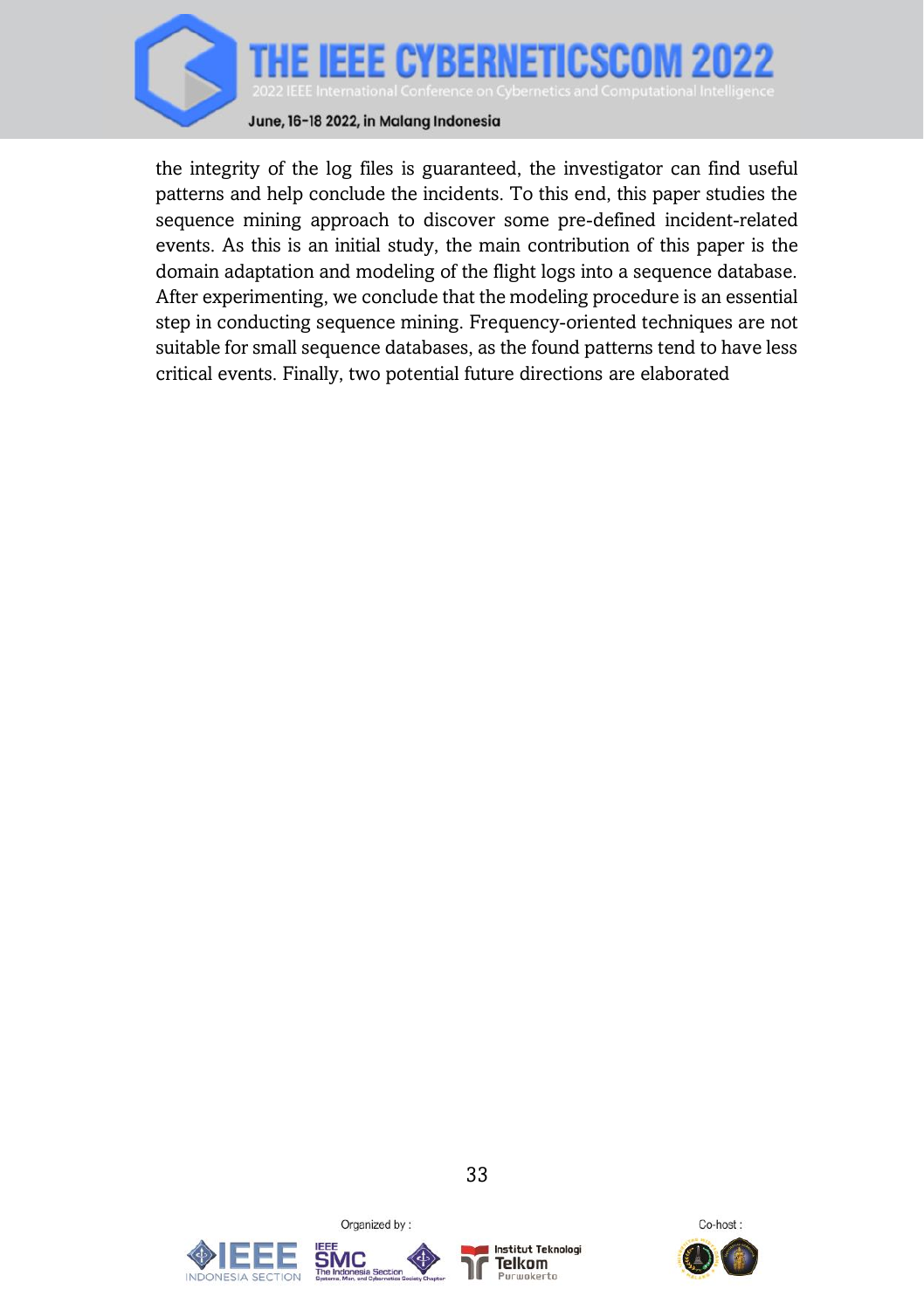the integrity of the log files is guaranteed, the investigator can find useful patterns and help conclude the incidents. To this end, this paper studies the sequence mining approach to discover some pre-defined incident-related events. As this is an initial study, the main contribution of this paper is the domain adaptation and modeling of the flight logs into a sequence database. After experimenting, we conclude that the modeling procedure is an essential step in conducting sequence mining. Frequency-oriented techniques are not suitable for small sequence databases, as the found patterns tend to have less critical events. Finally, two potential future directions are elaborated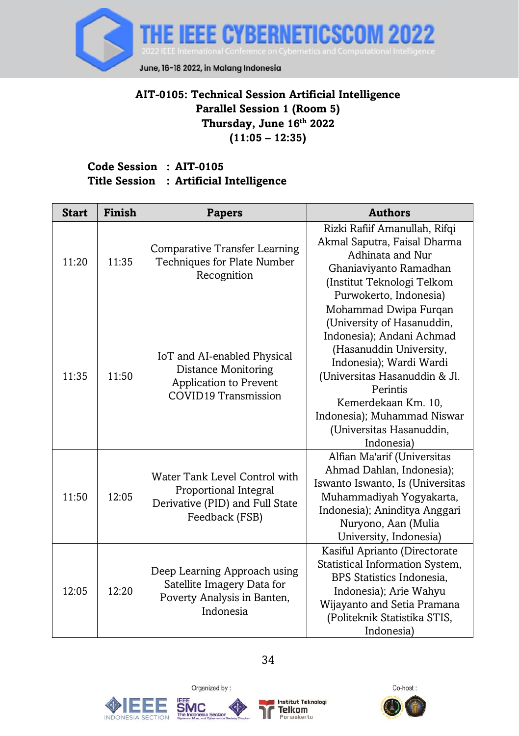**AIT-0105: Technical Session Artificial Intelligence**
**Parallel Session 1 (Room 5)**
**Thursday, June 16th 2022**
**(11:05 – 12:35)**

**Code Session : AIT-0105**
**Title Session : Artificial Intelligence**

| Start | Finish | Papers | Authors |
|---|---|---|---|
| 11:20 | 11:35 | Comparative Transfer Learning Techniques for Plate Number Recognition | Rizki Rafiif Amanullah, Rifqi Akmal Saputra, Faisal Dharma Adhinata and Nur Ghaniaviyanto Ramadhan (Institut Teknologi Telkom Purwokerto, Indonesia) |
| 11:35 | 11:50 | IoT and AI-enabled Physical Distance Monitoring Application to Prevent COVID19 Transmission | Mohammad Dwipa Furqan (University of Hasanuddin, Indonesia); Andani Achmad (Hasanuddin University, Indonesia); Wardi Wardi (Universitas Hasanuddin & Jl. Perintis Kemerdekaan Km. 10, Indonesia); Muhammad Niswar (Universitas Hasanuddin, Indonesia) |
| 11:50 | 12:05 | Water Tank Level Control with Proportional Integral Derivative (PID) and Full State Feedback (FSB) | Alfian Ma'arif (Universitas Ahmad Dahlan, Indonesia); Iswanto Iswanto, Is (Universitas Muhammadiyah Yogyakarta, Indonesia); Aninditya Anggari Nuryono, Aan (Mulia University, Indonesia) |
| 12:05 | 12:20 | Deep Learning Approach using Satellite Imagery Data for Poverty Analysis in Banten, Indonesia | Kasiful Aprianto (Directorate Statistical Information System, BPS Statistics Indonesia, Indonesia); Arie Wahyu Wijayanto and Setia Pramana (Politeknik Statistika STIS, Indonesia) |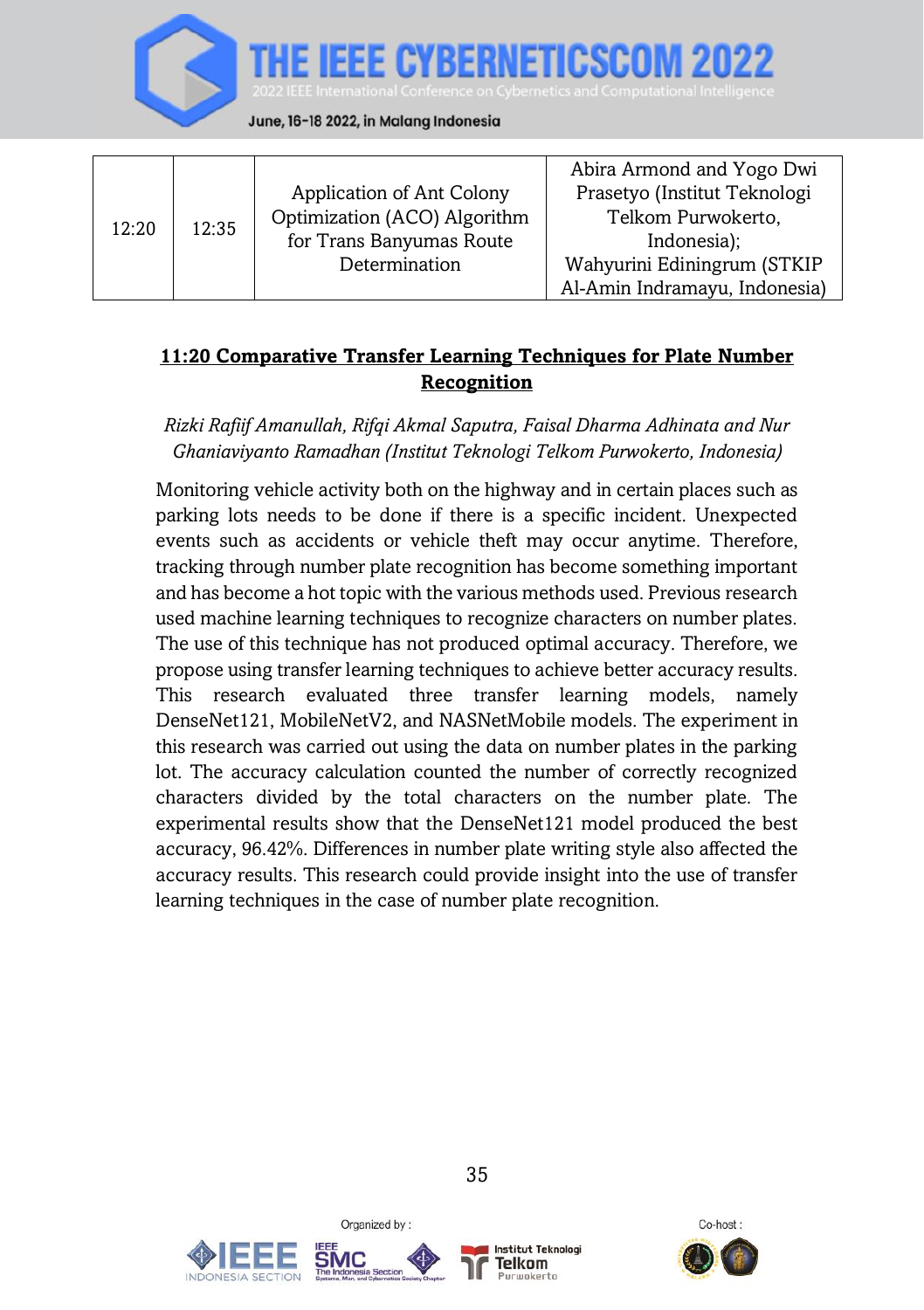| 12:20 | 12:35 | Application of Ant Colony Optimization (ACO) Algorithm for Trans Banyumas Route Determination | Abira Armond and Yogo Dwi Prasetyo (Institut Teknologi Telkom Purwokerto, Indonesia); Wahyurini Ediningrum (STKIP Al-Amin Indramayu, Indonesia) |
|---|---|---|---|

## 11:20 Comparative Transfer Learning Techniques for Plate Number Recognition

*Rizki Rafiif Amanullah, Rifqi Akmal Saputra, Faisal Dharma Adhinata and Nur Ghaniaviyanto Ramadhan (Institut Teknologi Telkom Purwokerto, Indonesia)*

Monitoring vehicle activity both on the highway and in certain places such as parking lots needs to be done if there is a specific incident. Unexpected events such as accidents or vehicle theft may occur anytime. Therefore, tracking through number plate recognition has become something important and has become a hot topic with the various methods used. Previous research used machine learning techniques to recognize characters on number plates. The use of this technique has not produced optimal accuracy. Therefore, we propose using transfer learning techniques to achieve better accuracy results. This research evaluated three transfer learning models, namely DenseNet121, MobileNetV2, and NASNetMobile models. The experiment in this research was carried out using the data on number plates in the parking lot. The accuracy calculation counted the number of correctly recognized characters divided by the total characters on the number plate. The experimental results show that the DenseNet121 model produced the best accuracy, 96.42%. Differences in number plate writing style also affected the accuracy results. This research could provide insight into the use of transfer learning techniques in the case of number plate recognition.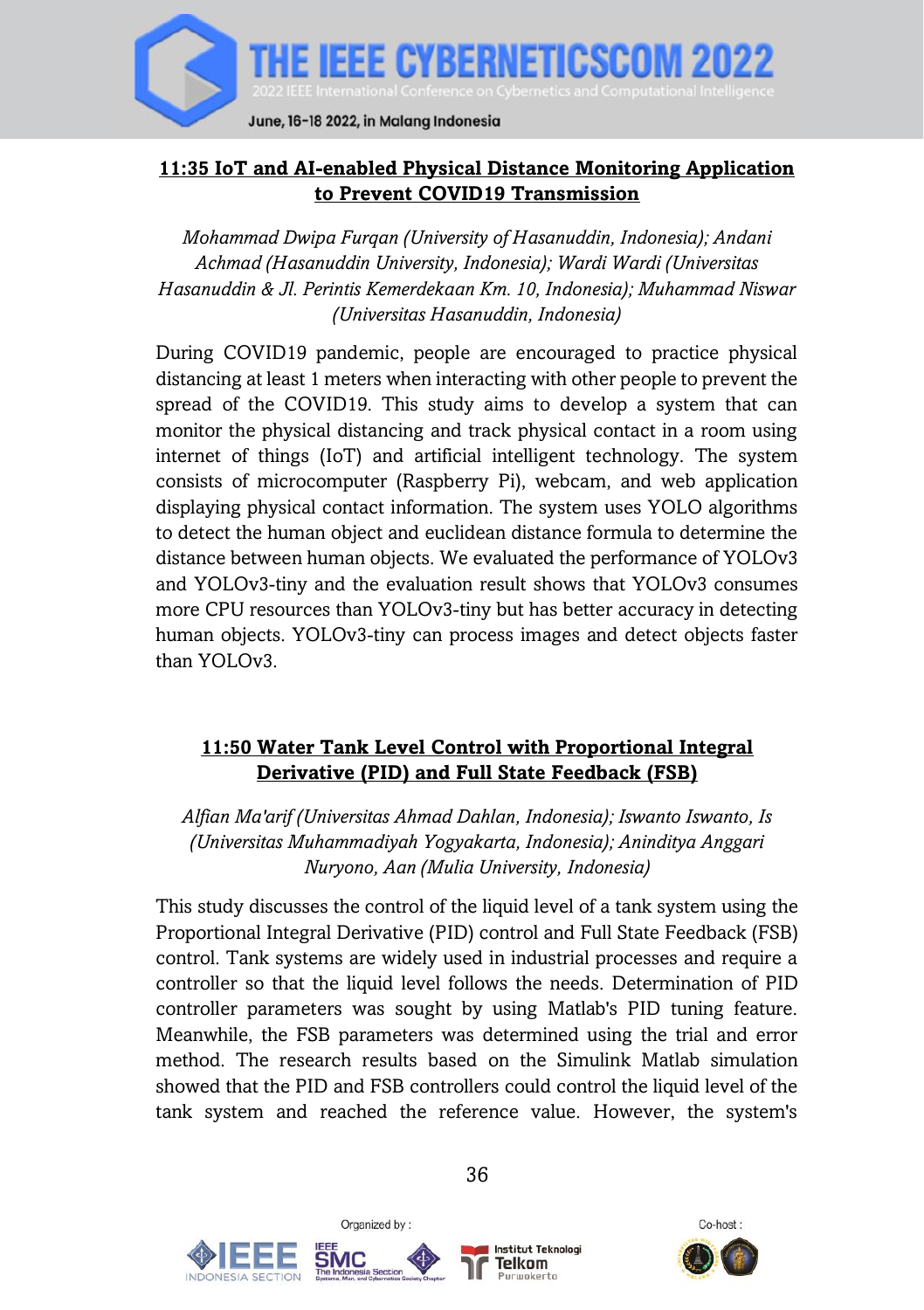### 11:35 IoT and AI-enabled Physical Distance Monitoring Application to Prevent COVID19 Transmission

*Mohammad Dwipa Furqan (University of Hasanuddin, Indonesia); Andani Achmad (Hasanuddin University, Indonesia); Wardi Wardi (Universitas Hasanuddin & Jl. Perintis Kemerdekaan Km. 10, Indonesia); Muhammad Niswar (Universitas Hasanuddin, Indonesia)*

During COVID19 pandemic, people are encouraged to practice physical distancing at least 1 meters when interacting with other people to prevent the spread of the COVID19. This study aims to develop a system that can monitor the physical distancing and track physical contact in a room using internet of things (IoT) and artificial intelligent technology. The system consists of microcomputer (Raspberry Pi), webcam, and web application displaying physical contact information. The system uses YOLO algorithms to detect the human object and euclidean distance formula to determine the distance between human objects. We evaluated the performance of YOLOv3 and YOLOv3-tiny and the evaluation result shows that YOLOv3 consumes more CPU resources than YOLOv3-tiny but has better accuracy in detecting human objects. YOLOv3-tiny can process images and detect objects faster than YOLOv3.

### 11:50 Water Tank Level Control with Proportional Integral Derivative (PID) and Full State Feedback (FSB)

*Alfian Ma'arif (Universitas Ahmad Dahlan, Indonesia); Iswanto Iswanto, Is (Universitas Muhammadiyah Yogyakarta, Indonesia); Aninditya Anggari Nuryono, Aan (Mulia University, Indonesia)*

This study discusses the control of the liquid level of a tank system using the Proportional Integral Derivative (PID) control and Full State Feedback (FSB) control. Tank systems are widely used in industrial processes and require a controller so that the liquid level follows the needs. Determination of PID controller parameters was sought by using Matlab's PID tuning feature. Meanwhile, the FSB parameters was determined using the trial and error method. The research results based on the Simulink Matlab simulation showed that the PID and FSB controllers could control the liquid level of the tank system and reached the reference value. However, the system's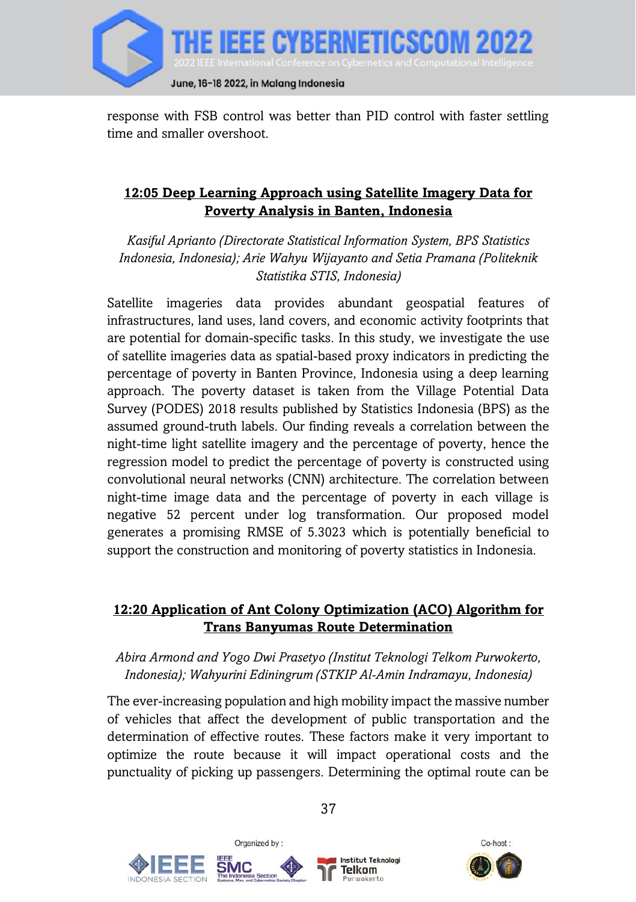response with FSB control was better than PID control with faster settling time and smaller overshoot.

### 12:05 Deep Learning Approach using Satellite Imagery Data for Poverty Analysis in Banten, Indonesia

*Kasiful Aprianto (Directorate Statistical Information System, BPS Statistics Indonesia, Indonesia); Arie Wahyu Wijayanto and Setia Pramana (Politeknik Statistika STIS, Indonesia)*

Satellite imageries data provides abundant geospatial features of infrastructures, land uses, land covers, and economic activity footprints that are potential for domain-specific tasks. In this study, we investigate the use of satellite imageries data as spatial-based proxy indicators in predicting the percentage of poverty in Banten Province, Indonesia using a deep learning approach. The poverty dataset is taken from the Village Potential Data Survey (PODES) 2018 results published by Statistics Indonesia (BPS) as the assumed ground-truth labels. Our finding reveals a correlation between the night-time light satellite imagery and the percentage of poverty, hence the regression model to predict the percentage of poverty is constructed using convolutional neural networks (CNN) architecture. The correlation between night-time image data and the percentage of poverty in each village is negative 52 percent under log transformation. Our proposed model generates a promising RMSE of 5.3023 which is potentially beneficial to support the construction and monitoring of poverty statistics in Indonesia.

### 12:20 Application of Ant Colony Optimization (ACO) Algorithm for Trans Banyumas Route Determination

*Abira Armond and Yogo Dwi Prasetyo (Institut Teknologi Telkom Purwokerto, Indonesia); Wahyurini Ediningrum (STKIP Al-Amin Indramayu, Indonesia)*

The ever-increasing population and high mobility impact the massive number of vehicles that affect the development of public transportation and the determination of effective routes. These factors make it very important to optimize the route because it will impact operational costs and the punctuality of picking up passengers. Determining the optimal route can be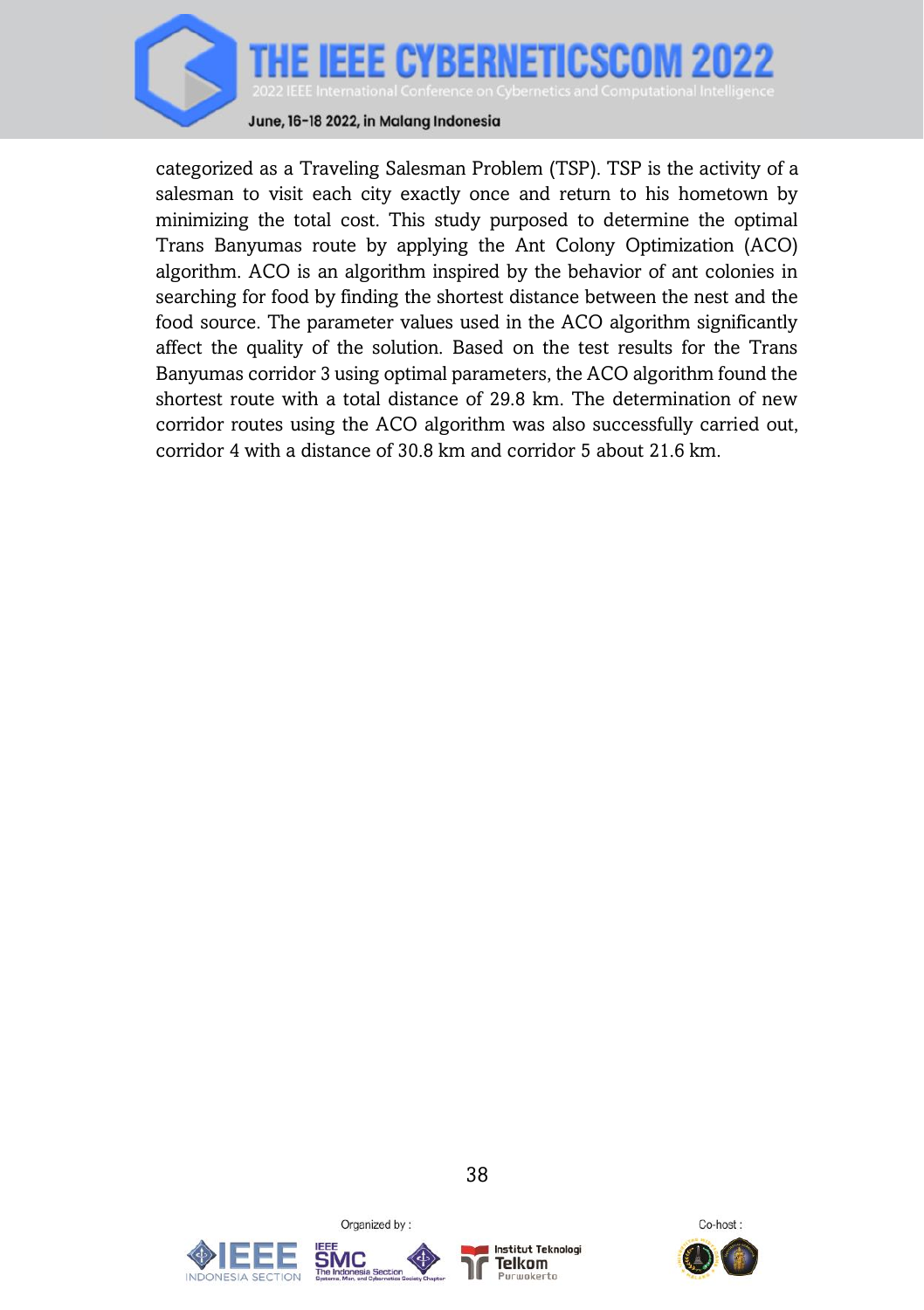categorized as a Traveling Salesman Problem (TSP). TSP is the activity of a salesman to visit each city exactly once and return to his hometown by minimizing the total cost. This study purposed to determine the optimal Trans Banyumas route by applying the Ant Colony Optimization (ACO) algorithm. ACO is an algorithm inspired by the behavior of ant colonies in searching for food by finding the shortest distance between the nest and the food source. The parameter values used in the ACO algorithm significantly affect the quality of the solution. Based on the test results for the Trans Banyumas corridor 3 using optimal parameters, the ACO algorithm found the shortest route with a total distance of 29.8 km. The determination of new corridor routes using the ACO algorithm was also successfully carried out, corridor 4 with a distance of 30.8 km and corridor 5 about 21.6 km.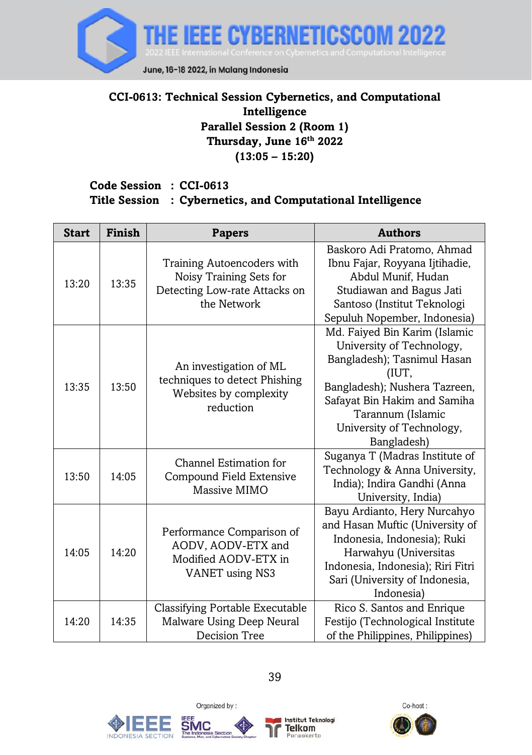**CCI-0613: Technical Session Cybernetics, and Computational Intelligence**
**Parallel Session 2 (Room 1)**
**Thursday, June 16th 2022**
**(13:05 – 15:20)**

**Code Session : CCI-0613**
**Title Session : Cybernetics, and Computational Intelligence**

| Start | Finish | Papers | Authors |
|---|---|---|---|
| 13:20 | 13:35 | Training Autoencoders with Noisy Training Sets for Detecting Low-rate Attacks on the Network | Baskoro Adi Pratomo, Ahmad Ibnu Fajar, Royyana Ijtihadie, Abdul Munif, Hudan Studiawan and Bagus Jati Santoso (Institut Teknologi Sepuluh Nopember, Indonesia) |
| 13:35 | 13:50 | An investigation of ML techniques to detect Phishing Websites by complexity reduction | Md. Faiyed Bin Karim (Islamic University of Technology, Bangladesh); Tasnimul Hasan (IUT, Bangladesh); Nushera Tazreen, Safayat Bin Hakim and Samiha Tarannum (Islamic University of Technology, Bangladesh) |
| 13:50 | 14:05 | Channel Estimation for Compound Field Extensive Massive MIMO | Suganya T (Madras Institute of Technology & Anna University, India); Indira Gandhi (Anna University, India) |
| 14:05 | 14:20 | Performance Comparison of AODV, AODV-ETX and Modified AODV-ETX in VANET using NS3 | Bayu Ardianto, Hery Nurcahyo and Hasan Muftic (University of Indonesia, Indonesia); Ruki Harwahyu (Universitas Indonesia, Indonesia); Riri Fitri Sari (University of Indonesia, Indonesia) |
| 14:20 | 14:35 | Classifying Portable Executable Malware Using Deep Neural Decision Tree | Rico S. Santos and Enrique Festijo (Technological Institute of the Philippines, Philippines) |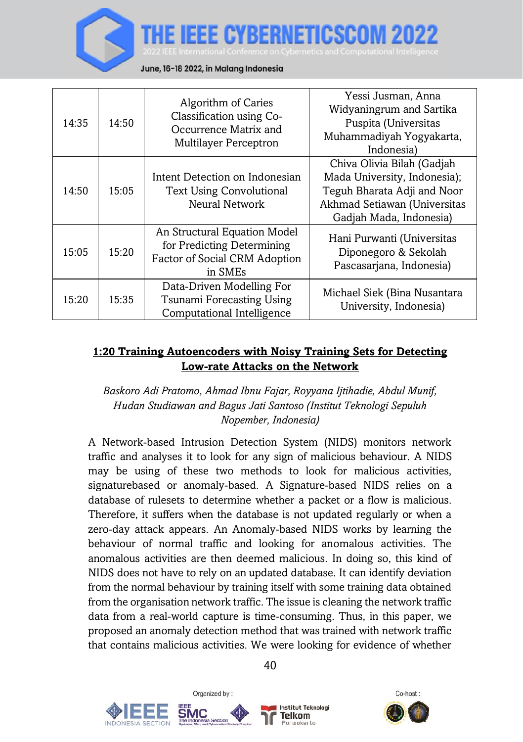| 14:35 | 14:50 | Algorithm of Caries Classification using Co-Occurrence Matrix and Multilayer Perceptron | Yessi Jusman, Anna Widyaningrum and Sartika Puspita (Universitas Muhammadiyah Yogyakarta, Indonesia) |
|---|---|---|---|
| 14:50 | 15:05 | Intent Detection on Indonesian Text Using Convolutional Neural Network | Chiva Olivia Bilah (Gadjah Mada University, Indonesia); Teguh Bharata Adji and Noor Akhmad Setiawan (Universitas Gadjah Mada, Indonesia) |
| 15:05 | 15:20 | An Structural Equation Model for Predicting Determining Factor of Social CRM Adoption in SMEs | Hani Purwanti (Universitas Diponegoro & Sekolah Pascasarjana, Indonesia) |
| 15:20 | 15:35 | Data-Driven Modelling For Tsunami Forecasting Using Computational Intelligence | Michael Siek (Bina Nusantara University, Indonesia) |

**1:20 Training Autoencoders with Noisy Training Sets for Detecting Low-rate Attacks on the Network**

*Baskoro Adi Pratomo, Ahmad Ibnu Fajar, Royyana Ijtihadie, Abdul Munif, Hudan Studiawan and Bagus Jati Santoso (Institut Teknologi Sepuluh Nopember, Indonesia)*

A Network-based Intrusion Detection System (NIDS) monitors network traffic and analyses it to look for any sign of malicious behaviour. A NIDS may be using of these two methods to look for malicious activities, signaturebased or anomaly-based. A Signature-based NIDS relies on a database of rulesets to determine whether a packet or a flow is malicious. Therefore, it suffers when the database is not updated regularly or when a zero-day attack appears. An Anomaly-based NIDS works by learning the behaviour of normal traffic and looking for anomalous activities. The anomalous activities are then deemed malicious. In doing so, this kind of NIDS does not have to rely on an updated database. It can identify deviation from the normal behaviour by training itself with some training data obtained from the organisation network traffic. The issue is cleaning the network traffic data from a real-world capture is time-consuming. Thus, in this paper, we proposed an anomaly detection method that was trained with network traffic that contains malicious activities. We were looking for evidence of whether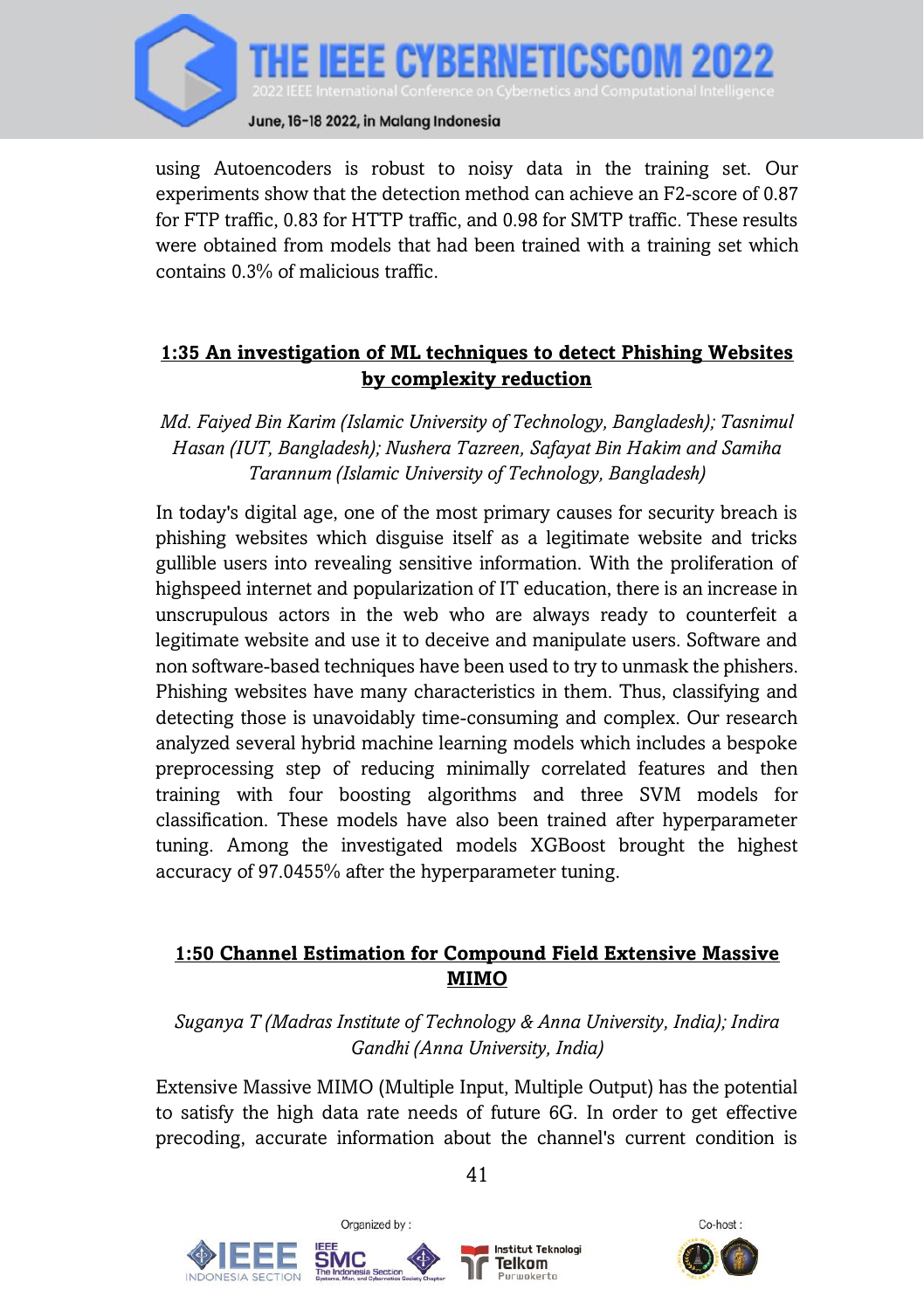using Autoencoders is robust to noisy data in the training set. Our experiments show that the detection method can achieve an F2-score of 0.87 for FTP traffic, 0.83 for HTTP traffic, and 0.98 for SMTP traffic. These results were obtained from models that had been trained with a training set which contains 0.3% of malicious traffic.

## 1:35 An investigation of ML techniques to detect Phishing Websites by complexity reduction

*Md. Faiyed Bin Karim (Islamic University of Technology, Bangladesh); Tasnimul Hasan (IUT, Bangladesh); Nushera Tazreen, Safayat Bin Hakim and Samiha Tarannum (Islamic University of Technology, Bangladesh)*

In today's digital age, one of the most primary causes for security breach is phishing websites which disguise itself as a legitimate website and tricks gullible users into revealing sensitive information. With the proliferation of highspeed internet and popularization of IT education, there is an increase in unscrupulous actors in the web who are always ready to counterfeit a legitimate website and use it to deceive and manipulate users. Software and non software-based techniques have been used to try to unmask the phishers. Phishing websites have many characteristics in them. Thus, classifying and detecting those is unavoidably time-consuming and complex. Our research analyzed several hybrid machine learning models which includes a bespoke preprocessing step of reducing minimally correlated features and then training with four boosting algorithms and three SVM models for classification. These models have also been trained after hyperparameter tuning. Among the investigated models XGBoost brought the highest accuracy of 97.0455% after the hyperparameter tuning.

## 1:50 Channel Estimation for Compound Field Extensive Massive MIMO

*Suganya T (Madras Institute of Technology & Anna University, India); Indira Gandhi (Anna University, India)*

Extensive Massive MIMO (Multiple Input, Multiple Output) has the potential to satisfy the high data rate needs of future 6G. In order to get effective precoding, accurate information about the channel's current condition is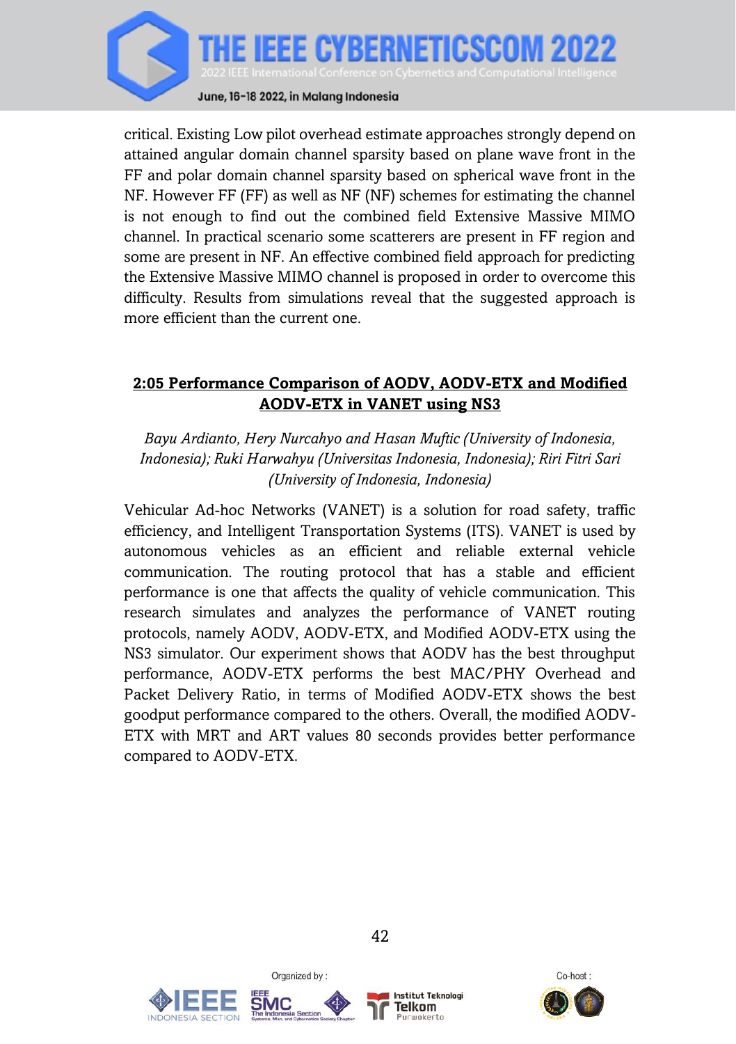critical. Existing Low pilot overhead estimate approaches strongly depend on attained angular domain channel sparsity based on plane wave front in the FF and polar domain channel sparsity based on spherical wave front in the NF. However FF (FF) as well as NF (NF) schemes for estimating the channel is not enough to find out the combined field Extensive Massive MIMO channel. In practical scenario some scatterers are present in FF region and some are present in NF. An effective combined field approach for predicting the Extensive Massive MIMO channel is proposed in order to overcome this difficulty. Results from simulations reveal that the suggested approach is more efficient than the current one.

## 2:05 Performance Comparison of AODV, AODV-ETX and Modified AODV-ETX in VANET using NS3

*Bayu Ardianto, Hery Nurcahyo and Hasan Muftic (University of Indonesia, Indonesia); Ruki Harwahyu (Universitas Indonesia, Indonesia); Riri Fitri Sari (University of Indonesia, Indonesia)*

Vehicular Ad-hoc Networks (VANET) is a solution for road safety, traffic efficiency, and Intelligent Transportation Systems (ITS). VANET is used by autonomous vehicles as an efficient and reliable external vehicle communication. The routing protocol that has a stable and efficient performance is one that affects the quality of vehicle communication. This research simulates and analyzes the performance of VANET routing protocols, namely AODV, AODV-ETX, and Modified AODV-ETX using the NS3 simulator. Our experiment shows that AODV has the best throughput performance, AODV-ETX performs the best MAC/PHY Overhead and Packet Delivery Ratio, in terms of Modified AODV-ETX shows the best goodput performance compared to the others. Overall, the modified AODV-ETX with MRT and ART values 80 seconds provides better performance compared to AODV-ETX.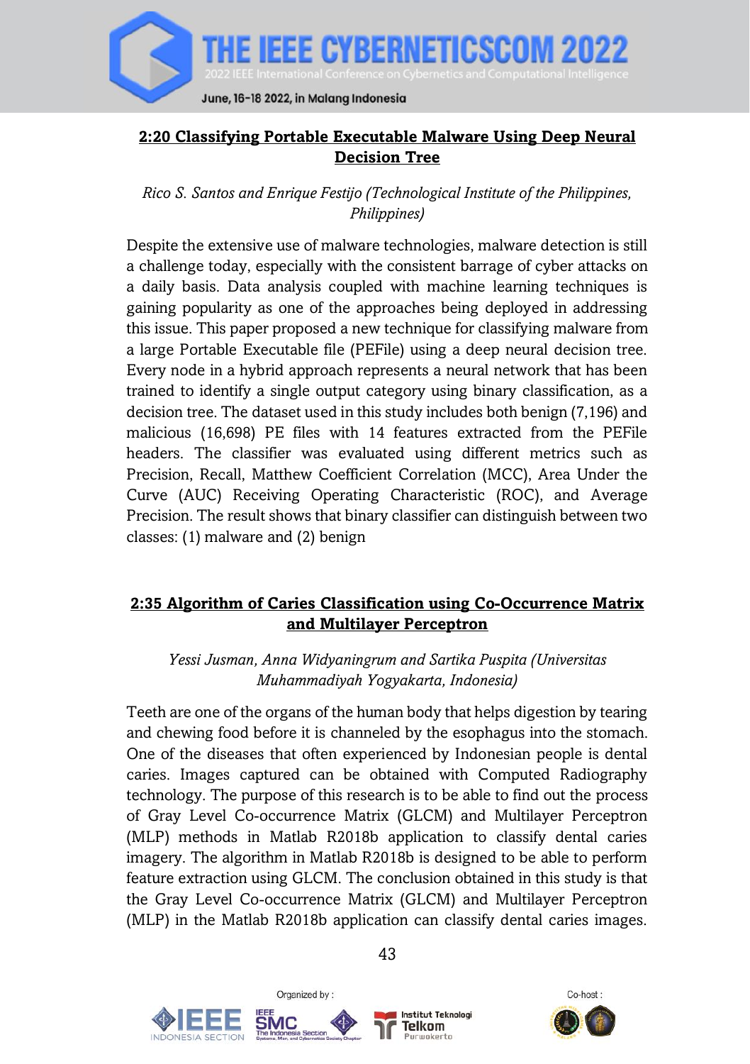### 2:20 Classifying Portable Executable Malware Using Deep Neural Decision Tree

*Rico S. Santos and Enrique Festijo (Technological Institute of the Philippines, Philippines)*

Despite the extensive use of malware technologies, malware detection is still a challenge today, especially with the consistent barrage of cyber attacks on a daily basis. Data analysis coupled with machine learning techniques is gaining popularity as one of the approaches being deployed in addressing this issue. This paper proposed a new technique for classifying malware from a large Portable Executable file (PEFile) using a deep neural decision tree. Every node in a hybrid approach represents a neural network that has been trained to identify a single output category using binary classification, as a decision tree. The dataset used in this study includes both benign (7,196) and malicious (16,698) PE files with 14 features extracted from the PEFile headers. The classifier was evaluated using different metrics such as Precision, Recall, Matthew Coefficient Correlation (MCC), Area Under the Curve (AUC) Receiving Operating Characteristic (ROC), and Average Precision. The result shows that binary classifier can distinguish between two classes: (1) malware and (2) benign

### 2:35 Algorithm of Caries Classification using Co-Occurrence Matrix and Multilayer Perceptron

*Yessi Jusman, Anna Widyaningrum and Sartika Puspita (Universitas Muhammadiyah Yogyakarta, Indonesia)*

Teeth are one of the organs of the human body that helps digestion by tearing and chewing food before it is channeled by the esophagus into the stomach. One of the diseases that often experienced by Indonesian people is dental caries. Images captured can be obtained with Computed Radiography technology. The purpose of this research is to be able to find out the process of Gray Level Co-occurrence Matrix (GLCM) and Multilayer Perceptron (MLP) methods in Matlab R2018b application to classify dental caries imagery. The algorithm in Matlab R2018b is designed to be able to perform feature extraction using GLCM. The conclusion obtained in this study is that the Gray Level Co-occurrence Matrix (GLCM) and Multilayer Perceptron (MLP) in the Matlab R2018b application can classify dental caries images.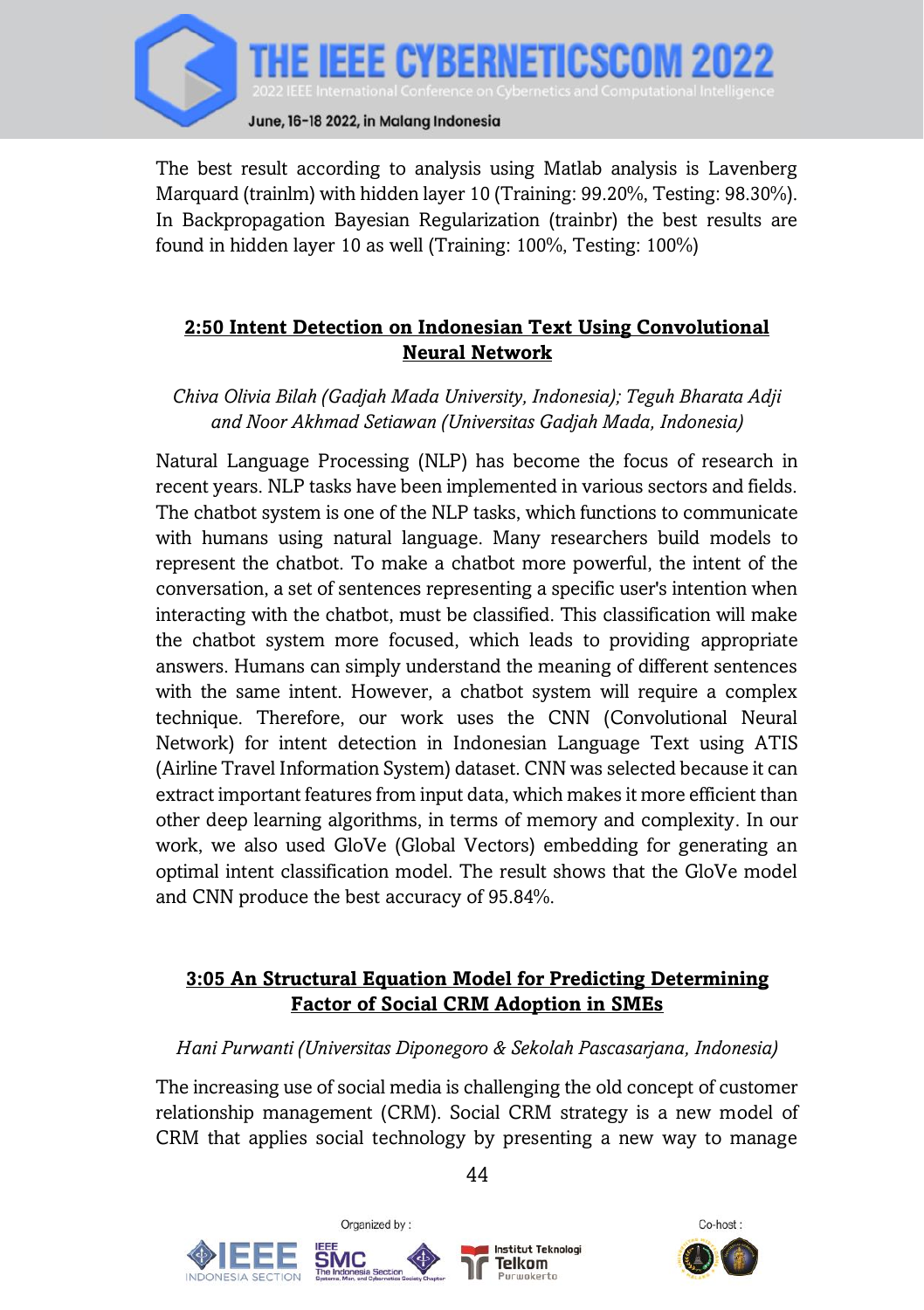The best result according to analysis using Matlab analysis is Lavenberg Marquard (trainlm) with hidden layer 10 (Training: 99.20%, Testing: 98.30%). In Backpropagation Bayesian Regularization (trainbr) the best results are found in hidden layer 10 as well (Training: 100%, Testing: 100%)

### 2:50 Intent Detection on Indonesian Text Using Convolutional Neural Network

*Chiva Olivia Bilah (Gadjah Mada University, Indonesia); Teguh Bharata Adji and Noor Akhmad Setiawan (Universitas Gadjah Mada, Indonesia)*

Natural Language Processing (NLP) has become the focus of research in recent years. NLP tasks have been implemented in various sectors and fields. The chatbot system is one of the NLP tasks, which functions to communicate with humans using natural language. Many researchers build models to represent the chatbot. To make a chatbot more powerful, the intent of the conversation, a set of sentences representing a specific user's intention when interacting with the chatbot, must be classified. This classification will make the chatbot system more focused, which leads to providing appropriate answers. Humans can simply understand the meaning of different sentences with the same intent. However, a chatbot system will require a complex technique. Therefore, our work uses the CNN (Convolutional Neural Network) for intent detection in Indonesian Language Text using ATIS (Airline Travel Information System) dataset. CNN was selected because it can extract important features from input data, which makes it more efficient than other deep learning algorithms, in terms of memory and complexity. In our work, we also used GloVe (Global Vectors) embedding for generating an optimal intent classification model. The result shows that the GloVe model and CNN produce the best accuracy of 95.84%.

### 3:05 An Structural Equation Model for Predicting Determining Factor of Social CRM Adoption in SMEs

*Hani Purwanti (Universitas Diponegoro & Sekolah Pascasarjana, Indonesia)*

The increasing use of social media is challenging the old concept of customer relationship management (CRM). Social CRM strategy is a new model of CRM that applies social technology by presenting a new way to manage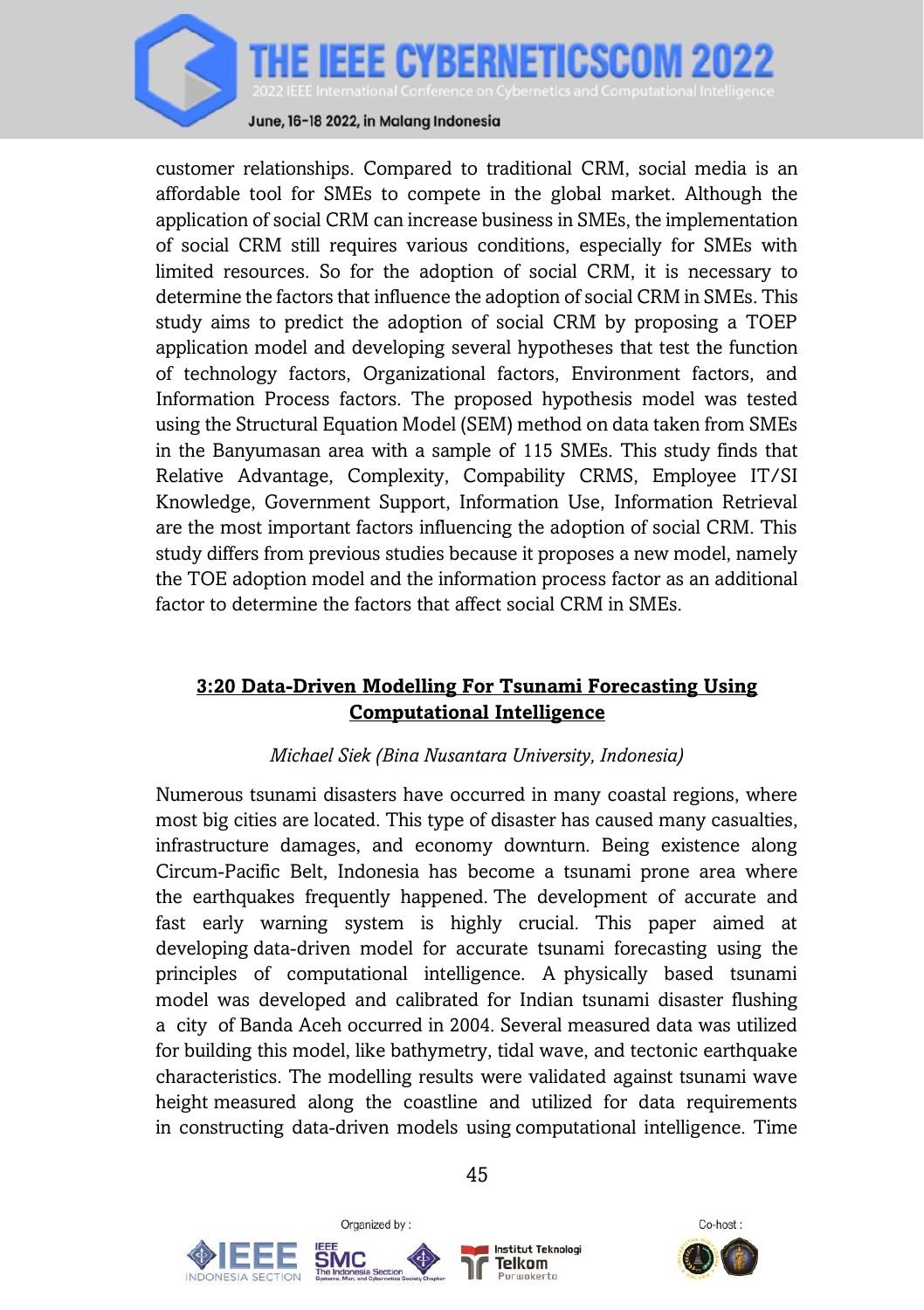customer relationships. Compared to traditional CRM, social media is an affordable tool for SMEs to compete in the global market. Although the application of social CRM can increase business in SMEs, the implementation of social CRM still requires various conditions, especially for SMEs with limited resources. So for the adoption of social CRM, it is necessary to determine the factors that influence the adoption of social CRM in SMEs. This study aims to predict the adoption of social CRM by proposing a TOEP application model and developing several hypotheses that test the function of technology factors, Organizational factors, Environment factors, and Information Process factors. The proposed hypothesis model was tested using the Structural Equation Model (SEM) method on data taken from SMEs in the Banyumasan area with a sample of 115 SMEs. This study finds that Relative Advantage, Complexity, Compability CRMS, Employee IT/SI Knowledge, Government Support, Information Use, Information Retrieval are the most important factors influencing the adoption of social CRM. This study differs from previous studies because it proposes a new model, namely the TOE adoption model and the information process factor as an additional factor to determine the factors that affect social CRM in SMEs.

## 3:20 Data-Driven Modelling For Tsunami Forecasting Using Computational Intelligence

*Michael Siek (Bina Nusantara University, Indonesia)*

Numerous tsunami disasters have occurred in many coastal regions, where most big cities are located. This type of disaster has caused many casualties, infrastructure damages, and economy downturn. Being existence along Circum-Pacific Belt, Indonesia has become a tsunami prone area where the earthquakes frequently happened. The development of accurate and fast early warning system is highly crucial. This paper aimed at developing data-driven model for accurate tsunami forecasting using the principles of computational intelligence. A physically based tsunami model was developed and calibrated for Indian tsunami disaster flushing a city of Banda Aceh occurred in 2004. Several measured data was utilized for building this model, like bathymetry, tidal wave, and tectonic earthquake characteristics. The modelling results were validated against tsunami wave height measured along the coastline and utilized for data requirements in constructing data-driven models using computational intelligence. Time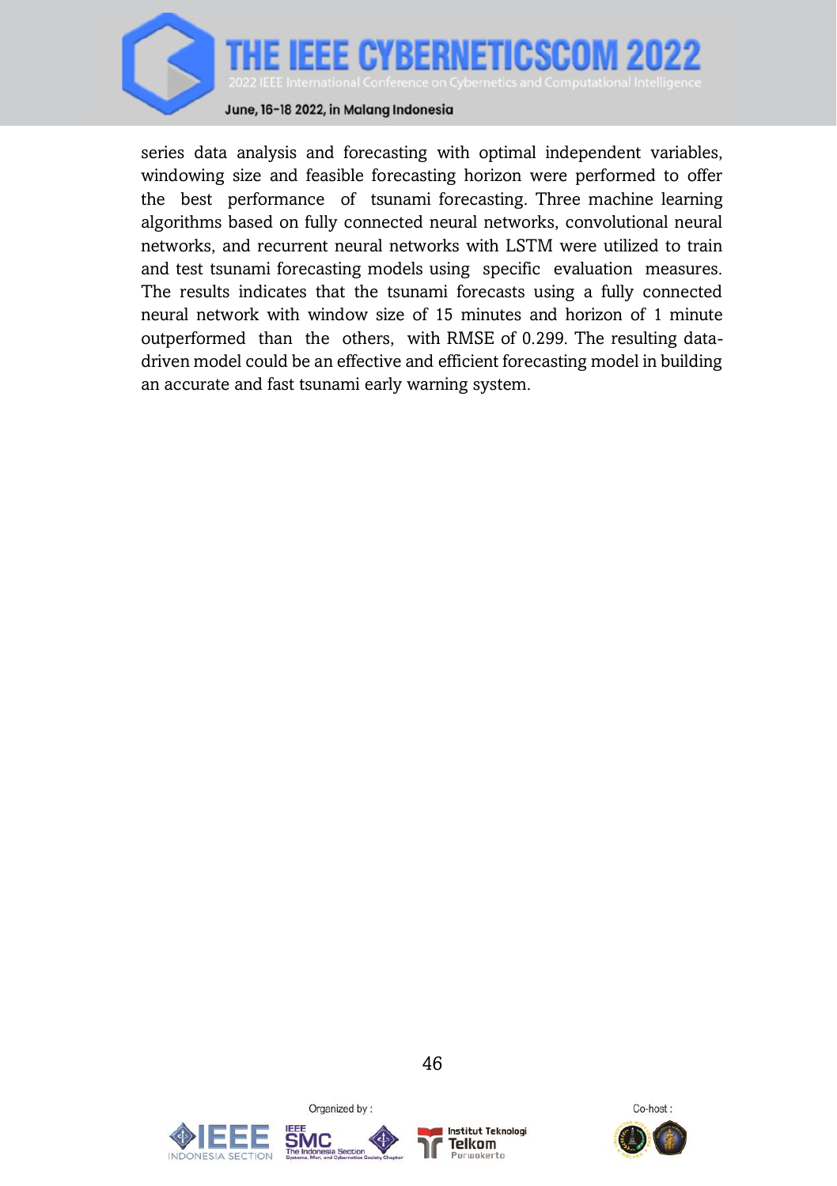series data analysis and forecasting with optimal independent variables, windowing size and feasible forecasting horizon were performed to offer the best performance of tsunami forecasting. Three machine learning algorithms based on fully connected neural networks, convolutional neural networks, and recurrent neural networks with LSTM were utilized to train and test tsunami forecasting models using specific evaluation measures. The results indicates that the tsunami forecasts using a fully connected neural network with window size of 15 minutes and horizon of 1 minute outperformed than the others, with RMSE of 0.299. The resulting data-driven model could be an effective and efficient forecasting model in building an accurate and fast tsunami early warning system.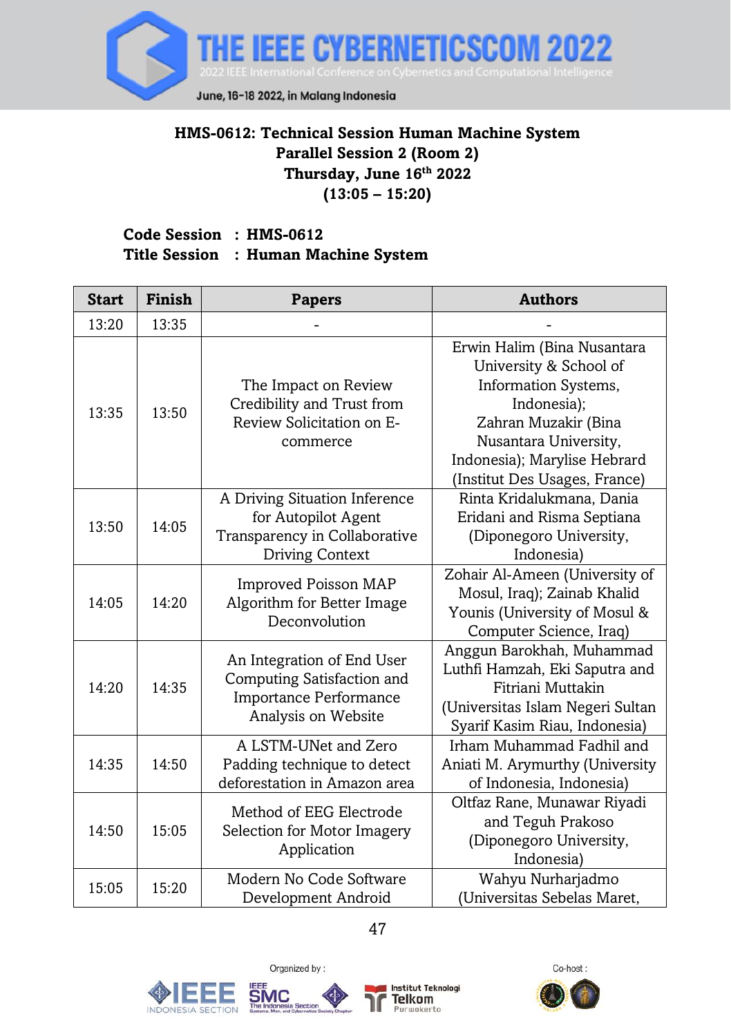**HMS-0612: Technical Session Human Machine System**
**Parallel Session 2 (Room 2)**
**Thursday, June 16th 2022**
**(13:05 – 15:20)**

**Code Session : HMS-0612**
**Title Session : Human Machine System**

| Start | Finish | Papers | Authors |
|---|---|---|---|
| 13:20 | 13:35 | - | - |
| 13:35 | 13:50 | The Impact on Review Credibility and Trust from Review Solicitation on E-commerce | Erwin Halim (Bina Nusantara University & School of Information Systems, Indonesia); Zahran Muzakir (Bina Nusantara University, Indonesia); Marylise Hebrard (Institut Des Usages, France) |
| 13:50 | 14:05 | A Driving Situation Inference for Autopilot Agent Transparency in Collaborative Driving Context | Rinta Kridalukmana, Dania Eridani and Risma Septiana (Diponegoro University, Indonesia) |
| 14:05 | 14:20 | Improved Poisson MAP Algorithm for Better Image Deconvolution | Zohair Al-Ameen (University of Mosul, Iraq); Zainab Khalid Younis (University of Mosul & Computer Science, Iraq) |
| 14:20 | 14:35 | An Integration of End User Computing Satisfaction and Importance Performance Analysis on Website | Anggun Barokhah, Muhammad Luthfi Hamzah, Eki Saputra and Fitriani Muttakin (Universitas Islam Negeri Sultan Syarif Kasim Riau, Indonesia) |
| 14:35 | 14:50 | A LSTM-UNet and Zero Padding technique to detect deforestation in Amazon area | Irham Muhammad Fadhil and Aniati M. Arymurthy (University of Indonesia, Indonesia) |
| 14:50 | 15:05 | Method of EEG Electrode Selection for Motor Imagery Application | Oltfaz Rane, Munawar Riyadi and Teguh Prakoso (Diponegoro University, Indonesia) |
| 15:05 | 15:20 | Modern No Code Software Development Android | Wahyu Nurharjadmo (Universitas Sebelas Maret, |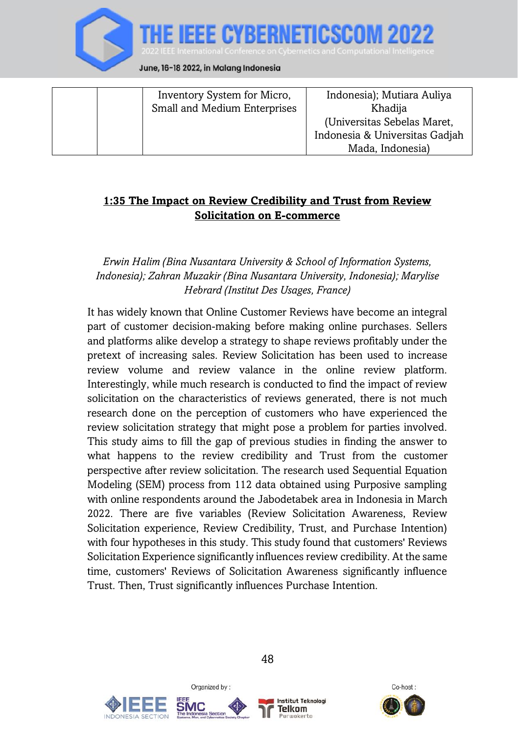|  |  | Inventory System for Micro, Small and Medium Enterprises | Indonesia); Mutiara Auliya Khadija (Universitas Sebelas Maret, Indonesia & Universitas Gadjah Mada, Indonesia) |
|---|---|---|---|

## 1:35 The Impact on Review Credibility and Trust from Review Solicitation on E-commerce

*Erwin Halim (Bina Nusantara University & School of Information Systems, Indonesia); Zahran Muzakir (Bina Nusantara University, Indonesia); Marylise Hebrard (Institut Des Usages, France)*

It has widely known that Online Customer Reviews have become an integral part of customer decision-making before making online purchases. Sellers and platforms alike develop a strategy to shape reviews profitably under the pretext of increasing sales. Review Solicitation has been used to increase review volume and review valance in the online review platform. Interestingly, while much research is conducted to find the impact of review solicitation on the characteristics of reviews generated, there is not much research done on the perception of customers who have experienced the review solicitation strategy that might pose a problem for parties involved. This study aims to fill the gap of previous studies in finding the answer to what happens to the review credibility and Trust from the customer perspective after review solicitation. The research used Sequential Equation Modeling (SEM) process from 112 data obtained using Purposive sampling with online respondents around the Jabodetabek area in Indonesia in March 2022. There are five variables (Review Solicitation Awareness, Review Solicitation experience, Review Credibility, Trust, and Purchase Intention) with four hypotheses in this study. This study found that customers' Reviews Solicitation Experience significantly influences review credibility. At the same time, customers' Reviews of Solicitation Awareness significantly influence Trust. Then, Trust significantly influences Purchase Intention.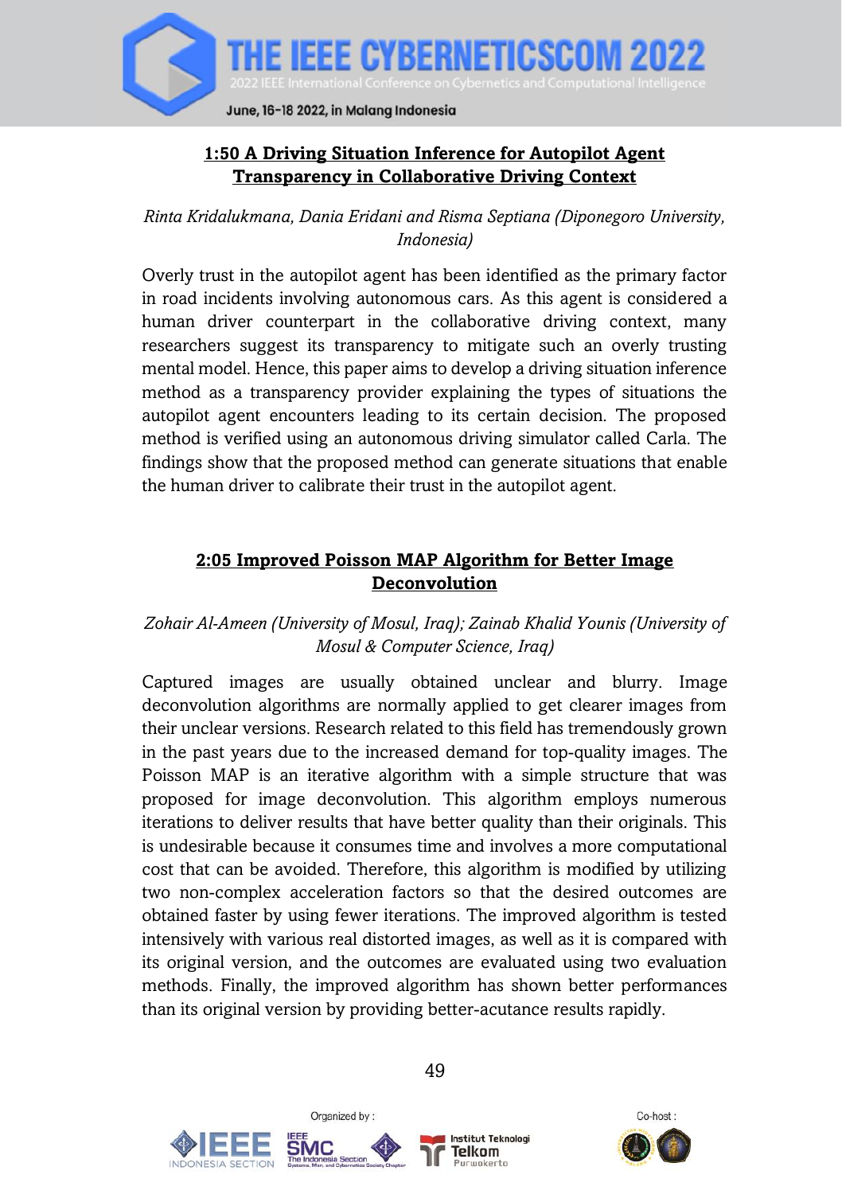## 1:50 A Driving Situation Inference for Autopilot Agent Transparency in Collaborative Driving Context

*Rinta Kridalukmana, Dania Eridani and Risma Septiana (Diponegoro University, Indonesia)*

Overly trust in the autopilot agent has been identified as the primary factor in road incidents involving autonomous cars. As this agent is considered a human driver counterpart in the collaborative driving context, many researchers suggest its transparency to mitigate such an overly trusting mental model. Hence, this paper aims to develop a driving situation inference method as a transparency provider explaining the types of situations the autopilot agent encounters leading to its certain decision. The proposed method is verified using an autonomous driving simulator called Carla. The findings show that the proposed method can generate situations that enable the human driver to calibrate their trust in the autopilot agent.

## 2:05 Improved Poisson MAP Algorithm for Better Image Deconvolution

*Zohair Al-Ameen (University of Mosul, Iraq); Zainab Khalid Younis (University of Mosul & Computer Science, Iraq)*

Captured images are usually obtained unclear and blurry. Image deconvolution algorithms are normally applied to get clearer images from their unclear versions. Research related to this field has tremendously grown in the past years due to the increased demand for top-quality images. The Poisson MAP is an iterative algorithm with a simple structure that was proposed for image deconvolution. This algorithm employs numerous iterations to deliver results that have better quality than their originals. This is undesirable because it consumes time and involves a more computational cost that can be avoided. Therefore, this algorithm is modified by utilizing two non-complex acceleration factors so that the desired outcomes are obtained faster by using fewer iterations. The improved algorithm is tested intensively with various real distorted images, as well as it is compared with its original version, and the outcomes are evaluated using two evaluation methods. Finally, the improved algorithm has shown better performances than its original version by providing better-acutance results rapidly.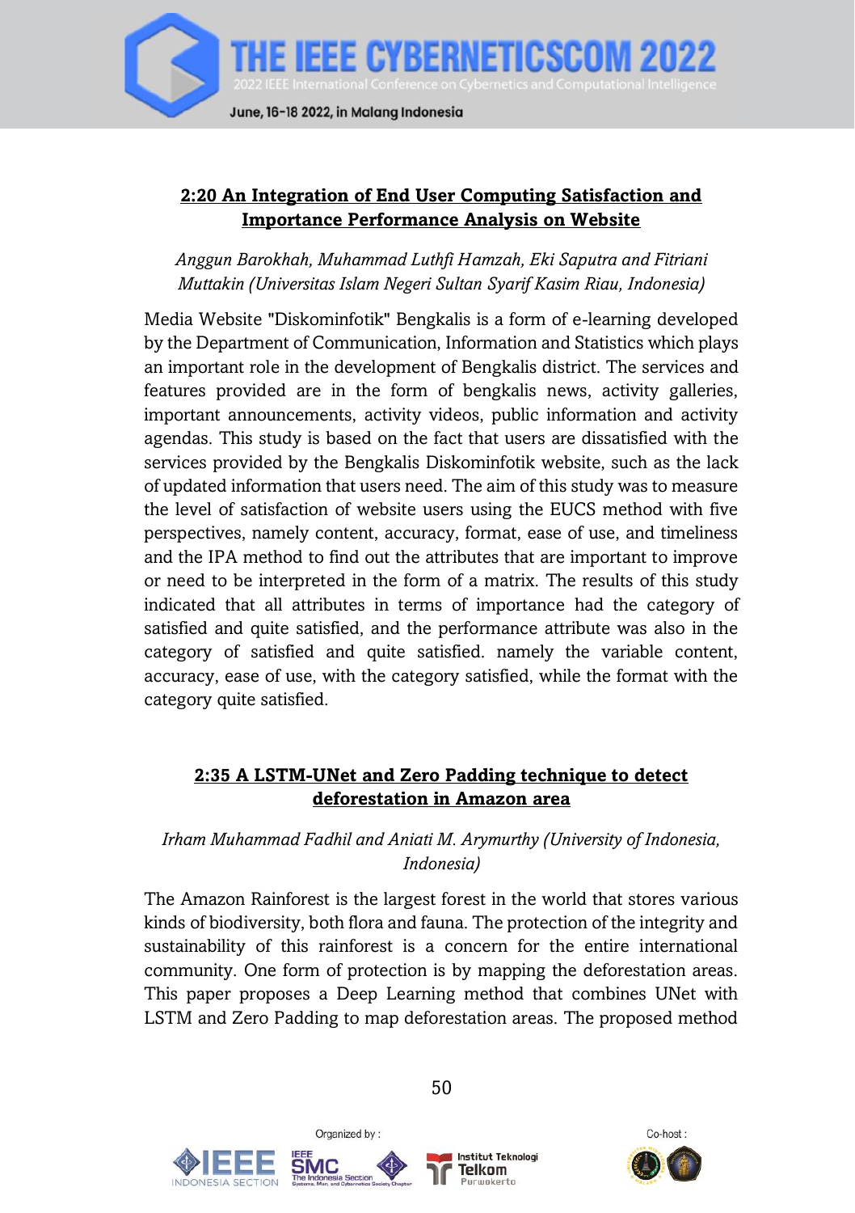## 2:20 An Integration of End User Computing Satisfaction and Importance Performance Analysis on Website

*Anggun Barokhah, Muhammad Luthfi Hamzah, Eki Saputra and Fitriani Muttakin (Universitas Islam Negeri Sultan Syarif Kasim Riau, Indonesia)*

Media Website "Diskominfotik" Bengkalis is a form of e-learning developed by the Department of Communication, Information and Statistics which plays an important role in the development of Bengkalis district. The services and features provided are in the form of bengkalis news, activity galleries, important announcements, activity videos, public information and activity agendas. This study is based on the fact that users are dissatisfied with the services provided by the Bengkalis Diskominfotik website, such as the lack of updated information that users need. The aim of this study was to measure the level of satisfaction of website users using the EUCS method with five perspectives, namely content, accuracy, format, ease of use, and timeliness and the IPA method to find out the attributes that are important to improve or need to be interpreted in the form of a matrix. The results of this study indicated that all attributes in terms of importance had the category of satisfied and quite satisfied, and the performance attribute was also in the category of satisfied and quite satisfied. namely the variable content, accuracy, ease of use, with the category satisfied, while the format with the category quite satisfied.

## 2:35 A LSTM-UNet and Zero Padding technique to detect deforestation in Amazon area

*Irham Muhammad Fadhil and Aniati M. Arymurthy (University of Indonesia, Indonesia)*

The Amazon Rainforest is the largest forest in the world that stores various kinds of biodiversity, both flora and fauna. The protection of the integrity and sustainability of this rainforest is a concern for the entire international community. One form of protection is by mapping the deforestation areas. This paper proposes a Deep Learning method that combines UNet with LSTM and Zero Padding to map deforestation areas. The proposed method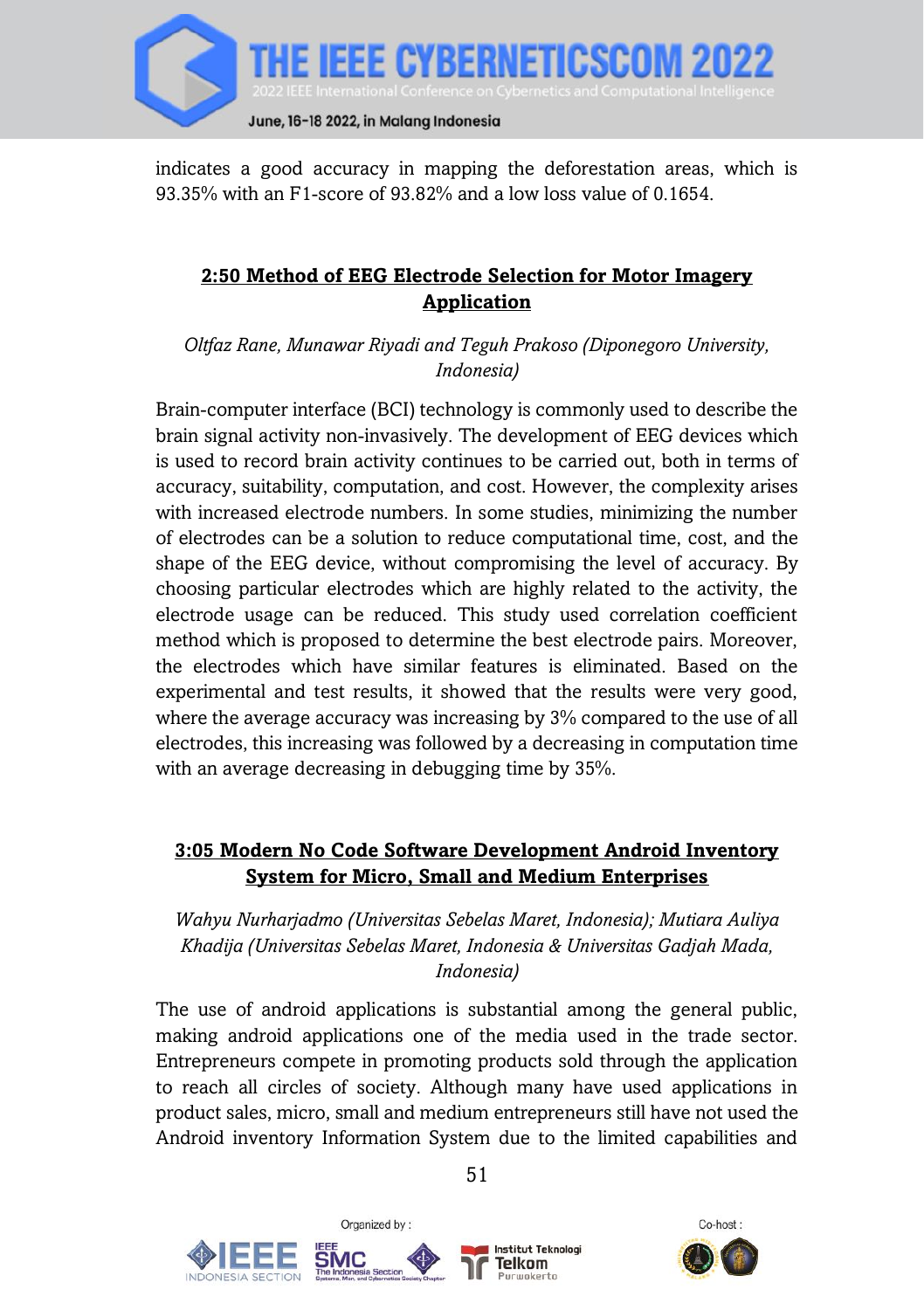indicates a good accuracy in mapping the deforestation areas, which is 93.35% with an F1-score of 93.82% and a low loss value of 0.1654.

## 2:50 Method of EEG Electrode Selection for Motor Imagery Application

*Oltfaz Rane, Munawar Riyadi and Teguh Prakoso (Diponegoro University, Indonesia)*

Brain-computer interface (BCI) technology is commonly used to describe the brain signal activity non-invasively. The development of EEG devices which is used to record brain activity continues to be carried out, both in terms of accuracy, suitability, computation, and cost. However, the complexity arises with increased electrode numbers. In some studies, minimizing the number of electrodes can be a solution to reduce computational time, cost, and the shape of the EEG device, without compromising the level of accuracy. By choosing particular electrodes which are highly related to the activity, the electrode usage can be reduced. This study used correlation coefficient method which is proposed to determine the best electrode pairs. Moreover, the electrodes which have similar features is eliminated. Based on the experimental and test results, it showed that the results were very good, where the average accuracy was increasing by 3% compared to the use of all electrodes, this increasing was followed by a decreasing in computation time with an average decreasing in debugging time by 35%.

## 3:05 Modern No Code Software Development Android Inventory System for Micro, Small and Medium Enterprises

*Wahyu Nurharjadmo (Universitas Sebelas Maret, Indonesia); Mutiara Auliya Khadija (Universitas Sebelas Maret, Indonesia & Universitas Gadjah Mada, Indonesia)*

The use of android applications is substantial among the general public, making android applications one of the media used in the trade sector. Entrepreneurs compete in promoting products sold through the application to reach all circles of society. Although many have used applications in product sales, micro, small and medium entrepreneurs still have not used the Android inventory Information System due to the limited capabilities and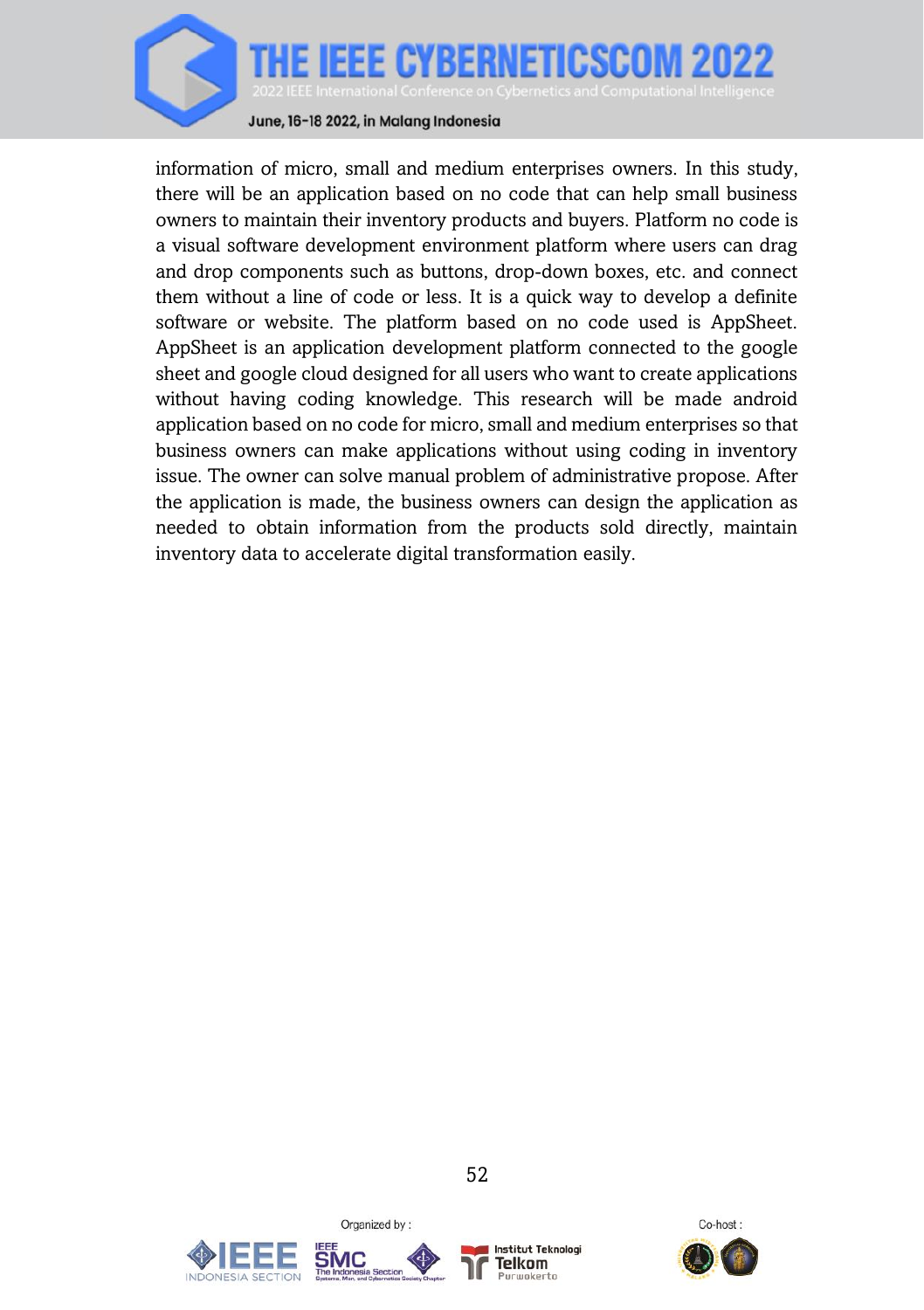information of micro, small and medium enterprises owners. In this study, there will be an application based on no code that can help small business owners to maintain their inventory products and buyers. Platform no code is a visual software development environment platform where users can drag and drop components such as buttons, drop-down boxes, etc. and connect them without a line of code or less. It is a quick way to develop a definite software or website. The platform based on no code used is AppSheet. AppSheet is an application development platform connected to the google sheet and google cloud designed for all users who want to create applications without having coding knowledge. This research will be made android application based on no code for micro, small and medium enterprises so that business owners can make applications without using coding in inventory issue. The owner can solve manual problem of administrative propose. After the application is made, the business owners can design the application as needed to obtain information from the products sold directly, maintain inventory data to accelerate digital transformation easily.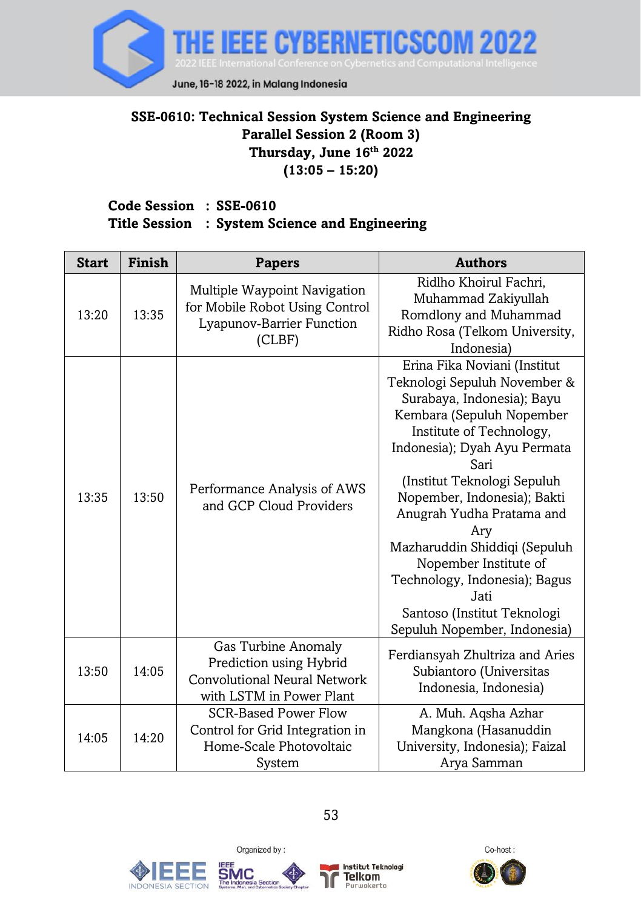**SSE-0610: Technical Session System Science and Engineering**
**Parallel Session 2 (Room 3)**
**Thursday, June 16th 2022**
**(13:05 – 15:20)**

**Code Session : SSE-0610**
**Title Session : System Science and Engineering**

| Start | Finish | Papers | Authors |
|---|---|---|---|
| 13:20 | 13:35 | Multiple Waypoint Navigation for Mobile Robot Using Control Lyapunov-Barrier Function (CLBF) | Ridlho Khoirul Fachri, Muhammad Zakiyullah Romdlony and Muhammad Ridho Rosa (Telkom University, Indonesia) |
| 13:35 | 13:50 | Performance Analysis of AWS and GCP Cloud Providers | Erina Fika Noviani (Institut Teknologi Sepuluh November & Surabaya, Indonesia); Bayu Kembara (Sepuluh Nopember Institute of Technology, Indonesia); Dyah Ayu Permata Sari (Institut Teknologi Sepuluh Nopember, Indonesia); Bakti Anugrah Yudha Pratama and Ary Mazharuddin Shiddiqi (Sepuluh Nopember Institute of Technology, Indonesia); Bagus Jati Santoso (Institut Teknologi Sepuluh Nopember, Indonesia) |
| 13:50 | 14:05 | Gas Turbine Anomaly Prediction using Hybrid Convolutional Neural Network with LSTM in Power Plant | Ferdiansyah Zhultriza and Aries Subiantoro (Universitas Indonesia, Indonesia) |
| 14:05 | 14:20 | SCR-Based Power Flow Control for Grid Integration in Home-Scale Photovoltaic System | A. Muh. Aqsha Azhar Mangkona (Hasanuddin University, Indonesia); Faizal Arya Samman |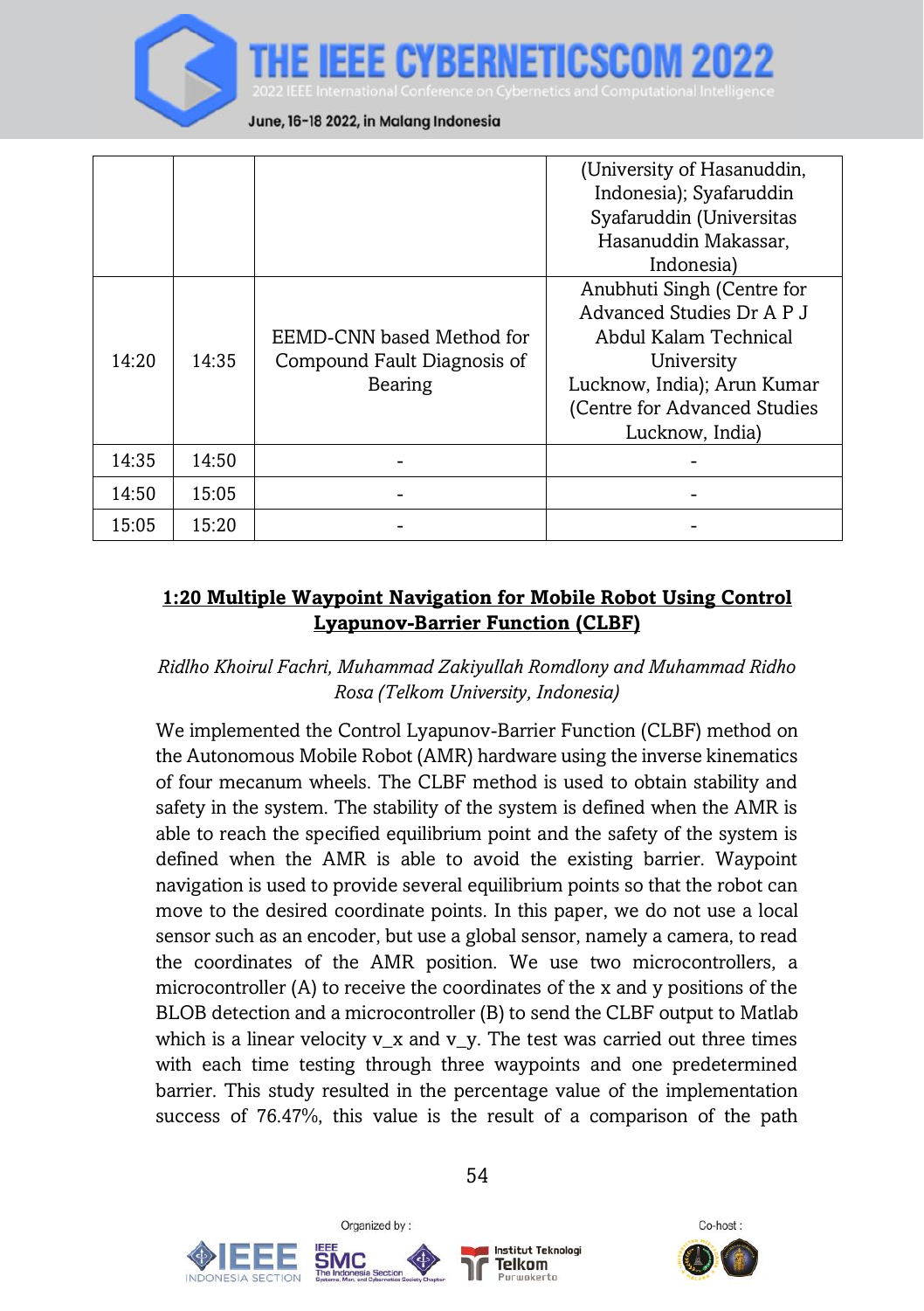| | | | (University of Hasanuddin, Indonesia); Syafaruddin Syafaruddin (Universitas Hasanuddin Makassar, Indonesia) |
|---|---|---|---|
| 14:20 | 14:35 | EEMD-CNN based Method for Compound Fault Diagnosis of Bearing | Anubhuti Singh (Centre for Advanced Studies Dr A P J Abdul Kalam Technical University Lucknow, India); Arun Kumar (Centre for Advanced Studies Lucknow, India) |
| 14:35 | 14:50 | - | - |
| 14:50 | 15:05 | - | - |
| 15:05 | 15:20 | - | - |

**<u>1:20 Multiple Waypoint Navigation for Mobile Robot Using Control Lyapunov-Barrier Function (CLBF)</u>**

*Ridlho Khoirul Fachri, Muhammad Zakiyullah Romdlony and Muhammad Ridho Rosa (Telkom University, Indonesia)*

We implemented the Control Lyapunov-Barrier Function (CLBF) method on the Autonomous Mobile Robot (AMR) hardware using the inverse kinematics of four mecanum wheels. The CLBF method is used to obtain stability and safety in the system. The stability of the system is defined when the AMR is able to reach the specified equilibrium point and the safety of the system is defined when the AMR is able to avoid the existing barrier. Waypoint navigation is used to provide several equilibrium points so that the robot can move to the desired coordinate points. In this paper, we do not use a local sensor such as an encoder, but use a global sensor, namely a camera, to read the coordinates of the AMR position. We use two microcontrollers, a microcontroller (A) to receive the coordinates of the x and y positions of the BLOB detection and a microcontroller (B) to send the CLBF output to Matlab which is a linear velocity v_x and v_y. The test was carried out three times with each time testing through three waypoints and one predetermined barrier. This study resulted in the percentage value of the implementation success of 76.47%, this value is the result of a comparison of the path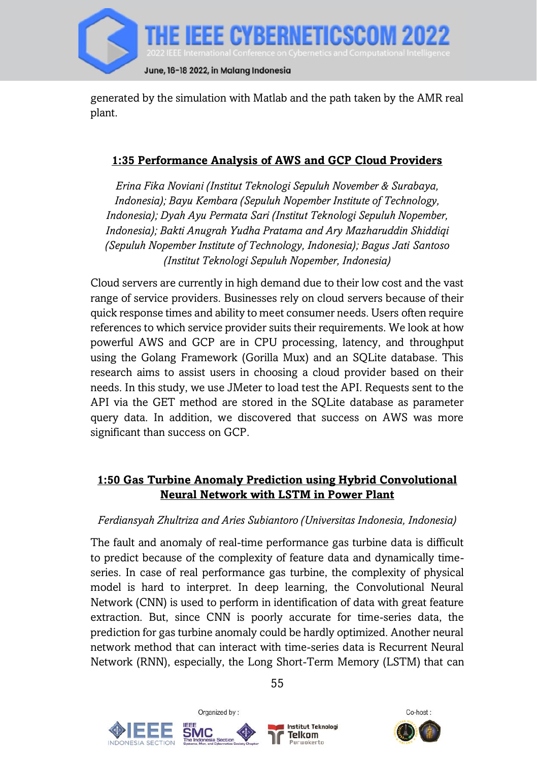generated by the simulation with Matlab and the path taken by the AMR real plant.

### 1:35 Performance Analysis of AWS and GCP Cloud Providers

*Erina Fika Noviani (Institut Teknologi Sepuluh November & Surabaya, Indonesia); Bayu Kembara (Sepuluh Nopember Institute of Technology, Indonesia); Dyah Ayu Permata Sari (Institut Teknologi Sepuluh Nopember, Indonesia); Bakti Anugrah Yudha Pratama and Ary Mazharuddin Shiddiqi (Sepuluh Nopember Institute of Technology, Indonesia); Bagus Jati Santoso (Institut Teknologi Sepuluh Nopember, Indonesia)*

Cloud servers are currently in high demand due to their low cost and the vast range of service providers. Businesses rely on cloud servers because of their quick response times and ability to meet consumer needs. Users often require references to which service provider suits their requirements. We look at how powerful AWS and GCP are in CPU processing, latency, and throughput using the Golang Framework (Gorilla Mux) and an SQLite database. This research aims to assist users in choosing a cloud provider based on their needs. In this study, we use JMeter to load test the API. Requests sent to the API via the GET method are stored in the SQLite database as parameter query data. In addition, we discovered that success on AWS was more significant than success on GCP.

### 1:50 Gas Turbine Anomaly Prediction using Hybrid Convolutional Neural Network with LSTM in Power Plant

*Ferdiansyah Zhultriza and Aries Subiantoro (Universitas Indonesia, Indonesia)*

The fault and anomaly of real-time performance gas turbine data is difficult to predict because of the complexity of feature data and dynamically time-series. In case of real performance gas turbine, the complexity of physical model is hard to interpret. In deep learning, the Convolutional Neural Network (CNN) is used to perform in identification of data with great feature extraction. But, since CNN is poorly accurate for time-series data, the prediction for gas turbine anomaly could be hardly optimized. Another neural network method that can interact with time-series data is Recurrent Neural Network (RNN), especially, the Long Short-Term Memory (LSTM) that can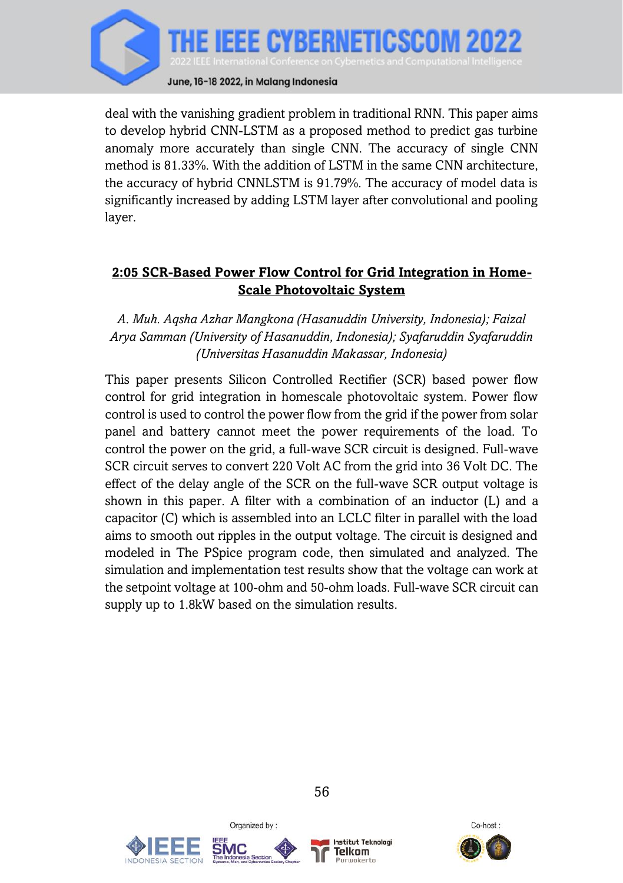deal with the vanishing gradient problem in traditional RNN. This paper aims to develop hybrid CNN-LSTM as a proposed method to predict gas turbine anomaly more accurately than single CNN. The accuracy of single CNN method is 81.33%. With the addition of LSTM in the same CNN architecture, the accuracy of hybrid CNNLSTM is 91.79%. The accuracy of model data is significantly increased by adding LSTM layer after convolutional and pooling layer.

## 2:05 SCR-Based Power Flow Control for Grid Integration in Home-Scale Photovoltaic System

*A. Muh. Aqsha Azhar Mangkona (Hasanuddin University, Indonesia); Faizal Arya Samman (University of Hasanuddin, Indonesia); Syafaruddin Syafaruddin (Universitas Hasanuddin Makassar, Indonesia)*

This paper presents Silicon Controlled Rectifier (SCR) based power flow control for grid integration in homescale photovoltaic system. Power flow control is used to control the power flow from the grid if the power from solar panel and battery cannot meet the power requirements of the load. To control the power on the grid, a full-wave SCR circuit is designed. Full-wave SCR circuit serves to convert 220 Volt AC from the grid into 36 Volt DC. The effect of the delay angle of the SCR on the full-wave SCR output voltage is shown in this paper. A filter with a combination of an inductor (L) and a capacitor (C) which is assembled into an LCLC filter in parallel with the load aims to smooth out ripples in the output voltage. The circuit is designed and modeled in The PSpice program code, then simulated and analyzed. The simulation and implementation test results show that the voltage can work at the setpoint voltage at 100-ohm and 50-ohm loads. Full-wave SCR circuit can supply up to 1.8kW based on the simulation results.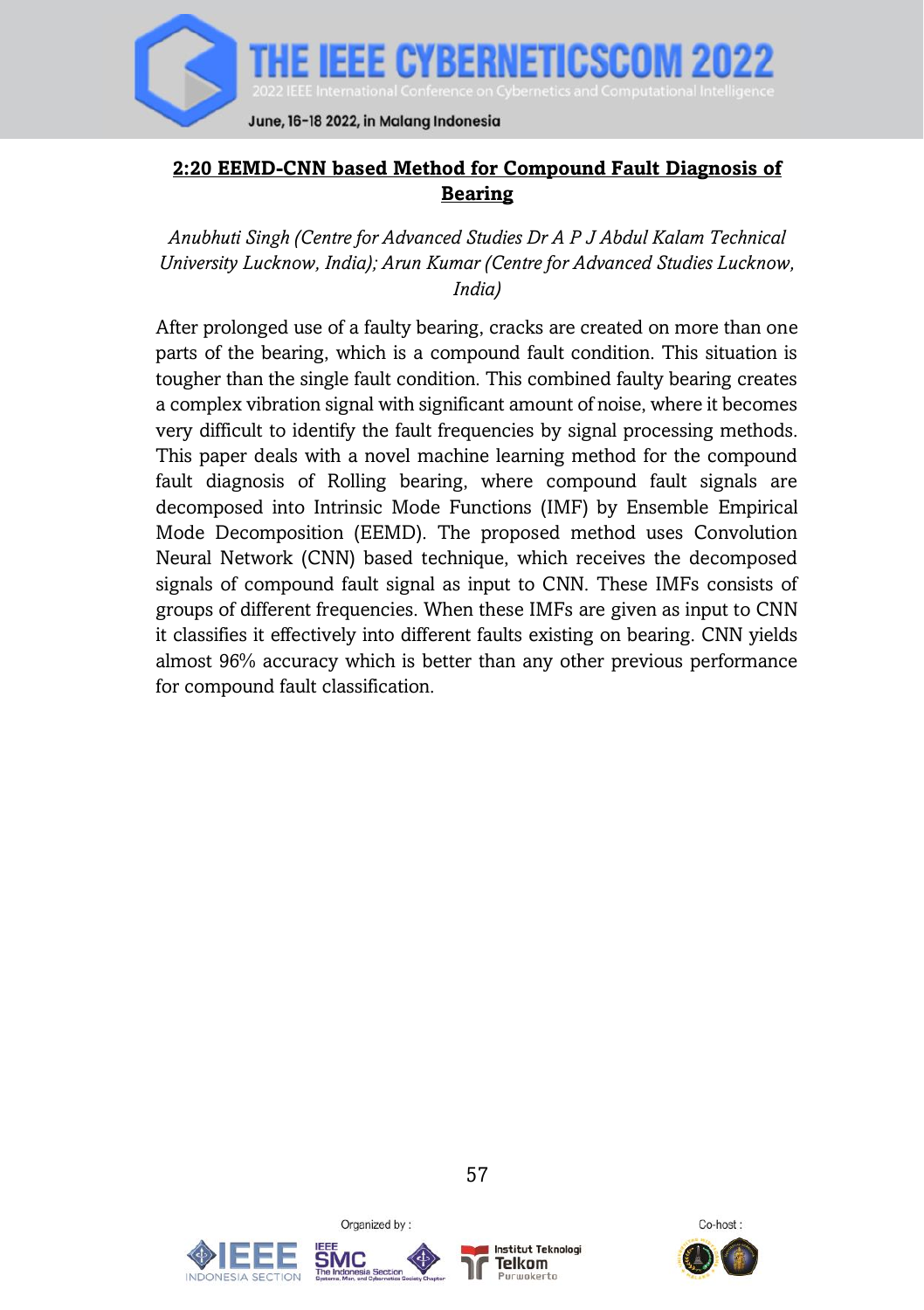## 2:20 EEMD-CNN based Method for Compound Fault Diagnosis of Bearing

*Anubhuti Singh (Centre for Advanced Studies Dr A P J Abdul Kalam Technical University Lucknow, India); Arun Kumar (Centre for Advanced Studies Lucknow, India)*

After prolonged use of a faulty bearing, cracks are created on more than one parts of the bearing, which is a compound fault condition. This situation is tougher than the single fault condition. This combined faulty bearing creates a complex vibration signal with significant amount of noise, where it becomes very difficult to identify the fault frequencies by signal processing methods. This paper deals with a novel machine learning method for the compound fault diagnosis of Rolling bearing, where compound fault signals are decomposed into Intrinsic Mode Functions (IMF) by Ensemble Empirical Mode Decomposition (EEMD). The proposed method uses Convolution Neural Network (CNN) based technique, which receives the decomposed signals of compound fault signal as input to CNN. These IMFs consists of groups of different frequencies. When these IMFs are given as input to CNN it classifies it effectively into different faults existing on bearing. CNN yields almost 96% accuracy which is better than any other previous performance for compound fault classification.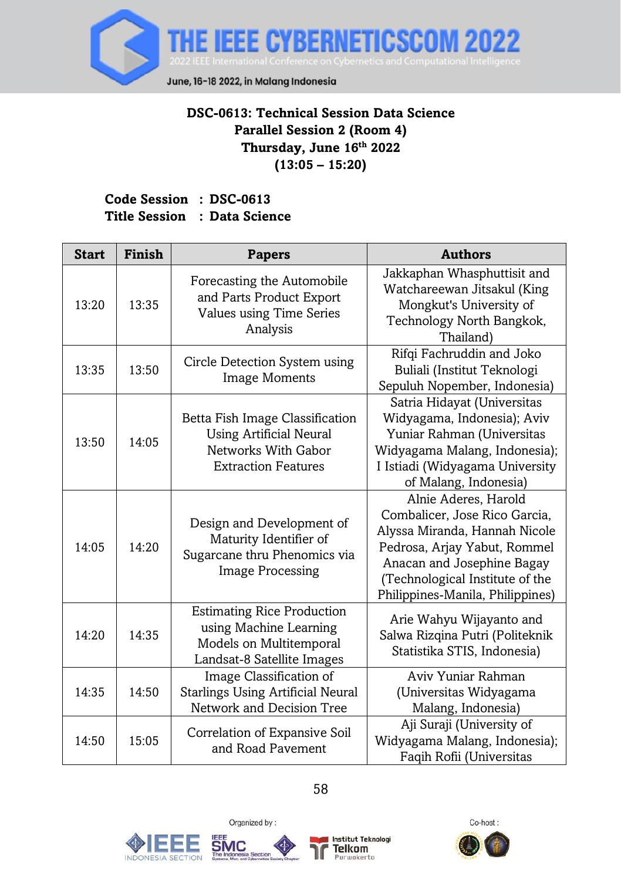**DSC-0613: Technical Session Data Science**
**Parallel Session 2 (Room 4)**
**Thursday, June 16th 2022**
**(13:05 – 15:20)**

**Code Session : DSC-0613**
**Title Session : Data Science**

| Start | Finish | Papers | Authors |
|---|---|---|---|
| 13:20 | 13:35 | Forecasting the Automobile and Parts Product Export Values using Time Series Analysis | Jakkaphan Whasphuttisit and Watchareewan Jitsakul (King Mongkut's University of Technology North Bangkok, Thailand) |
| 13:35 | 13:50 | Circle Detection System using Image Moments | Rifqi Fachruddin and Joko Buliali (Institut Teknologi Sepuluh Nopember, Indonesia) |
| 13:50 | 14:05 | Betta Fish Image Classification Using Artificial Neural Networks With Gabor Extraction Features | Satria Hidayat (Universitas Widyagama, Indonesia); Aviv Yuniar Rahman (Universitas Widyagama Malang, Indonesia); I Istiadi (Widyagama University of Malang, Indonesia) |
| 14:05 | 14:20 | Design and Development of Maturity Identifier of Sugarcane thru Phenomics via Image Processing | Alnie Aderes, Harold Combalicer, Jose Rico Garcia, Alyssa Miranda, Hannah Nicole Pedrosa, Arjay Yabut, Rommel Anacan and Josephine Bagay (Technological Institute of the Philippines-Manila, Philippines) |
| 14:20 | 14:35 | Estimating Rice Production using Machine Learning Models on Multitemporal Landsat-8 Satellite Images | Arie Wahyu Wijayanto and Salwa Rizqina Putri (Politeknik Statistika STIS, Indonesia) |
| 14:35 | 14:50 | Image Classification of Starlings Using Artificial Neural Network and Decision Tree | Aviv Yuniar Rahman (Universitas Widyagama Malang, Indonesia) |
| 14:50 | 15:05 | Correlation of Expansive Soil and Road Pavement | Aji Suraji (University of Widyagama Malang, Indonesia); Faqih Rofii (Universitas |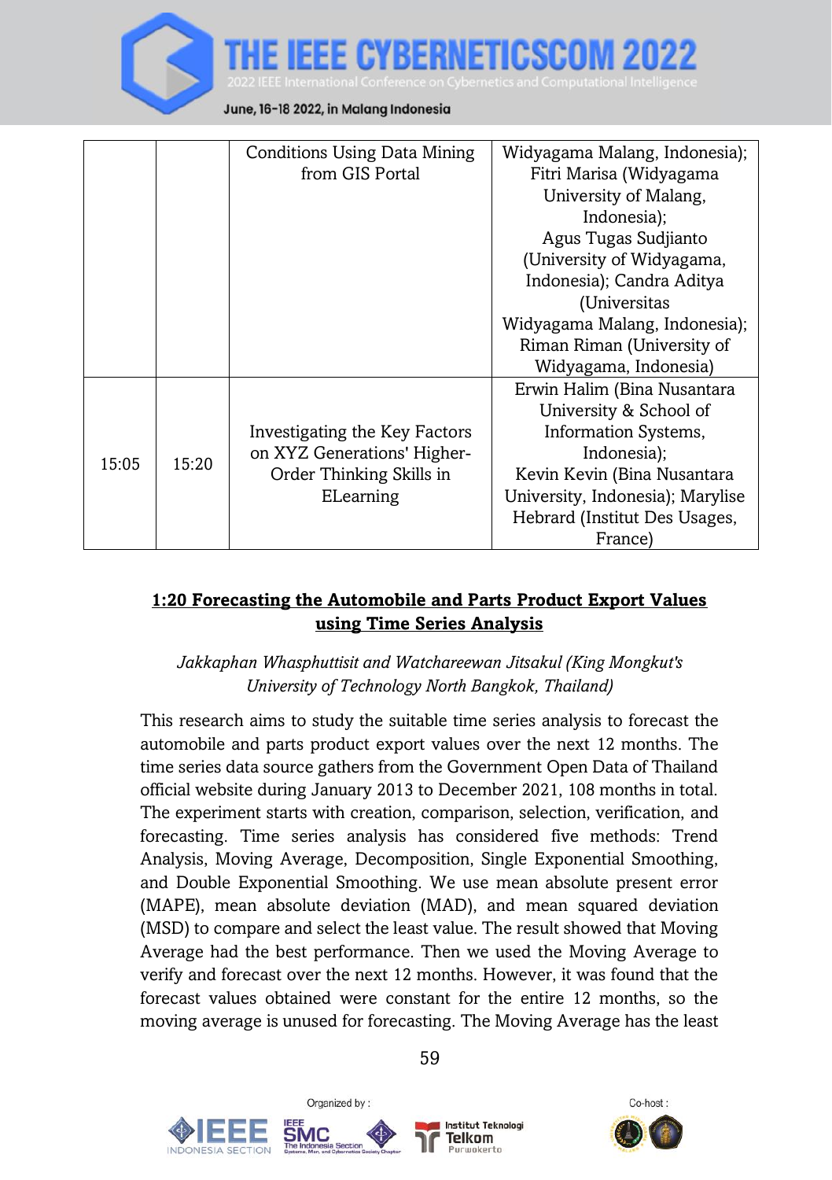|  |  | Conditions Using Data Mining from GIS Portal | Widyagama Malang, Indonesia); Fitri Marisa (Widyagama University of Malang, Indonesia); Agus Tugas Sudjianto (University of Widyagama, Indonesia); Candra Aditya (Universitas Widyagama Malang, Indonesia); Riman Riman (University of Widyagama, Indonesia) |
|---|---|---|---|
| 15:05 | 15:20 | Investigating the Key Factors on XYZ Generations' Higher-Order Thinking Skills in ELearning | Erwin Halim (Bina Nusantara University & School of Information Systems, Indonesia); Kevin Kevin (Bina Nusantara University, Indonesia); Marylise Hebrard (Institut Des Usages, France) |

**1:20 Forecasting the Automobile and Parts Product Export Values using Time Series Analysis**

*Jakkaphan Whasphuttisit and Watchareewan Jitsakul (King Mongkut's University of Technology North Bangkok, Thailand)*

This research aims to study the suitable time series analysis to forecast the automobile and parts product export values over the next 12 months. The time series data source gathers from the Government Open Data of Thailand official website during January 2013 to December 2021, 108 months in total. The experiment starts with creation, comparison, selection, verification, and forecasting. Time series analysis has considered five methods: Trend Analysis, Moving Average, Decomposition, Single Exponential Smoothing, and Double Exponential Smoothing. We use mean absolute present error (MAPE), mean absolute deviation (MAD), and mean squared deviation (MSD) to compare and select the least value. The result showed that Moving Average had the best performance. Then we used the Moving Average to verify and forecast over the next 12 months. However, it was found that the forecast values obtained were constant for the entire 12 months, so the moving average is unused for forecasting. The Moving Average has the least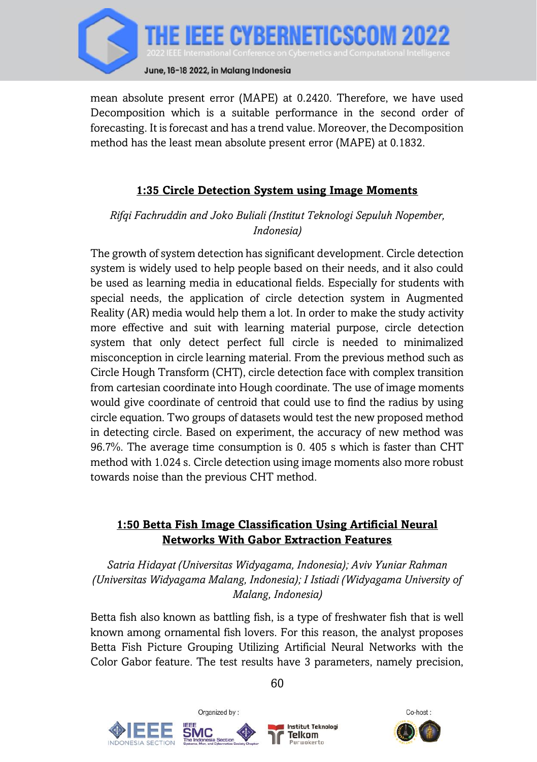mean absolute present error (MAPE) at 0.2420. Therefore, we have used Decomposition which is a suitable performance in the second order of forecasting. It is forecast and has a trend value. Moreover, the Decomposition method has the least mean absolute present error (MAPE) at 0.1832.

## 1:35 Circle Detection System using Image Moments

*Rifqi Fachruddin and Joko Buliali (Institut Teknologi Sepuluh Nopember, Indonesia)*

The growth of system detection has significant development. Circle detection system is widely used to help people based on their needs, and it also could be used as learning media in educational fields. Especially for students with special needs, the application of circle detection system in Augmented Reality (AR) media would help them a lot. In order to make the study activity more effective and suit with learning material purpose, circle detection system that only detect perfect full circle is needed to minimalized misconception in circle learning material. From the previous method such as Circle Hough Transform (CHT), circle detection face with complex transition from cartesian coordinate into Hough coordinate. The use of image moments would give coordinate of centroid that could use to find the radius by using circle equation. Two groups of datasets would test the new proposed method in detecting circle. Based on experiment, the accuracy of new method was 96.7%. The average time consumption is 0. 405 s which is faster than CHT method with 1.024 s. Circle detection using image moments also more robust towards noise than the previous CHT method.

## 1:50 Betta Fish Image Classification Using Artificial Neural Networks With Gabor Extraction Features

*Satria Hidayat (Universitas Widyagama, Indonesia); Aviv Yuniar Rahman (Universitas Widyagama Malang, Indonesia); I Istiadi (Widyagama University of Malang, Indonesia)*

Betta fish also known as battling fish, is a type of freshwater fish that is well known among ornamental fish lovers. For this reason, the analyst proposes Betta Fish Picture Grouping Utilizing Artificial Neural Networks with the Color Gabor feature. The test results have 3 parameters, namely precision,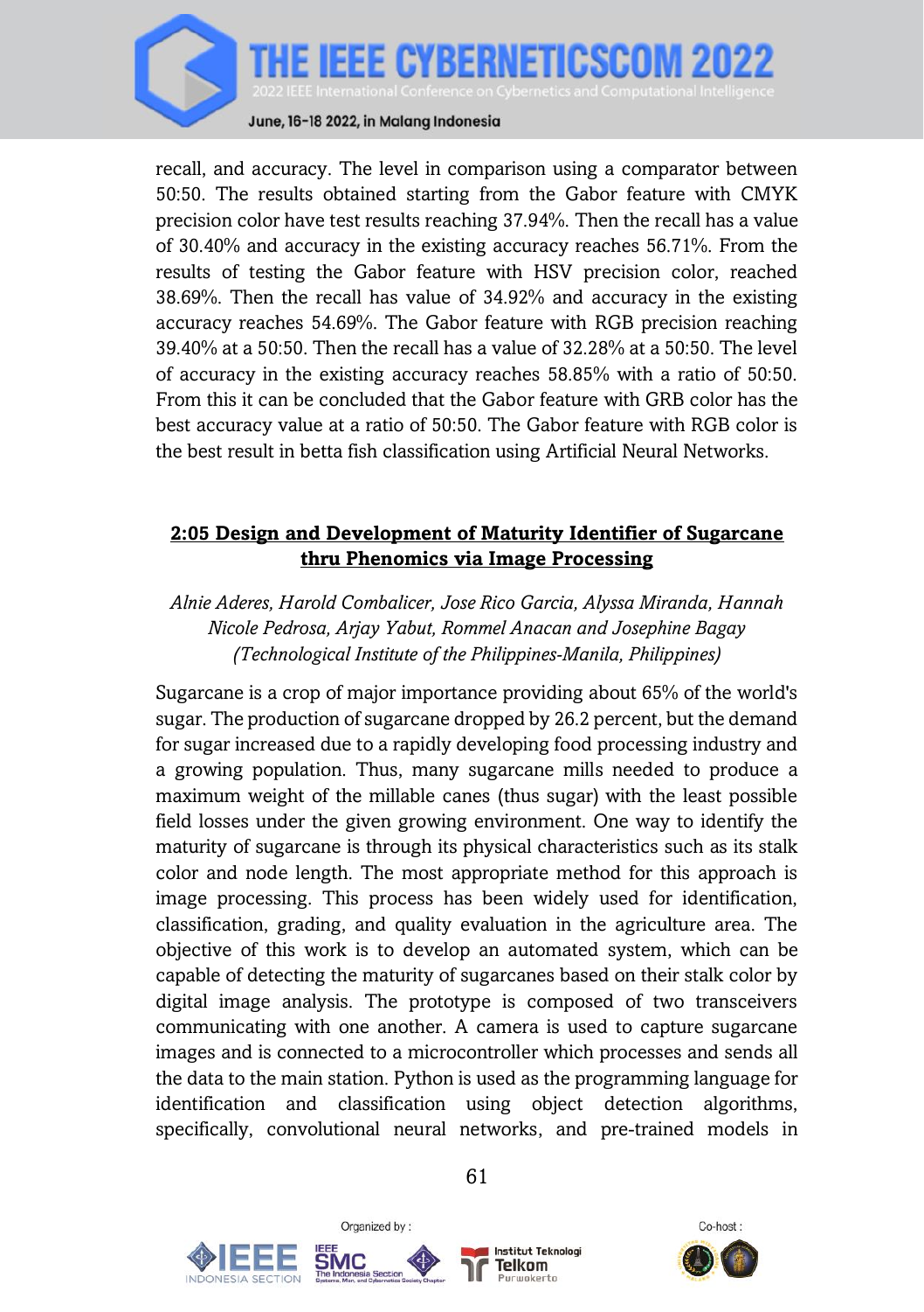recall, and accuracy. The level in comparison using a comparator between 50:50. The results obtained starting from the Gabor feature with CMYK precision color have test results reaching 37.94%. Then the recall has a value of 30.40% and accuracy in the existing accuracy reaches 56.71%. From the results of testing the Gabor feature with HSV precision color, reached 38.69%. Then the recall has value of 34.92% and accuracy in the existing accuracy reaches 54.69%. The Gabor feature with RGB precision reaching 39.40% at a 50:50. Then the recall has a value of 32.28% at a 50:50. The level of accuracy in the existing accuracy reaches 58.85% with a ratio of 50:50. From this it can be concluded that the Gabor feature with GRB color has the best accuracy value at a ratio of 50:50. The Gabor feature with RGB color is the best result in betta fish classification using Artificial Neural Networks.

## 2:05 Design and Development of Maturity Identifier of Sugarcane thru Phenomics via Image Processing

*Alnie Aderes, Harold Combalicer, Jose Rico Garcia, Alyssa Miranda, Hannah Nicole Pedrosa, Arjay Yabut, Rommel Anacan and Josephine Bagay (Technological Institute of the Philippines-Manila, Philippines)*

Sugarcane is a crop of major importance providing about 65% of the world's sugar. The production of sugarcane dropped by 26.2 percent, but the demand for sugar increased due to a rapidly developing food processing industry and a growing population. Thus, many sugarcane mills needed to produce a maximum weight of the millable canes (thus sugar) with the least possible field losses under the given growing environment. One way to identify the maturity of sugarcane is through its physical characteristics such as its stalk color and node length. The most appropriate method for this approach is image processing. This process has been widely used for identification, classification, grading, and quality evaluation in the agriculture area. The objective of this work is to develop an automated system, which can be capable of detecting the maturity of sugarcanes based on their stalk color by digital image analysis. The prototype is composed of two transceivers communicating with one another. A camera is used to capture sugarcane images and is connected to a microcontroller which processes and sends all the data to the main station. Python is used as the programming language for identification and classification using object detection algorithms, specifically, convolutional neural networks, and pre-trained models in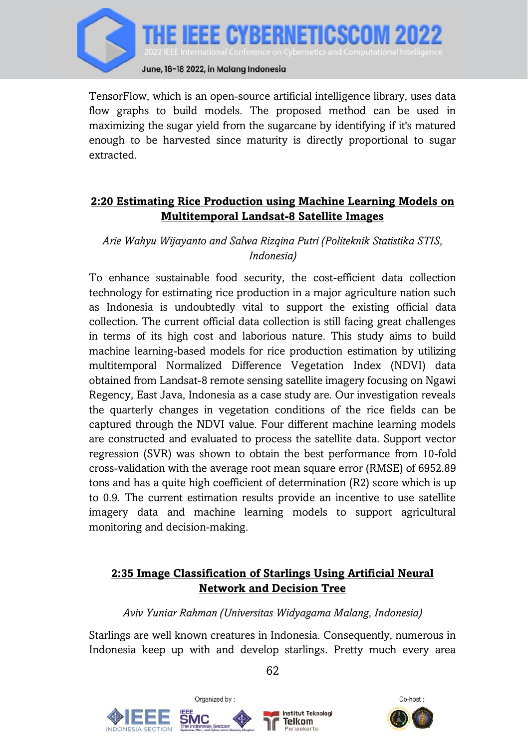TensorFlow, which is an open-source artificial intelligence library, uses data flow graphs to build models. The proposed method can be used in maximizing the sugar yield from the sugarcane by identifying if it's matured enough to be harvested since maturity is directly proportional to sugar extracted.

### 2:20 Estimating Rice Production using Machine Learning Models on Multitemporal Landsat-8 Satellite Images

*Arie Wahyu Wijayanto and Salwa Rizqina Putri (Politeknik Statistika STIS, Indonesia)*

To enhance sustainable food security, the cost-efficient data collection technology for estimating rice production in a major agriculture nation such as Indonesia is undoubtedly vital to support the existing official data collection. The current official data collection is still facing great challenges in terms of its high cost and laborious nature. This study aims to build machine learning-based models for rice production estimation by utilizing multitemporal Normalized Difference Vegetation Index (NDVI) data obtained from Landsat-8 remote sensing satellite imagery focusing on Ngawi Regency, East Java, Indonesia as a case study are. Our investigation reveals the quarterly changes in vegetation conditions of the rice fields can be captured through the NDVI value. Four different machine learning models are constructed and evaluated to process the satellite data. Support vector regression (SVR) was shown to obtain the best performance from 10-fold cross-validation with the average root mean square error (RMSE) of 6952.89 tons and has a quite high coefficient of determination (R2) score which is up to 0.9. The current estimation results provide an incentive to use satellite imagery data and machine learning models to support agricultural monitoring and decision-making.

### 2:35 Image Classification of Starlings Using Artificial Neural Network and Decision Tree

*Aviv Yuniar Rahman (Universitas Widyagama Malang, Indonesia)*

Starlings are well known creatures in Indonesia. Consequently, numerous in Indonesia keep up with and develop starlings. Pretty much every area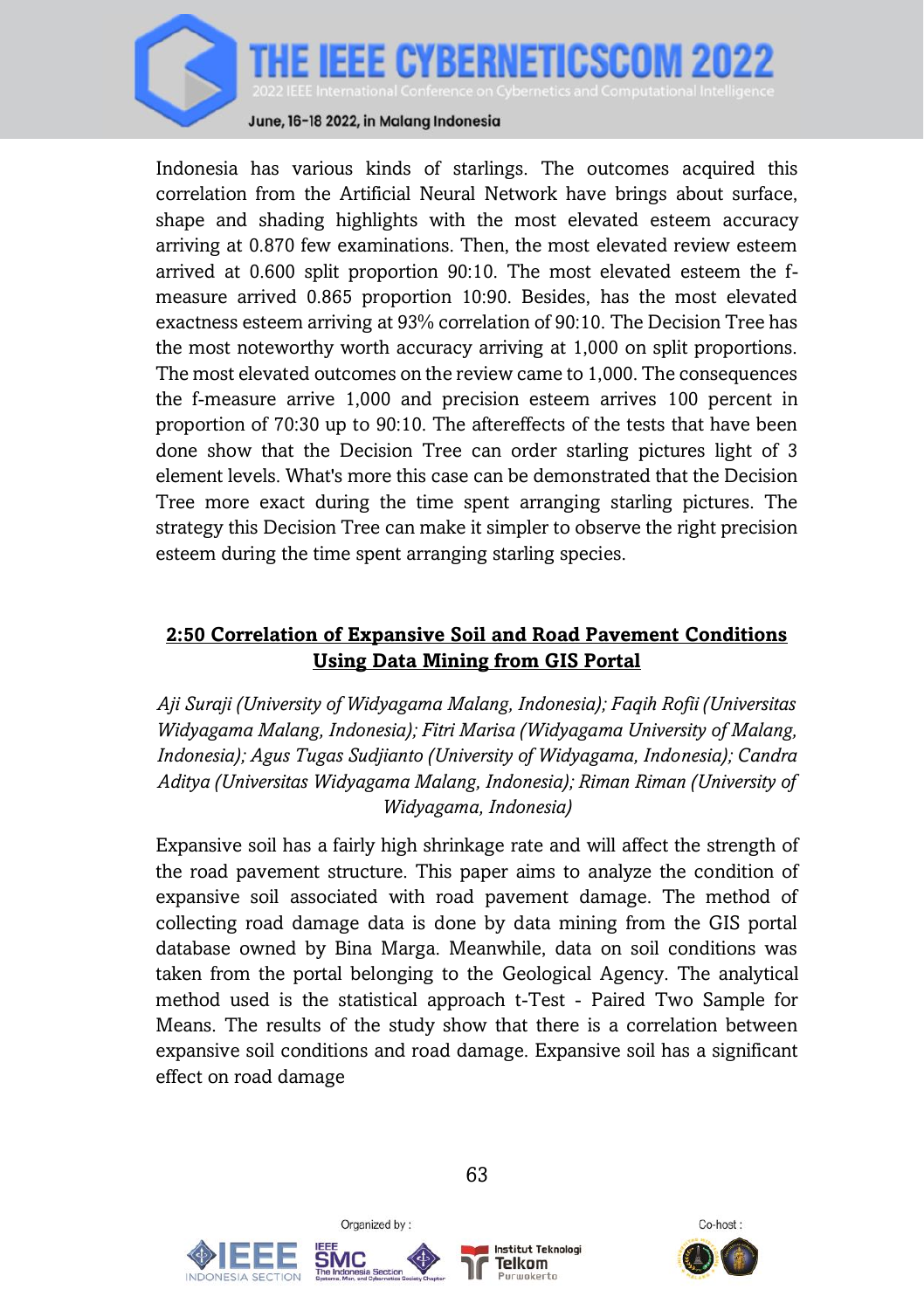Indonesia has various kinds of starlings. The outcomes acquired this correlation from the Artificial Neural Network have brings about surface, shape and shading highlights with the most elevated esteem accuracy arriving at 0.870 few examinations. Then, the most elevated review esteem arrived at 0.600 split proportion 90:10. The most elevated esteem the f-measure arrived 0.865 proportion 10:90. Besides, has the most elevated exactness esteem arriving at 93% correlation of 90:10. The Decision Tree has the most noteworthy worth accuracy arriving at 1,000 on split proportions. The most elevated outcomes on the review came to 1,000. The consequences the f-measure arrive 1,000 and precision esteem arrives 100 percent in proportion of 70:30 up to 90:10. The aftereffects of the tests that have been done show that the Decision Tree can order starling pictures light of 3 element levels. What's more this case can be demonstrated that the Decision Tree more exact during the time spent arranging starling pictures. The strategy this Decision Tree can make it simpler to observe the right precision esteem during the time spent arranging starling species.

## 2:50 Correlation of Expansive Soil and Road Pavement Conditions Using Data Mining from GIS Portal

*Aji Suraji (University of Widyagama Malang, Indonesia); Faqih Rofii (Universitas Widyagama Malang, Indonesia); Fitri Marisa (Widyagama University of Malang, Indonesia); Agus Tugas Sudjianto (University of Widyagama, Indonesia); Candra Aditya (Universitas Widyagama Malang, Indonesia); Riman Riman (University of Widyagama, Indonesia)*

Expansive soil has a fairly high shrinkage rate and will affect the strength of the road pavement structure. This paper aims to analyze the condition of expansive soil associated with road pavement damage. The method of collecting road damage data is done by data mining from the GIS portal database owned by Bina Marga. Meanwhile, data on soil conditions was taken from the portal belonging to the Geological Agency. The analytical method used is the statistical approach t-Test - Paired Two Sample for Means. The results of the study show that there is a correlation between expansive soil conditions and road damage. Expansive soil has a significant effect on road damage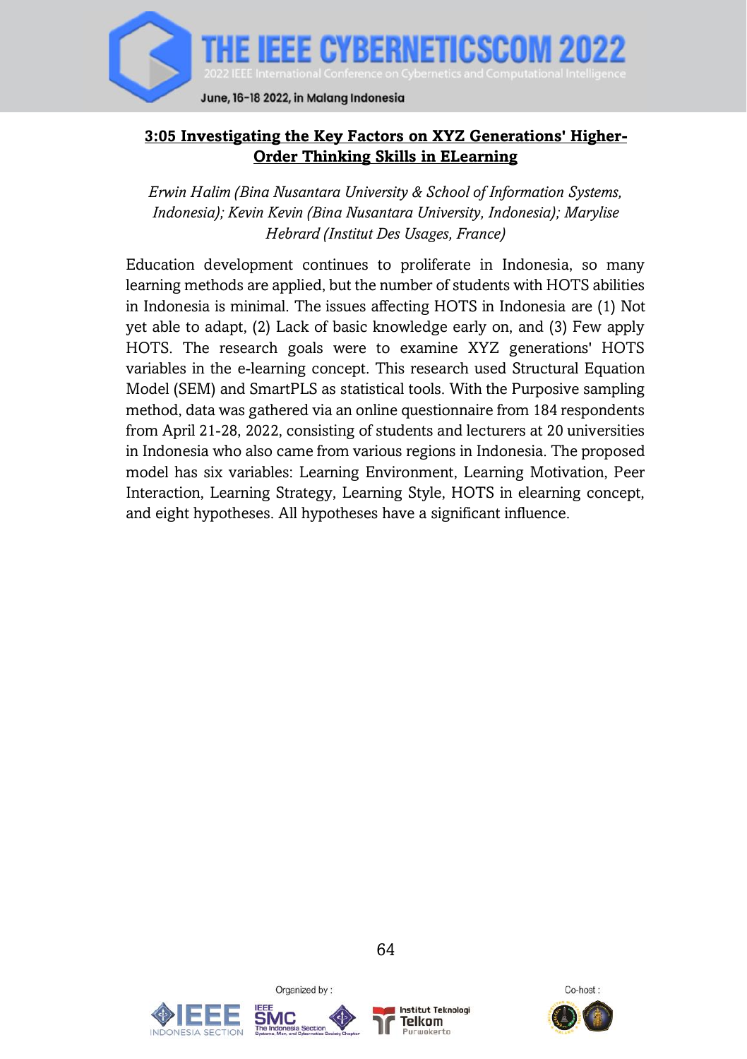**3:05 Investigating the Key Factors on XYZ Generations' Higher-Order Thinking Skills in ELearning**

*Erwin Halim (Bina Nusantara University & School of Information Systems, Indonesia); Kevin Kevin (Bina Nusantara University, Indonesia); Marylise Hebrard (Institut Des Usages, France)*

Education development continues to proliferate in Indonesia, so many learning methods are applied, but the number of students with HOTS abilities in Indonesia is minimal. The issues affecting HOTS in Indonesia are (1) Not yet able to adapt, (2) Lack of basic knowledge early on, and (3) Few apply HOTS. The research goals were to examine XYZ generations' HOTS variables in the e-learning concept. This research used Structural Equation Model (SEM) and SmartPLS as statistical tools. With the Purposive sampling method, data was gathered via an online questionnaire from 184 respondents from April 21-28, 2022, consisting of students and lecturers at 20 universities in Indonesia who also came from various regions in Indonesia. The proposed model has six variables: Learning Environment, Learning Motivation, Peer Interaction, Learning Strategy, Learning Style, HOTS in elearning concept, and eight hypotheses. All hypotheses have a significant influence.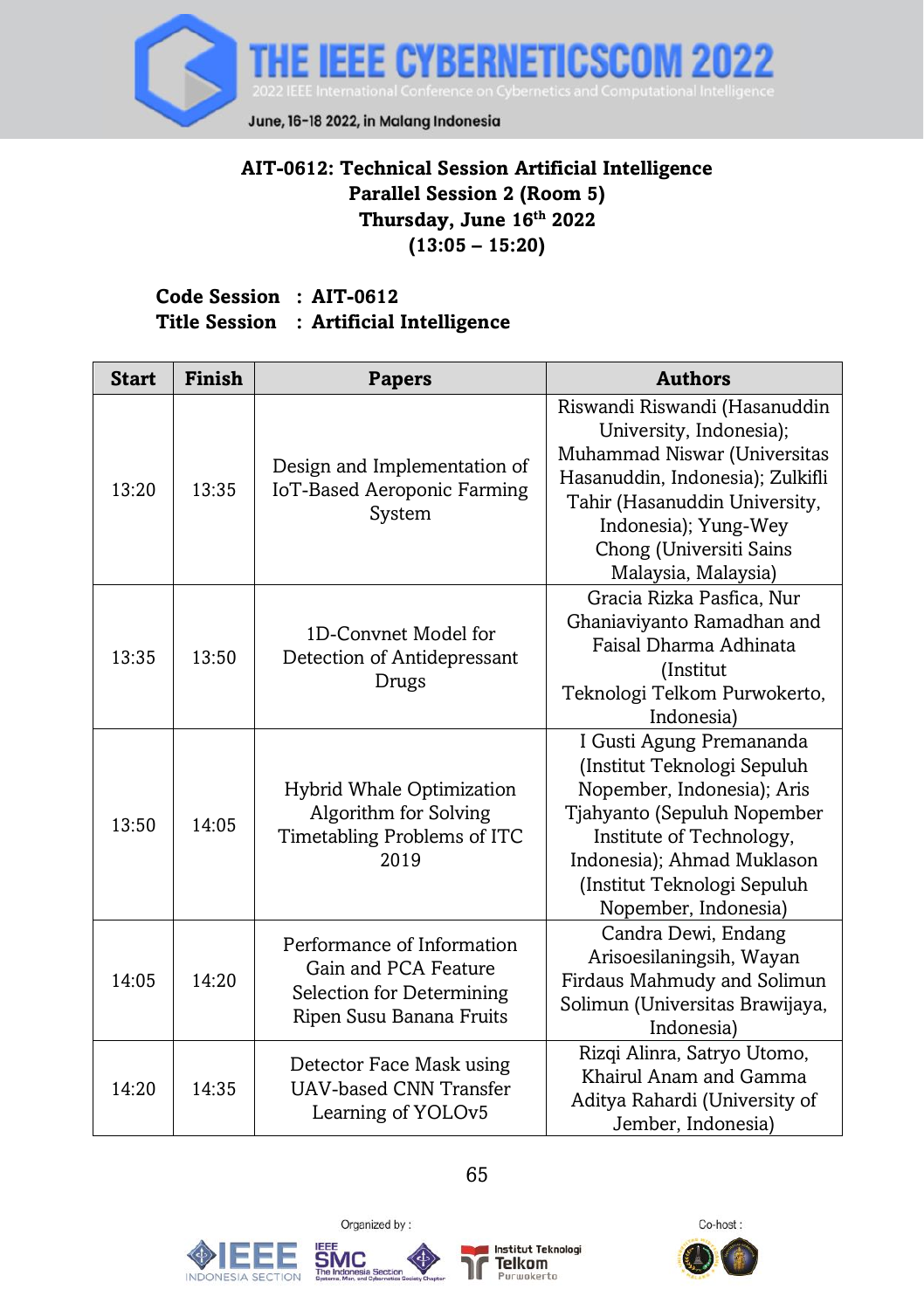**AIT-0612: Technical Session Artificial Intelligence**
**Parallel Session 2 (Room 5)**
**Thursday, June 16th 2022**
**(13:05 – 15:20)**

**Code Session : AIT-0612**
**Title Session : Artificial Intelligence**

| Start | Finish | Papers | Authors |
|---|---|---|---|
| 13:20 | 13:35 | Design and Implementation of IoT-Based Aeroponic Farming System | Riswandi Riswandi (Hasanuddin University, Indonesia); Muhammad Niswar (Universitas Hasanuddin, Indonesia); Zulkifli Tahir (Hasanuddin University, Indonesia); Yung-Wey Chong (Universiti Sains Malaysia, Malaysia) |
| 13:35 | 13:50 | 1D-Convnet Model for Detection of Antidepressant Drugs | Gracia Rizka Pasfica, Nur Ghaniaviyanto Ramadhan and Faisal Dharma Adhinata (Institut Teknologi Telkom Purwokerto, Indonesia) |
| 13:50 | 14:05 | Hybrid Whale Optimization Algorithm for Solving Timetabling Problems of ITC 2019 | I Gusti Agung Premananda (Institut Teknologi Sepuluh Nopember, Indonesia); Aris Tjahyanto (Sepuluh Nopember Institute of Technology, Indonesia); Ahmad Muklason (Institut Teknologi Sepuluh Nopember, Indonesia) |
| 14:05 | 14:20 | Performance of Information Gain and PCA Feature Selection for Determining Ripen Susu Banana Fruits | Candra Dewi, Endang Arisoesilaningsih, Wayan Firdaus Mahmudy and Solimun Solimun (Universitas Brawijaya, Indonesia) |
| 14:20 | 14:35 | Detector Face Mask using UAV-based CNN Transfer Learning of YOLOv5 | Rizqi Alinra, Satryo Utomo, Khairul Anam and Gamma Aditya Rahardi (University of Jember, Indonesia) |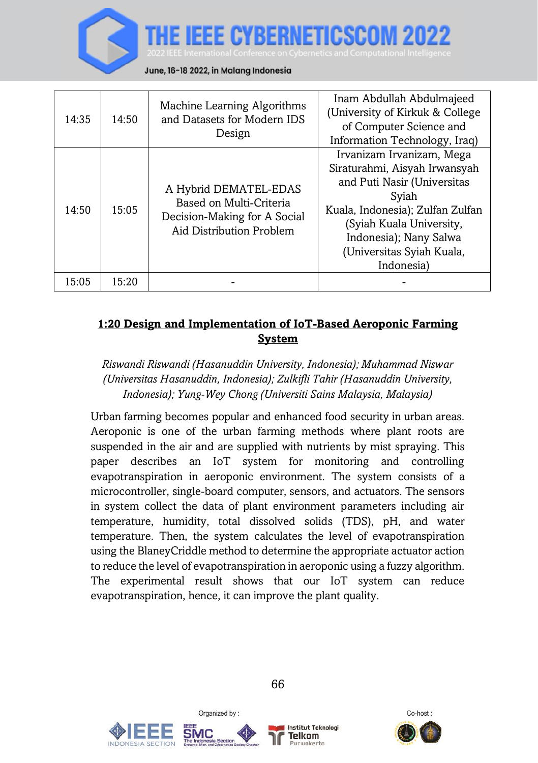| 14:35 | 14:50 | Machine Learning Algorithms and Datasets for Modern IDS Design | Inam Abdullah Abdulmajeed (University of Kirkuk & College of Computer Science and Information Technology, Iraq) |
|---|---|---|---|
| 14:50 | 15:05 | A Hybrid DEMATEL-EDAS Based on Multi-Criteria Decision-Making for A Social Aid Distribution Problem | Irvanizam Irvanizam, Mega Siraturahmi, Aisyah Irwansyah and Puti Nasir (Universitas Syiah Kuala, Indonesia); Zulfan Zulfan (Syiah Kuala University, Indonesia); Nany Salwa (Universitas Syiah Kuala, Indonesia) |
| 15:05 | 15:20 | - | - |

**1:20 Design and Implementation of IoT-Based Aeroponic Farming System**

*Riswandi Riswandi (Hasanuddin University, Indonesia); Muhammad Niswar (Universitas Hasanuddin, Indonesia); Zulkifli Tahir (Hasanuddin University, Indonesia); Yung-Wey Chong (Universiti Sains Malaysia, Malaysia)*

Urban farming becomes popular and enhanced food security in urban areas. Aeroponic is one of the urban farming methods where plant roots are suspended in the air and are supplied with nutrients by mist spraying. This paper describes an IoT system for monitoring and controlling evapotranspiration in aeroponic environment. The system consists of a microcontroller, single-board computer, sensors, and actuators. The sensors in system collect the data of plant environment parameters including air temperature, humidity, total dissolved solids (TDS), pH, and water temperature. Then, the system calculates the level of evapotranspiration using the BlaneyCriddle method to determine the appropriate actuator action to reduce the level of evapotranspiration in aeroponic using a fuzzy algorithm. The experimental result shows that our IoT system can reduce evapotranspiration, hence, it can improve the plant quality.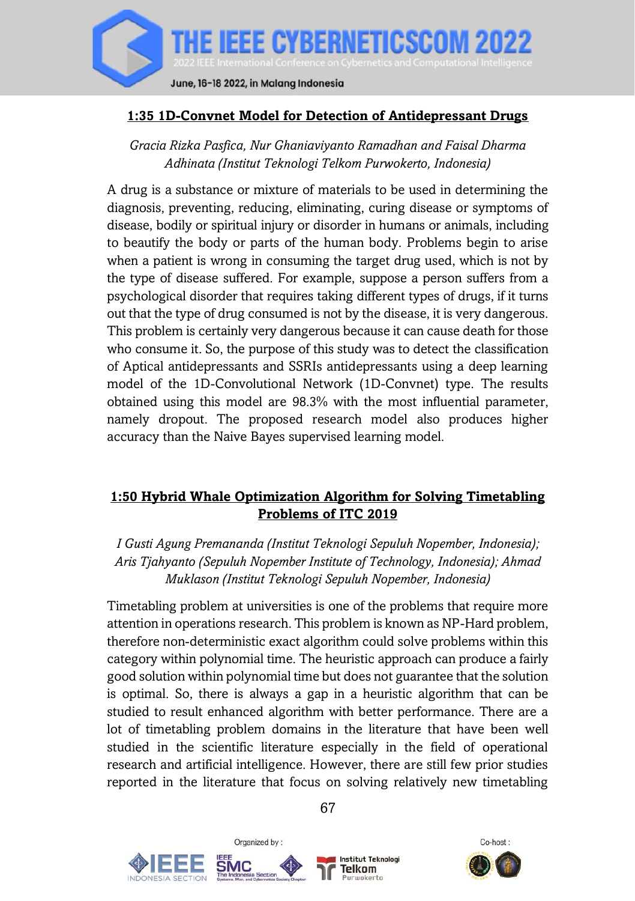## 1:35 1D-Convnet Model for Detection of Antidepressant Drugs

*Gracia Rizka Pasfica, Nur Ghaniaviyanto Ramadhan and Faisal Dharma Adhinata (Institut Teknologi Telkom Purwokerto, Indonesia)*

A drug is a substance or mixture of materials to be used in determining the diagnosis, preventing, reducing, eliminating, curing disease or symptoms of disease, bodily or spiritual injury or disorder in humans or animals, including to beautify the body or parts of the human body. Problems begin to arise when a patient is wrong in consuming the target drug used, which is not by the type of disease suffered. For example, suppose a person suffers from a psychological disorder that requires taking different types of drugs, if it turns out that the type of drug consumed is not by the disease, it is very dangerous. This problem is certainly very dangerous because it can cause death for those who consume it. So, the purpose of this study was to detect the classification of Aptical antidepressants and SSRIs antidepressants using a deep learning model of the 1D-Convolutional Network (1D-Convnet) type. The results obtained using this model are 98.3% with the most influential parameter, namely dropout. The proposed research model also produces higher accuracy than the Naive Bayes supervised learning model.

## 1:50 Hybrid Whale Optimization Algorithm for Solving Timetabling Problems of ITC 2019

*I Gusti Agung Premananda (Institut Teknologi Sepuluh Nopember, Indonesia); Aris Tjahyanto (Sepuluh Nopember Institute of Technology, Indonesia); Ahmad Muklason (Institut Teknologi Sepuluh Nopember, Indonesia)*

Timetabling problem at universities is one of the problems that require more attention in operations research. This problem is known as NP-Hard problem, therefore non-deterministic exact algorithm could solve problems within this category within polynomial time. The heuristic approach can produce a fairly good solution within polynomial time but does not guarantee that the solution is optimal. So, there is always a gap in a heuristic algorithm that can be studied to result enhanced algorithm with better performance. There are a lot of timetabling problem domains in the literature that have been well studied in the scientific literature especially in the field of operational research and artificial intelligence. However, there are still few prior studies reported in the literature that focus on solving relatively new timetabling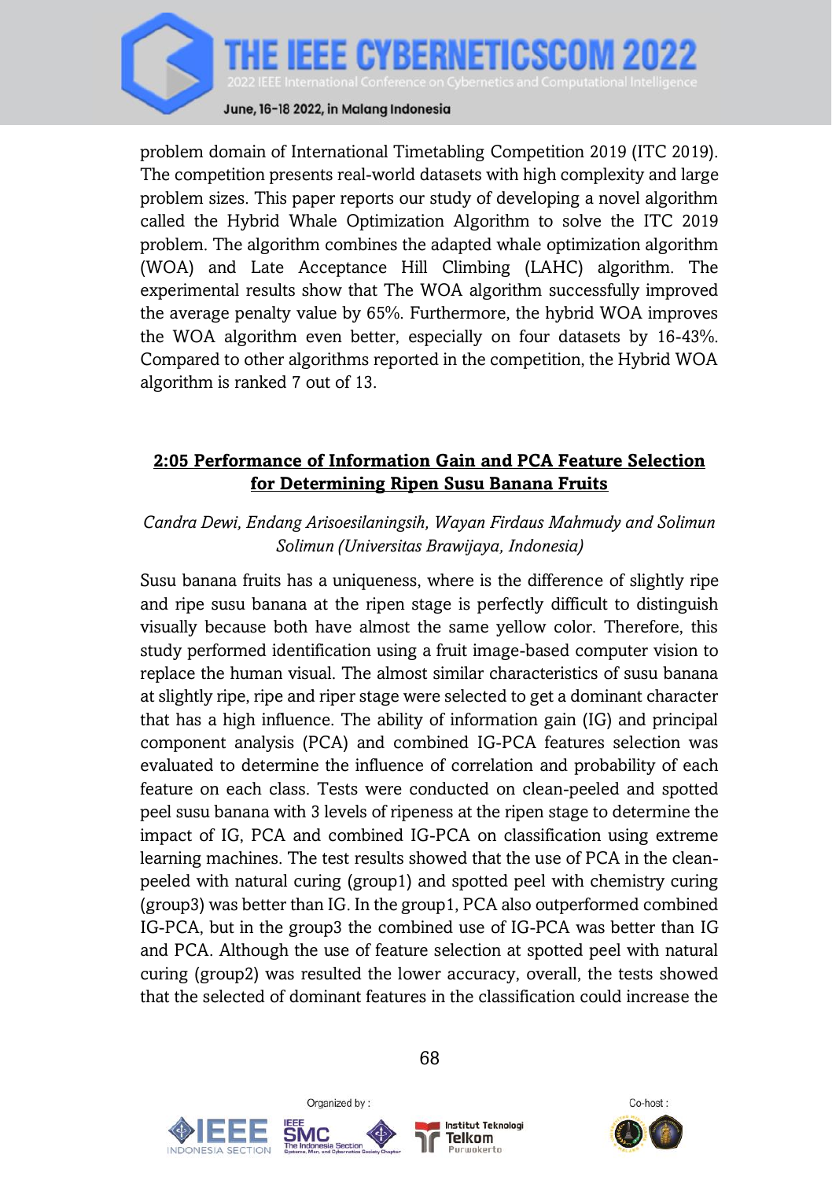problem domain of International Timetabling Competition 2019 (ITC 2019). The competition presents real-world datasets with high complexity and large problem sizes. This paper reports our study of developing a novel algorithm called the Hybrid Whale Optimization Algorithm to solve the ITC 2019 problem. The algorithm combines the adapted whale optimization algorithm (WOA) and Late Acceptance Hill Climbing (LAHC) algorithm. The experimental results show that The WOA algorithm successfully improved the average penalty value by 65%. Furthermore, the hybrid WOA improves the WOA algorithm even better, especially on four datasets by 16-43%. Compared to other algorithms reported in the competition, the Hybrid WOA algorithm is ranked 7 out of 13.

### 2:05 Performance of Information Gain and PCA Feature Selection for Determining Ripen Susu Banana Fruits

*Candra Dewi, Endang Arisoesilaningsih, Wayan Firdaus Mahmudy and Solimun Solimun (Universitas Brawijaya, Indonesia)*

Susu banana fruits has a uniqueness, where is the difference of slightly ripe and ripe susu banana at the ripen stage is perfectly difficult to distinguish visually because both have almost the same yellow color. Therefore, this study performed identification using a fruit image-based computer vision to replace the human visual. The almost similar characteristics of susu banana at slightly ripe, ripe and riper stage were selected to get a dominant character that has a high influence. The ability of information gain (IG) and principal component analysis (PCA) and combined IG-PCA features selection was evaluated to determine the influence of correlation and probability of each feature on each class. Tests were conducted on clean-peeled and spotted peel susu banana with 3 levels of ripeness at the ripen stage to determine the impact of IG, PCA and combined IG-PCA on classification using extreme learning machines. The test results showed that the use of PCA in the clean-peeled with natural curing (group1) and spotted peel with chemistry curing (group3) was better than IG. In the group1, PCA also outperformed combined IG-PCA, but in the group3 the combined use of IG-PCA was better than IG and PCA. Although the use of feature selection at spotted peel with natural curing (group2) was resulted the lower accuracy, overall, the tests showed that the selected of dominant features in the classification could increase the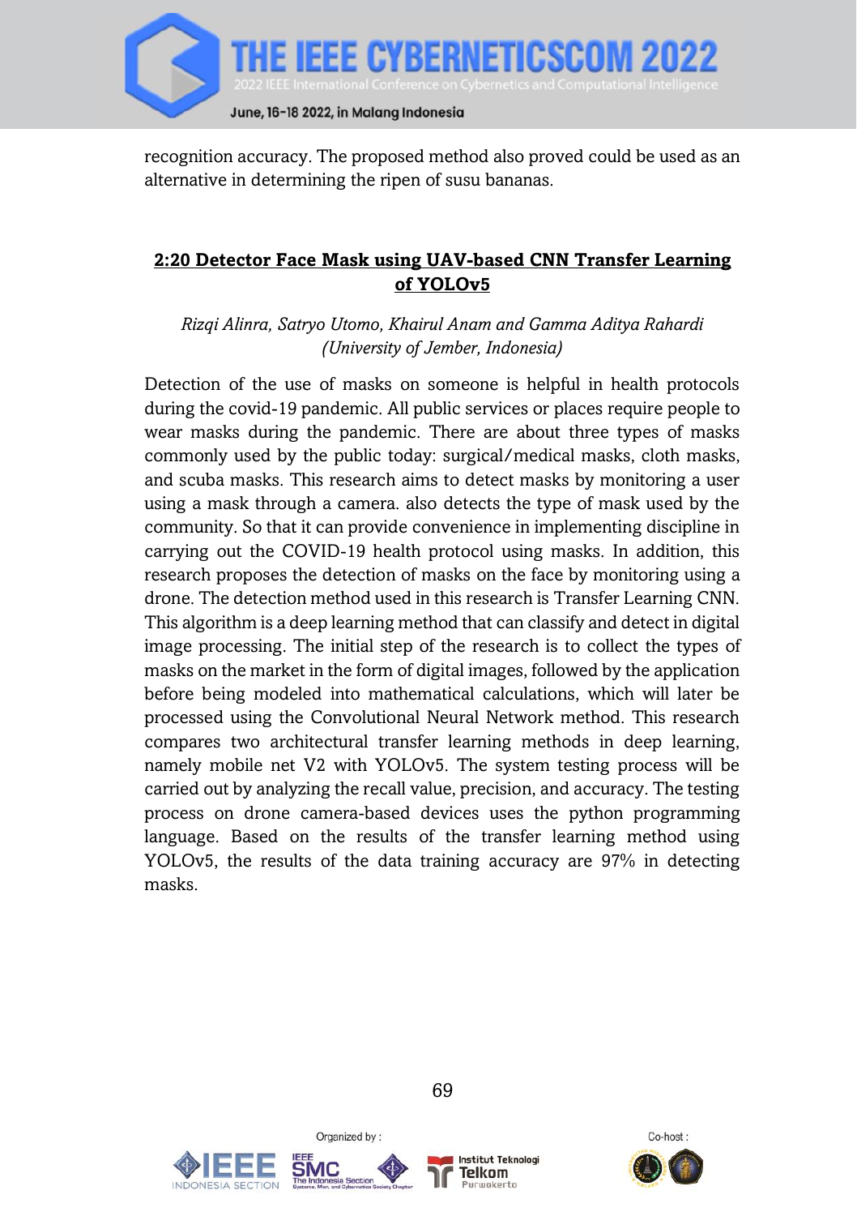recognition accuracy. The proposed method also proved could be used as an alternative in determining the ripen of susu bananas.

## 2:20 Detector Face Mask using UAV-based CNN Transfer Learning of YOLOv5

*Rizqi Alinra, Satryo Utomo, Khairul Anam and Gamma Aditya Rahardi (University of Jember, Indonesia)*

Detection of the use of masks on someone is helpful in health protocols during the covid-19 pandemic. All public services or places require people to wear masks during the pandemic. There are about three types of masks commonly used by the public today: surgical/medical masks, cloth masks, and scuba masks. This research aims to detect masks by monitoring a user using a mask through a camera. also detects the type of mask used by the community. So that it can provide convenience in implementing discipline in carrying out the COVID-19 health protocol using masks. In addition, this research proposes the detection of masks on the face by monitoring using a drone. The detection method used in this research is Transfer Learning CNN. This algorithm is a deep learning method that can classify and detect in digital image processing. The initial step of the research is to collect the types of masks on the market in the form of digital images, followed by the application before being modeled into mathematical calculations, which will later be processed using the Convolutional Neural Network method. This research compares two architectural transfer learning methods in deep learning, namely mobile net V2 with YOLOv5. The system testing process will be carried out by analyzing the recall value, precision, and accuracy. The testing process on drone camera-based devices uses the python programming language. Based on the results of the transfer learning method using YOLOv5, the results of the data training accuracy are 97% in detecting masks.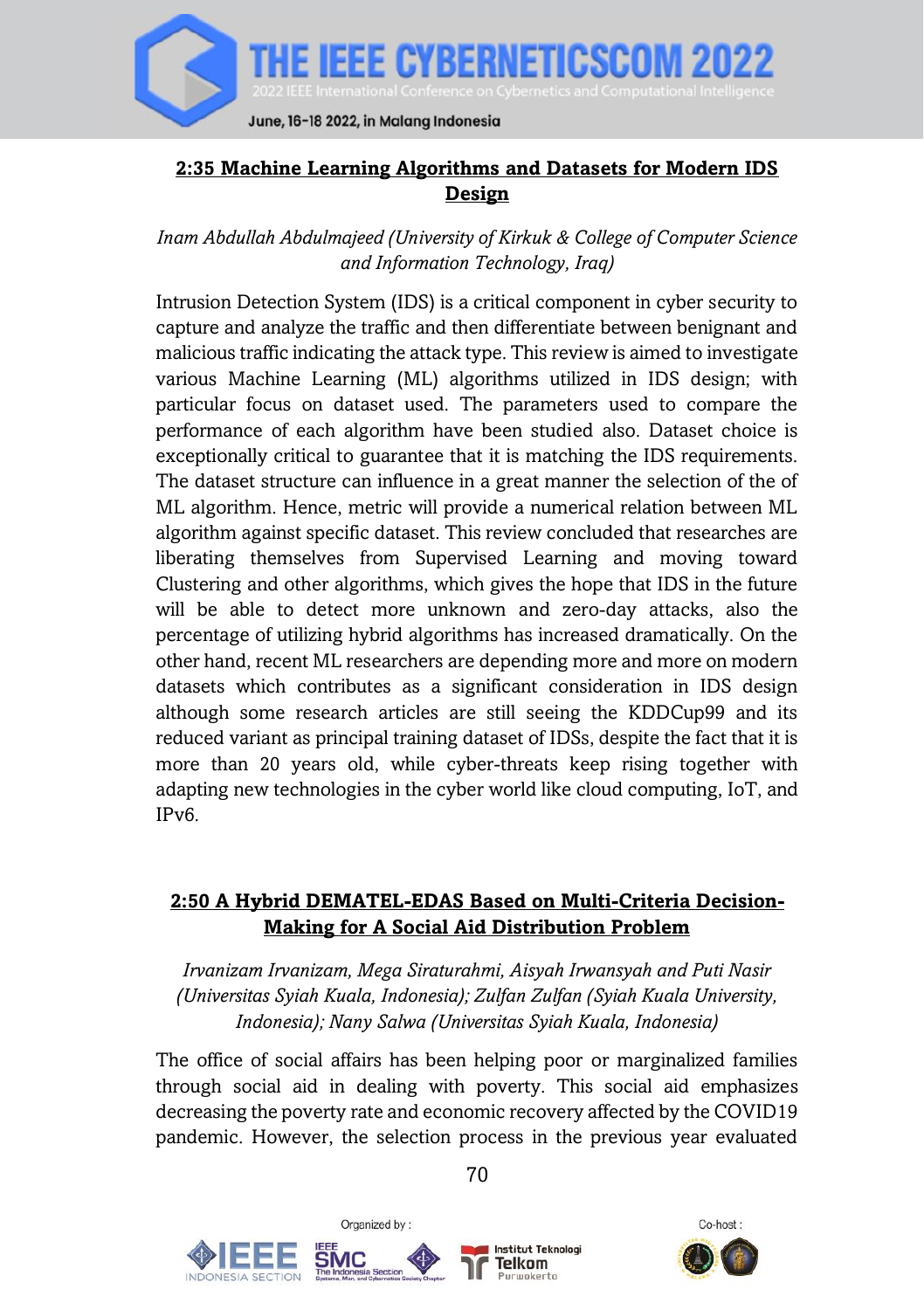## 2:35 Machine Learning Algorithms and Datasets for Modern IDS Design

*Inam Abdullah Abdulmajeed (University of Kirkuk & College of Computer Science and Information Technology, Iraq)*

Intrusion Detection System (IDS) is a critical component in cyber security to capture and analyze the traffic and then differentiate between benignant and malicious traffic indicating the attack type. This review is aimed to investigate various Machine Learning (ML) algorithms utilized in IDS design; with particular focus on dataset used. The parameters used to compare the performance of each algorithm have been studied also. Dataset choice is exceptionally critical to guarantee that it is matching the IDS requirements. The dataset structure can influence in a great manner the selection of the of ML algorithm. Hence, metric will provide a numerical relation between ML algorithm against specific dataset. This review concluded that researches are liberating themselves from Supervised Learning and moving toward Clustering and other algorithms, which gives the hope that IDS in the future will be able to detect more unknown and zero-day attacks, also the percentage of utilizing hybrid algorithms has increased dramatically. On the other hand, recent ML researchers are depending more and more on modern datasets which contributes as a significant consideration in IDS design although some research articles are still seeing the KDDCup99 and its reduced variant as principal training dataset of IDSs, despite the fact that it is more than 20 years old, while cyber-threats keep rising together with adapting new technologies in the cyber world like cloud computing, IoT, and IPv6.

## 2:50 A Hybrid DEMATEL-EDAS Based on Multi-Criteria Decision-Making for A Social Aid Distribution Problem

*Irvanizam Irvanizam, Mega Siraturahmi, Aisyah Irwansyah and Puti Nasir (Universitas Syiah Kuala, Indonesia); Zulfan Zulfan (Syiah Kuala University, Indonesia); Nany Salwa (Universitas Syiah Kuala, Indonesia)*

The office of social affairs has been helping poor or marginalized families through social aid in dealing with poverty. This social aid emphasizes decreasing the poverty rate and economic recovery affected by the COVID19 pandemic. However, the selection process in the previous year evaluated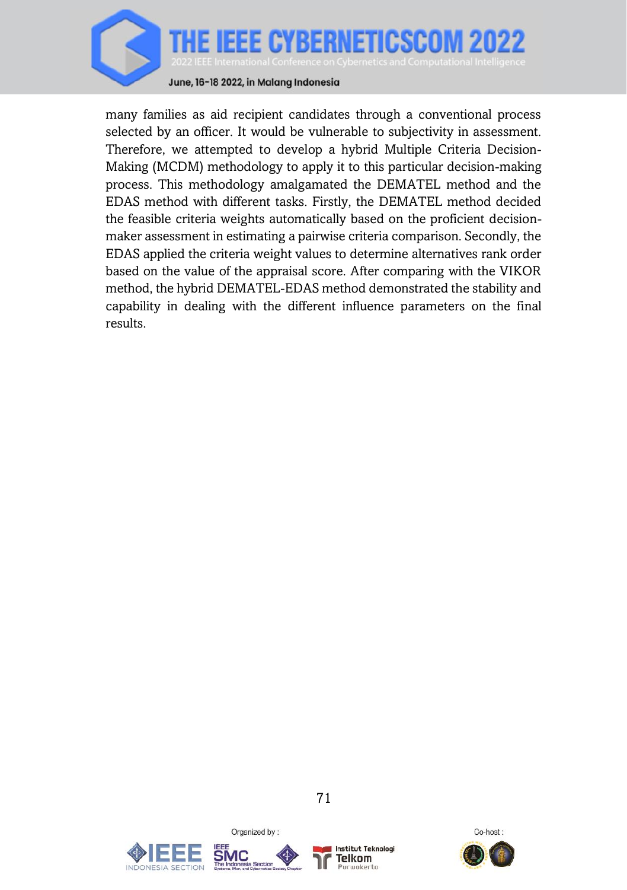many families as aid recipient candidates through a conventional process selected by an officer. It would be vulnerable to subjectivity in assessment. Therefore, we attempted to develop a hybrid Multiple Criteria Decision-Making (MCDM) methodology to apply it to this particular decision-making process. This methodology amalgamated the DEMATEL method and the EDAS method with different tasks. Firstly, the DEMATEL method decided the feasible criteria weights automatically based on the proficient decision-maker assessment in estimating a pairwise criteria comparison. Secondly, the EDAS applied the criteria weight values to determine alternatives rank order based on the value of the appraisal score. After comparing with the VIKOR method, the hybrid DEMATEL-EDAS method demonstrated the stability and capability in dealing with the different influence parameters on the final results.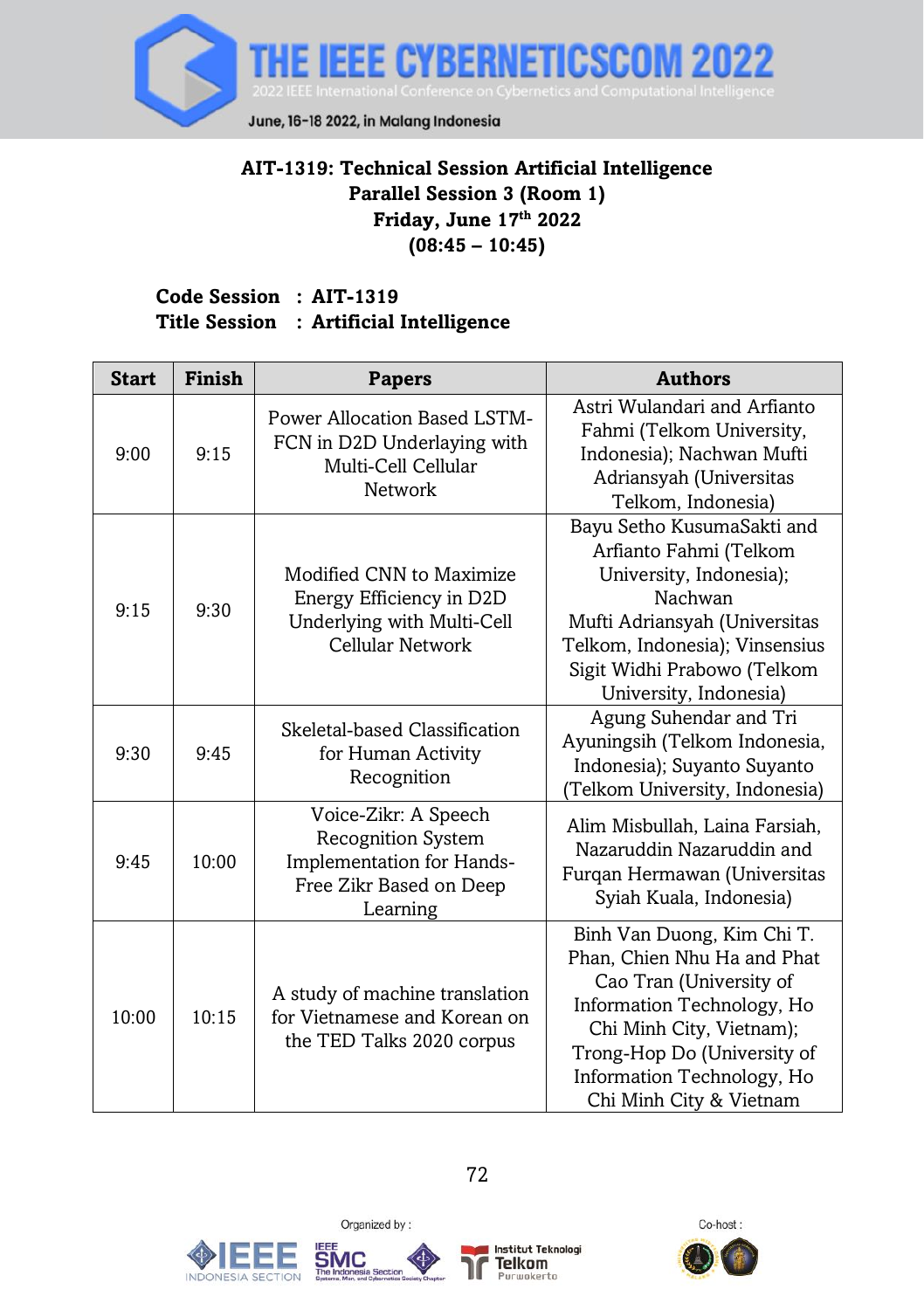**AIT-1319: Technical Session Artificial Intelligence**
**Parallel Session 3 (Room 1)**
**Friday, June 17th 2022**
**(08:45 – 10:45)**

**Code Session : AIT-1319**
**Title Session : Artificial Intelligence**

| Start | Finish | Papers | Authors |
|---|---|---|---|
| 9:00 | 9:15 | Power Allocation Based LSTM-FCN in D2D Underlaying with Multi-Cell Cellular Network | Astri Wulandari and Arfianto Fahmi (Telkom University, Indonesia); Nachwan Mufti Adriansyah (Universitas Telkom, Indonesia) |
| 9:15 | 9:30 | Modified CNN to Maximize Energy Efficiency in D2D Underlying with Multi-Cell Cellular Network | Bayu Setho KusumaSakti and Arfianto Fahmi (Telkom University, Indonesia); Nachwan Mufti Adriansyah (Universitas Telkom, Indonesia); Vinsensius Sigit Widhi Prabowo (Telkom University, Indonesia) |
| 9:30 | 9:45 | Skeletal-based Classification for Human Activity Recognition | Agung Suhendar and Tri Ayuningsih (Telkom Indonesia, Indonesia); Suyanto Suyanto (Telkom University, Indonesia) |
| 9:45 | 10:00 | Voice-Zikr: A Speech Recognition System Implementation for Hands-Free Zikr Based on Deep Learning | Alim Misbullah, Laina Farsiah, Nazaruddin Nazaruddin and Furqan Hermawan (Universitas Syiah Kuala, Indonesia) |
| 10:00 | 10:15 | A study of machine translation for Vietnamese and Korean on the TED Talks 2020 corpus | Binh Van Duong, Kim Chi T. Phan, Chien Nhu Ha and Phat Cao Tran (University of Information Technology, Ho Chi Minh City, Vietnam); Trong-Hop Do (University of Information Technology, Ho Chi Minh City & Vietnam |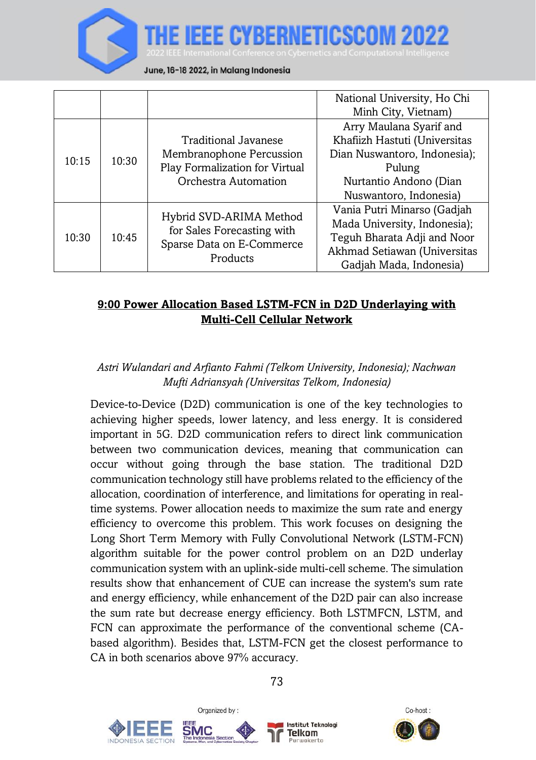|  |  |  | National University, Ho Chi Minh City, Vietnam) |
|---|---|---|---|
| 10:15 | 10:30 | Traditional Javanese Membranophone Percussion Play Formalization for Virtual Orchestra Automation | Arry Maulana Syarif and Khafiizh Hastuti (Universitas Dian Nuswantoro, Indonesia); Pulung Nurtantio Andono (Dian Nuswantoro, Indonesia) |
| 10:30 | 10:45 | Hybrid SVD-ARIMA Method for Sales Forecasting with Sparse Data on E-Commerce Products | Vania Putri Minarso (Gadjah Mada University, Indonesia); Teguh Bharata Adji and Noor Akhmad Setiawan (Universitas Gadjah Mada, Indonesia) |

**9:00 Power Allocation Based LSTM-FCN in D2D Underlaying with Multi-Cell Cellular Network**

*Astri Wulandari and Arfianto Fahmi (Telkom University, Indonesia); Nachwan Mufti Adriansyah (Universitas Telkom, Indonesia)*

Device-to-Device (D2D) communication is one of the key technologies to achieving higher speeds, lower latency, and less energy. It is considered important in 5G. D2D communication refers to direct link communication between two communication devices, meaning that communication can occur without going through the base station. The traditional D2D communication technology still have problems related to the efficiency of the allocation, coordination of interference, and limitations for operating in real-time systems. Power allocation needs to maximize the sum rate and energy efficiency to overcome this problem. This work focuses on designing the Long Short Term Memory with Fully Convolutional Network (LSTM-FCN) algorithm suitable for the power control problem on an D2D underlay communication system with an uplink-side multi-cell scheme. The simulation results show that enhancement of CUE can increase the system's sum rate and energy efficiency, while enhancement of the D2D pair can also increase the sum rate but decrease energy efficiency. Both LSTMFCN, LSTM, and FCN can approximate the performance of the conventional scheme (CA-based algorithm). Besides that, LSTM-FCN get the closest performance to CA in both scenarios above 97% accuracy.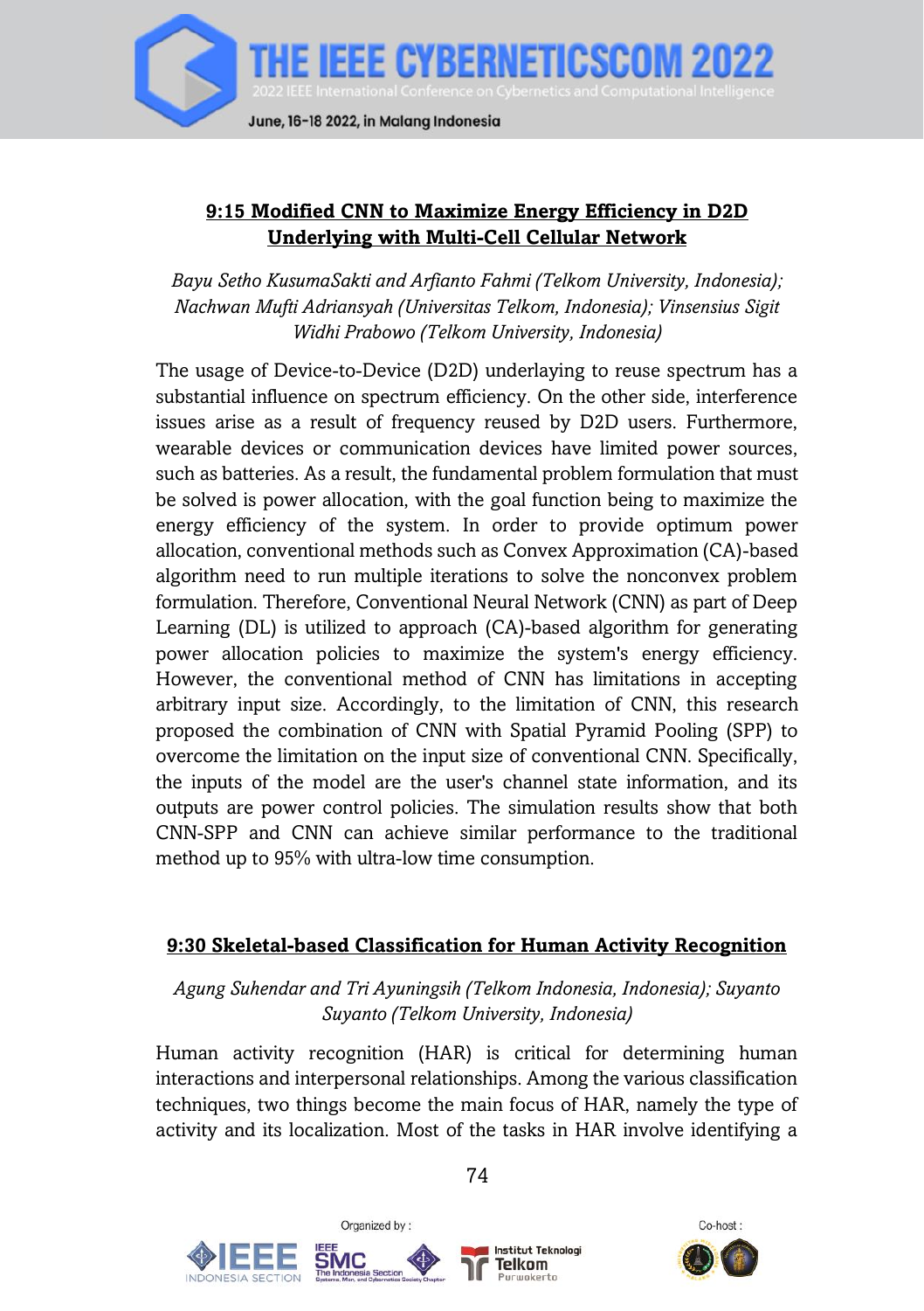### 9:15 Modified CNN to Maximize Energy Efficiency in D2D Underlying with Multi-Cell Cellular Network

*Bayu Setho KusumaSakti and Arfianto Fahmi (Telkom University, Indonesia); Nachwan Mufti Adriansyah (Universitas Telkom, Indonesia); Vinsensius Sigit Widhi Prabowo (Telkom University, Indonesia)*

The usage of Device-to-Device (D2D) underlaying to reuse spectrum has a substantial influence on spectrum efficiency. On the other side, interference issues arise as a result of frequency reused by D2D users. Furthermore, wearable devices or communication devices have limited power sources, such as batteries. As a result, the fundamental problem formulation that must be solved is power allocation, with the goal function being to maximize the energy efficiency of the system. In order to provide optimum power allocation, conventional methods such as Convex Approximation (CA)-based algorithm need to run multiple iterations to solve the nonconvex problem formulation. Therefore, Conventional Neural Network (CNN) as part of Deep Learning (DL) is utilized to approach (CA)-based algorithm for generating power allocation policies to maximize the system's energy efficiency. However, the conventional method of CNN has limitations in accepting arbitrary input size. Accordingly, to the limitation of CNN, this research proposed the combination of CNN with Spatial Pyramid Pooling (SPP) to overcome the limitation on the input size of conventional CNN. Specifically, the inputs of the model are the user's channel state information, and its outputs are power control policies. The simulation results show that both CNN-SPP and CNN can achieve similar performance to the traditional method up to 95% with ultra-low time consumption.

### 9:30 Skeletal-based Classification for Human Activity Recognition

*Agung Suhendar and Tri Ayuningsih (Telkom Indonesia, Indonesia); Suyanto Suyanto (Telkom University, Indonesia)*

Human activity recognition (HAR) is critical for determining human interactions and interpersonal relationships. Among the various classification techniques, two things become the main focus of HAR, namely the type of activity and its localization. Most of the tasks in HAR involve identifying a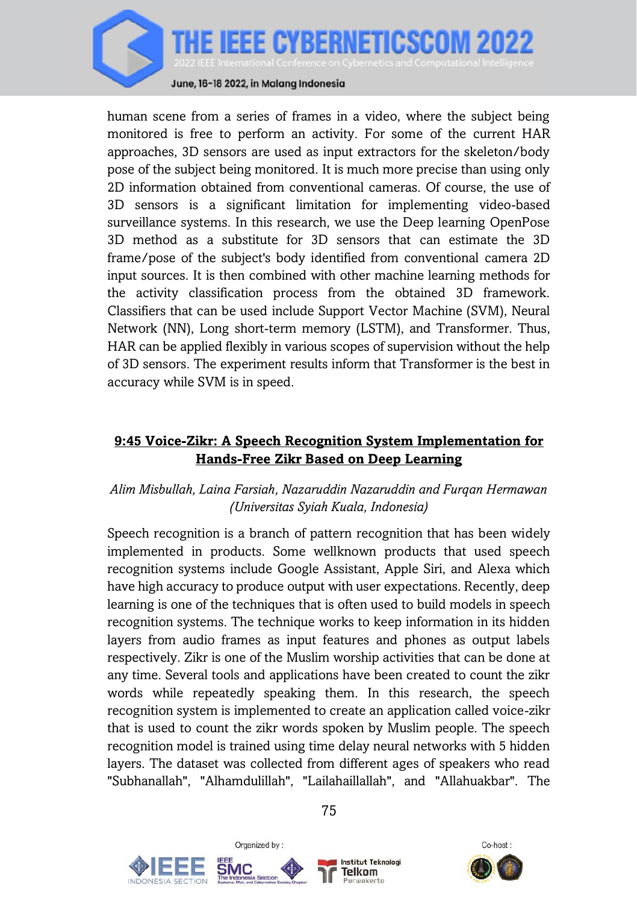human scene from a series of frames in a video, where the subject being monitored is free to perform an activity. For some of the current HAR approaches, 3D sensors are used as input extractors for the skeleton/body pose of the subject being monitored. It is much more precise than using only 2D information obtained from conventional cameras. Of course, the use of 3D sensors is a significant limitation for implementing video-based surveillance systems. In this research, we use the Deep learning OpenPose 3D method as a substitute for 3D sensors that can estimate the 3D frame/pose of the subject's body identified from conventional camera 2D input sources. It is then combined with other machine learning methods for the activity classification process from the obtained 3D framework. Classifiers that can be used include Support Vector Machine (SVM), Neural Network (NN), Long short-term memory (LSTM), and Transformer. Thus, HAR can be applied flexibly in various scopes of supervision without the help of 3D sensors. The experiment results inform that Transformer is the best in accuracy while SVM is in speed.

## 9:45 Voice-Zikr: A Speech Recognition System Implementation for Hands-Free Zikr Based on Deep Learning

*Alim Misbullah, Laina Farsiah, Nazaruddin Nazaruddin and Furqan Hermawan (Universitas Syiah Kuala, Indonesia)*

Speech recognition is a branch of pattern recognition that has been widely implemented in products. Some wellknown products that used speech recognition systems include Google Assistant, Apple Siri, and Alexa which have high accuracy to produce output with user expectations. Recently, deep learning is one of the techniques that is often used to build models in speech recognition systems. The technique works to keep information in its hidden layers from audio frames as input features and phones as output labels respectively. Zikr is one of the Muslim worship activities that can be done at any time. Several tools and applications have been created to count the zikr words while repeatedly speaking them. In this research, the speech recognition system is implemented to create an application called voice-zikr that is used to count the zikr words spoken by Muslim people. The speech recognition model is trained using time delay neural networks with 5 hidden layers. The dataset was collected from different ages of speakers who read "Subhanallah", "Alhamdulillah", "Lailahaillallah", and "Allahuakbar". The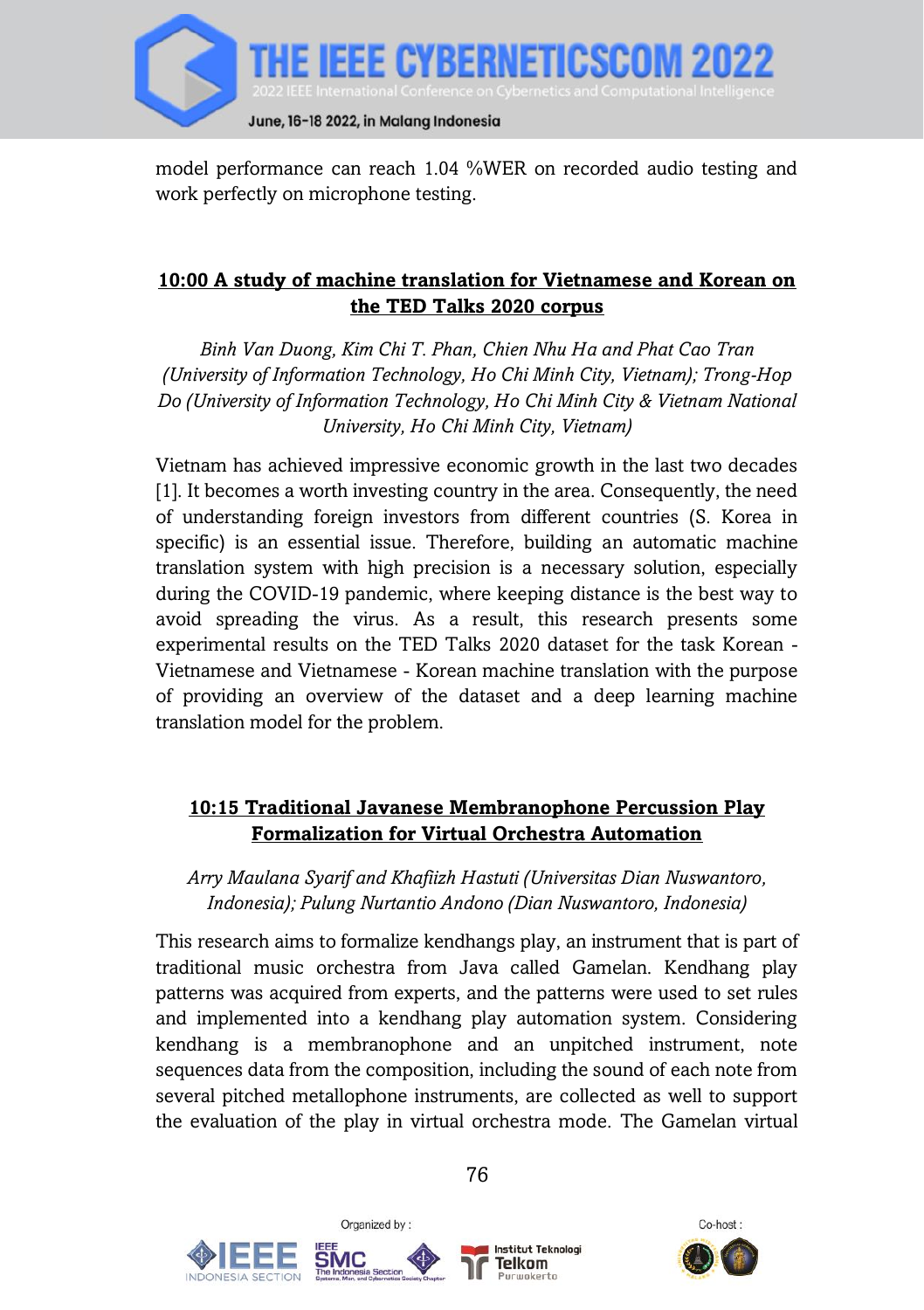model performance can reach 1.04 %WER on recorded audio testing and work perfectly on microphone testing.

## 10:00 A study of machine translation for Vietnamese and Korean on the TED Talks 2020 corpus

*Binh Van Duong, Kim Chi T. Phan, Chien Nhu Ha and Phat Cao Tran (University of Information Technology, Ho Chi Minh City, Vietnam); Trong-Hop Do (University of Information Technology, Ho Chi Minh City & Vietnam National University, Ho Chi Minh City, Vietnam)*

Vietnam has achieved impressive economic growth in the last two decades [1]. It becomes a worth investing country in the area. Consequently, the need of understanding foreign investors from different countries (S. Korea in specific) is an essential issue. Therefore, building an automatic machine translation system with high precision is a necessary solution, especially during the COVID-19 pandemic, where keeping distance is the best way to avoid spreading the virus. As a result, this research presents some experimental results on the TED Talks 2020 dataset for the task Korean - Vietnamese and Vietnamese - Korean machine translation with the purpose of providing an overview of the dataset and a deep learning machine translation model for the problem.

## 10:15 Traditional Javanese Membranophone Percussion Play Formalization for Virtual Orchestra Automation

*Arry Maulana Syarif and Khafiizh Hastuti (Universitas Dian Nuswantoro, Indonesia); Pulung Nurtantio Andono (Dian Nuswantoro, Indonesia)*

This research aims to formalize kendhangs play, an instrument that is part of traditional music orchestra from Java called Gamelan. Kendhang play patterns was acquired from experts, and the patterns were used to set rules and implemented into a kendhang play automation system. Considering kendhang is a membranophone and an unpitched instrument, note sequences data from the composition, including the sound of each note from several pitched metallophone instruments, are collected as well to support the evaluation of the play in virtual orchestra mode. The Gamelan virtual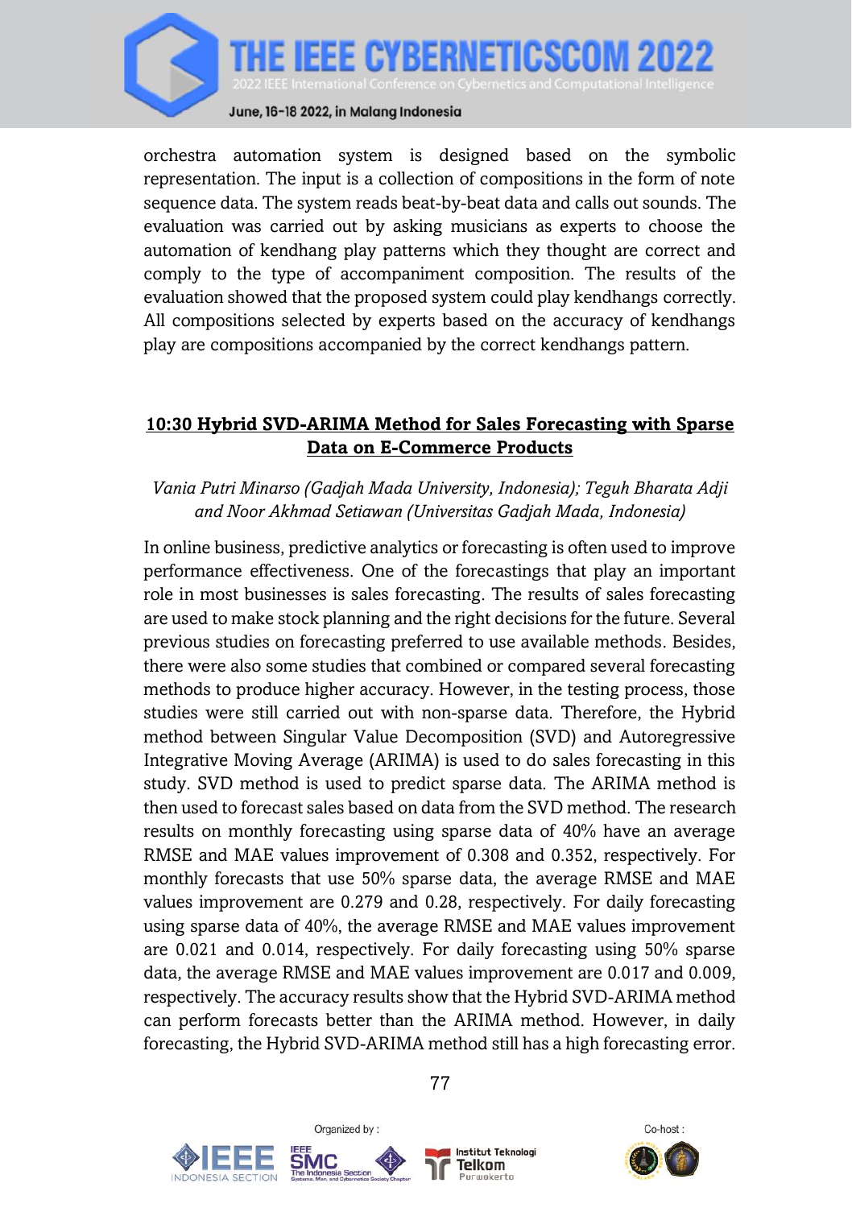orchestra automation system is designed based on the symbolic representation. The input is a collection of compositions in the form of note sequence data. The system reads beat-by-beat data and calls out sounds. The evaluation was carried out by asking musicians as experts to choose the automation of kendhang play patterns which they thought are correct and comply to the type of accompaniment composition. The results of the evaluation showed that the proposed system could play kendhangs correctly. All compositions selected by experts based on the accuracy of kendhangs play are compositions accompanied by the correct kendhangs pattern.

### 10:30 Hybrid SVD-ARIMA Method for Sales Forecasting with Sparse Data on E-Commerce Products

*Vania Putri Minarso (Gadjah Mada University, Indonesia); Teguh Bharata Adji and Noor Akhmad Setiawan (Universitas Gadjah Mada, Indonesia)*

In online business, predictive analytics or forecasting is often used to improve performance effectiveness. One of the forecastings that play an important role in most businesses is sales forecasting. The results of sales forecasting are used to make stock planning and the right decisions for the future. Several previous studies on forecasting preferred to use available methods. Besides, there were also some studies that combined or compared several forecasting methods to produce higher accuracy. However, in the testing process, those studies were still carried out with non-sparse data. Therefore, the Hybrid method between Singular Value Decomposition (SVD) and Autoregressive Integrative Moving Average (ARIMA) is used to do sales forecasting in this study. SVD method is used to predict sparse data. The ARIMA method is then used to forecast sales based on data from the SVD method. The research results on monthly forecasting using sparse data of 40% have an average RMSE and MAE values improvement of 0.308 and 0.352, respectively. For monthly forecasts that use 50% sparse data, the average RMSE and MAE values improvement are 0.279 and 0.28, respectively. For daily forecasting using sparse data of 40%, the average RMSE and MAE values improvement are 0.021 and 0.014, respectively. For daily forecasting using 50% sparse data, the average RMSE and MAE values improvement are 0.017 and 0.009, respectively. The accuracy results show that the Hybrid SVD-ARIMA method can perform forecasts better than the ARIMA method. However, in daily forecasting, the Hybrid SVD-ARIMA method still has a high forecasting error.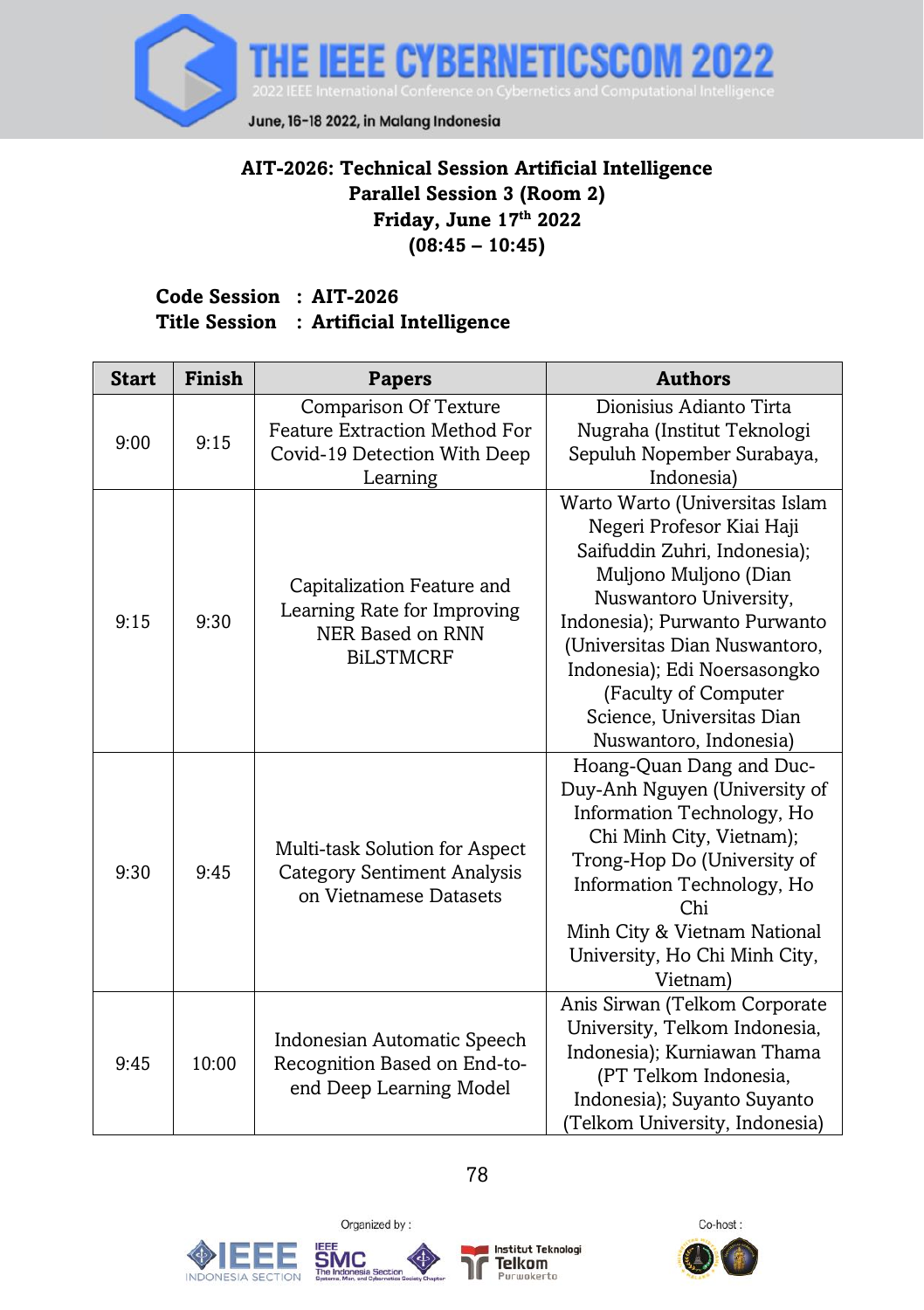## AIT-2026: Technical Session Artificial Intelligence
## Parallel Session 3 (Room 2)
## Friday, June 17th 2022
## (08:45 – 10:45)

**Code Session : AIT-2026**
**Title Session : Artificial Intelligence**

| Start | Finish | Papers | Authors |
|---|---|---|---|
| 9:00 | 9:15 | Comparison Of Texture Feature Extraction Method For Covid-19 Detection With Deep Learning | Dionisius Adianto Tirta Nugraha (Institut Teknologi Sepuluh Nopember Surabaya, Indonesia) |
| 9:15 | 9:30 | Capitalization Feature and Learning Rate for Improving NER Based on RNN BiLSTMCRF | Warto Warto (Universitas Islam Negeri Profesor Kiai Haji Saifuddin Zuhri, Indonesia); Muljono Muljono (Dian Nuswantoro University, Indonesia); Purwanto Purwanto (Universitas Dian Nuswantoro, Indonesia); Edi Noersasongko (Faculty of Computer Science, Universitas Dian Nuswantoro, Indonesia) |
| 9:30 | 9:45 | Multi-task Solution for Aspect Category Sentiment Analysis on Vietnamese Datasets | Hoang-Quan Dang and Duc-Duy-Anh Nguyen (University of Information Technology, Ho Chi Minh City, Vietnam); Trong-Hop Do (University of Information Technology, Ho Chi Minh City & Vietnam National University, Ho Chi Minh City, Vietnam) |
| 9:45 | 10:00 | Indonesian Automatic Speech Recognition Based on End-to-end Deep Learning Model | Anis Sirwan (Telkom Corporate University, Telkom Indonesia, Indonesia); Kurniawan Thama (PT Telkom Indonesia, Indonesia); Suyanto Suyanto (Telkom University, Indonesia) |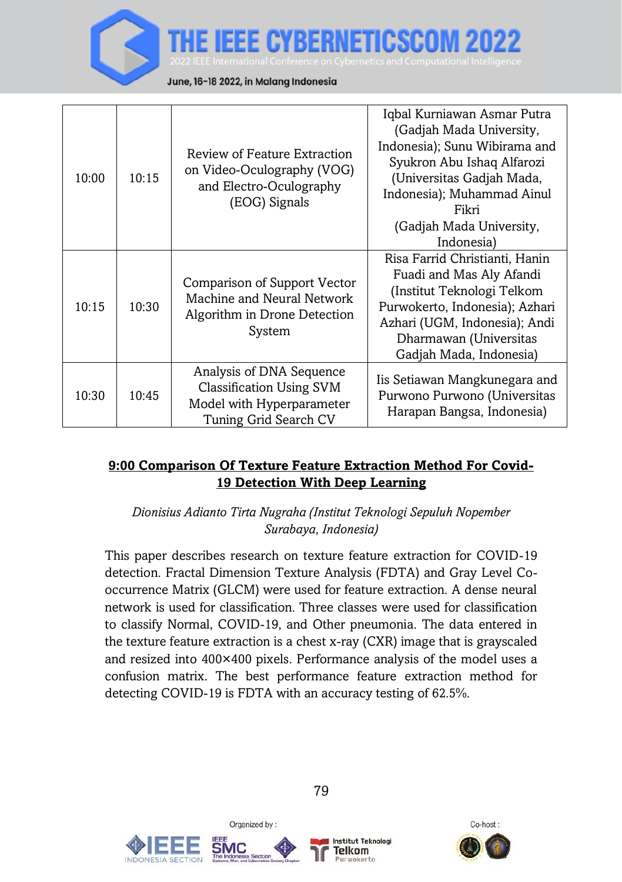| | | | |
|---|---|---|---|
| 10:00 | 10:15 | Review of Feature Extraction on Video-Oculography (VOG) and Electro-Oculography (EOG) Signals | Iqbal Kurniawan Asmar Putra (Gadjah Mada University, Indonesia); Sunu Wibirama and Syukron Abu Ishaq Alfarozi (Universitas Gadjah Mada, Indonesia); Muhammad Ainul Fikri (Gadjah Mada University, Indonesia) |
| 10:15 | 10:30 | Comparison of Support Vector Machine and Neural Network Algorithm in Drone Detection System | Risa Farrid Christianti, Hanin Fuadi and Mas Aly Afandi (Institut Teknologi Telkom Purwokerto, Indonesia); Azhari Azhari (UGM, Indonesia); Andi Dharmawan (Universitas Gadjah Mada, Indonesia) |
| 10:30 | 10:45 | Analysis of DNA Sequence Classification Using SVM Model with Hyperparameter Tuning Grid Search CV | Iis Setiawan Mangkunegara and Purwono Purwono (Universitas Harapan Bangsa, Indonesia) |

**9:00 Comparison Of Texture Feature Extraction Method For Covid-19 Detection With Deep Learning**

*Dionisius Adianto Tirta Nugraha (Institut Teknologi Sepuluh Nopember Surabaya, Indonesia)*

This paper describes research on texture feature extraction for COVID-19 detection. Fractal Dimension Texture Analysis (FDTA) and Gray Level Co-occurrence Matrix (GLCM) were used for feature extraction. A dense neural network is used for classification. Three classes were used for classification to classify Normal, COVID-19, and Other pneumonia. The data entered in the texture feature extraction is a chest x-ray (CXR) image that is grayscaled and resized into 400×400 pixels. Performance analysis of the model uses a confusion matrix. The best performance feature extraction method for detecting COVID-19 is FDTA with an accuracy testing of 62.5%.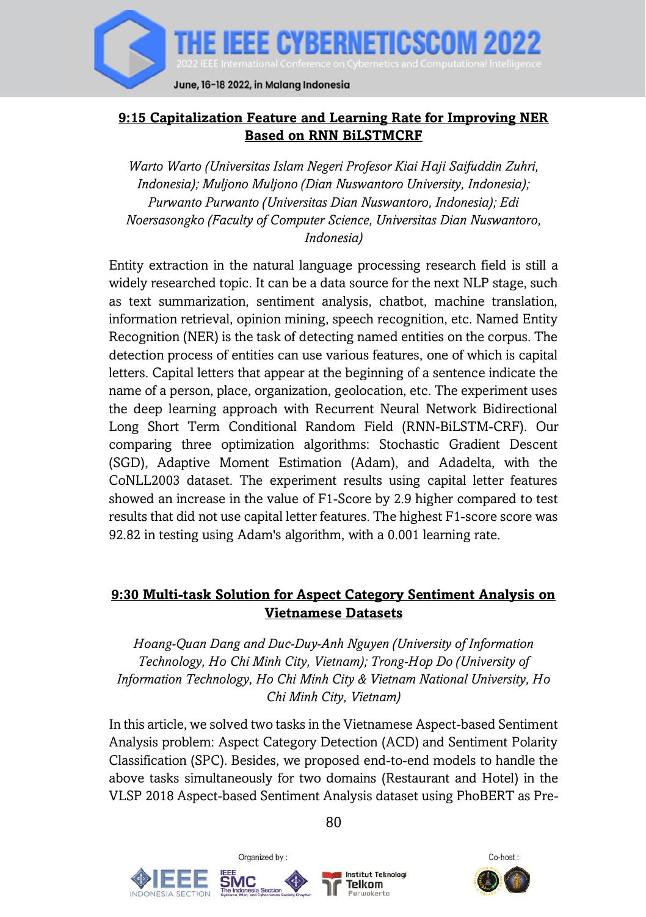## 9:15 Capitalization Feature and Learning Rate for Improving NER Based on RNN BiLSTMCRF

*Warto Warto (Universitas Islam Negeri Profesor Kiai Haji Saifuddin Zuhri, Indonesia); Muljono Muljono (Dian Nuswantoro University, Indonesia); Purwanto Purwanto (Universitas Dian Nuswantoro, Indonesia); Edi Noersasongko (Faculty of Computer Science, Universitas Dian Nuswantoro, Indonesia)*

Entity extraction in the natural language processing research field is still a widely researched topic. It can be a data source for the next NLP stage, such as text summarization, sentiment analysis, chatbot, machine translation, information retrieval, opinion mining, speech recognition, etc. Named Entity Recognition (NER) is the task of detecting named entities on the corpus. The detection process of entities can use various features, one of which is capital letters. Capital letters that appear at the beginning of a sentence indicate the name of a person, place, organization, geolocation, etc. The experiment uses the deep learning approach with Recurrent Neural Network Bidirectional Long Short Term Conditional Random Field (RNN-BiLSTM-CRF). Our comparing three optimization algorithms: Stochastic Gradient Descent (SGD), Adaptive Moment Estimation (Adam), and Adadelta, with the CoNLL2003 dataset. The experiment results using capital letter features showed an increase in the value of F1-Score by 2.9 higher compared to test results that did not use capital letter features. The highest F1-score score was 92.82 in testing using Adam's algorithm, with a 0.001 learning rate.

## 9:30 Multi-task Solution for Aspect Category Sentiment Analysis on Vietnamese Datasets

*Hoang-Quan Dang and Duc-Duy-Anh Nguyen (University of Information Technology, Ho Chi Minh City, Vietnam); Trong-Hop Do (University of Information Technology, Ho Chi Minh City & Vietnam National University, Ho Chi Minh City, Vietnam)*

In this article, we solved two tasks in the Vietnamese Aspect-based Sentiment Analysis problem: Aspect Category Detection (ACD) and Sentiment Polarity Classification (SPC). Besides, we proposed end-to-end models to handle the above tasks simultaneously for two domains (Restaurant and Hotel) in the VLSP 2018 Aspect-based Sentiment Analysis dataset using PhoBERT as Pre-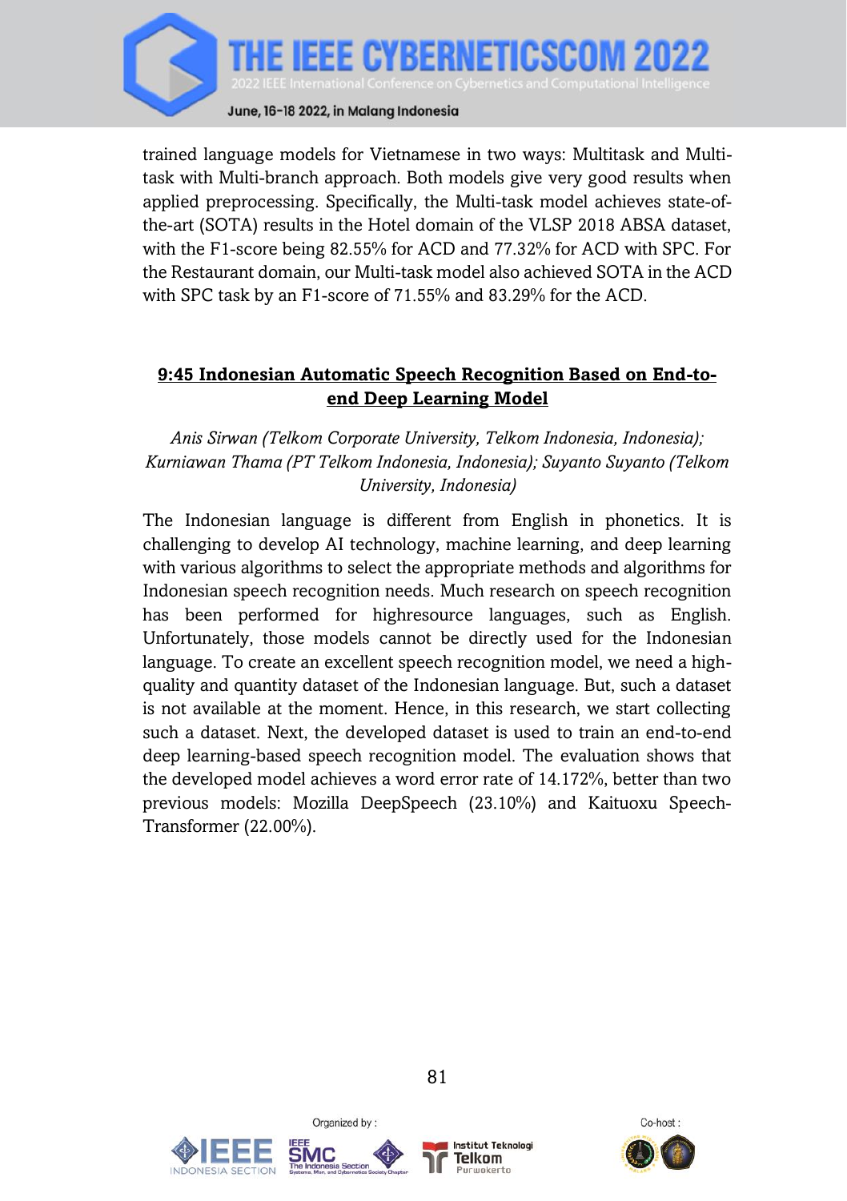trained language models for Vietnamese in two ways: Multitask and Multi-task with Multi-branch approach. Both models give very good results when applied preprocessing. Specifically, the Multi-task model achieves state-of-the-art (SOTA) results in the Hotel domain of the VLSP 2018 ABSA dataset, with the F1-score being 82.55% for ACD and 77.32% for ACD with SPC. For the Restaurant domain, our Multi-task model also achieved SOTA in the ACD with SPC task by an F1-score of 71.55% and 83.29% for the ACD.

## 9:45 Indonesian Automatic Speech Recognition Based on End-to-end Deep Learning Model

*Anis Sirwan (Telkom Corporate University, Telkom Indonesia, Indonesia); Kurniawan Thama (PT Telkom Indonesia, Indonesia); Suyanto Suyanto (Telkom University, Indonesia)*

The Indonesian language is different from English in phonetics. It is challenging to develop AI technology, machine learning, and deep learning with various algorithms to select the appropriate methods and algorithms for Indonesian speech recognition needs. Much research on speech recognition has been performed for highresource languages, such as English. Unfortunately, those models cannot be directly used for the Indonesian language. To create an excellent speech recognition model, we need a high-quality and quantity dataset of the Indonesian language. But, such a dataset is not available at the moment. Hence, in this research, we start collecting such a dataset. Next, the developed dataset is used to train an end-to-end deep learning-based speech recognition model. The evaluation shows that the developed model achieves a word error rate of 14.172%, better than two previous models: Mozilla DeepSpeech (23.10%) and Kaituoxu Speech-Transformer (22.00%).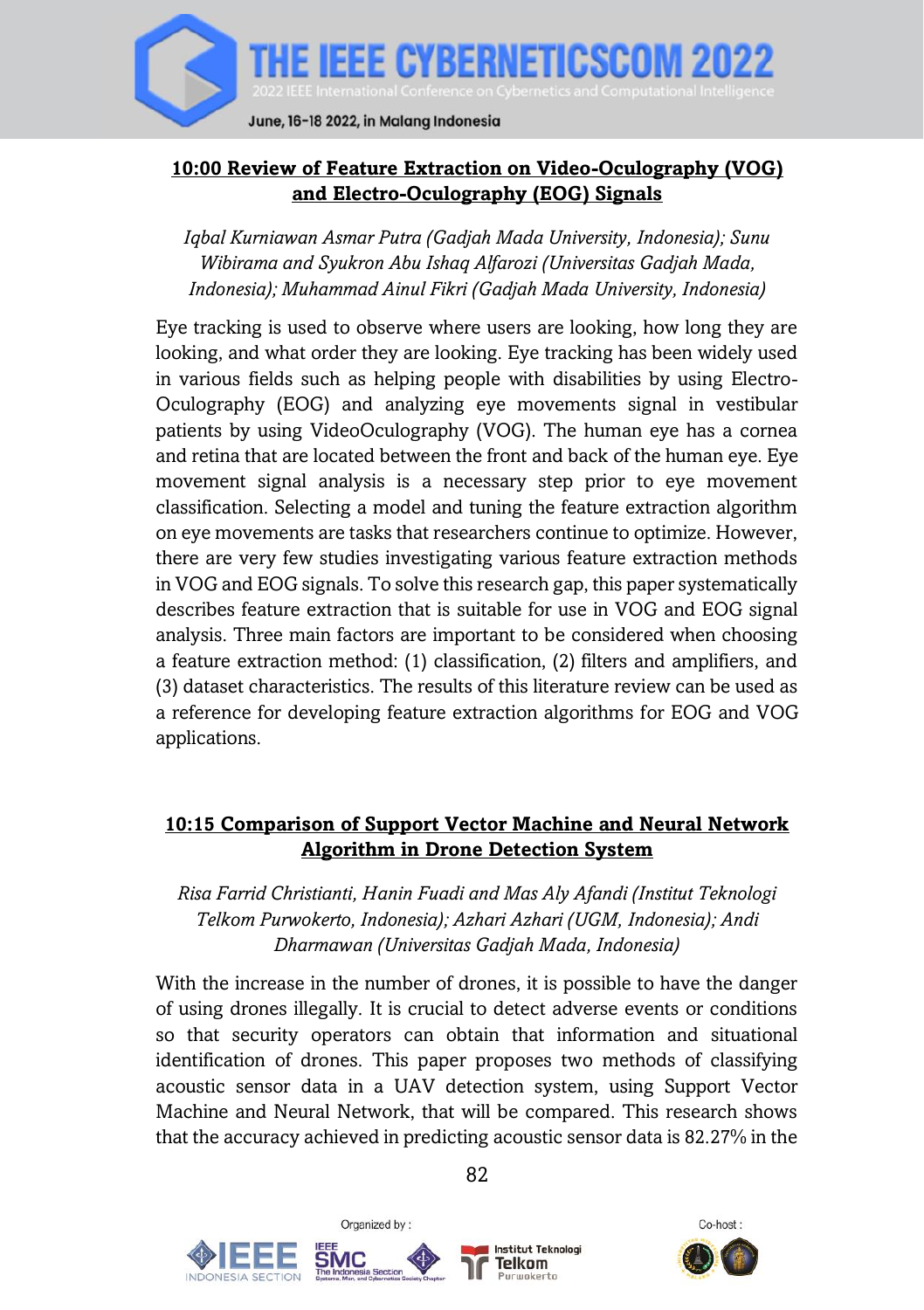## 10:00 Review of Feature Extraction on Video-Oculography (VOG) and Electro-Oculography (EOG) Signals

*Iqbal Kurniawan Asmar Putra (Gadjah Mada University, Indonesia); Sunu Wibirama and Syukron Abu Ishaq Alfarozi (Universitas Gadjah Mada, Indonesia); Muhammad Ainul Fikri (Gadjah Mada University, Indonesia)*

Eye tracking is used to observe where users are looking, how long they are looking, and what order they are looking. Eye tracking has been widely used in various fields such as helping people with disabilities by using Electro-Oculography (EOG) and analyzing eye movements signal in vestibular patients by using VideoOculography (VOG). The human eye has a cornea and retina that are located between the front and back of the human eye. Eye movement signal analysis is a necessary step prior to eye movement classification. Selecting a model and tuning the feature extraction algorithm on eye movements are tasks that researchers continue to optimize. However, there are very few studies investigating various feature extraction methods in VOG and EOG signals. To solve this research gap, this paper systematically describes feature extraction that is suitable for use in VOG and EOG signal analysis. Three main factors are important to be considered when choosing a feature extraction method: (1) classification, (2) filters and amplifiers, and (3) dataset characteristics. The results of this literature review can be used as a reference for developing feature extraction algorithms for EOG and VOG applications.

## 10:15 Comparison of Support Vector Machine and Neural Network Algorithm in Drone Detection System

*Risa Farrid Christianti, Hanin Fuadi and Mas Aly Afandi (Institut Teknologi Telkom Purwokerto, Indonesia); Azhari Azhari (UGM, Indonesia); Andi Dharmawan (Universitas Gadjah Mada, Indonesia)*

With the increase in the number of drones, it is possible to have the danger of using drones illegally. It is crucial to detect adverse events or conditions so that security operators can obtain that information and situational identification of drones. This paper proposes two methods of classifying acoustic sensor data in a UAV detection system, using Support Vector Machine and Neural Network, that will be compared. This research shows that the accuracy achieved in predicting acoustic sensor data is 82.27% in the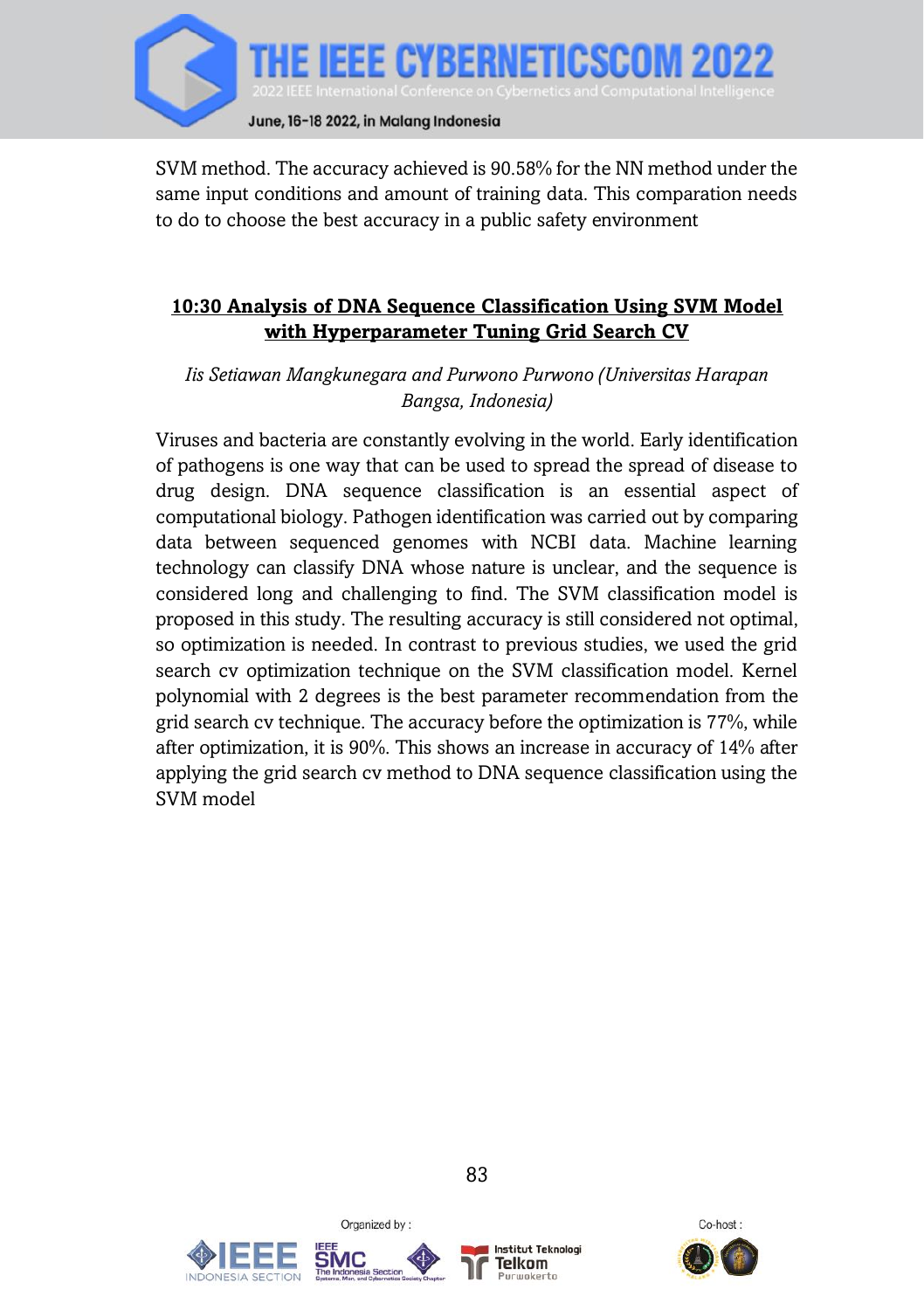SVM method. The accuracy achieved is 90.58% for the NN method under the same input conditions and amount of training data. This comparation needs to do to choose the best accuracy in a public safety environment

## 10:30 Analysis of DNA Sequence Classification Using SVM Model with Hyperparameter Tuning Grid Search CV

*Iis Setiawan Mangkunegara and Purwono Purwono (Universitas Harapan Bangsa, Indonesia)*

Viruses and bacteria are constantly evolving in the world. Early identification of pathogens is one way that can be used to spread the spread of disease to drug design. DNA sequence classification is an essential aspect of computational biology. Pathogen identification was carried out by comparing data between sequenced genomes with NCBI data. Machine learning technology can classify DNA whose nature is unclear, and the sequence is considered long and challenging to find. The SVM classification model is proposed in this study. The resulting accuracy is still considered not optimal, so optimization is needed. In contrast to previous studies, we used the grid search cv optimization technique on the SVM classification model. Kernel polynomial with 2 degrees is the best parameter recommendation from the grid search cv technique. The accuracy before the optimization is 77%, while after optimization, it is 90%. This shows an increase in accuracy of 14% after applying the grid search cv method to DNA sequence classification using the SVM model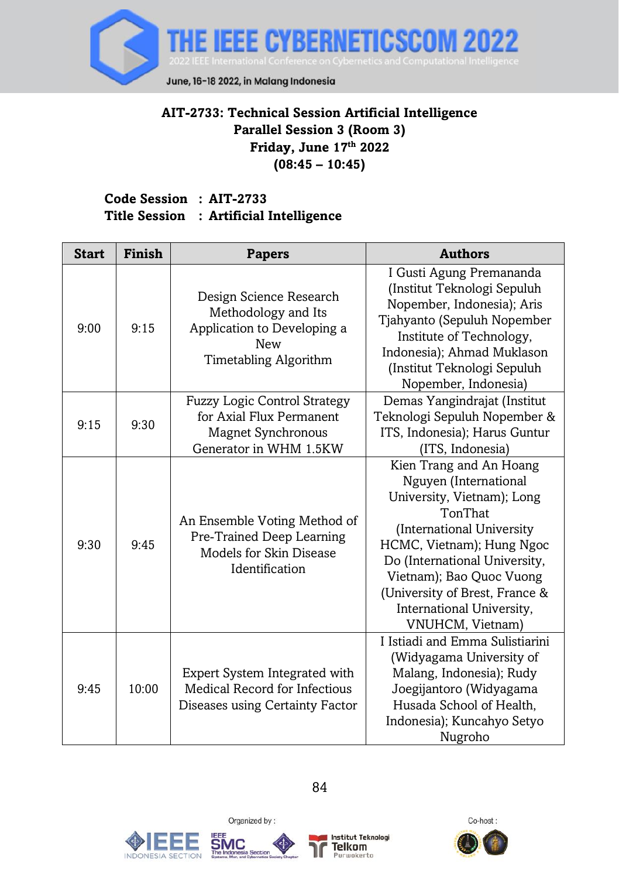**AIT-2733: Technical Session Artificial Intelligence**
**Parallel Session 3 (Room 3)**
**Friday, June 17th 2022**
**(08:45 – 10:45)**

**Code Session : AIT-2733**
**Title Session : Artificial Intelligence**

| Start | Finish | Papers | Authors |
|---|---|---|---|
| 9:00 | 9:15 | Design Science Research Methodology and Its Application to Developing a New Timetabling Algorithm | I Gusti Agung Premananda (Institut Teknologi Sepuluh Nopember, Indonesia); Aris Tjahyanto (Sepuluh Nopember Institute of Technology, Indonesia); Ahmad Muklason (Institut Teknologi Sepuluh Nopember, Indonesia) |
| 9:15 | 9:30 | Fuzzy Logic Control Strategy for Axial Flux Permanent Magnet Synchronous Generator in WHM 1.5KW | Demas Yangindrajat (Institut Teknologi Sepuluh Nopember & ITS, Indonesia); Harus Guntur (ITS, Indonesia) |
| 9:30 | 9:45 | An Ensemble Voting Method of Pre-Trained Deep Learning Models for Skin Disease Identification | Kien Trang and An Hoang Nguyen (International University, Vietnam); Long TonThat (International University HCMC, Vietnam); Hung Ngoc Do (International University, Vietnam); Bao Quoc Vuong (University of Brest, France & International University, VNUHCM, Vietnam) |
| 9:45 | 10:00 | Expert System Integrated with Medical Record for Infectious Diseases using Certainty Factor | I Istiadi and Emma Sulistiarini (Widyagama University of Malang, Indonesia); Rudy Joegijantoro (Widyagama Husada School of Health, Indonesia); Kuncahyo Setyo Nugroho |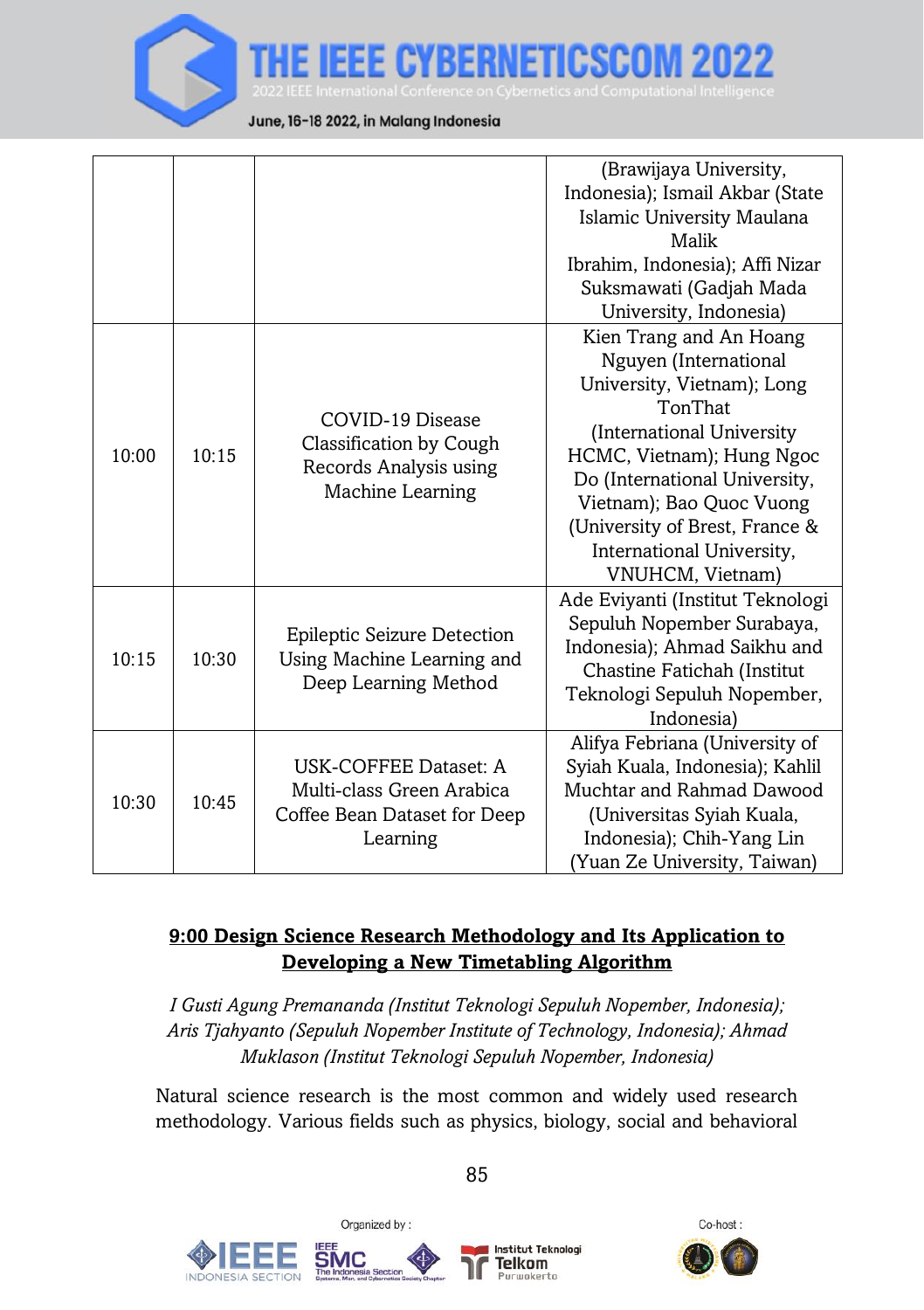| | | | |
|---|---|---|---|
| | | | (Brawijaya University, Indonesia); Ismail Akbar (State Islamic University Maulana Malik Ibrahim, Indonesia); Affi Nizar Suksmawati (Gadjah Mada University, Indonesia) |
| 10:00 | 10:15 | COVID-19 Disease Classification by Cough Records Analysis using Machine Learning | Kien Trang and An Hoang Nguyen (International University, Vietnam); Long TonThat (International University HCMC, Vietnam); Hung Ngoc Do (International University, Vietnam); Bao Quoc Vuong (University of Brest, France & International University, VNUHCM, Vietnam) |
| 10:15 | 10:30 | Epileptic Seizure Detection Using Machine Learning and Deep Learning Method | Ade Eviyanti (Institut Teknologi Sepuluh Nopember Surabaya, Indonesia); Ahmad Saikhu and Chastine Fatichah (Institut Teknologi Sepuluh Nopember, Indonesia) |
| 10:30 | 10:45 | USK-COFFEE Dataset: A Multi-class Green Arabica Coffee Bean Dataset for Deep Learning | Alifya Febriana (University of Syiah Kuala, Indonesia); Kahlil Muchtar and Rahmad Dawood (Universitas Syiah Kuala, Indonesia); Chih-Yang Lin (Yuan Ze University, Taiwan) |

**9:00 Design Science Research Methodology and Its Application to Developing a New Timetabling Algorithm**

*I Gusti Agung Premananda (Institut Teknologi Sepuluh Nopember, Indonesia); Aris Tjahyanto (Sepuluh Nopember Institute of Technology, Indonesia); Ahmad Muklason (Institut Teknologi Sepuluh Nopember, Indonesia)*

Natural science research is the most common and widely used research methodology. Various fields such as physics, biology, social and behavioral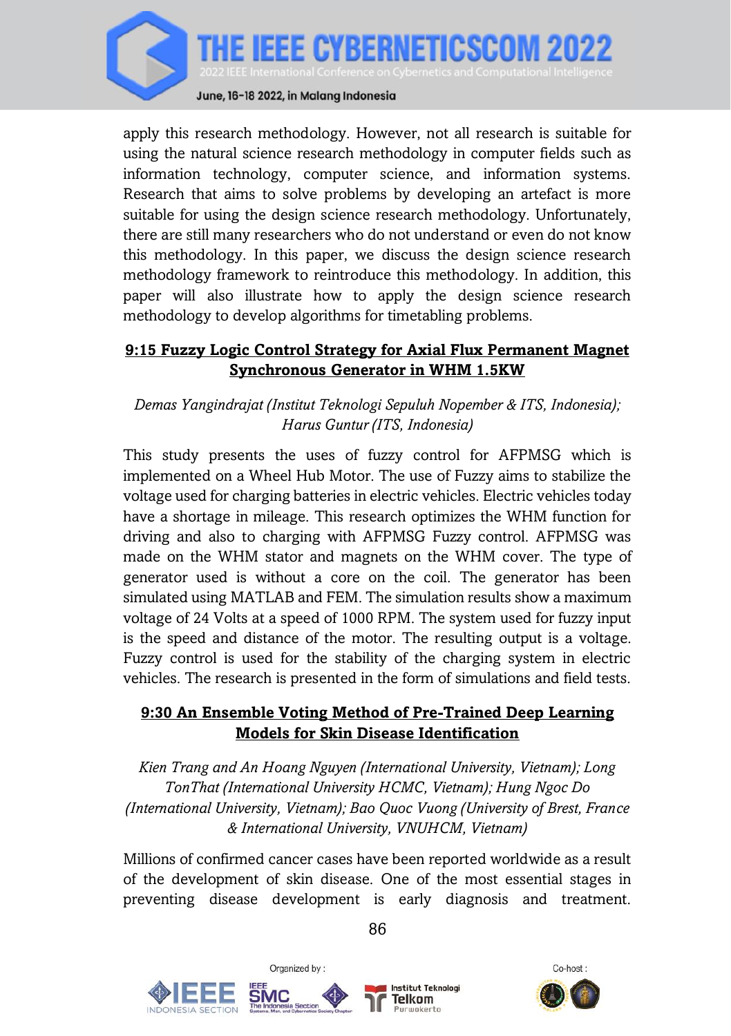apply this research methodology. However, not all research is suitable for using the natural science research methodology in computer fields such as information technology, computer science, and information systems. Research that aims to solve problems by developing an artefact is more suitable for using the design science research methodology. Unfortunately, there are still many researchers who do not understand or even do not know this methodology. In this paper, we discuss the design science research methodology framework to reintroduce this methodology. In addition, this paper will also illustrate how to apply the design science research methodology to develop algorithms for timetabling problems.

## 9:15 Fuzzy Logic Control Strategy for Axial Flux Permanent Magnet Synchronous Generator in WHM 1.5KW

*Demas Yangindrajat (Institut Teknologi Sepuluh Nopember & ITS, Indonesia); Harus Guntur (ITS, Indonesia)*

This study presents the uses of fuzzy control for AFPMSG which is implemented on a Wheel Hub Motor. The use of Fuzzy aims to stabilize the voltage used for charging batteries in electric vehicles. Electric vehicles today have a shortage in mileage. This research optimizes the WHM function for driving and also to charging with AFPMSG Fuzzy control. AFPMSG was made on the WHM stator and magnets on the WHM cover. The type of generator used is without a core on the coil. The generator has been simulated using MATLAB and FEM. The simulation results show a maximum voltage of 24 Volts at a speed of 1000 RPM. The system used for fuzzy input is the speed and distance of the motor. The resulting output is a voltage. Fuzzy control is used for the stability of the charging system in electric vehicles. The research is presented in the form of simulations and field tests.

## 9:30 An Ensemble Voting Method of Pre-Trained Deep Learning Models for Skin Disease Identification

*Kien Trang and An Hoang Nguyen (International University, Vietnam); Long TonThat (International University HCMC, Vietnam); Hung Ngoc Do (International University, Vietnam); Bao Quoc Vuong (University of Brest, France & International University, VNUHCM, Vietnam)*

Millions of confirmed cancer cases have been reported worldwide as a result of the development of skin disease. One of the most essential stages in preventing disease development is early diagnosis and treatment.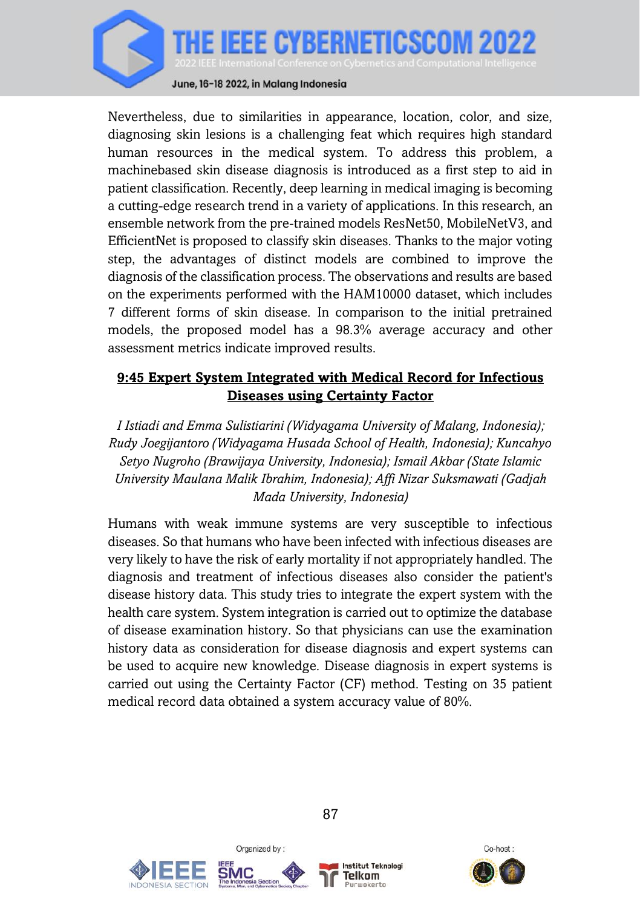Nevertheless, due to similarities in appearance, location, color, and size, diagnosing skin lesions is a challenging feat which requires high standard human resources in the medical system. To address this problem, a machinebased skin disease diagnosis is introduced as a first step to aid in patient classification. Recently, deep learning in medical imaging is becoming a cutting-edge research trend in a variety of applications. In this research, an ensemble network from the pre-trained models ResNet50, MobileNetV3, and EfficientNet is proposed to classify skin diseases. Thanks to the major voting step, the advantages of distinct models are combined to improve the diagnosis of the classification process. The observations and results are based on the experiments performed with the HAM10000 dataset, which includes 7 different forms of skin disease. In comparison to the initial pretrained models, the proposed model has a 98.3% average accuracy and other assessment metrics indicate improved results.

### **9:45 Expert System Integrated with Medical Record for Infectious Diseases using Certainty Factor**

*I Istiadi and Emma Sulistiarini (Widyagama University of Malang, Indonesia); Rudy Joegijantoro (Widyagama Husada School of Health, Indonesia); Kuncahyo Setyo Nugroho (Brawijaya University, Indonesia); Ismail Akbar (State Islamic University Maulana Malik Ibrahim, Indonesia); Affi Nizar Suksmawati (Gadjah Mada University, Indonesia)*

Humans with weak immune systems are very susceptible to infectious diseases. So that humans who have been infected with infectious diseases are very likely to have the risk of early mortality if not appropriately handled. The diagnosis and treatment of infectious diseases also consider the patient's disease history data. This study tries to integrate the expert system with the health care system. System integration is carried out to optimize the database of disease examination history. So that physicians can use the examination history data as consideration for disease diagnosis and expert systems can be used to acquire new knowledge. Disease diagnosis in expert systems is carried out using the Certainty Factor (CF) method. Testing on 35 patient medical record data obtained a system accuracy value of 80%.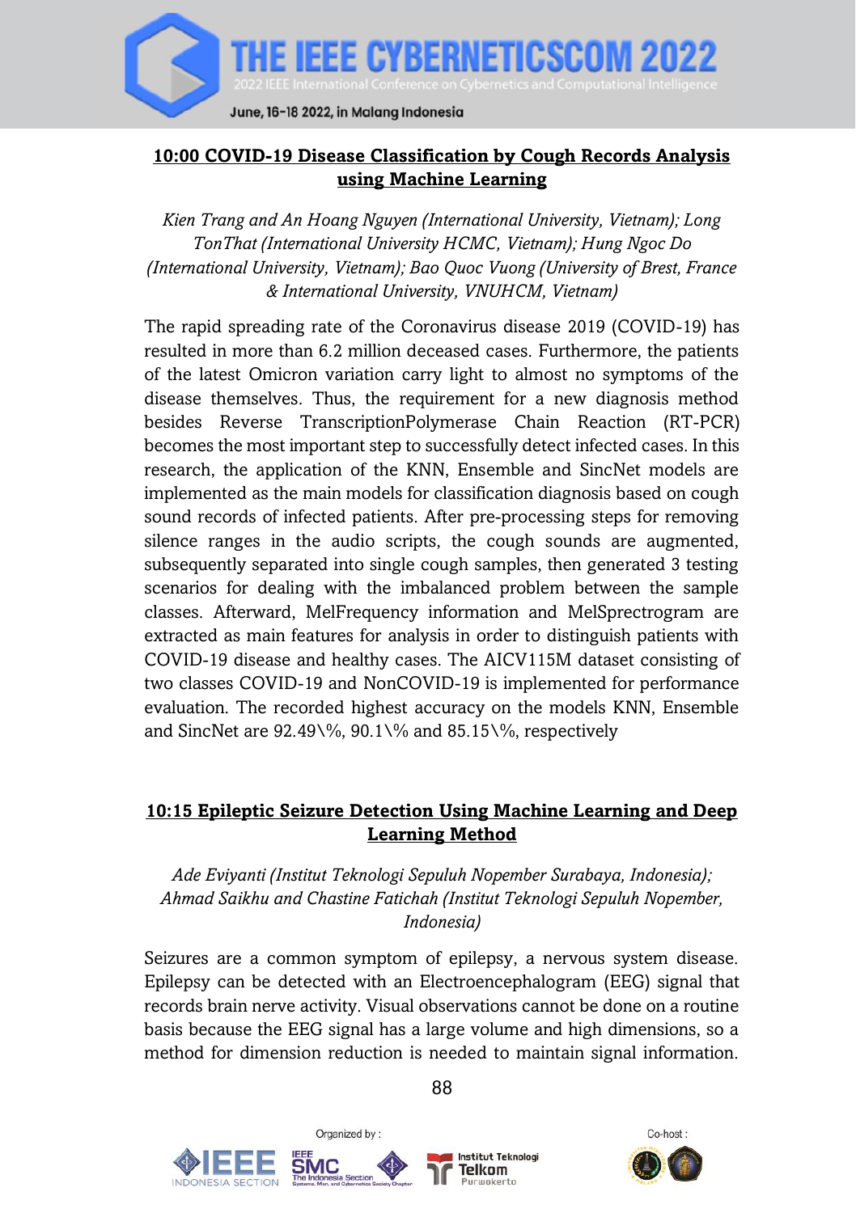## 10:00 COVID-19 Disease Classification by Cough Records Analysis using Machine Learning

*Kien Trang and An Hoang Nguyen (International University, Vietnam); Long TonThat (International University HCMC, Vietnam); Hung Ngoc Do (International University, Vietnam); Bao Quoc Vuong (University of Brest, France & International University, VNUHCM, Vietnam)*

The rapid spreading rate of the Coronavirus disease 2019 (COVID-19) has resulted in more than 6.2 million deceased cases. Furthermore, the patients of the latest Omicron variation carry light to almost no symptoms of the disease themselves. Thus, the requirement for a new diagnosis method besides Reverse TranscriptionPolymerase Chain Reaction (RT-PCR) becomes the most important step to successfully detect infected cases. In this research, the application of the KNN, Ensemble and SincNet models are implemented as the main models for classification diagnosis based on cough sound records of infected patients. After pre-processing steps for removing silence ranges in the audio scripts, the cough sounds are augmented, subsequently separated into single cough samples, then generated 3 testing scenarios for dealing with the imbalanced problem between the sample classes. Afterward, MelFrequency information and MelSprectrogram are extracted as main features for analysis in order to distinguish patients with COVID-19 disease and healthy cases. The AICV115M dataset consisting of two classes COVID-19 and NonCOVID-19 is implemented for performance evaluation. The recorded highest accuracy on the models KNN, Ensemble and SincNet are 92.49\%, 90.1\% and 85.15\%, respectively

## 10:15 Epileptic Seizure Detection Using Machine Learning and Deep Learning Method

*Ade Eviyanti (Institut Teknologi Sepuluh Nopember Surabaya, Indonesia); Ahmad Saikhu and Chastine Fatichah (Institut Teknologi Sepuluh Nopember, Indonesia)*

Seizures are a common symptom of epilepsy, a nervous system disease. Epilepsy can be detected with an Electroencephalogram (EEG) signal that records brain nerve activity. Visual observations cannot be done on a routine basis because the EEG signal has a large volume and high dimensions, so a method for dimension reduction is needed to maintain signal information.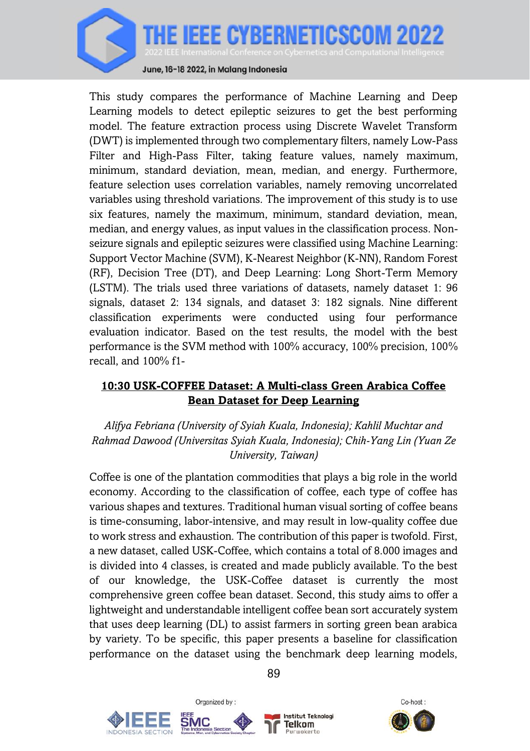This study compares the performance of Machine Learning and Deep Learning models to detect epileptic seizures to get the best performing model. The feature extraction process using Discrete Wavelet Transform (DWT) is implemented through two complementary filters, namely Low-Pass Filter and High-Pass Filter, taking feature values, namely maximum, minimum, standard deviation, mean, median, and energy. Furthermore, feature selection uses correlation variables, namely removing uncorrelated variables using threshold variations. The improvement of this study is to use six features, namely the maximum, minimum, standard deviation, mean, median, and energy values, as input values in the classification process. Non-seizure signals and epileptic seizures were classified using Machine Learning: Support Vector Machine (SVM), K-Nearest Neighbor (K-NN), Random Forest (RF), Decision Tree (DT), and Deep Learning: Long Short-Term Memory (LSTM). The trials used three variations of datasets, namely dataset 1: 96 signals, dataset 2: 134 signals, and dataset 3: 182 signals. Nine different classification experiments were conducted using four performance evaluation indicator. Based on the test results, the model with the best performance is the SVM method with 100% accuracy, 100% precision, 100% recall, and 100% f1-

**10:30 USK-COFFEE Dataset: A Multi-class Green Arabica Coffee Bean Dataset for Deep Learning**

*Alifya Febriana (University of Syiah Kuala, Indonesia); Kahlil Muchtar and Rahmad Dawood (Universitas Syiah Kuala, Indonesia); Chih-Yang Lin (Yuan Ze University, Taiwan)*

Coffee is one of the plantation commodities that plays a big role in the world economy. According to the classification of coffee, each type of coffee has various shapes and textures. Traditional human visual sorting of coffee beans is time-consuming, labor-intensive, and may result in low-quality coffee due to work stress and exhaustion. The contribution of this paper is twofold. First, a new dataset, called USK-Coffee, which contains a total of 8.000 images and is divided into 4 classes, is created and made publicly available. To the best of our knowledge, the USK-Coffee dataset is currently the most comprehensive green coffee bean dataset. Second, this study aims to offer a lightweight and understandable intelligent coffee bean sort accurately system that uses deep learning (DL) to assist farmers in sorting green bean arabica by variety. To be specific, this paper presents a baseline for classification performance on the dataset using the benchmark deep learning models,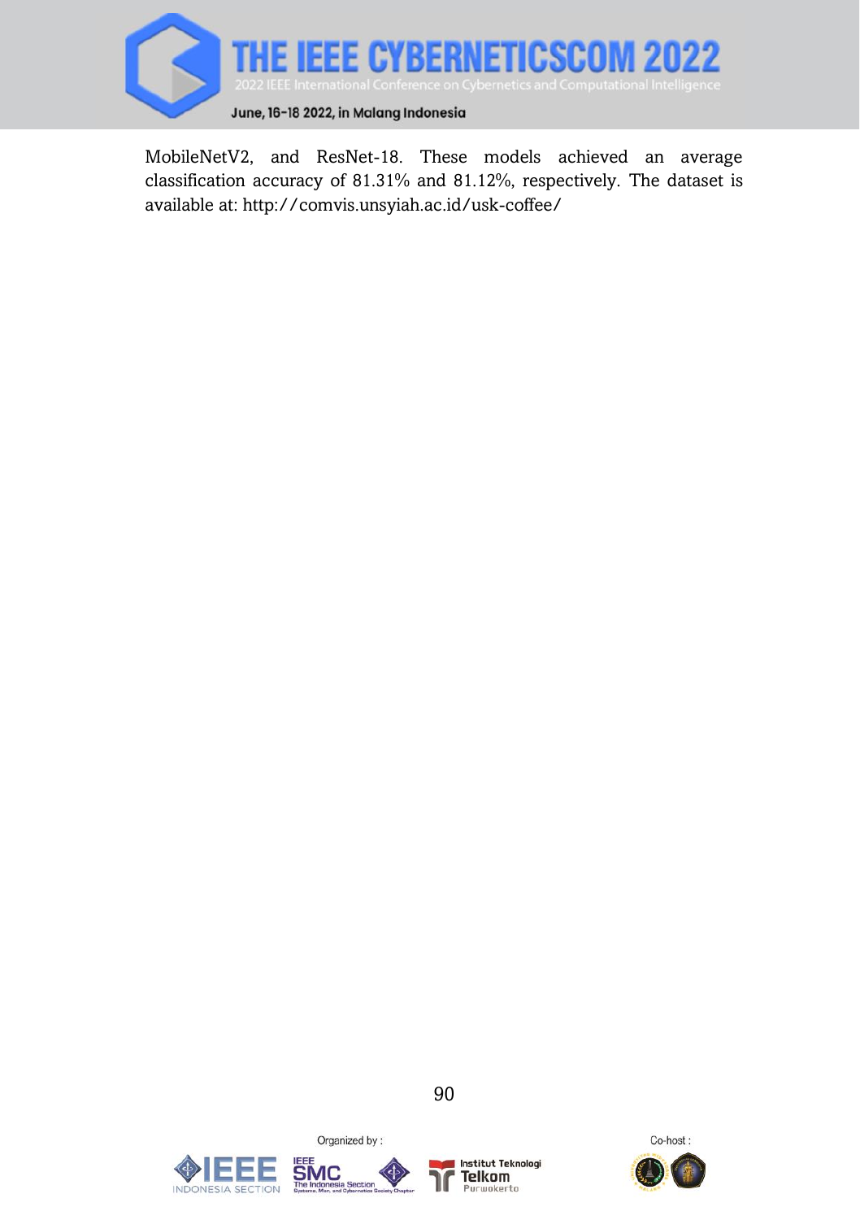MobileNetV2, and ResNet-18. These models achieved an average classification accuracy of 81.31% and 81.12%, respectively. The dataset is available at: http://comvis.unsyiah.ac.id/usk-coffee/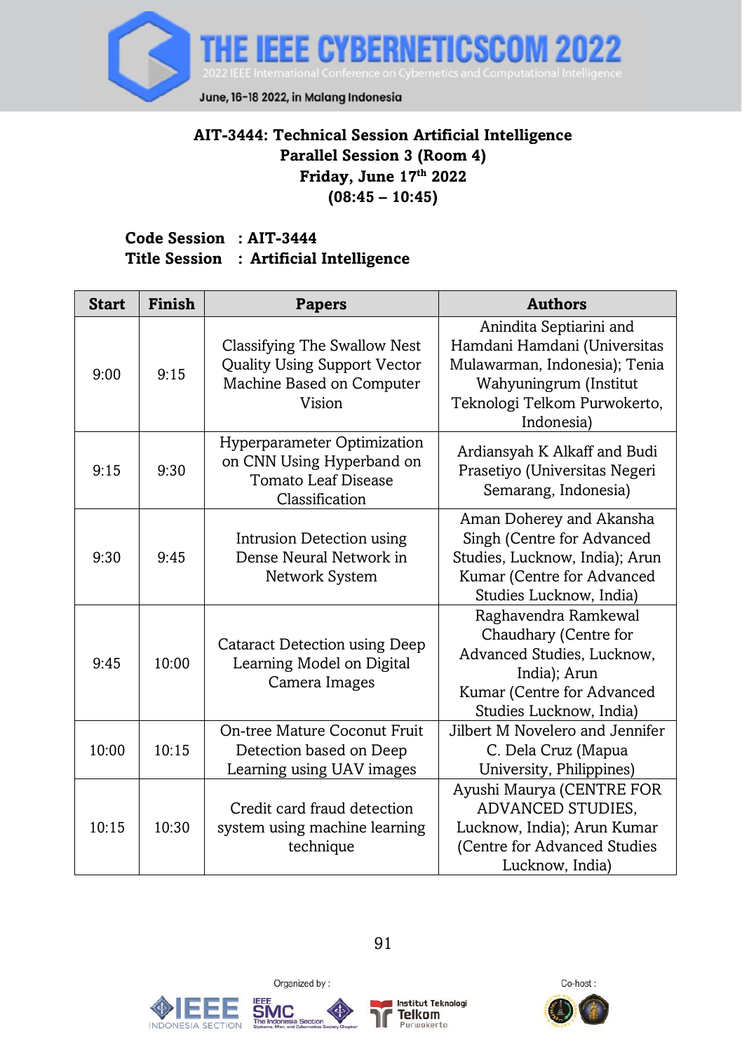## AIT-3444: Technical Session Artificial Intelligence
## Parallel Session 3 (Room 4)
## Friday, June 17th 2022
## (08:45 – 10:45)

**Code Session : AIT-3444**
**Title Session : Artificial Intelligence**

| Start | Finish | Papers | Authors |
|---|---|---|---|
| 9:00 | 9:15 | Classifying The Swallow Nest Quality Using Support Vector Machine Based on Computer Vision | Anindita Septiarini and Hamdani Hamdani (Universitas Mulawarman, Indonesia); Tenia Wahyuningrum (Institut Teknologi Telkom Purwokerto, Indonesia) |
| 9:15 | 9:30 | Hyperparameter Optimization on CNN Using Hyperband on Tomato Leaf Disease Classification | Ardiansyah K Alkaff and Budi Prasetiyo (Universitas Negeri Semarang, Indonesia) |
| 9:30 | 9:45 | Intrusion Detection using Dense Neural Network in Network System | Aman Doherey and Akansha Singh (Centre for Advanced Studies, Lucknow, India); Arun Kumar (Centre for Advanced Studies Lucknow, India) |
| 9:45 | 10:00 | Cataract Detection using Deep Learning Model on Digital Camera Images | Raghavendra Ramkewal Chaudhary (Centre for Advanced Studies, Lucknow, India); Arun Kumar (Centre for Advanced Studies Lucknow, India) |
| 10:00 | 10:15 | On-tree Mature Coconut Fruit Detection based on Deep Learning using UAV images | Jilbert M Novelero and Jennifer C. Dela Cruz (Mapua University, Philippines) |
| 10:15 | 10:30 | Credit card fraud detection system using machine learning technique | Ayushi Maurya (CENTRE FOR ADVANCED STUDIES, Lucknow, India); Arun Kumar (Centre for Advanced Studies Lucknow, India) |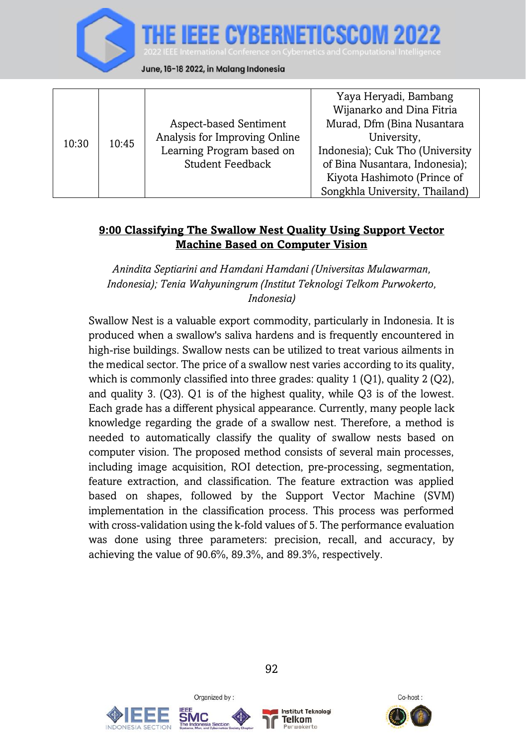| 10:30 | 10:45 | Aspect-based Sentiment Analysis for Improving Online Learning Program based on Student Feedback | Yaya Heryadi, Bambang Wijanarko and Dina Fitria Murad, Dfm (Bina Nusantara University, Indonesia); Cuk Tho (University of Bina Nusantara, Indonesia); Kiyota Hashimoto (Prince of Songkhla University, Thailand) |
|---|---|---|---|

**9:00 Classifying The Swallow Nest Quality Using Support Vector Machine Based on Computer Vision**

*Anindita Septiarini and Hamdani Hamdani (Universitas Mulawarman, Indonesia); Tenia Wahyuningrum (Institut Teknologi Telkom Purwokerto, Indonesia)*

Swallow Nest is a valuable export commodity, particularly in Indonesia. It is produced when a swallow's saliva hardens and is frequently encountered in high-rise buildings. Swallow nests can be utilized to treat various ailments in the medical sector. The price of a swallow nest varies according to its quality, which is commonly classified into three grades: quality 1 (Q1), quality 2 (Q2), and quality 3. (Q3). Q1 is of the highest quality, while Q3 is of the lowest. Each grade has a different physical appearance. Currently, many people lack knowledge regarding the grade of a swallow nest. Therefore, a method is needed to automatically classify the quality of swallow nests based on computer vision. The proposed method consists of several main processes, including image acquisition, ROI detection, pre-processing, segmentation, feature extraction, and classification. The feature extraction was applied based on shapes, followed by the Support Vector Machine (SVM) implementation in the classification process. This process was performed with cross-validation using the k-fold values of 5. The performance evaluation was done using three parameters: precision, recall, and accuracy, by achieving the value of 90.6%, 89.3%, and 89.3%, respectively.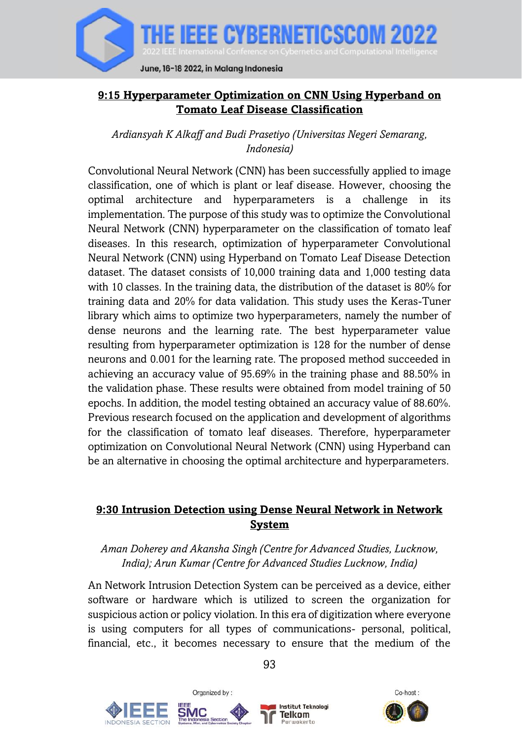## 9:15 Hyperparameter Optimization on CNN Using Hyperband on Tomato Leaf Disease Classification

*Ardiansyah K Alkaff and Budi Prasetiyo (Universitas Negeri Semarang, Indonesia)*

Convolutional Neural Network (CNN) has been successfully applied to image classification, one of which is plant or leaf disease. However, choosing the optimal architecture and hyperparameters is a challenge in its implementation. The purpose of this study was to optimize the Convolutional Neural Network (CNN) hyperparameter on the classification of tomato leaf diseases. In this research, optimization of hyperparameter Convolutional Neural Network (CNN) using Hyperband on Tomato Leaf Disease Detection dataset. The dataset consists of 10,000 training data and 1,000 testing data with 10 classes. In the training data, the distribution of the dataset is 80% for training data and 20% for data validation. This study uses the Keras-Tuner library which aims to optimize two hyperparameters, namely the number of dense neurons and the learning rate. The best hyperparameter value resulting from hyperparameter optimization is 128 for the number of dense neurons and 0.001 for the learning rate. The proposed method succeeded in achieving an accuracy value of 95.69% in the training phase and 88.50% in the validation phase. These results were obtained from model training of 50 epochs. In addition, the model testing obtained an accuracy value of 88.60%. Previous research focused on the application and development of algorithms for the classification of tomato leaf diseases. Therefore, hyperparameter optimization on Convolutional Neural Network (CNN) using Hyperband can be an alternative in choosing the optimal architecture and hyperparameters.

## 9:30 Intrusion Detection using Dense Neural Network in Network System

*Aman Doherey and Akansha Singh (Centre for Advanced Studies, Lucknow, India); Arun Kumar (Centre for Advanced Studies Lucknow, India)*

An Network Intrusion Detection System can be perceived as a device, either software or hardware which is utilized to screen the organization for suspicious action or policy violation. In this era of digitization where everyone is using computers for all types of communications- personal, political, financial, etc., it becomes necessary to ensure that the medium of the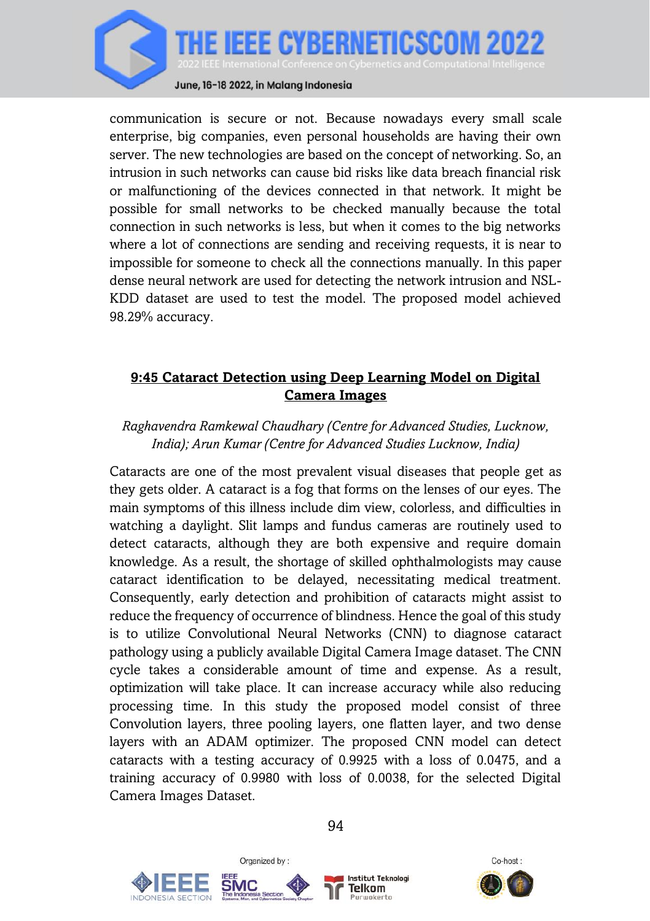communication is secure or not. Because nowadays every small scale enterprise, big companies, even personal households are having their own server. The new technologies are based on the concept of networking. So, an intrusion in such networks can cause bid risks like data breach financial risk or malfunctioning of the devices connected in that network. It might be possible for small networks to be checked manually because the total connection in such networks is less, but when it comes to the big networks where a lot of connections are sending and receiving requests, it is near to impossible for someone to check all the connections manually. In this paper dense neural network are used for detecting the network intrusion and NSL-KDD dataset are used to test the model. The proposed model achieved 98.29% accuracy.

### 9:45 Cataract Detection using Deep Learning Model on Digital Camera Images

*Raghavendra Ramkewal Chaudhary (Centre for Advanced Studies, Lucknow, India); Arun Kumar (Centre for Advanced Studies Lucknow, India)*

Cataracts are one of the most prevalent visual diseases that people get as they gets older. A cataract is a fog that forms on the lenses of our eyes. The main symptoms of this illness include dim view, colorless, and difficulties in watching a daylight. Slit lamps and fundus cameras are routinely used to detect cataracts, although they are both expensive and require domain knowledge. As a result, the shortage of skilled ophthalmologists may cause cataract identification to be delayed, necessitating medical treatment. Consequently, early detection and prohibition of cataracts might assist to reduce the frequency of occurrence of blindness. Hence the goal of this study is to utilize Convolutional Neural Networks (CNN) to diagnose cataract pathology using a publicly available Digital Camera Image dataset. The CNN cycle takes a considerable amount of time and expense. As a result, optimization will take place. It can increase accuracy while also reducing processing time. In this study the proposed model consist of three Convolution layers, three pooling layers, one flatten layer, and two dense layers with an ADAM optimizer. The proposed CNN model can detect cataracts with a testing accuracy of 0.9925 with a loss of 0.0475, and a training accuracy of 0.9980 with loss of 0.0038, for the selected Digital Camera Images Dataset.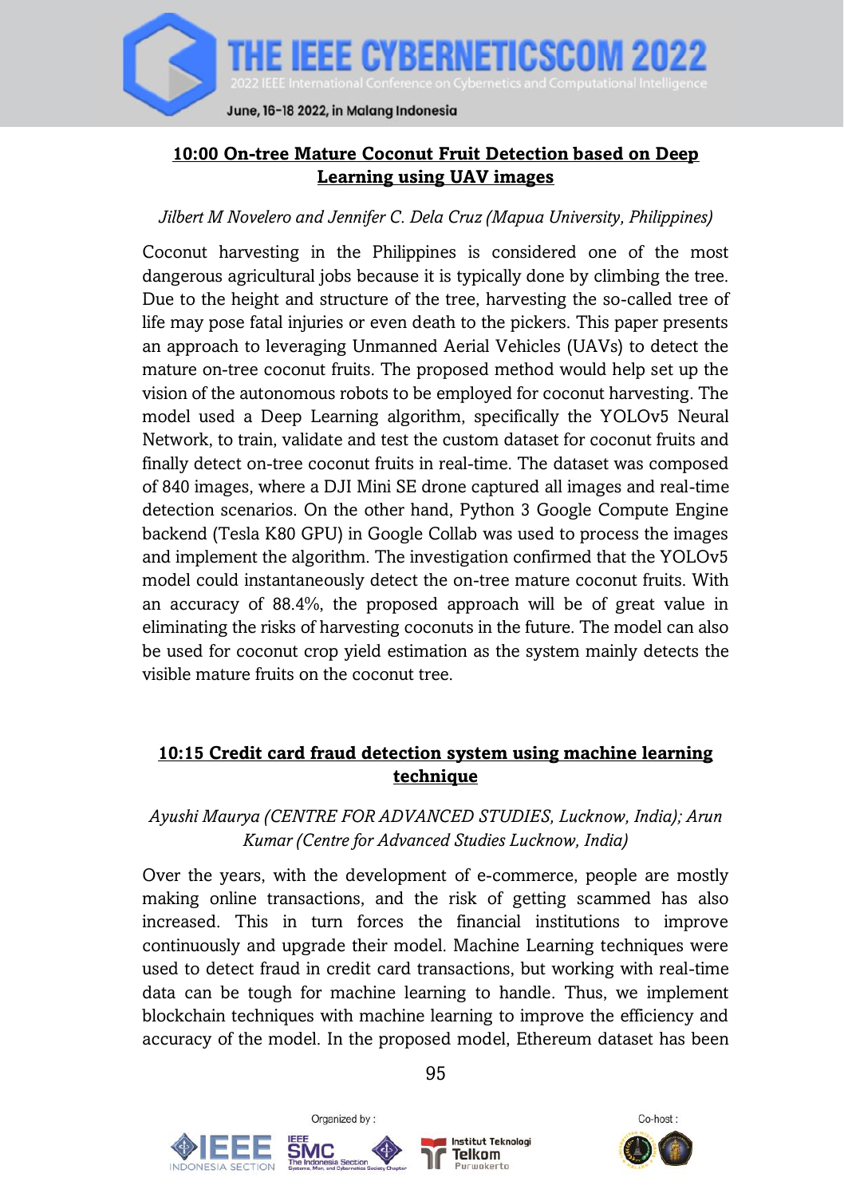## 10:00 On-tree Mature Coconut Fruit Detection based on Deep Learning using UAV images

*Jilbert M Novelero and Jennifer C. Dela Cruz (Mapua University, Philippines)*

Coconut harvesting in the Philippines is considered one of the most dangerous agricultural jobs because it is typically done by climbing the tree. Due to the height and structure of the tree, harvesting the so-called tree of life may pose fatal injuries or even death to the pickers. This paper presents an approach to leveraging Unmanned Aerial Vehicles (UAVs) to detect the mature on-tree coconut fruits. The proposed method would help set up the vision of the autonomous robots to be employed for coconut harvesting. The model used a Deep Learning algorithm, specifically the YOLOv5 Neural Network, to train, validate and test the custom dataset for coconut fruits and finally detect on-tree coconut fruits in real-time. The dataset was composed of 840 images, where a DJI Mini SE drone captured all images and real-time detection scenarios. On the other hand, Python 3 Google Compute Engine backend (Tesla K80 GPU) in Google Collab was used to process the images and implement the algorithm. The investigation confirmed that the YOLOv5 model could instantaneously detect the on-tree mature coconut fruits. With an accuracy of 88.4%, the proposed approach will be of great value in eliminating the risks of harvesting coconuts in the future. The model can also be used for coconut crop yield estimation as the system mainly detects the visible mature fruits on the coconut tree.

## 10:15 Credit card fraud detection system using machine learning technique

*Ayushi Maurya (CENTRE FOR ADVANCED STUDIES, Lucknow, India); Arun Kumar (Centre for Advanced Studies Lucknow, India)*

Over the years, with the development of e-commerce, people are mostly making online transactions, and the risk of getting scammed has also increased. This in turn forces the financial institutions to improve continuously and upgrade their model. Machine Learning techniques were used to detect fraud in credit card transactions, but working with real-time data can be tough for machine learning to handle. Thus, we implement blockchain techniques with machine learning to improve the efficiency and accuracy of the model. In the proposed model, Ethereum dataset has been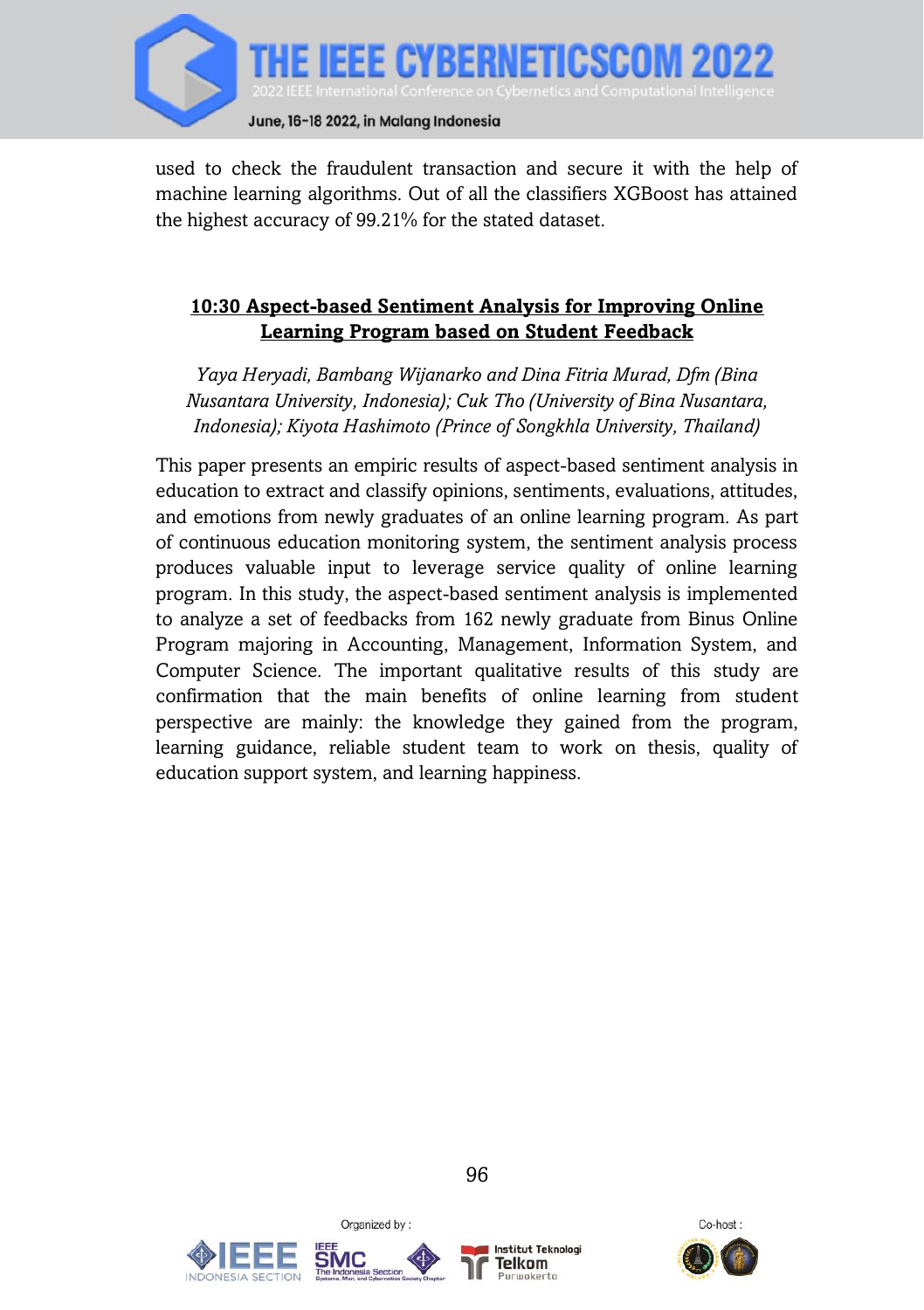used to check the fraudulent transaction and secure it with the help of machine learning algorithms. Out of all the classifiers XGBoost has attained the highest accuracy of 99.21% for the stated dataset.

### **10:30 Aspect-based Sentiment Analysis for Improving Online Learning Program based on Student Feedback**

*Yaya Heryadi, Bambang Wijanarko and Dina Fitria Murad, Dfm (Bina Nusantara University, Indonesia); Cuk Tho (University of Bina Nusantara, Indonesia); Kiyota Hashimoto (Prince of Songkhla University, Thailand)*

This paper presents an empiric results of aspect-based sentiment analysis in education to extract and classify opinions, sentiments, evaluations, attitudes, and emotions from newly graduates of an online learning program. As part of continuous education monitoring system, the sentiment analysis process produces valuable input to leverage service quality of online learning program. In this study, the aspect-based sentiment analysis is implemented to analyze a set of feedbacks from 162 newly graduate from Binus Online Program majoring in Accounting, Management, Information System, and Computer Science. The important qualitative results of this study are confirmation that the main benefits of online learning from student perspective are mainly: the knowledge they gained from the program, learning guidance, reliable student team to work on thesis, quality of education support system, and learning happiness.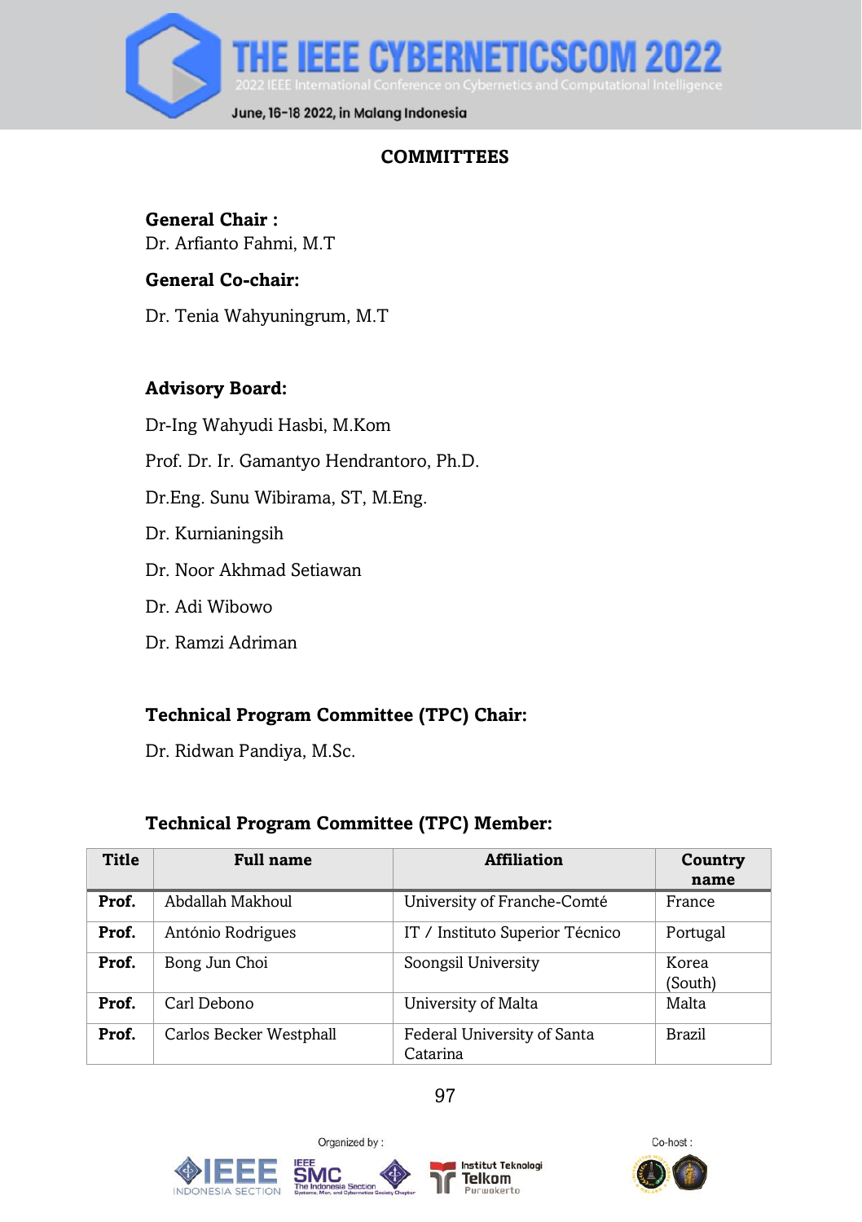## COMMITTEES

**General Chair :**
Dr. Arfianto Fahmi, M.T

**General Co-chair:**

Dr. Tenia Wahyuningrum, M.T

**Advisory Board:**

Dr-Ing Wahyudi Hasbi, M.Kom

Prof. Dr. Ir. Gamantyo Hendrantoro, Ph.D.

Dr.Eng. Sunu Wibirama, ST, M.Eng.

Dr. Kurnianingsih

Dr. Noor Akhmad Setiawan

Dr. Adi Wibowo

Dr. Ramzi Adriman

**Technical Program Committee (TPC) Chair:**

Dr. Ridwan Pandiya, M.Sc.

**Technical Program Committee (TPC) Member:**

| Title | Full name | Affiliation | Country name |
|---|---|---|---|
| **Prof.** | Abdallah Makhoul | University of Franche-Comté | France |
| **Prof.** | António Rodrigues | IT / Instituto Superior Técnico | Portugal |
| **Prof.** | Bong Jun Choi | Soongsil University | Korea (South) |
| **Prof.** | Carl Debono | University of Malta | Malta |
| **Prof.** | Carlos Becker Westphall | Federal University of Santa Catarina | Brazil |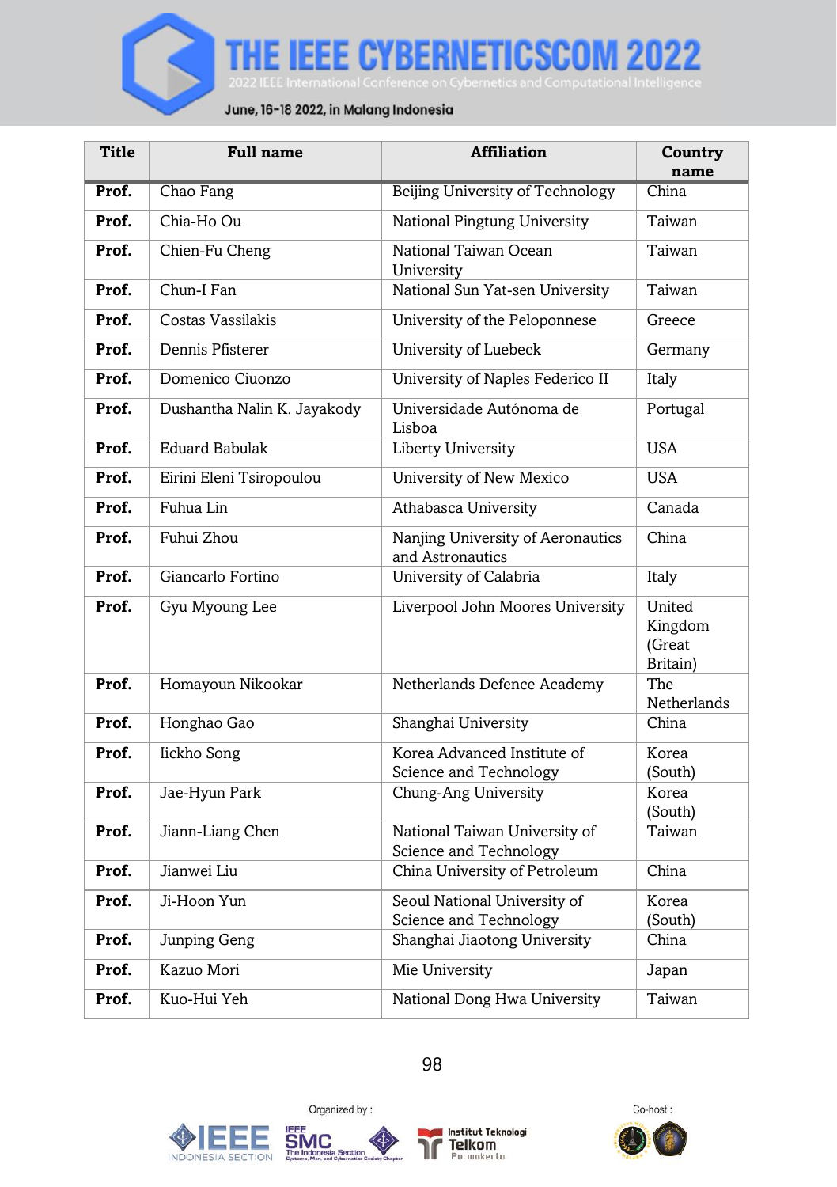| Title | Full name | Affiliation | Country name |
|---|---|---|---|
| **Prof.** | Chao Fang | Beijing University of Technology | China |
| **Prof.** | Chia-Ho Ou | National Pingtung University | Taiwan |
| **Prof.** | Chien-Fu Cheng | National Taiwan Ocean University | Taiwan |
| **Prof.** | Chun-I Fan | National Sun Yat-sen University | Taiwan |
| **Prof.** | Costas Vassilakis | University of the Peloponnese | Greece |
| **Prof.** | Dennis Pfisterer | University of Luebeck | Germany |
| **Prof.** | Domenico Ciuonzo | University of Naples Federico II | Italy |
| **Prof.** | Dushantha Nalin K. Jayakody | Universidade Autónoma de Lisboa | Portugal |
| **Prof.** | Eduard Babulak | Liberty University | USA |
| **Prof.** | Eirini Eleni Tsiropoulou | University of New Mexico | USA |
| **Prof.** | Fuhua Lin | Athabasca University | Canada |
| **Prof.** | Fuhui Zhou | Nanjing University of Aeronautics and Astronautics | China |
| **Prof.** | Giancarlo Fortino | University of Calabria | Italy |
| **Prof.** | Gyu Myoung Lee | Liverpool John Moores University | United Kingdom (Great Britain) |
| **Prof.** | Homayoun Nikookar | Netherlands Defence Academy | The Netherlands |
| **Prof.** | Honghao Gao | Shanghai University | China |
| **Prof.** | Iickho Song | Korea Advanced Institute of Science and Technology | Korea (South) |
| **Prof.** | Jae-Hyun Park | Chung-Ang University | Korea (South) |
| **Prof.** | Jiann-Liang Chen | National Taiwan University of Science and Technology | Taiwan |
| **Prof.** | Jianwei Liu | China University of Petroleum | China |
| **Prof.** | Ji-Hoon Yun | Seoul National University of Science and Technology | Korea (South) |
| **Prof.** | Junping Geng | Shanghai Jiaotong University | China |
| **Prof.** | Kazuo Mori | Mie University | Japan |
| **Prof.** | Kuo-Hui Yeh | National Dong Hwa University | Taiwan |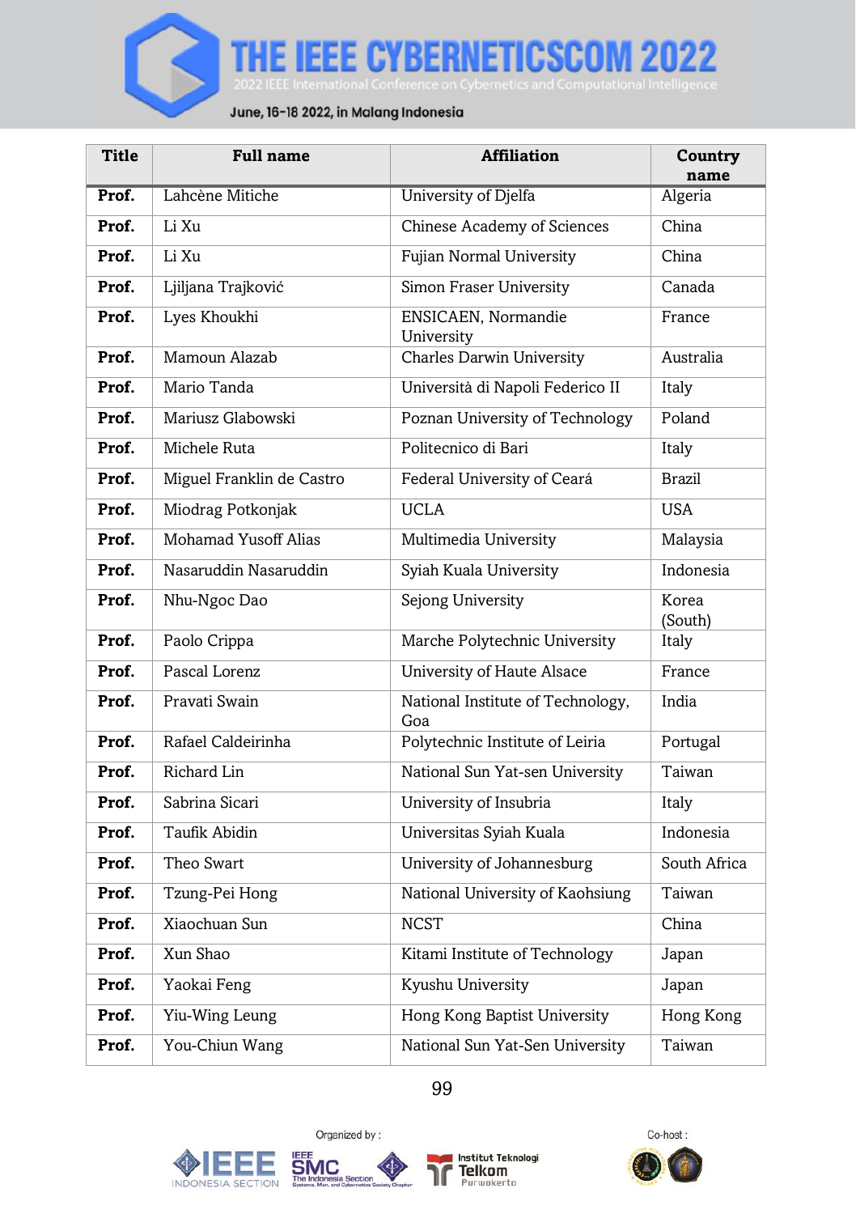| Title | Full name | Affiliation | Country name |
|---|---|---|---|
| **Prof.** | Lahcène Mitiche | University of Djelfa | Algeria |
| **Prof.** | Li Xu | Chinese Academy of Sciences | China |
| **Prof.** | Li Xu | Fujian Normal University | China |
| **Prof.** | Ljiljana Trajković | Simon Fraser University | Canada |
| **Prof.** | Lyes Khoukhi | ENSICAEN, Normandie University | France |
| **Prof.** | Mamoun Alazab | Charles Darwin University | Australia |
| **Prof.** | Mario Tanda | Università di Napoli Federico II | Italy |
| **Prof.** | Mariusz Glabowski | Poznan University of Technology | Poland |
| **Prof.** | Michele Ruta | Politecnico di Bari | Italy |
| **Prof.** | Miguel Franklin de Castro | Federal University of Ceará | Brazil |
| **Prof.** | Miodrag Potkonjak | UCLA | USA |
| **Prof.** | Mohamad Yusoff Alias | Multimedia University | Malaysia |
| **Prof.** | Nasaruddin Nasaruddin | Syiah Kuala University | Indonesia |
| **Prof.** | Nhu-Ngoc Dao | Sejong University | Korea (South) |
| **Prof.** | Paolo Crippa | Marche Polytechnic University | Italy |
| **Prof.** | Pascal Lorenz | University of Haute Alsace | France |
| **Prof.** | Pravati Swain | National Institute of Technology, Goa | India |
| **Prof.** | Rafael Caldeirinha | Polytechnic Institute of Leiria | Portugal |
| **Prof.** | Richard Lin | National Sun Yat-sen University | Taiwan |
| **Prof.** | Sabrina Sicari | University of Insubria | Italy |
| **Prof.** | Taufik Abidin | Universitas Syiah Kuala | Indonesia |
| **Prof.** | Theo Swart | University of Johannesburg | South Africa |
| **Prof.** | Tzung-Pei Hong | National University of Kaohsiung | Taiwan |
| **Prof.** | Xiaochuan Sun | NCST | China |
| **Prof.** | Xun Shao | Kitami Institute of Technology | Japan |
| **Prof.** | Yaokai Feng | Kyushu University | Japan |
| **Prof.** | Yiu-Wing Leung | Hong Kong Baptist University | Hong Kong |
| **Prof.** | You-Chiun Wang | National Sun Yat-Sen University | Taiwan |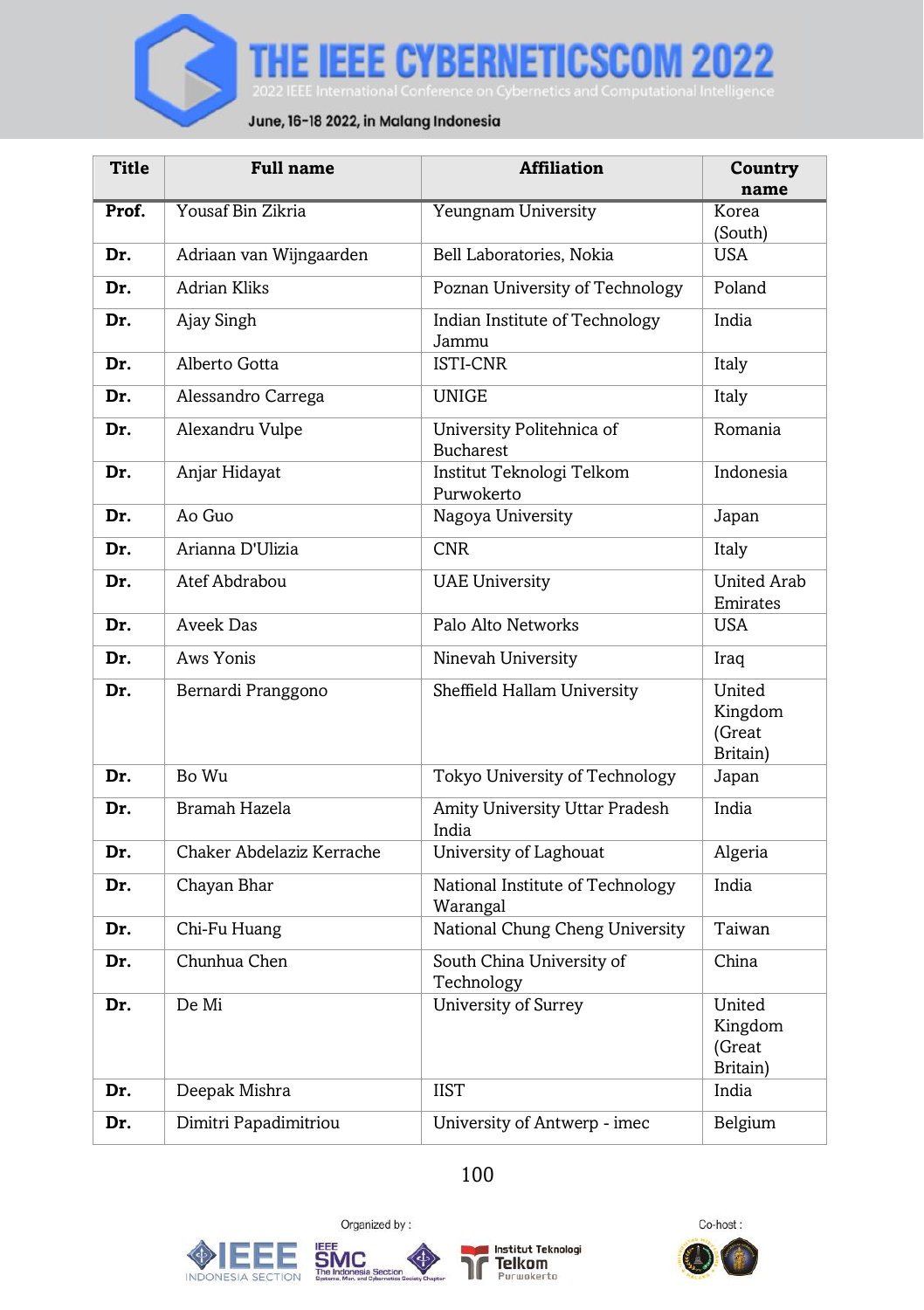| Title | Full name | Affiliation | Country name |
|---|---|---|---|
| **Prof.** | Yousaf Bin Zikria | Yeungnam University | Korea (South) |
| **Dr.** | Adriaan van Wijngaarden | Bell Laboratories, Nokia | USA |
| **Dr.** | Adrian Kliks | Poznan University of Technology | Poland |
| **Dr.** | Ajay Singh | Indian Institute of Technology Jammu | India |
| **Dr.** | Alberto Gotta | ISTI-CNR | Italy |
| **Dr.** | Alessandro Carrega | UNIGE | Italy |
| **Dr.** | Alexandru Vulpe | University Politehnica of Bucharest | Romania |
| **Dr.** | Anjar Hidayat | Institut Teknologi Telkom Purwokerto | Indonesia |
| **Dr.** | Ao Guo | Nagoya University | Japan |
| **Dr.** | Arianna D'Ulizia | CNR | Italy |
| **Dr.** | Atef Abdrabou | UAE University | United Arab Emirates |
| **Dr.** | Aveek Das | Palo Alto Networks | USA |
| **Dr.** | Aws Yonis | Ninevah University | Iraq |
| **Dr.** | Bernardi Pranggono | Sheffield Hallam University | United Kingdom (Great Britain) |
| **Dr.** | Bo Wu | Tokyo University of Technology | Japan |
| **Dr.** | Bramah Hazela | Amity University Uttar Pradesh India | India |
| **Dr.** | Chaker Abdelaziz Kerrache | University of Laghouat | Algeria |
| **Dr.** | Chayan Bhar | National Institute of Technology Warangal | India |
| **Dr.** | Chi-Fu Huang | National Chung Cheng University | Taiwan |
| **Dr.** | Chunhua Chen | South China University of Technology | China |
| **Dr.** | De Mi | University of Surrey | United Kingdom (Great Britain) |
| **Dr.** | Deepak Mishra | IIST | India |
| **Dr.** | Dimitri Papadimitriou | University of Antwerp - imec | Belgium |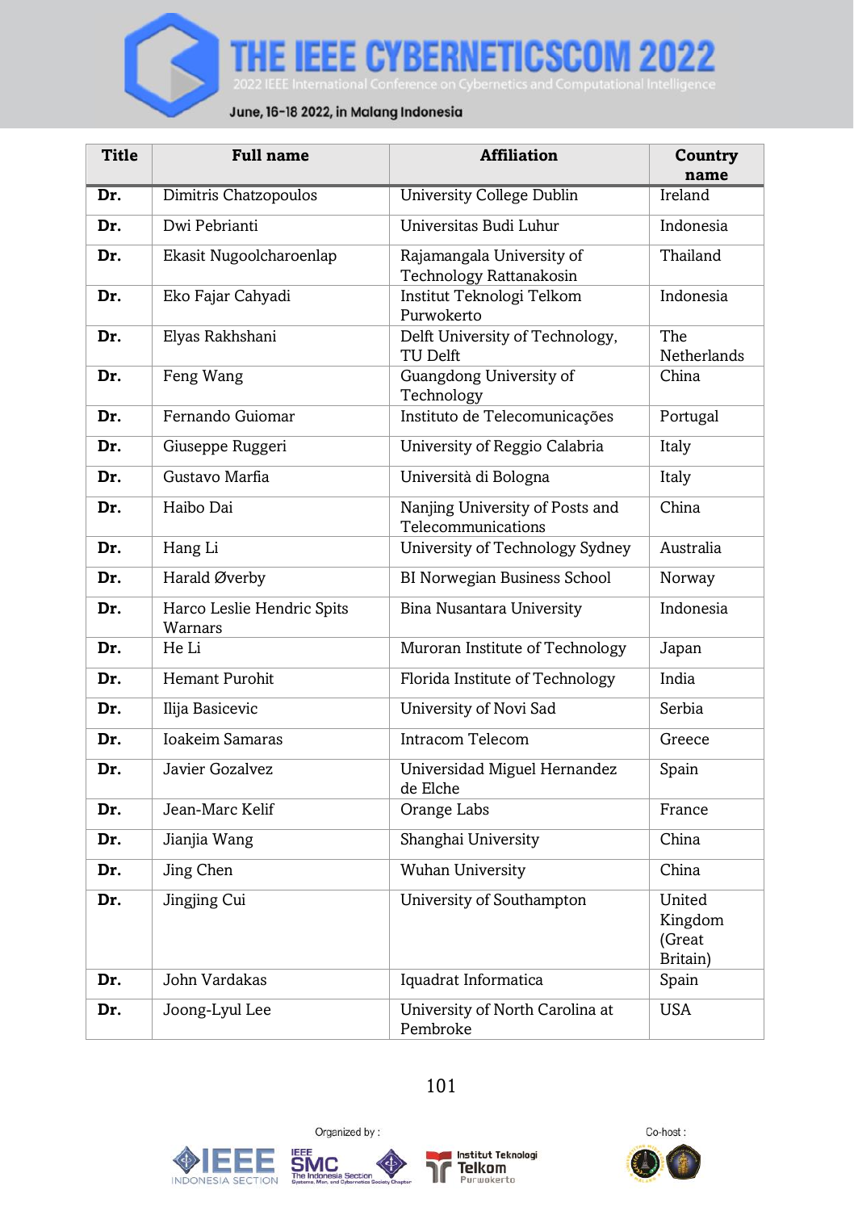| Title | Full name | Affiliation | Country name |
|---|---|---|---|
| **Dr.** | Dimitris Chatzopoulos | University College Dublin | Ireland |
| **Dr.** | Dwi Pebrianti | Universitas Budi Luhur | Indonesia |
| **Dr.** | Ekasit Nugoolcharoenlap | Rajamangala University of Technology Rattanakosin | Thailand |
| **Dr.** | Eko Fajar Cahyadi | Institut Teknologi Telkom Purwokerto | Indonesia |
| **Dr.** | Elyas Rakhshani | Delft University of Technology, TU Delft | The Netherlands |
| **Dr.** | Feng Wang | Guangdong University of Technology | China |
| **Dr.** | Fernando Guiomar | Instituto de Telecomunicações | Portugal |
| **Dr.** | Giuseppe Ruggeri | University of Reggio Calabria | Italy |
| **Dr.** | Gustavo Marfia | Università di Bologna | Italy |
| **Dr.** | Haibo Dai | Nanjing University of Posts and Telecommunications | China |
| **Dr.** | Hang Li | University of Technology Sydney | Australia |
| **Dr.** | Harald Øverby | BI Norwegian Business School | Norway |
| **Dr.** | Harco Leslie Hendric Spits Warnars | Bina Nusantara University | Indonesia |
| **Dr.** | He Li | Muroran Institute of Technology | Japan |
| **Dr.** | Hemant Purohit | Florida Institute of Technology | India |
| **Dr.** | Ilija Basicevic | University of Novi Sad | Serbia |
| **Dr.** | Ioakeim Samaras | Intracom Telecom | Greece |
| **Dr.** | Javier Gozalvez | Universidad Miguel Hernandez de Elche | Spain |
| **Dr.** | Jean-Marc Kelif | Orange Labs | France |
| **Dr.** | Jianjia Wang | Shanghai University | China |
| **Dr.** | Jing Chen | Wuhan University | China |
| **Dr.** | Jingjing Cui | University of Southampton | United Kingdom (Great Britain) |
| **Dr.** | John Vardakas | Iquadrat Informatica | Spain |
| **Dr.** | Joong-Lyul Lee | University of North Carolina at Pembroke | USA |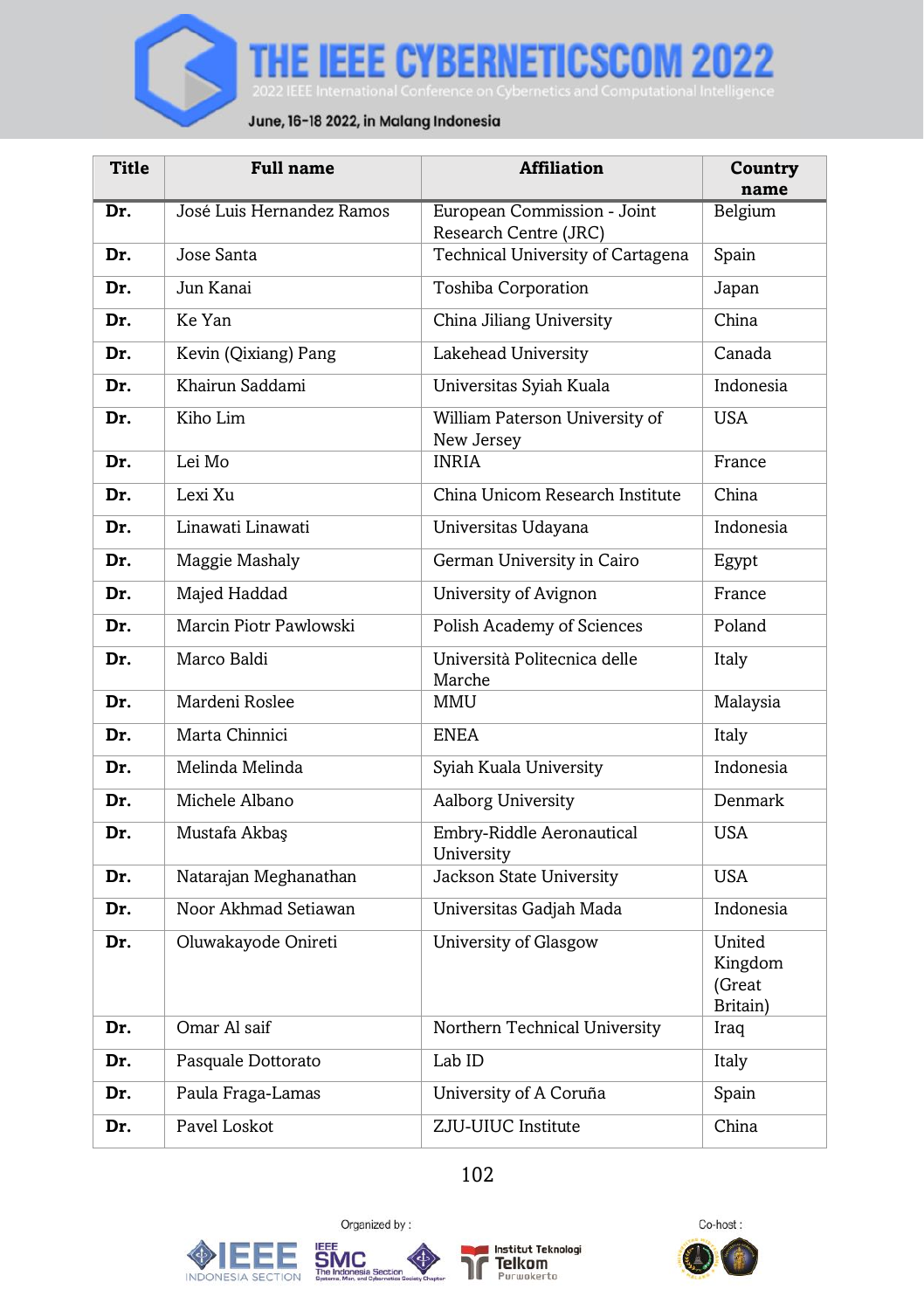| Title | Full name | Affiliation | Country name |
|---|---|---|---|
| **Dr.** | José Luis Hernandez Ramos | European Commission - Joint Research Centre (JRC) | Belgium |
| **Dr.** | Jose Santa | Technical University of Cartagena | Spain |
| **Dr.** | Jun Kanai | Toshiba Corporation | Japan |
| **Dr.** | Ke Yan | China Jiliang University | China |
| **Dr.** | Kevin (Qixiang) Pang | Lakehead University | Canada |
| **Dr.** | Khairun Saddami | Universitas Syiah Kuala | Indonesia |
| **Dr.** | Kiho Lim | William Paterson University of New Jersey | USA |
| **Dr.** | Lei Mo | INRIA | France |
| **Dr.** | Lexi Xu | China Unicom Research Institute | China |
| **Dr.** | Linawati Linawati | Universitas Udayana | Indonesia |
| **Dr.** | Maggie Mashaly | German University in Cairo | Egypt |
| **Dr.** | Majed Haddad | University of Avignon | France |
| **Dr.** | Marcin Piotr Pawlowski | Polish Academy of Sciences | Poland |
| **Dr.** | Marco Baldi | Università Politecnica delle Marche | Italy |
| **Dr.** | Mardeni Roslee | MMU | Malaysia |
| **Dr.** | Marta Chinnici | ENEA | Italy |
| **Dr.** | Melinda Melinda | Syiah Kuala University | Indonesia |
| **Dr.** | Michele Albano | Aalborg University | Denmark |
| **Dr.** | Mustafa Akbaş | Embry-Riddle Aeronautical University | USA |
| **Dr.** | Natarajan Meghanathan | Jackson State University | USA |
| **Dr.** | Noor Akhmad Setiawan | Universitas Gadjah Mada | Indonesia |
| **Dr.** | Oluwakayode Onireti | University of Glasgow | United Kingdom (Great Britain) |
| **Dr.** | Omar Al saif | Northern Technical University | Iraq |
| **Dr.** | Pasquale Dottorato | Lab ID | Italy |
| **Dr.** | Paula Fraga-Lamas | University of A Coruña | Spain |
| **Dr.** | Pavel Loskot | ZJU-UIUC Institute | China |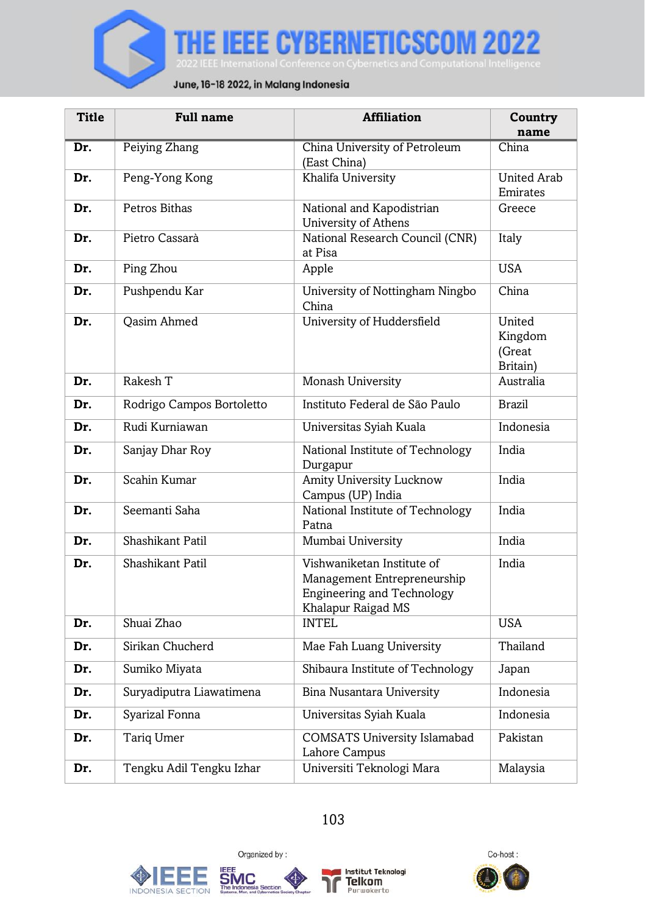| Title | Full name | Affiliation | Country name |
|---|---|---|---|
| **Dr.** | Peiying Zhang | China University of Petroleum (East China) | China |
| **Dr.** | Peng-Yong Kong | Khalifa University | United Arab Emirates |
| **Dr.** | Petros Bithas | National and Kapodistrian University of Athens | Greece |
| **Dr.** | Pietro Cassarà | National Research Council (CNR) at Pisa | Italy |
| **Dr.** | Ping Zhou | Apple | USA |
| **Dr.** | Pushpendu Kar | University of Nottingham Ningbo China | China |
| **Dr.** | Qasim Ahmed | University of Huddersfield | United Kingdom (Great Britain) |
| **Dr.** | Rakesh T | Monash University | Australia |
| **Dr.** | Rodrigo Campos Bortoletto | Instituto Federal de São Paulo | Brazil |
| **Dr.** | Rudi Kurniawan | Universitas Syiah Kuala | Indonesia |
| **Dr.** | Sanjay Dhar Roy | National Institute of Technology Durgapur | India |
| **Dr.** | Scahin Kumar | Amity University Lucknow Campus (UP) India | India |
| **Dr.** | Seemanti Saha | National Institute of Technology Patna | India |
| **Dr.** | Shashikant Patil | Mumbai University | India |
| **Dr.** | Shashikant Patil | Vishwaniketan Institute of Management Entrepreneurship Engineering and Technology Khalapur Raigad MS | India |
| **Dr.** | Shuai Zhao | INTEL | USA |
| **Dr.** | Sirikan Chucherd | Mae Fah Luang University | Thailand |
| **Dr.** | Sumiko Miyata | Shibaura Institute of Technology | Japan |
| **Dr.** | Suryadiputra Liawatimena | Bina Nusantara University | Indonesia |
| **Dr.** | Syarizal Fonna | Universitas Syiah Kuala | Indonesia |
| **Dr.** | Tariq Umer | COMSATS University Islamabad Lahore Campus | Pakistan |
| **Dr.** | Tengku Adil Tengku Izhar | Universiti Teknologi Mara | Malaysia |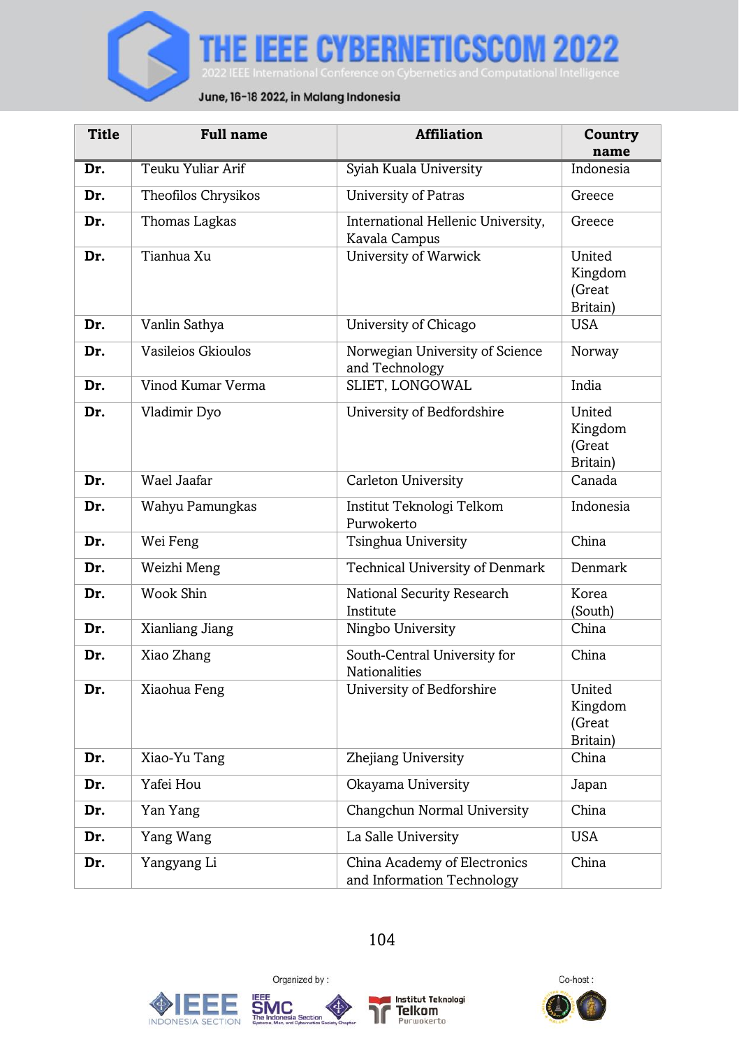| Title | Full name | Affiliation | Country name |
|---|---|---|---|
| **Dr.** | Teuku Yuliar Arif | Syiah Kuala University | Indonesia |
| **Dr.** | Theofilos Chrysikos | University of Patras | Greece |
| **Dr.** | Thomas Lagkas | International Hellenic University, Kavala Campus | Greece |
| **Dr.** | Tianhua Xu | University of Warwick | United Kingdom (Great Britain) |
| **Dr.** | Vanlin Sathya | University of Chicago | USA |
| **Dr.** | Vasileios Gkioulos | Norwegian University of Science and Technology | Norway |
| **Dr.** | Vinod Kumar Verma | SLIET, LONGOWAL | India |
| **Dr.** | Vladimir Dyo | University of Bedfordshire | United Kingdom (Great Britain) |
| **Dr.** | Wael Jaafar | Carleton University | Canada |
| **Dr.** | Wahyu Pamungkas | Institut Teknologi Telkom Purwokerto | Indonesia |
| **Dr.** | Wei Feng | Tsinghua University | China |
| **Dr.** | Weizhi Meng | Technical University of Denmark | Denmark |
| **Dr.** | Wook Shin | National Security Research Institute | Korea (South) |
| **Dr.** | Xianliang Jiang | Ningbo University | China |
| **Dr.** | Xiao Zhang | South-Central University for Nationalities | China |
| **Dr.** | Xiaohua Feng | University of Bedforshire | United Kingdom (Great Britain) |
| **Dr.** | Xiao-Yu Tang | Zhejiang University | China |
| **Dr.** | Yafei Hou | Okayama University | Japan |
| **Dr.** | Yan Yang | Changchun Normal University | China |
| **Dr.** | Yang Wang | La Salle University | USA |
| **Dr.** | Yangyang Li | China Academy of Electronics and Information Technology | China |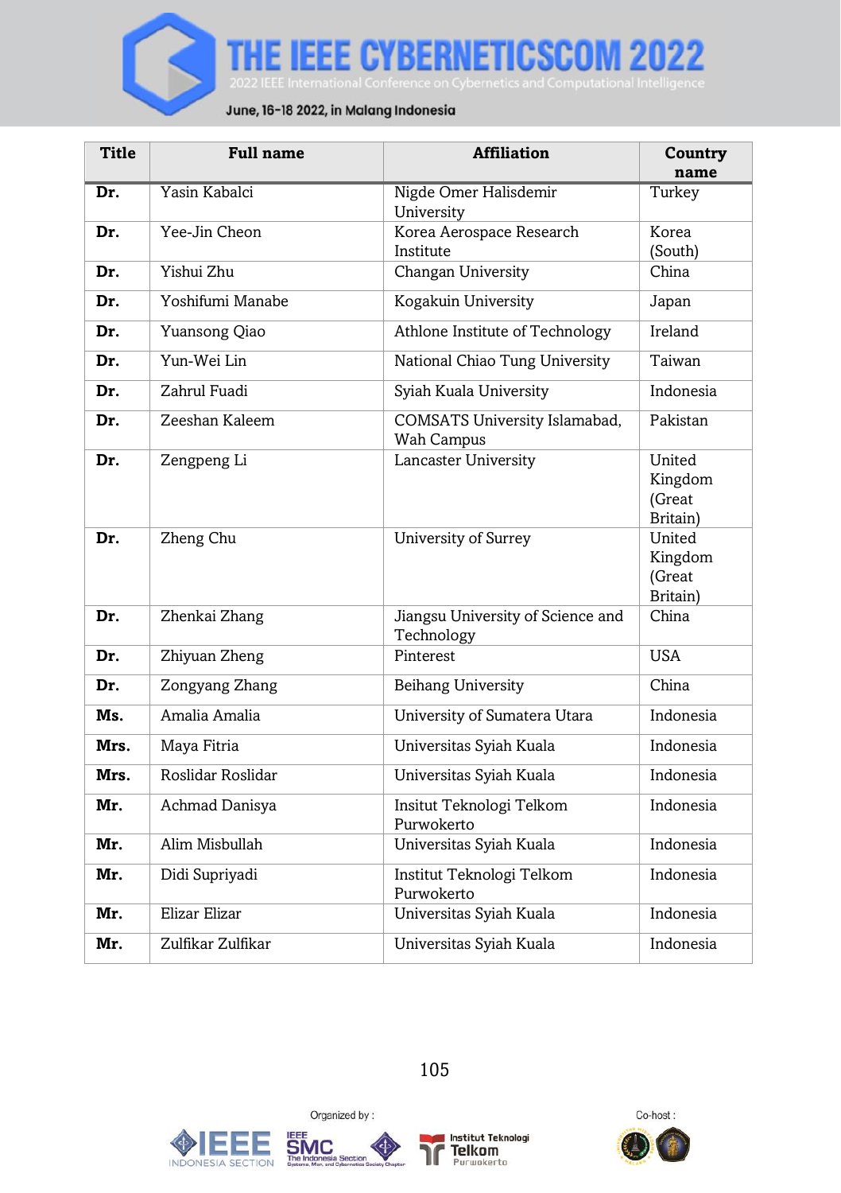| Title | Full name | Affiliation | Country name |
|---|---|---|---|
| **Dr.** | Yasin Kabalci | Nigde Omer Halisdemir University | Turkey |
| **Dr.** | Yee-Jin Cheon | Korea Aerospace Research Institute | Korea (South) |
| **Dr.** | Yishui Zhu | Changan University | China |
| **Dr.** | Yoshifumi Manabe | Kogakuin University | Japan |
| **Dr.** | Yuansong Qiao | Athlone Institute of Technology | Ireland |
| **Dr.** | Yun-Wei Lin | National Chiao Tung University | Taiwan |
| **Dr.** | Zahrul Fuadi | Syiah Kuala University | Indonesia |
| **Dr.** | Zeeshan Kaleem | COMSATS University Islamabad, Wah Campus | Pakistan |
| **Dr.** | Zengpeng Li | Lancaster University | United Kingdom (Great Britain) |
| **Dr.** | Zheng Chu | University of Surrey | United Kingdom (Great Britain) |
| **Dr.** | Zhenkai Zhang | Jiangsu University of Science and Technology | China |
| **Dr.** | Zhiyuan Zheng | Pinterest | USA |
| **Dr.** | Zongyang Zhang | Beihang University | China |
| **Ms.** | Amalia Amalia | University of Sumatera Utara | Indonesia |
| **Mrs.** | Maya Fitria | Universitas Syiah Kuala | Indonesia |
| **Mrs.** | Roslidar Roslidar | Universitas Syiah Kuala | Indonesia |
| **Mr.** | Achmad Danisya | Insitut Teknologi Telkom Purwokerto | Indonesia |
| **Mr.** | Alim Misbullah | Universitas Syiah Kuala | Indonesia |
| **Mr.** | Didi Supriyadi | Institut Teknologi Telkom Purwokerto | Indonesia |
| **Mr.** | Elizar Elizar | Universitas Syiah Kuala | Indonesia |
| **Mr.** | Zulfikar Zulfikar | Universitas Syiah Kuala | Indonesia |